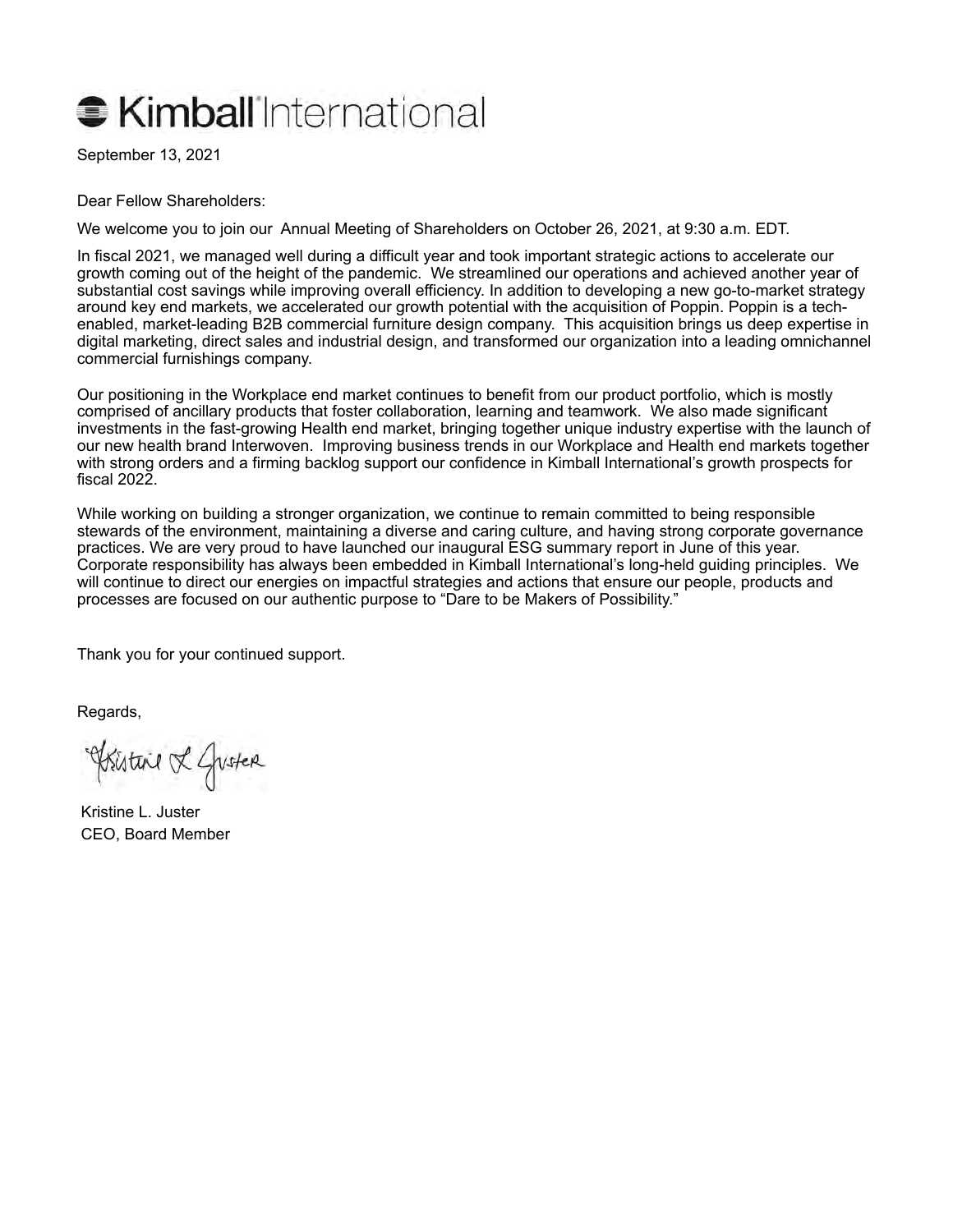# Kimball International

September 13, 2021

Dear Fellow Shareholders:

We welcome you to join our Annual Meeting of Shareholders on October 26, 2021, at 9:30 a.m. EDT.

In fiscal 2021, we managed well during a difficult year and took important strategic actions to accelerate our growth coming out of the height of the pandemic. We streamlined our operations and achieved another year of substantial cost savings while improving overall efficiency. In addition to developing a new go-to-market strategy around key end markets, we accelerated our growth potential with the acquisition of Poppin. Poppin is a tech-enabled, market-leading B2B commercial furniture design company. This acquisition brings us deep expertise in digital marketing, direct sales and industrial design, and transformed our organization into a leading omnichannel commercial furnishings company.

Our positioning in the Workplace end market continues to benefit from our product portfolio, which is mostly comprised of ancillary products that foster collaboration, learning and teamwork. We also made significant investments in the fast-growing Health end market, bringing together unique industry expertise with the launch of our new health brand Interwoven. Improving business trends in our Workplace and Health end markets together with strong orders and a firming backlog support our confidence in Kimball International's growth prospects for fiscal 2022.

While working on building a stronger organization, we continue to remain committed to being responsible stewards of the environment, maintaining a diverse and caring culture, and having strong corporate governance practices. We are very proud to have launched our inaugural ESG summary report in June of this year. Corporate responsibility has always been embedded in Kimball International's long-held guiding principles. We will continue to direct our energies on impactful strategies and actions that ensure our people, products and processes are focused on our authentic purpose to "Dare to be Makers of Possibility."

Thank you for your continued support.

Regards,

Kristine L. Juster

Kristine L. Juster
CEO, Board Member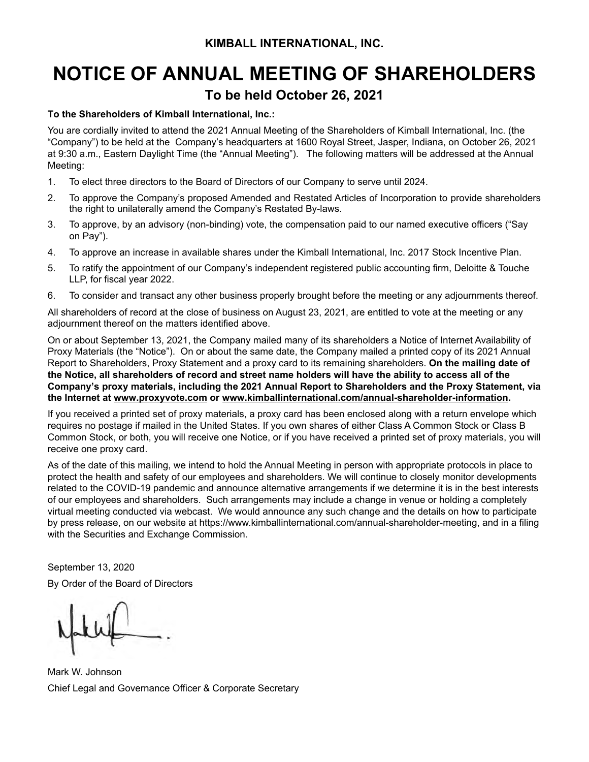**KIMBALL INTERNATIONAL, INC.**

# NOTICE OF ANNUAL MEETING OF SHAREHOLDERS

## To be held October 26, 2021

**To the Shareholders of Kimball International, Inc.:**

You are cordially invited to attend the 2021 Annual Meeting of the Shareholders of Kimball International, Inc. (the "Company") to be held at the Company's headquarters at 1600 Royal Street, Jasper, Indiana, on October 26, 2021 at 9:30 a.m., Eastern Daylight Time (the "Annual Meeting"). The following matters will be addressed at the Annual Meeting:

1. To elect three directors to the Board of Directors of our Company to serve until 2024.
2. To approve the Company's proposed Amended and Restated Articles of Incorporation to provide shareholders the right to unilaterally amend the Company's Restated By-laws.
3. To approve, by an advisory (non-binding) vote, the compensation paid to our named executive officers ("Say on Pay").
4. To approve an increase in available shares under the Kimball International, Inc. 2017 Stock Incentive Plan.
5. To ratify the appointment of our Company's independent registered public accounting firm, Deloitte & Touche LLP, for fiscal year 2022.
6. To consider and transact any other business properly brought before the meeting or any adjournments thereof.

All shareholders of record at the close of business on August 23, 2021, are entitled to vote at the meeting or any adjournment thereof on the matters identified above.

On or about September 13, 2021, the Company mailed many of its shareholders a Notice of Internet Availability of Proxy Materials (the "Notice"). On or about the same date, the Company mailed a printed copy of its 2021 Annual Report to Shareholders, Proxy Statement and a proxy card to its remaining shareholders. **On the mailing date of the Notice, all shareholders of record and street name holders will have the ability to access all of the Company's proxy materials, including the 2021 Annual Report to Shareholders and the Proxy Statement, via the Internet at www.proxyvote.com or www.kimballinternational.com/annual-shareholder-information.**

If you received a printed set of proxy materials, a proxy card has been enclosed along with a return envelope which requires no postage if mailed in the United States. If you own shares of either Class A Common Stock or Class B Common Stock, or both, you will receive one Notice, or if you have received a printed set of proxy materials, you will receive one proxy card.

As of the date of this mailing, we intend to hold the Annual Meeting in person with appropriate protocols in place to protect the health and safety of our employees and shareholders. We will continue to closely monitor developments related to the COVID-19 pandemic and announce alternative arrangements if we determine it is in the best interests of our employees and shareholders. Such arrangements may include a change in venue or holding a completely virtual meeting conducted via webcast. We would announce any such change and the details on how to participate by press release, on our website at https://www.kimballinternational.com/annual-shareholder-meeting, and in a filing with the Securities and Exchange Commission.

September 13, 2020

By Order of the Board of Directors

Mark W. Johnson

Chief Legal and Governance Officer & Corporate Secretary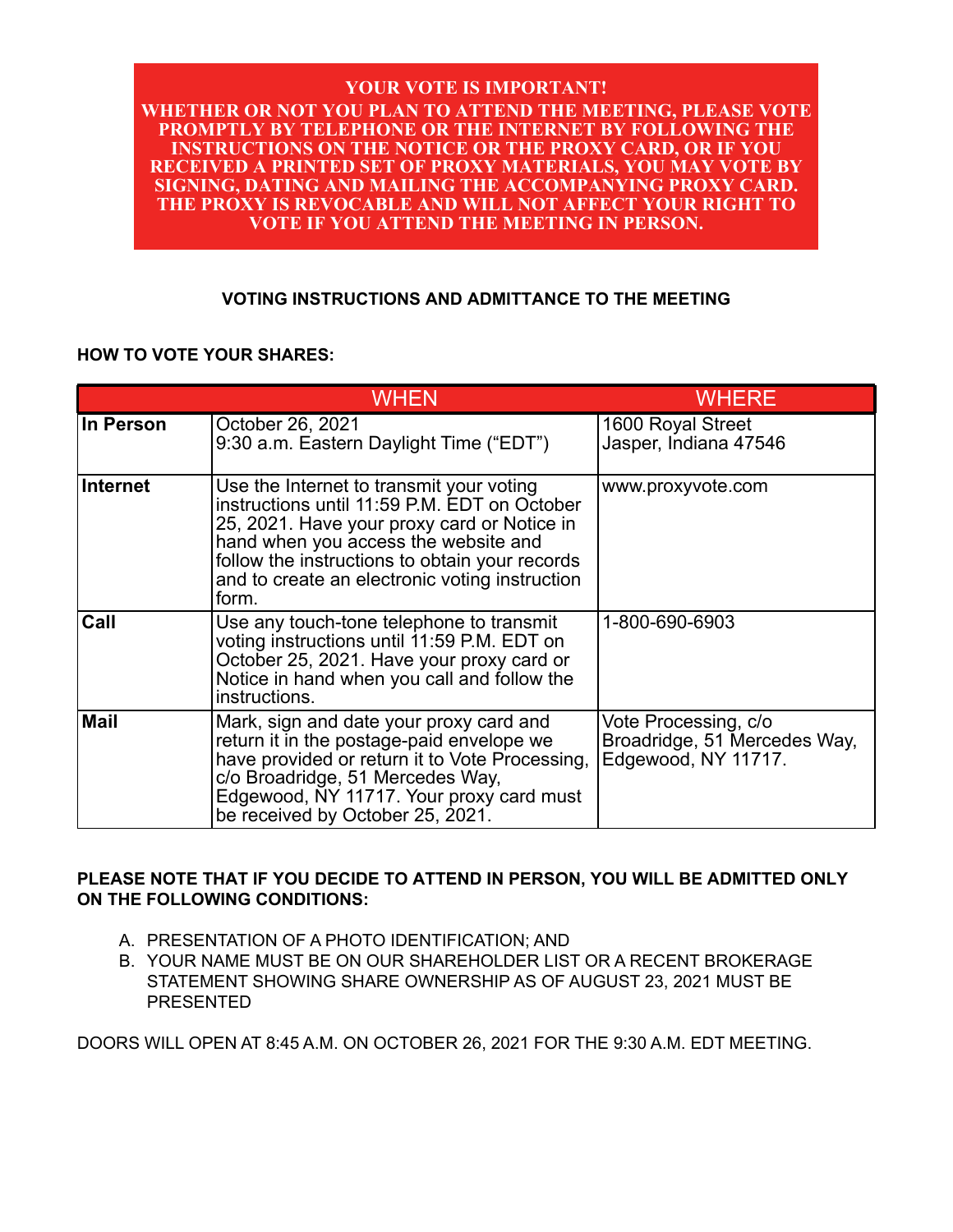**YOUR VOTE IS IMPORTANT!**
**WHETHER OR NOT YOU PLAN TO ATTEND THE MEETING, PLEASE VOTE PROMPTLY BY TELEPHONE OR THE INTERNET BY FOLLOWING THE INSTRUCTIONS ON THE NOTICE OR THE PROXY CARD, OR IF YOU RECEIVED A PRINTED SET OF PROXY MATERIALS, YOU MAY VOTE BY SIGNING, DATING AND MAILING THE ACCOMPANYING PROXY CARD. THE PROXY IS REVOCABLE AND WILL NOT AFFECT YOUR RIGHT TO VOTE IF YOU ATTEND THE MEETING IN PERSON.**

## VOTING INSTRUCTIONS AND ADMITTANCE TO THE MEETING

**HOW TO VOTE YOUR SHARES:**

| | WHEN | WHERE |
|---|---|---|
| **In Person** | October 26, 2021<br>9:30 a.m. Eastern Daylight Time ("EDT") | 1600 Royal Street<br>Jasper, Indiana 47546 |
| **Internet** | Use the Internet to transmit your voting instructions until 11:59 P.M. EDT on October 25, 2021. Have your proxy card or Notice in hand when you access the website and follow the instructions to obtain your records and to create an electronic voting instruction form. | www.proxyvote.com |
| **Call** | Use any touch-tone telephone to transmit voting instructions until 11:59 P.M. EDT on October 25, 2021. Have your proxy card or Notice in hand when you call and follow the instructions. | 1-800-690-6903 |
| **Mail** | Mark, sign and date your proxy card and return it in the postage-paid envelope we have provided or return it to Vote Processing, c/o Broadridge, 51 Mercedes Way, Edgewood, NY 11717. Your proxy card must be received by October 25, 2021. | Vote Processing, c/o Broadridge, 51 Mercedes Way, Edgewood, NY 11717. |

**PLEASE NOTE THAT IF YOU DECIDE TO ATTEND IN PERSON, YOU WILL BE ADMITTED ONLY ON THE FOLLOWING CONDITIONS:**

A. PRESENTATION OF A PHOTO IDENTIFICATION; AND
B. YOUR NAME MUST BE ON OUR SHAREHOLDER LIST OR A RECENT BROKERAGE STATEMENT SHOWING SHARE OWNERSHIP AS OF AUGUST 23, 2021 MUST BE PRESENTED

DOORS WILL OPEN AT 8:45 A.M. ON OCTOBER 26, 2021 FOR THE 9:30 A.M. EDT MEETING.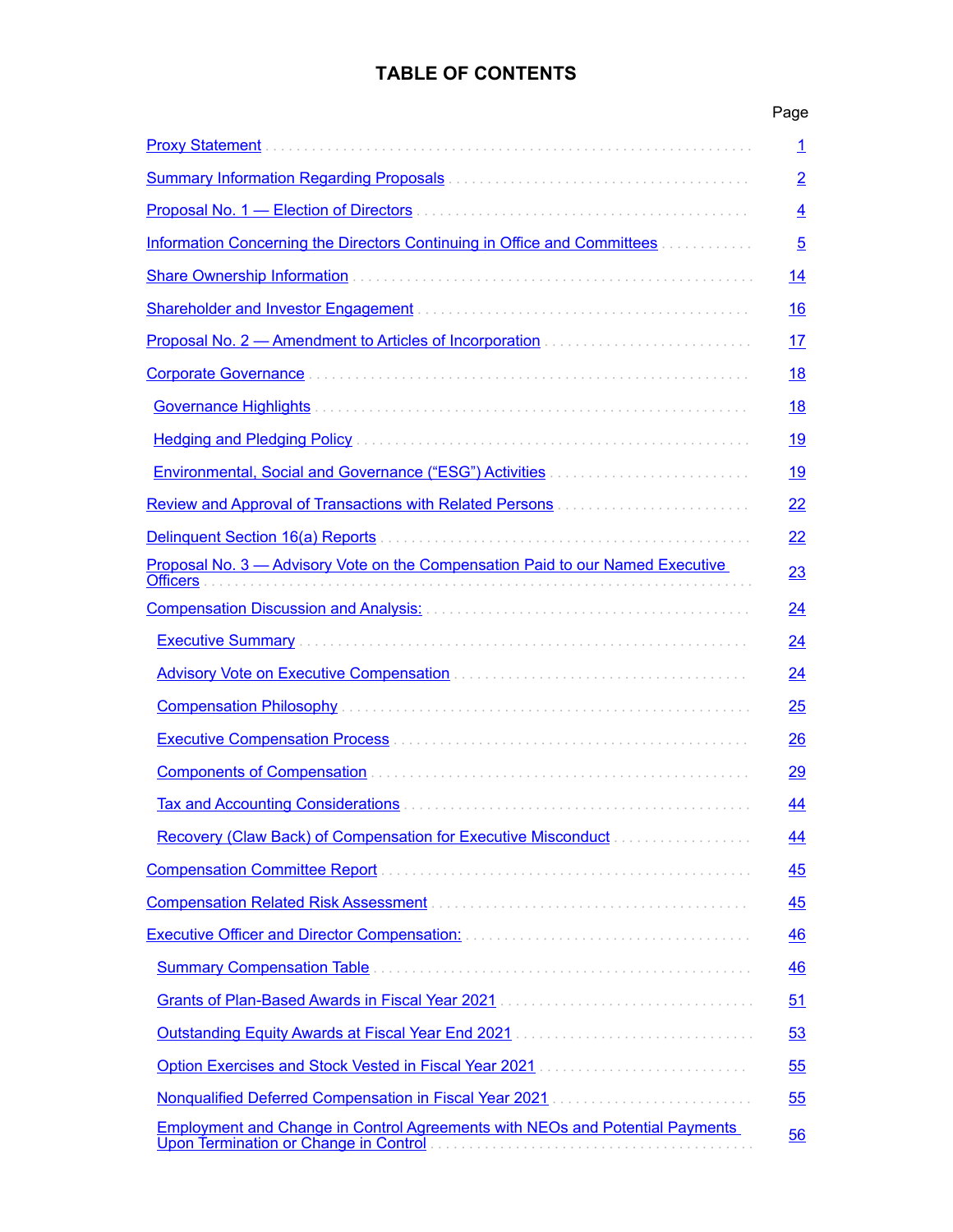# TABLE OF CONTENTS

| | Page |
|---|---|
| Proxy Statement | 1 |
| Summary Information Regarding Proposals | 2 |
| Proposal No. 1 — Election of Directors | 4 |
| Information Concerning the Directors Continuing in Office and Committees | 5 |
| Share Ownership Information | 14 |
| Shareholder and Investor Engagement | 16 |
| Proposal No. 2 — Amendment to Articles of Incorporation | 17 |
| Corporate Governance | 18 |
| Governance Highlights | 18 |
| Hedging and Pledging Policy | 19 |
| Environmental, Social and Governance (“ESG”) Activities | 19 |
| Review and Approval of Transactions with Related Persons | 22 |
| Delinquent Section 16(a) Reports | 22 |
| Proposal No. 3 — Advisory Vote on the Compensation Paid to our Named Executive Officers | 23 |
| Compensation Discussion and Analysis: | 24 |
| Executive Summary | 24 |
| Advisory Vote on Executive Compensation | 24 |
| Compensation Philosophy | 25 |
| Executive Compensation Process | 26 |
| Components of Compensation | 29 |
| Tax and Accounting Considerations | 44 |
| Recovery (Claw Back) of Compensation for Executive Misconduct | 44 |
| Compensation Committee Report | 45 |
| Compensation Related Risk Assessment | 45 |
| Executive Officer and Director Compensation: | 46 |
| Summary Compensation Table | 46 |
| Grants of Plan-Based Awards in Fiscal Year 2021 | 51 |
| Outstanding Equity Awards at Fiscal Year End 2021 | 53 |
| Option Exercises and Stock Vested in Fiscal Year 2021 | 55 |
| Nonqualified Deferred Compensation in Fiscal Year 2021 | 55 |
| Employment and Change in Control Agreements with NEOs and Potential Payments Upon Termination or Change in Control | 56 |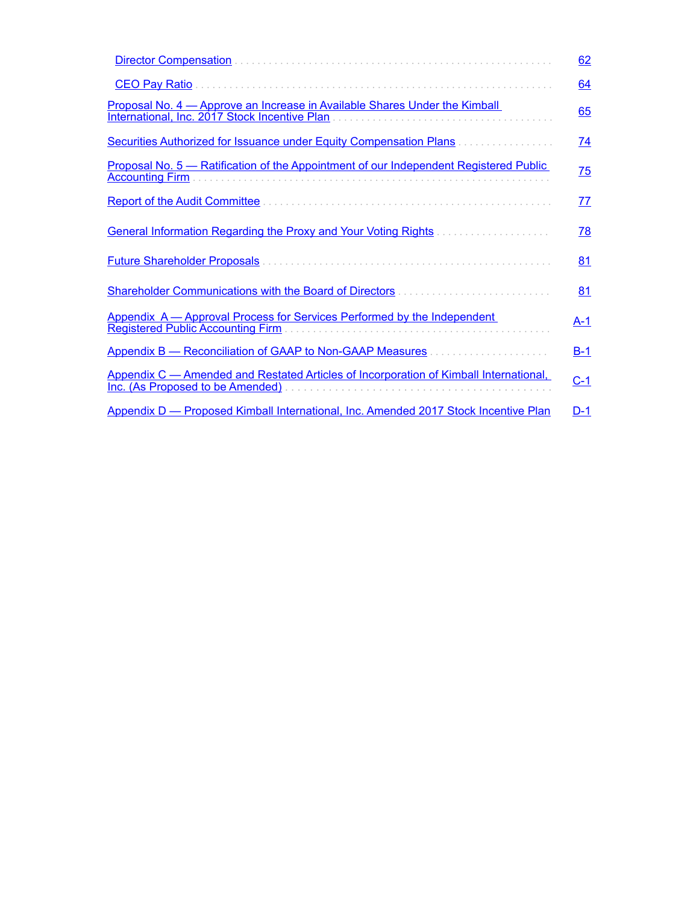| | |
|---|---|
| Director Compensation | 62 |
| CEO Pay Ratio | 64 |
| Proposal No. 4 — Approve an Increase in Available Shares Under the Kimball International, Inc. 2017 Stock Incentive Plan | 65 |
| Securities Authorized for Issuance under Equity Compensation Plans | 74 |
| Proposal No. 5 — Ratification of the Appointment of our Independent Registered Public Accounting Firm | 75 |
| Report of the Audit Committee | 77 |
| General Information Regarding the Proxy and Your Voting Rights | 78 |
| Future Shareholder Proposals | 81 |
| Shareholder Communications with the Board of Directors | 81 |
| Appendix A — Approval Process for Services Performed by the Independent Registered Public Accounting Firm | A-1 |
| Appendix B — Reconciliation of GAAP to Non-GAAP Measures | B-1 |
| Appendix C — Amended and Restated Articles of Incorporation of Kimball International, Inc. (As Proposed to be Amended) | C-1 |
| Appendix D — Proposed Kimball International, Inc. Amended 2017 Stock Incentive Plan | D-1 |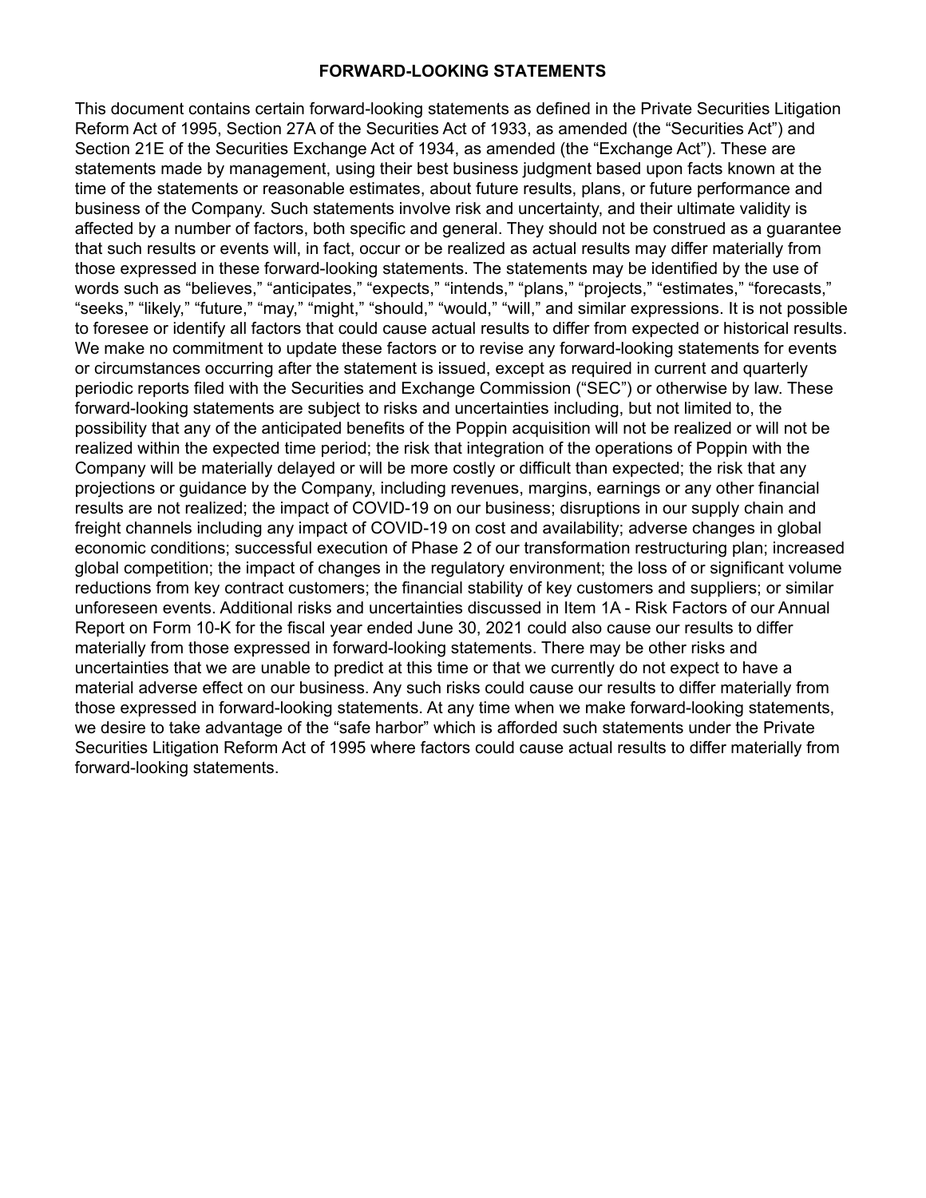## FORWARD-LOOKING STATEMENTS

This document contains certain forward-looking statements as defined in the Private Securities Litigation Reform Act of 1995, Section 27A of the Securities Act of 1933, as amended (the "Securities Act") and Section 21E of the Securities Exchange Act of 1934, as amended (the "Exchange Act"). These are statements made by management, using their best business judgment based upon facts known at the time of the statements or reasonable estimates, about future results, plans, or future performance and business of the Company. Such statements involve risk and uncertainty, and their ultimate validity is affected by a number of factors, both specific and general. They should not be construed as a guarantee that such results or events will, in fact, occur or be realized as actual results may differ materially from those expressed in these forward-looking statements. The statements may be identified by the use of words such as "believes," "anticipates," "expects," "intends," "plans," "projects," "estimates," "forecasts," "seeks," "likely," "future," "may," "might," "should," "would," "will," and similar expressions. It is not possible to foresee or identify all factors that could cause actual results to differ from expected or historical results. We make no commitment to update these factors or to revise any forward-looking statements for events or circumstances occurring after the statement is issued, except as required in current and quarterly periodic reports filed with the Securities and Exchange Commission ("SEC") or otherwise by law. These forward-looking statements are subject to risks and uncertainties including, but not limited to, the possibility that any of the anticipated benefits of the Poppin acquisition will not be realized or will not be realized within the expected time period; the risk that integration of the operations of Poppin with the Company will be materially delayed or will be more costly or difficult than expected; the risk that any projections or guidance by the Company, including revenues, margins, earnings or any other financial results are not realized; the impact of COVID-19 on our business; disruptions in our supply chain and freight channels including any impact of COVID-19 on cost and availability; adverse changes in global economic conditions; successful execution of Phase 2 of our transformation restructuring plan; increased global competition; the impact of changes in the regulatory environment; the loss of or significant volume reductions from key contract customers; the financial stability of key customers and suppliers; or similar unforeseen events. Additional risks and uncertainties discussed in Item 1A - Risk Factors of our Annual Report on Form 10-K for the fiscal year ended June 30, 2021 could also cause our results to differ materially from those expressed in forward-looking statements. There may be other risks and uncertainties that we are unable to predict at this time or that we currently do not expect to have a material adverse effect on our business. Any such risks could cause our results to differ materially from those expressed in forward-looking statements. At any time when we make forward-looking statements, we desire to take advantage of the "safe harbor" which is afforded such statements under the Private Securities Litigation Reform Act of 1995 where factors could cause actual results to differ materially from forward-looking statements.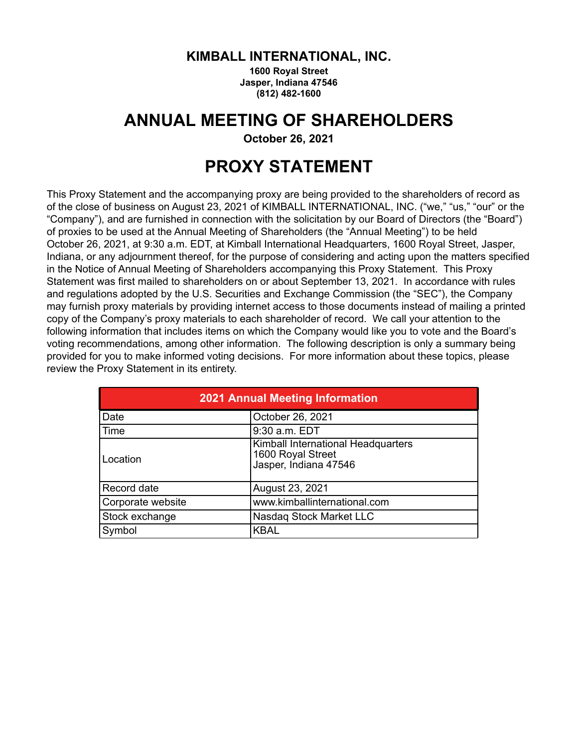**KIMBALL INTERNATIONAL, INC.**
**1600 Royal Street**
**Jasper, Indiana 47546**
**(812) 482-1600**

# ANNUAL MEETING OF SHAREHOLDERS

**October 26, 2021**

# PROXY STATEMENT

This Proxy Statement and the accompanying proxy are being provided to the shareholders of record as of the close of business on August 23, 2021 of KIMBALL INTERNATIONAL, INC. ("we," "us," "our" or the "Company"), and are furnished in connection with the solicitation by our Board of Directors (the "Board") of proxies to be used at the Annual Meeting of Shareholders (the "Annual Meeting") to be held October 26, 2021, at 9:30 a.m. EDT, at Kimball International Headquarters, 1600 Royal Street, Jasper, Indiana, or any adjournment thereof, for the purpose of considering and acting upon the matters specified in the Notice of Annual Meeting of Shareholders accompanying this Proxy Statement. This Proxy Statement was first mailed to shareholders on or about September 13, 2021. In accordance with rules and regulations adopted by the U.S. Securities and Exchange Commission (the "SEC"), the Company may furnish proxy materials by providing internet access to those documents instead of mailing a printed copy of the Company's proxy materials to each shareholder of record. We call your attention to the following information that includes items on which the Company would like you to vote and the Board's voting recommendations, among other information. The following description is only a summary being provided for you to make informed voting decisions. For more information about these topics, please review the Proxy Statement in its entirety.

| 2021 Annual Meeting Information | |
|---|---|
| Date | October 26, 2021 |
| Time | 9:30 a.m. EDT |
| Location | Kimball International Headquarters<br>1600 Royal Street<br>Jasper, Indiana 47546 |
| Record date | August 23, 2021 |
| Corporate website | www.kimballinternational.com |
| Stock exchange | Nasdaq Stock Market LLC |
| Symbol | KBAL |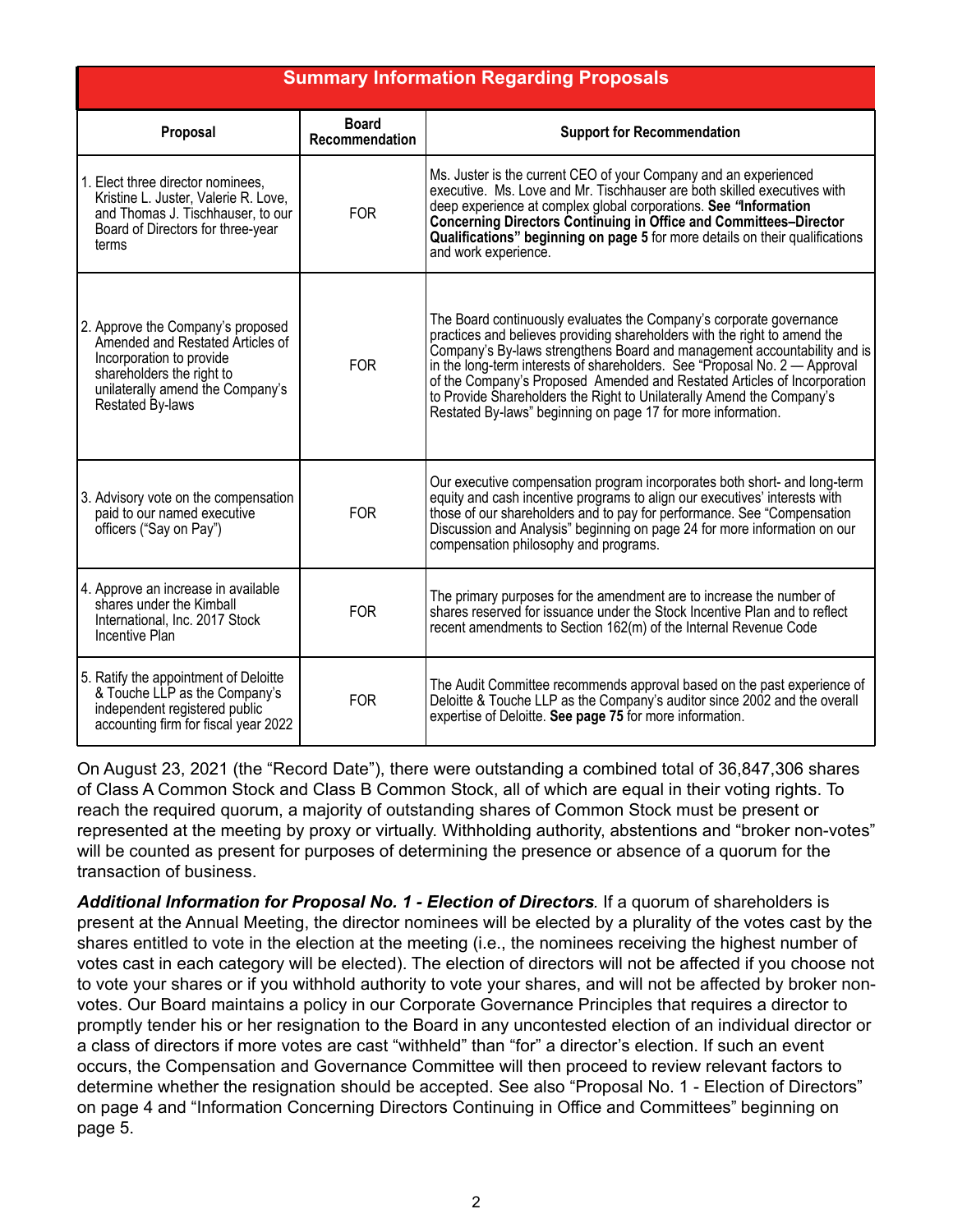## Summary Information Regarding Proposals

| Proposal | Board Recommendation | Support for Recommendation |
|---|---|---|
| 1. Elect three director nominees, Kristine L. Juster, Valerie R. Love, and Thomas J. Tischhauser, to our Board of Directors for three-year terms | FOR | Ms. Juster is the current CEO of your Company and an experienced executive. Ms. Love and Mr. Tischhauser are both skilled executives with deep experience at complex global corporations. **See "Information Concerning Directors Continuing in Office and Committees–Director Qualifications" beginning on page 5** for more details on their qualifications and work experience. |
| 2. Approve the Company's proposed Amended and Restated Articles of Incorporation to provide shareholders the right to unilaterally amend the Company's Restated By-laws | FOR | The Board continuously evaluates the Company's corporate governance practices and believes providing shareholders with the right to amend the Company's By-laws strengthens Board and management accountability and is in the long-term interests of shareholders. See "Proposal No. 2 — Approval of the Company's Proposed Amended and Restated Articles of Incorporation to Provide Shareholders the Right to Unilaterally Amend the Company's Restated By-laws" beginning on page 17 for more information. |
| 3. Advisory vote on the compensation paid to our named executive officers ("Say on Pay") | FOR | Our executive compensation program incorporates both short- and long-term equity and cash incentive programs to align our executives' interests with those of our shareholders and to pay for performance. See "Compensation Discussion and Analysis" beginning on page 24 for more information on our compensation philosophy and programs. |
| 4. Approve an increase in available shares under the Kimball International, Inc. 2017 Stock Incentive Plan | FOR | The primary purposes for the amendment are to increase the number of shares reserved for issuance under the Stock Incentive Plan and to reflect recent amendments to Section 162(m) of the Internal Revenue Code |
| 5. Ratify the appointment of Deloitte & Touche LLP as the Company's independent registered public accounting firm for fiscal year 2022 | FOR | The Audit Committee recommends approval based on the past experience of Deloitte & Touche LLP as the Company's auditor since 2002 and the overall expertise of Deloitte. **See page 75** for more information. |

On August 23, 2021 (the "Record Date"), there were outstanding a combined total of 36,847,306 shares of Class A Common Stock and Class B Common Stock, all of which are equal in their voting rights. To reach the required quorum, a majority of outstanding shares of Common Stock must be present or represented at the meeting by proxy or virtually. Withholding authority, abstentions and "broker non-votes" will be counted as present for purposes of determining the presence or absence of a quorum for the transaction of business.

***Additional Information for Proposal No. 1 - Election of Directors***. If a quorum of shareholders is present at the Annual Meeting, the director nominees will be elected by a plurality of the votes cast by the shares entitled to vote in the election at the meeting (i.e., the nominees receiving the highest number of votes cast in each category will be elected). The election of directors will not be affected if you choose not to vote your shares or if you withhold authority to vote your shares, and will not be affected by broker non-votes. Our Board maintains a policy in our Corporate Governance Principles that requires a director to promptly tender his or her resignation to the Board in any uncontested election of an individual director or a class of directors if more votes are cast "withheld" than "for" a director's election. If such an event occurs, the Compensation and Governance Committee will then proceed to review relevant factors to determine whether the resignation should be accepted. See also "Proposal No. 1 - Election of Directors" on page 4 and "Information Concerning Directors Continuing in Office and Committees" beginning on page 5.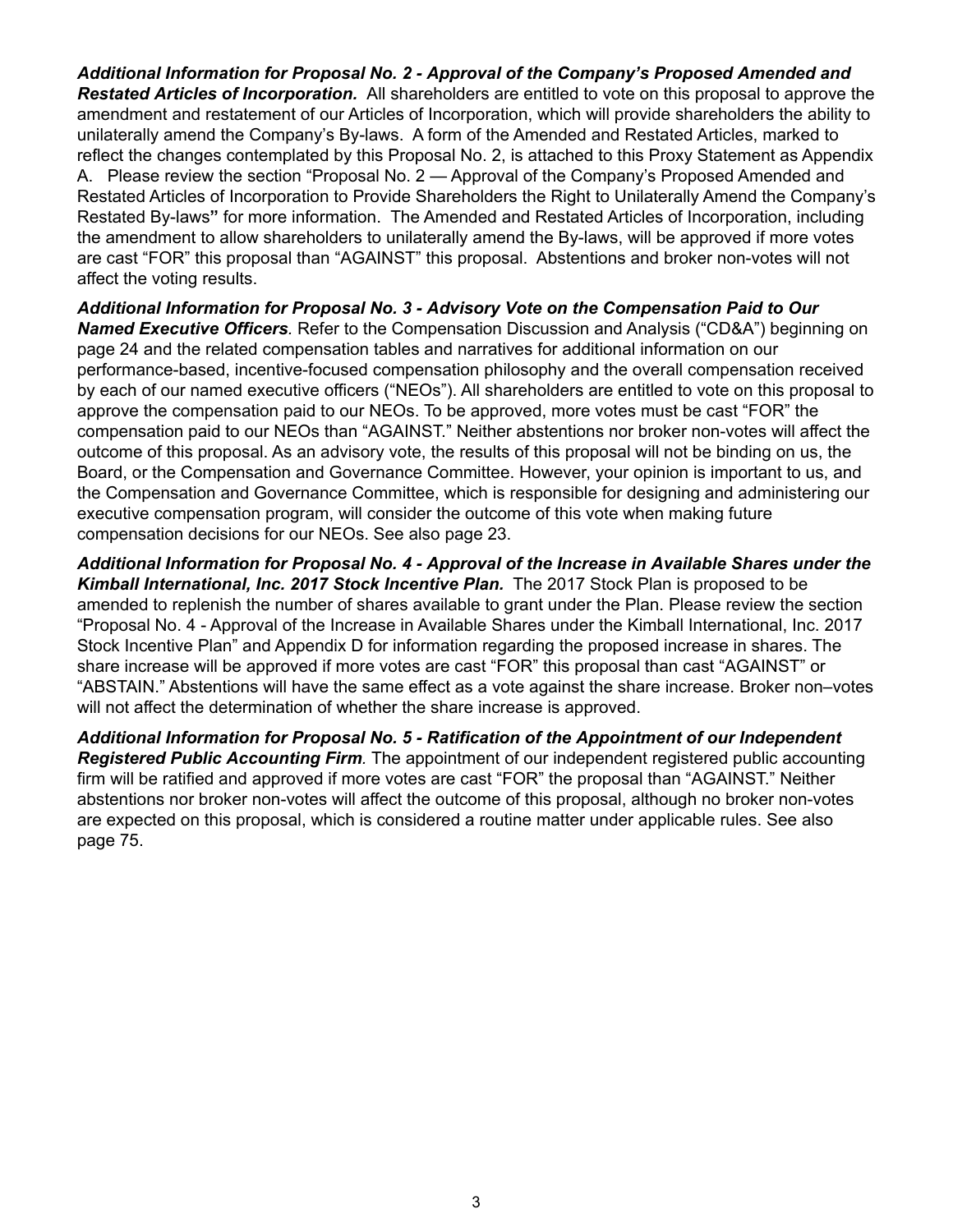***Additional Information for Proposal No. 2 - Approval of the Company's Proposed Amended and Restated Articles of Incorporation.*** All shareholders are entitled to vote on this proposal to approve the amendment and restatement of our Articles of Incorporation, which will provide shareholders the ability to unilaterally amend the Company's By-laws. A form of the Amended and Restated Articles, marked to reflect the changes contemplated by this Proposal No. 2, is attached to this Proxy Statement as Appendix A. Please review the section "Proposal No. 2 — Approval of the Company's Proposed Amended and Restated Articles of Incorporation to Provide Shareholders the Right to Unilaterally Amend the Company's Restated By-laws**"** for more information. The Amended and Restated Articles of Incorporation, including the amendment to allow shareholders to unilaterally amend the By-laws, will be approved if more votes are cast "FOR" this proposal than "AGAINST" this proposal. Abstentions and broker non-votes will not affect the voting results.

***Additional Information for Proposal No. 3 - Advisory Vote on the Compensation Paid to Our Named Executive Officers***. Refer to the Compensation Discussion and Analysis ("CD&A") beginning on page 24 and the related compensation tables and narratives for additional information on our performance-based, incentive-focused compensation philosophy and the overall compensation received by each of our named executive officers ("NEOs"). All shareholders are entitled to vote on this proposal to approve the compensation paid to our NEOs. To be approved, more votes must be cast "FOR" the compensation paid to our NEOs than "AGAINST." Neither abstentions nor broker non-votes will affect the outcome of this proposal. As an advisory vote, the results of this proposal will not be binding on us, the Board, or the Compensation and Governance Committee. However, your opinion is important to us, and the Compensation and Governance Committee, which is responsible for designing and administering our executive compensation program, will consider the outcome of this vote when making future compensation decisions for our NEOs. See also page 23.

***Additional Information for Proposal No. 4 - Approval of the Increase in Available Shares under the Kimball International, Inc. 2017 Stock Incentive Plan.*** The 2017 Stock Plan is proposed to be amended to replenish the number of shares available to grant under the Plan. Please review the section "Proposal No. 4 - Approval of the Increase in Available Shares under the Kimball International, Inc. 2017 Stock Incentive Plan" and Appendix D for information regarding the proposed increase in shares. The share increase will be approved if more votes are cast "FOR" this proposal than cast "AGAINST" or "ABSTAIN." Abstentions will have the same effect as a vote against the share increase. Broker non–votes will not affect the determination of whether the share increase is approved.

***Additional Information for Proposal No. 5 - Ratification of the Appointment of our Independent Registered Public Accounting Firm***. The appointment of our independent registered public accounting firm will be ratified and approved if more votes are cast "FOR" the proposal than "AGAINST." Neither abstentions nor broker non-votes will affect the outcome of this proposal, although no broker non-votes are expected on this proposal, which is considered a routine matter under applicable rules. See also page 75.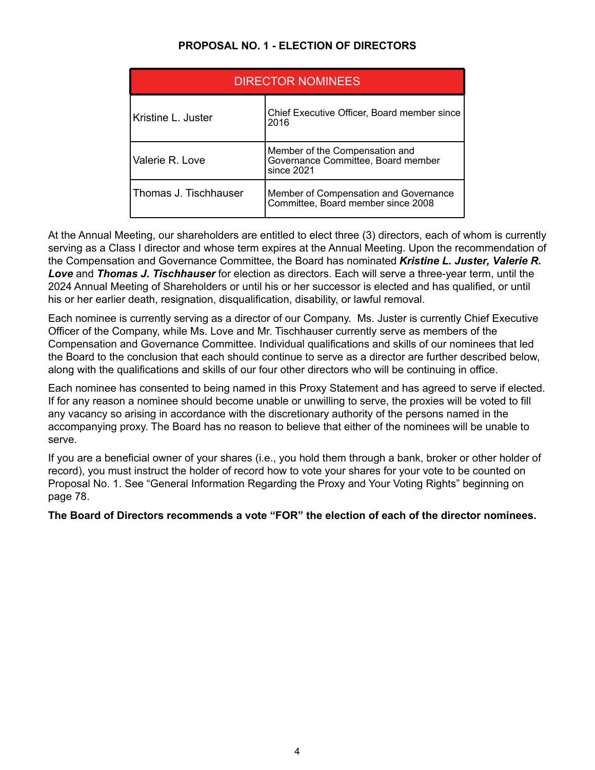## PROPOSAL NO. 1 - ELECTION OF DIRECTORS

| DIRECTOR NOMINEES | |
|---|---|
| Kristine L. Juster | Chief Executive Officer, Board member since 2016 |
| Valerie R. Love | Member of the Compensation and Governance Committee, Board member since 2021 |
| Thomas J. Tischhauser | Member of Compensation and Governance Committee, Board member since 2008 |

At the Annual Meeting, our shareholders are entitled to elect three (3) directors, each of whom is currently serving as a Class I director and whose term expires at the Annual Meeting. Upon the recommendation of the Compensation and Governance Committee, the Board has nominated ***Kristine L. Juster, Valerie R. Love*** and ***Thomas J. Tischhauser*** for election as directors. Each will serve a three-year term, until the 2024 Annual Meeting of Shareholders or until his or her successor is elected and has qualified, or until his or her earlier death, resignation, disqualification, disability, or lawful removal.

Each nominee is currently serving as a director of our Company. Ms. Juster is currently Chief Executive Officer of the Company, while Ms. Love and Mr. Tischhauser currently serve as members of the Compensation and Governance Committee. Individual qualifications and skills of our nominees that led the Board to the conclusion that each should continue to serve as a director are further described below, along with the qualifications and skills of our four other directors who will be continuing in office.

Each nominee has consented to being named in this Proxy Statement and has agreed to serve if elected. If for any reason a nominee should become unable or unwilling to serve, the proxies will be voted to fill any vacancy so arising in accordance with the discretionary authority of the persons named in the accompanying proxy. The Board has no reason to believe that either of the nominees will be unable to serve.

If you are a beneficial owner of your shares (i.e., you hold them through a bank, broker or other holder of record), you must instruct the holder of record how to vote your shares for your vote to be counted on Proposal No. 1. See "General Information Regarding the Proxy and Your Voting Rights" beginning on page 78.

**The Board of Directors recommends a vote "FOR" the election of each of the director nominees.**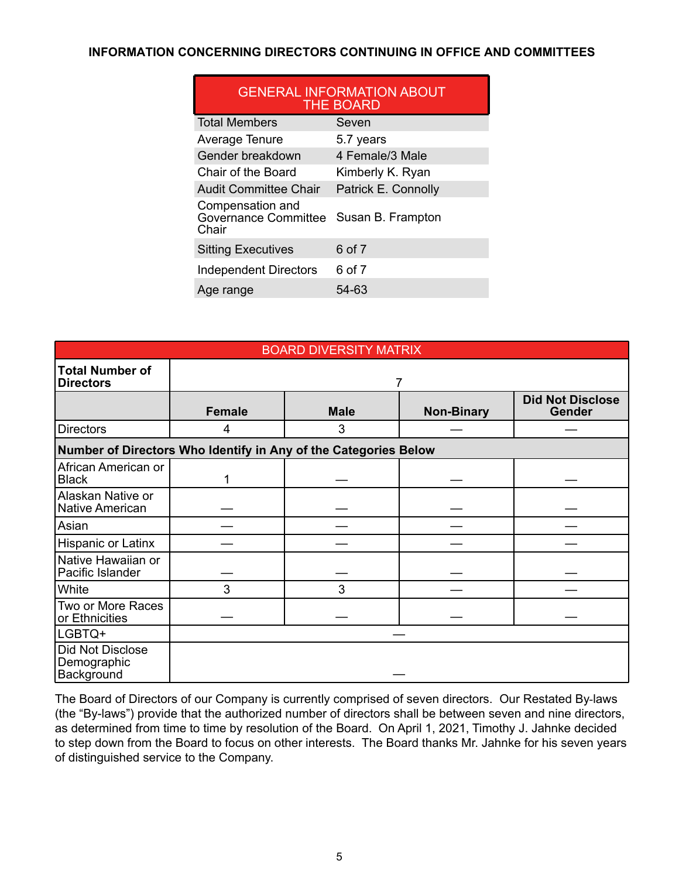## INFORMATION CONCERNING DIRECTORS CONTINUING IN OFFICE AND COMMITTEES

| GENERAL INFORMATION ABOUT THE BOARD | |
|---|---|
| Total Members | Seven |
| Average Tenure | 5.7 years |
| Gender breakdown | 4 Female/3 Male |
| Chair of the Board | Kimberly K. Ryan |
| Audit Committee Chair | Patrick E. Connolly |
| Compensation and Governance Committee Chair | Susan B. Frampton |
| Sitting Executives | 6 of 7 |
| Independent Directors | 6 of 7 |
| Age range | 54-63 |

| BOARD DIVERSITY MATRIX | | | | |
|---|---|---|---|---|
| **Total Number of Directors** | 7 | | | |
| | **Female** | **Male** | **Non-Binary** | **Did Not Disclose Gender** |
| Directors | 4 | 3 | — | — |
| **Number of Directors Who Identify in Any of the Categories Below** | | | | |
| African American or Black | 1 | — | — | — |
| Alaskan Native or Native American | — | — | — | — |
| Asian | — | — | — | — |
| Hispanic or Latinx | — | — | — | — |
| Native Hawaiian or Pacific Islander | — | — | — | — |
| White | 3 | 3 | — | — |
| Two or More Races or Ethnicities | — | — | — | — |
| LGBTQ+ | — | | | |
| Did Not Disclose Demographic Background | — | | | |

The Board of Directors of our Company is currently comprised of seven directors. Our Restated By-laws (the "By-laws") provide that the authorized number of directors shall be between seven and nine directors, as determined from time to time by resolution of the Board. On April 1, 2021, Timothy J. Jahnke decided to step down from the Board to focus on other interests. The Board thanks Mr. Jahnke for his seven years of distinguished service to the Company.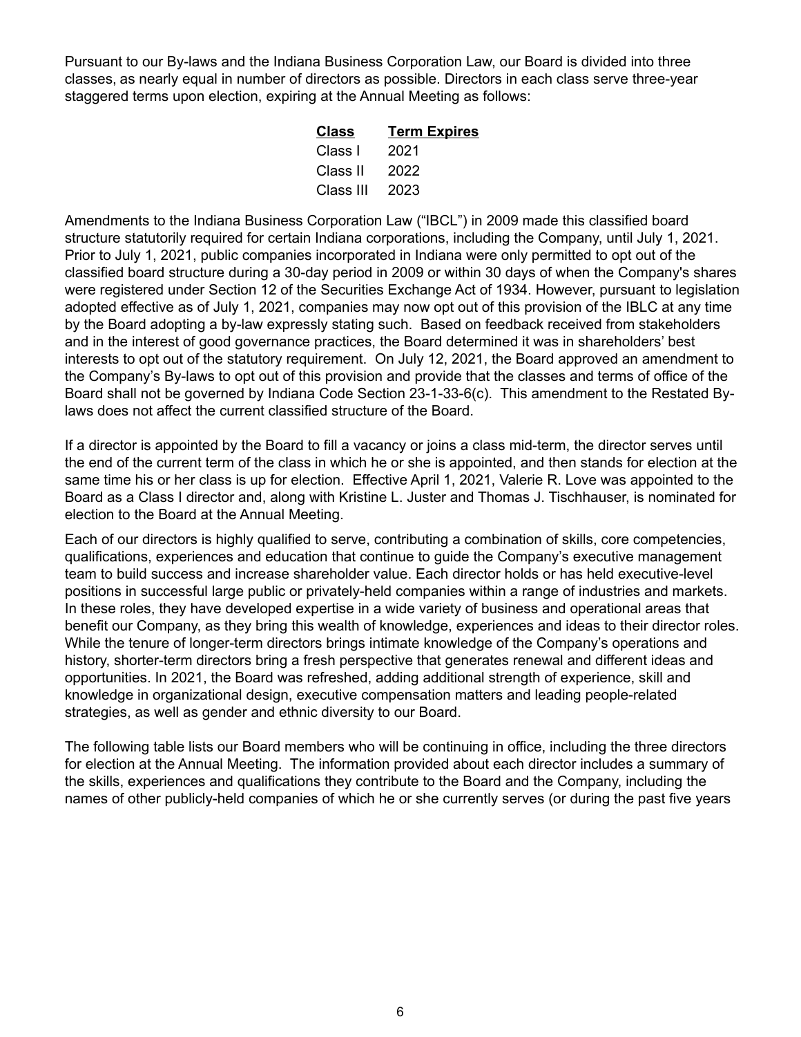Pursuant to our By-laws and the Indiana Business Corporation Law, our Board is divided into three classes, as nearly equal in number of directors as possible. Directors in each class serve three-year staggered terms upon election, expiring at the Annual Meeting as follows:

| Class | Term Expires |
|---|---|
| Class I | 2021 |
| Class II | 2022 |
| Class III | 2023 |

Amendments to the Indiana Business Corporation Law ("IBCL") in 2009 made this classified board structure statutorily required for certain Indiana corporations, including the Company, until July 1, 2021. Prior to July 1, 2021, public companies incorporated in Indiana were only permitted to opt out of the classified board structure during a 30-day period in 2009 or within 30 days of when the Company's shares were registered under Section 12 of the Securities Exchange Act of 1934. However, pursuant to legislation adopted effective as of July 1, 2021, companies may now opt out of this provision of the IBLC at any time by the Board adopting a by-law expressly stating such. Based on feedback received from stakeholders and in the interest of good governance practices, the Board determined it was in shareholders' best interests to opt out of the statutory requirement. On July 12, 2021, the Board approved an amendment to the Company's By-laws to opt out of this provision and provide that the classes and terms of office of the Board shall not be governed by Indiana Code Section 23-1-33-6(c). This amendment to the Restated By-laws does not affect the current classified structure of the Board.

If a director is appointed by the Board to fill a vacancy or joins a class mid-term, the director serves until the end of the current term of the class in which he or she is appointed, and then stands for election at the same time his or her class is up for election. Effective April 1, 2021, Valerie R. Love was appointed to the Board as a Class I director and, along with Kristine L. Juster and Thomas J. Tischhauser, is nominated for election to the Board at the Annual Meeting.

Each of our directors is highly qualified to serve, contributing a combination of skills, core competencies, qualifications, experiences and education that continue to guide the Company's executive management team to build success and increase shareholder value. Each director holds or has held executive-level positions in successful large public or privately-held companies within a range of industries and markets. In these roles, they have developed expertise in a wide variety of business and operational areas that benefit our Company, as they bring this wealth of knowledge, experiences and ideas to their director roles. While the tenure of longer-term directors brings intimate knowledge of the Company's operations and history, shorter-term directors bring a fresh perspective that generates renewal and different ideas and opportunities. In 2021, the Board was refreshed, adding additional strength of experience, skill and knowledge in organizational design, executive compensation matters and leading people-related strategies, as well as gender and ethnic diversity to our Board.

The following table lists our Board members who will be continuing in office, including the three directors for election at the Annual Meeting. The information provided about each director includes a summary of the skills, experiences and qualifications they contribute to the Board and the Company, including the names of other publicly-held companies of which he or she currently serves (or during the past five years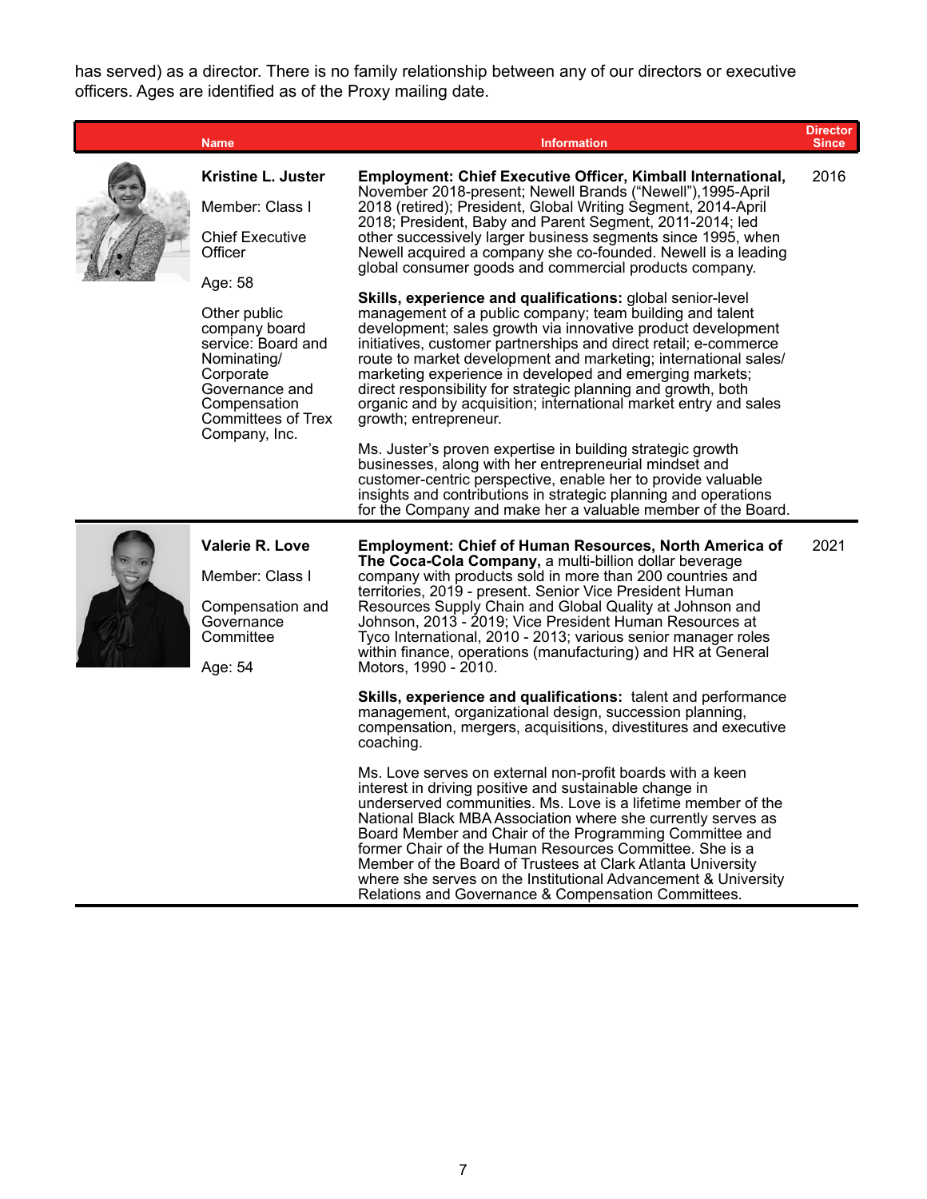has served) as a director. There is no family relationship between any of our directors or executive officers. Ages are identified as of the Proxy mailing date.

| Name | Information | Director Since |
|---|---|---|
| **Kristine L. Juster**<br><br>Member: Class I<br><br>Chief Executive Officer<br><br>Age: 58<br><br>Other public company board service: Board and Nominating/ Corporate Governance and Compensation Committees of Trex Company, Inc. | **Employment: Chief Executive Officer, Kimball International,** November 2018-present; Newell Brands ("Newell"),1995-April 2018 (retired); President, Global Writing Segment, 2014-April 2018; President, Baby and Parent Segment, 2011-2014; led other successively larger business segments since 1995, when Newell acquired a company she co-founded. Newell is a leading global consumer goods and commercial products company.<br><br>**Skills, experience and qualifications:** global senior-level management of a public company; team building and talent development; sales growth via innovative product development initiatives, customer partnerships and direct retail; e-commerce route to market development and marketing; international sales/ marketing experience in developed and emerging markets; direct responsibility for strategic planning and growth, both organic and by acquisition; international market entry and sales growth; entrepreneur.<br><br>Ms. Juster's proven expertise in building strategic growth businesses, along with her entrepreneurial mindset and customer-centric perspective, enable her to provide valuable insights and contributions in strategic planning and operations for the Company and make her a valuable member of the Board. | 2016 |
| **Valerie R. Love**<br><br>Member: Class I<br><br>Compensation and Governance Committee<br><br>Age: 54 | **Employment: Chief of Human Resources, North America of The Coca-Cola Company,** a multi-billion dollar beverage company with products sold in more than 200 countries and territories, 2019 - present. Senior Vice President Human Resources Supply Chain and Global Quality at Johnson and Johnson, 2013 - 2019; Vice President Human Resources at Tyco International, 2010 - 2013; various senior manager roles within finance, operations (manufacturing) and HR at General Motors, 1990 - 2010.<br><br>**Skills, experience and qualifications:** talent and performance management, organizational design, succession planning, compensation, mergers, acquisitions, divestitures and executive coaching.<br><br>Ms. Love serves on external non-profit boards with a keen interest in driving positive and sustainable change in underserved communities. Ms. Love is a lifetime member of the National Black MBA Association where she currently serves as Board Member and Chair of the Programming Committee and former Chair of the Human Resources Committee. She is a Member of the Board of Trustees at Clark Atlanta University where she serves on the Institutional Advancement & University Relations and Governance & Compensation Committees. | 2021 |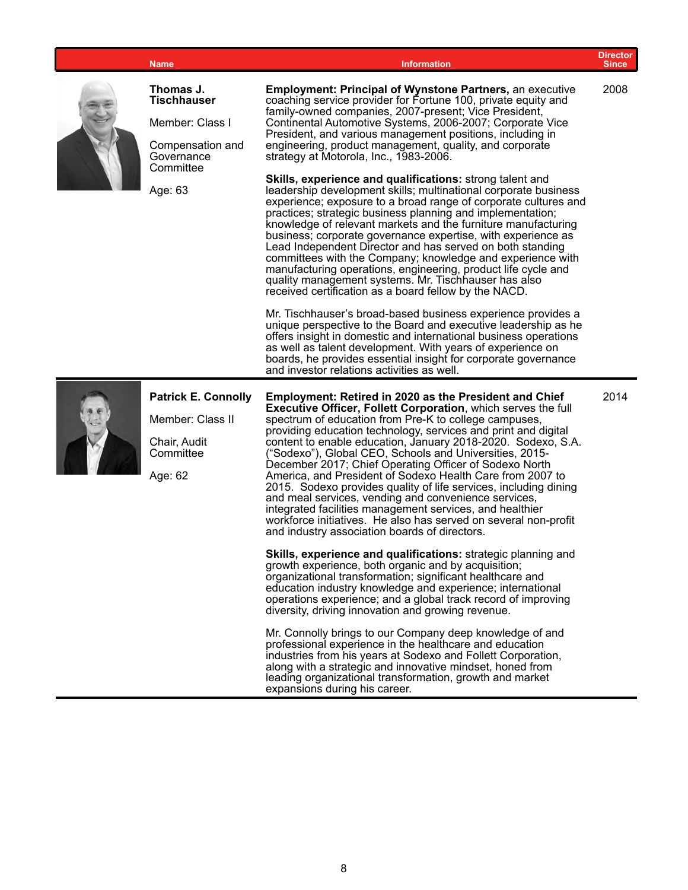| Name | Information | Director Since |
|---|---|---|
| **Thomas J. Tischhauser**<br><br>Member: Class I<br><br>Compensation and Governance Committee<br><br>Age: 63 | **Employment: Principal of Wynstone Partners,** an executive coaching service provider for Fortune 100, private equity and family-owned companies, 2007-present; Vice President, Continental Automotive Systems, 2006-2007; Corporate Vice President, and various management positions, including in engineering, product management, quality, and corporate strategy at Motorola, Inc., 1983-2006.<br><br>**Skills, experience and qualifications:** strong talent and leadership development skills; multinational corporate business experience; exposure to a broad range of corporate cultures and practices; strategic business planning and implementation; knowledge of relevant markets and the furniture manufacturing business; corporate governance expertise, with experience as Lead Independent Director and has served on both standing committees with the Company; knowledge and experience with manufacturing operations, engineering, product life cycle and quality management systems. Mr. Tischhauser has also received certification as a board fellow by the NACD.<br><br>Mr. Tischhauser's broad-based business experience provides a unique perspective to the Board and executive leadership as he offers insight in domestic and international business operations as well as talent development. With years of experience on boards, he provides essential insight for corporate governance and investor relations activities as well. | 2008 |
| **Patrick E. Connolly**<br><br>Member: Class II<br><br>Chair, Audit Committee<br><br>Age: 62 | **Employment: Retired in 2020 as the President and Chief Executive Officer, Follett Corporation**, which serves the full spectrum of education from Pre-K to college campuses, providing education technology, services and print and digital content to enable education, January 2018-2020. Sodexo, S.A. ("Sodexo"), Global CEO, Schools and Universities, 2015-December 2017; Chief Operating Officer of Sodexo North America, and President of Sodexo Health Care from 2007 to 2015. Sodexo provides quality of life services, including dining and meal services, vending and convenience services, integrated facilities management services, and healthier workforce initiatives. He also has served on several non-profit and industry association boards of directors.<br><br>**Skills, experience and qualifications:** strategic planning and growth experience, both organic and by acquisition; organizational transformation; significant healthcare and education industry knowledge and experience; international operations experience; and a global track record of improving diversity, driving innovation and growing revenue.<br><br>Mr. Connolly brings to our Company deep knowledge of and professional experience in the healthcare and education industries from his years at Sodexo and Follett Corporation, along with a strategic and innovative mindset, honed from leading organizational transformation, growth and market expansions during his career. | 2014 |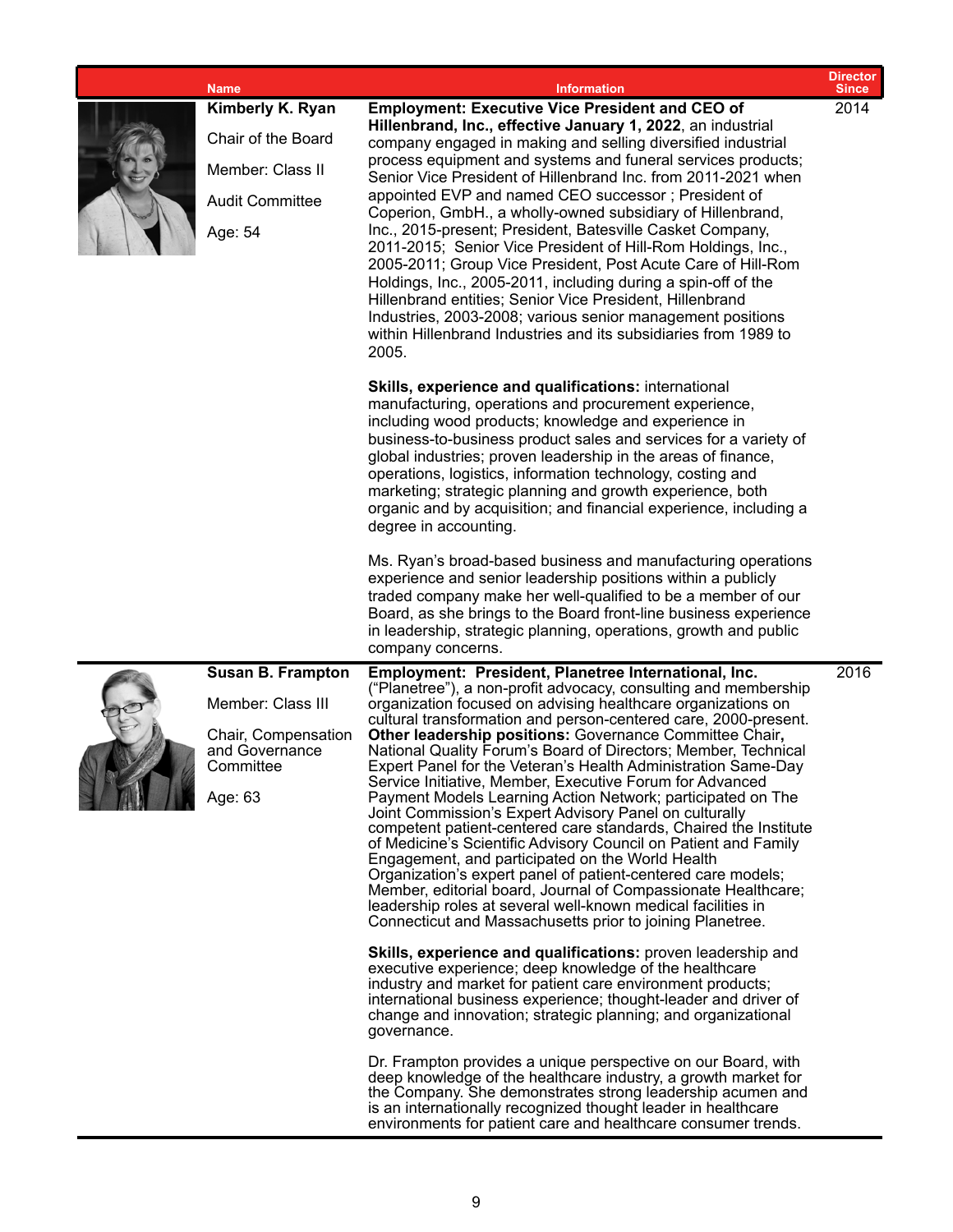| Name | Information | Director Since |
|---|---|---|
| **Kimberly K. Ryan**<br><br>Chair of the Board<br><br>Member: Class II<br><br>Audit Committee<br><br>Age: 54 | **Employment: Executive Vice President and CEO of Hillenbrand, Inc., effective January 1, 2022**, an industrial company engaged in making and selling diversified industrial process equipment and systems and funeral services products; Senior Vice President of Hillenbrand Inc. from 2011-2021 when appointed EVP and named CEO successor ; President of Coperion, GmbH., a wholly-owned subsidiary of Hillenbrand, Inc., 2015-present; President, Batesville Casket Company, 2011-2015; Senior Vice President of Hill-Rom Holdings, Inc., 2005-2011; Group Vice President, Post Acute Care of Hill-Rom Holdings, Inc., 2005-2011, including during a spin-off of the Hillenbrand entities; Senior Vice President, Hillenbrand Industries, 2003-2008; various senior management positions within Hillenbrand Industries and its subsidiaries from 1989 to 2005.<br><br>**Skills, experience and qualifications:** international manufacturing, operations and procurement experience, including wood products; knowledge and experience in business-to-business product sales and services for a variety of global industries; proven leadership in the areas of finance, operations, logistics, information technology, costing and marketing; strategic planning and growth experience, both organic and by acquisition; and financial experience, including a degree in accounting.<br><br>Ms. Ryan's broad-based business and manufacturing operations experience and senior leadership positions within a publicly traded company make her well-qualified to be a member of our Board, as she brings to the Board front-line business experience in leadership, strategic planning, operations, growth and public company concerns. | 2014 |
| **Susan B. Frampton**<br><br>Member: Class III<br><br>Chair, Compensation and Governance Committee<br><br>Age: 63 | **Employment: President, Planetree International, Inc.** ("Planetree"), a non-profit advocacy, consulting and membership organization focused on advising healthcare organizations on cultural transformation and person-centered care, 2000-present. **Other leadership positions:** Governance Committee Chair**,** National Quality Forum's Board of Directors; Member, Technical Expert Panel for the Veteran's Health Administration Same-Day Service Initiative, Member, Executive Forum for Advanced Payment Models Learning Action Network; participated on The Joint Commission's Expert Advisory Panel on culturally competent patient-centered care standards, Chaired the Institute of Medicine's Scientific Advisory Council on Patient and Family Engagement, and participated on the World Health Organization's expert panel of patient-centered care models; Member, editorial board, Journal of Compassionate Healthcare; leadership roles at several well-known medical facilities in Connecticut and Massachusetts prior to joining Planetree.<br><br>**Skills, experience and qualifications:** proven leadership and executive experience; deep knowledge of the healthcare industry and market for patient care environment products; international business experience; thought-leader and driver of change and innovation; strategic planning; and organizational governance.<br><br>Dr. Frampton provides a unique perspective on our Board, with deep knowledge of the healthcare industry, a growth market for the Company. She demonstrates strong leadership acumen and is an internationally recognized thought leader in healthcare environments for patient care and healthcare consumer trends. | 2016 |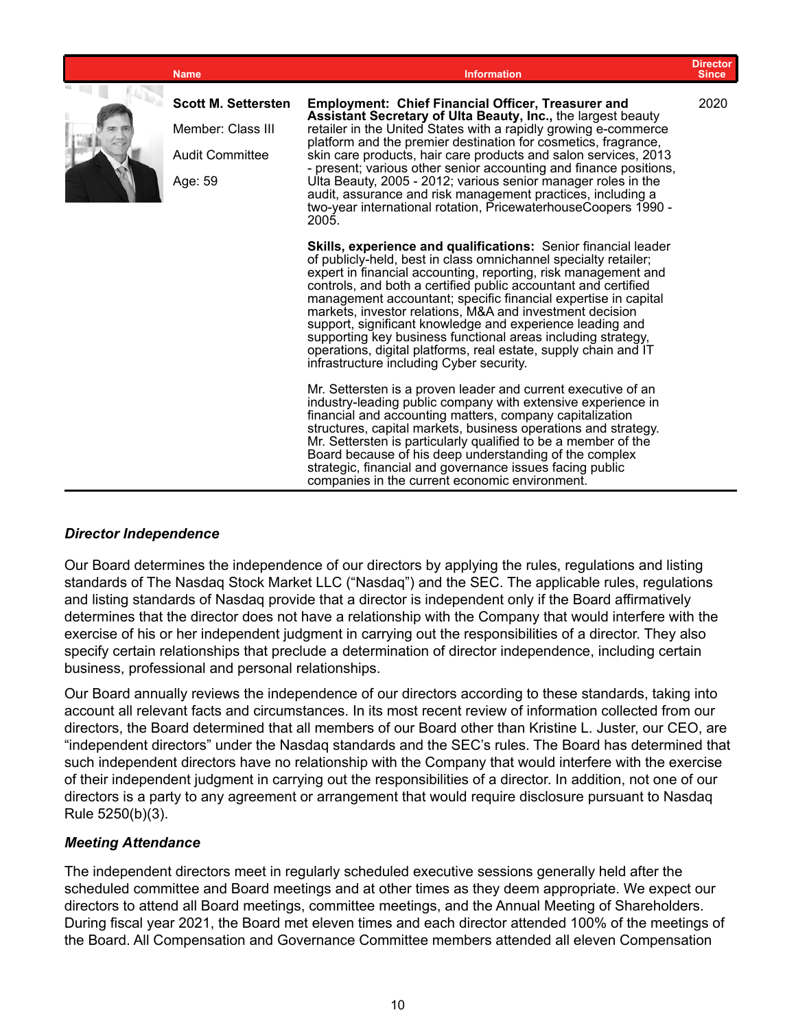| Name | Information | Director Since |
|---|---|---|
| **Scott M. Settersten**<br><br>Member: Class III<br><br>Audit Committee<br><br>Age: 59 | **Employment: Chief Financial Officer, Treasurer and Assistant Secretary of Ulta Beauty, Inc.,** the largest beauty retailer in the United States with a rapidly growing e-commerce platform and the premier destination for cosmetics, fragrance, skin care products, hair care products and salon services, 2013 - present; various other senior accounting and finance positions, Ulta Beauty, 2005 - 2012; various senior manager roles in the audit, assurance and risk management practices, including a two-year international rotation, PricewaterhouseCoopers 1990 - 2005.<br><br>**Skills, experience and qualifications:** Senior financial leader of publicly-held, best in class omnichannel specialty retailer; expert in financial accounting, reporting, risk management and controls, and both a certified public accountant and certified management accountant; specific financial expertise in capital markets, investor relations, M&A and investment decision support, significant knowledge and experience leading and supporting key business functional areas including strategy, operations, digital platforms, real estate, supply chain and IT infrastructure including Cyber security.<br><br>Mr. Settersten is a proven leader and current executive of an industry-leading public company with extensive experience in financial and accounting matters, company capitalization structures, capital markets, business operations and strategy. Mr. Settersten is particularly qualified to be a member of the Board because of his deep understanding of the complex strategic, financial and governance issues facing public companies in the current economic environment. | 2020 |

### *Director Independence*

Our Board determines the independence of our directors by applying the rules, regulations and listing standards of The Nasdaq Stock Market LLC ("Nasdaq") and the SEC. The applicable rules, regulations and listing standards of Nasdaq provide that a director is independent only if the Board affirmatively determines that the director does not have a relationship with the Company that would interfere with the exercise of his or her independent judgment in carrying out the responsibilities of a director. They also specify certain relationships that preclude a determination of director independence, including certain business, professional and personal relationships.

Our Board annually reviews the independence of our directors according to these standards, taking into account all relevant facts and circumstances. In its most recent review of information collected from our directors, the Board determined that all members of our Board other than Kristine L. Juster, our CEO, are "independent directors" under the Nasdaq standards and the SEC's rules. The Board has determined that such independent directors have no relationship with the Company that would interfere with the exercise of their independent judgment in carrying out the responsibilities of a director. In addition, not one of our directors is a party to any agreement or arrangement that would require disclosure pursuant to Nasdaq Rule 5250(b)(3).

### *Meeting Attendance*

The independent directors meet in regularly scheduled executive sessions generally held after the scheduled committee and Board meetings and at other times as they deem appropriate. We expect our directors to attend all Board meetings, committee meetings, and the Annual Meeting of Shareholders. During fiscal year 2021, the Board met eleven times and each director attended 100% of the meetings of the Board. All Compensation and Governance Committee members attended all eleven Compensation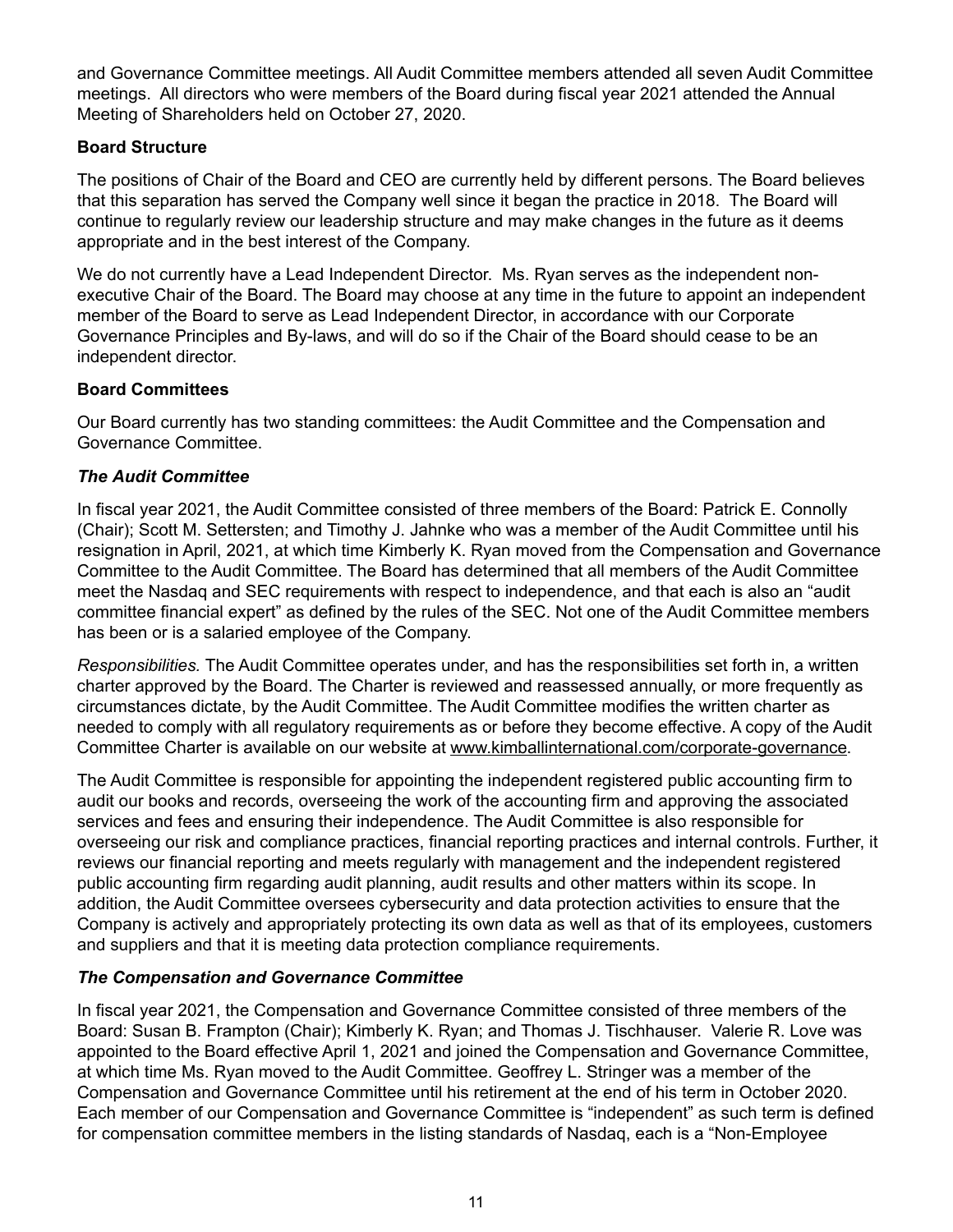and Governance Committee meetings. All Audit Committee members attended all seven Audit Committee meetings. All directors who were members of the Board during fiscal year 2021 attended the Annual Meeting of Shareholders held on October 27, 2020.

**Board Structure**

The positions of Chair of the Board and CEO are currently held by different persons. The Board believes that this separation has served the Company well since it began the practice in 2018. The Board will continue to regularly review our leadership structure and may make changes in the future as it deems appropriate and in the best interest of the Company.

We do not currently have a Lead Independent Director. Ms. Ryan serves as the independent non-executive Chair of the Board. The Board may choose at any time in the future to appoint an independent member of the Board to serve as Lead Independent Director, in accordance with our Corporate Governance Principles and By-laws, and will do so if the Chair of the Board should cease to be an independent director.

**Board Committees**

Our Board currently has two standing committees: the Audit Committee and the Compensation and Governance Committee.

***The Audit Committee***

In fiscal year 2021, the Audit Committee consisted of three members of the Board: Patrick E. Connolly (Chair); Scott M. Settersten; and Timothy J. Jahnke who was a member of the Audit Committee until his resignation in April, 2021, at which time Kimberly K. Ryan moved from the Compensation and Governance Committee to the Audit Committee. The Board has determined that all members of the Audit Committee meet the Nasdaq and SEC requirements with respect to independence, and that each is also an "audit committee financial expert" as defined by the rules of the SEC. Not one of the Audit Committee members has been or is a salaried employee of the Company.

*Responsibilities.* The Audit Committee operates under, and has the responsibilities set forth in, a written charter approved by the Board. The Charter is reviewed and reassessed annually, or more frequently as circumstances dictate, by the Audit Committee. The Audit Committee modifies the written charter as needed to comply with all regulatory requirements as or before they become effective. A copy of the Audit Committee Charter is available on our website at www.kimballinternational.com/corporate-governance.

The Audit Committee is responsible for appointing the independent registered public accounting firm to audit our books and records, overseeing the work of the accounting firm and approving the associated services and fees and ensuring their independence. The Audit Committee is also responsible for overseeing our risk and compliance practices, financial reporting practices and internal controls. Further, it reviews our financial reporting and meets regularly with management and the independent registered public accounting firm regarding audit planning, audit results and other matters within its scope. In addition, the Audit Committee oversees cybersecurity and data protection activities to ensure that the Company is actively and appropriately protecting its own data as well as that of its employees, customers and suppliers and that it is meeting data protection compliance requirements.

***The Compensation and Governance Committee***

In fiscal year 2021, the Compensation and Governance Committee consisted of three members of the Board: Susan B. Frampton (Chair); Kimberly K. Ryan; and Thomas J. Tischhauser. Valerie R. Love was appointed to the Board effective April 1, 2021 and joined the Compensation and Governance Committee, at which time Ms. Ryan moved to the Audit Committee. Geoffrey L. Stringer was a member of the Compensation and Governance Committee until his retirement at the end of his term in October 2020. Each member of our Compensation and Governance Committee is "independent" as such term is defined for compensation committee members in the listing standards of Nasdaq, each is a "Non-Employee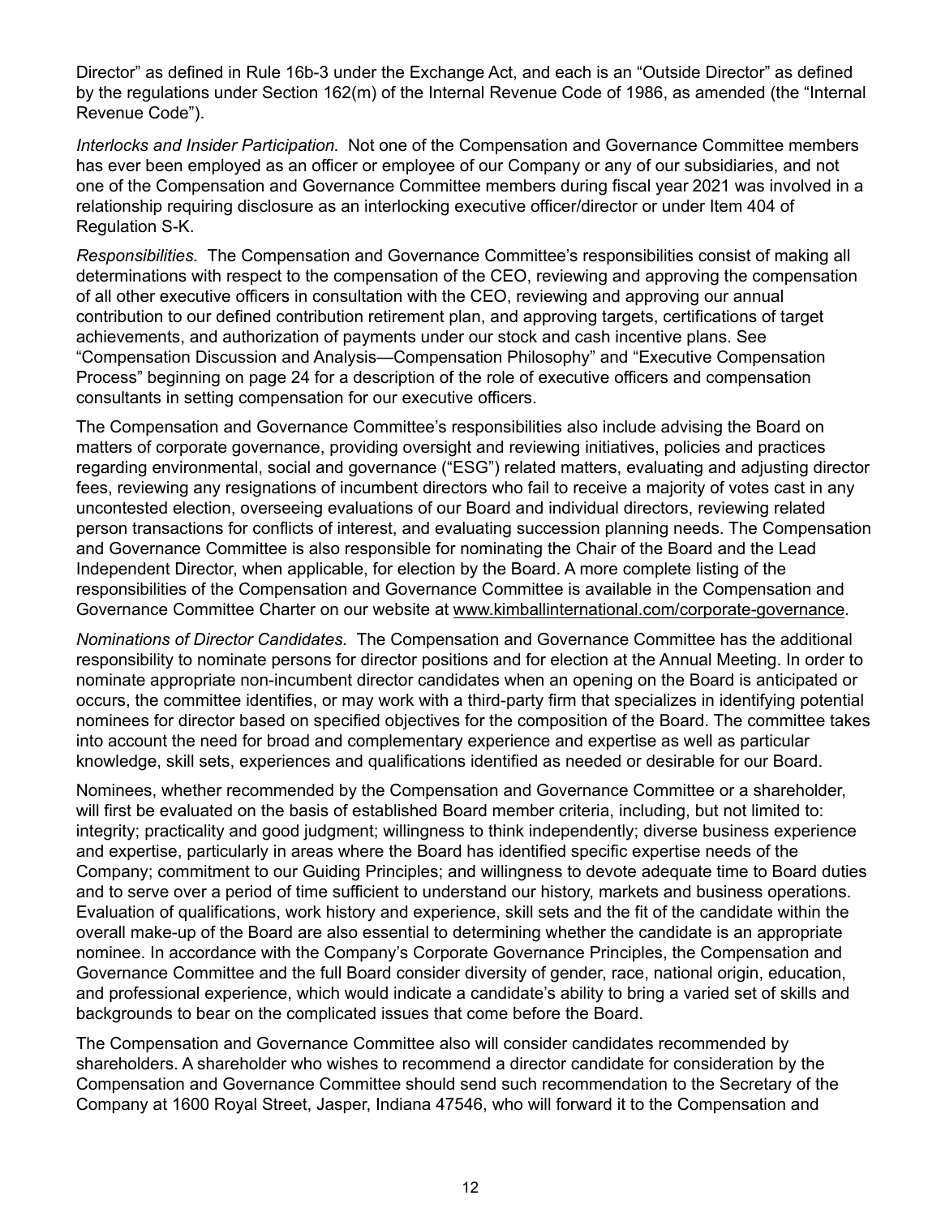Director" as defined in Rule 16b-3 under the Exchange Act, and each is an "Outside Director" as defined by the regulations under Section 162(m) of the Internal Revenue Code of 1986, as amended (the "Internal Revenue Code").

*Interlocks and Insider Participation.* Not one of the Compensation and Governance Committee members has ever been employed as an officer or employee of our Company or any of our subsidiaries, and not one of the Compensation and Governance Committee members during fiscal year 2021 was involved in a relationship requiring disclosure as an interlocking executive officer/director or under Item 404 of Regulation S-K.

*Responsibilities.* The Compensation and Governance Committee's responsibilities consist of making all determinations with respect to the compensation of the CEO, reviewing and approving the compensation of all other executive officers in consultation with the CEO, reviewing and approving our annual contribution to our defined contribution retirement plan, and approving targets, certifications of target achievements, and authorization of payments under our stock and cash incentive plans. See "Compensation Discussion and Analysis—Compensation Philosophy" and "Executive Compensation Process" beginning on page 24 for a description of the role of executive officers and compensation consultants in setting compensation for our executive officers.

The Compensation and Governance Committee's responsibilities also include advising the Board on matters of corporate governance, providing oversight and reviewing initiatives, policies and practices regarding environmental, social and governance ("ESG") related matters, evaluating and adjusting director fees, reviewing any resignations of incumbent directors who fail to receive a majority of votes cast in any uncontested election, overseeing evaluations of our Board and individual directors, reviewing related person transactions for conflicts of interest, and evaluating succession planning needs. The Compensation and Governance Committee is also responsible for nominating the Chair of the Board and the Lead Independent Director, when applicable, for election by the Board. A more complete listing of the responsibilities of the Compensation and Governance Committee is available in the Compensation and Governance Committee Charter on our website at www.kimballinternational.com/corporate-governance.

*Nominations of Director Candidates.* The Compensation and Governance Committee has the additional responsibility to nominate persons for director positions and for election at the Annual Meeting. In order to nominate appropriate non-incumbent director candidates when an opening on the Board is anticipated or occurs, the committee identifies, or may work with a third-party firm that specializes in identifying potential nominees for director based on specified objectives for the composition of the Board. The committee takes into account the need for broad and complementary experience and expertise as well as particular knowledge, skill sets, experiences and qualifications identified as needed or desirable for our Board.

Nominees, whether recommended by the Compensation and Governance Committee or a shareholder, will first be evaluated on the basis of established Board member criteria, including, but not limited to: integrity; practicality and good judgment; willingness to think independently; diverse business experience and expertise, particularly in areas where the Board has identified specific expertise needs of the Company; commitment to our Guiding Principles; and willingness to devote adequate time to Board duties and to serve over a period of time sufficient to understand our history, markets and business operations. Evaluation of qualifications, work history and experience, skill sets and the fit of the candidate within the overall make-up of the Board are also essential to determining whether the candidate is an appropriate nominee. In accordance with the Company's Corporate Governance Principles, the Compensation and Governance Committee and the full Board consider diversity of gender, race, national origin, education, and professional experience, which would indicate a candidate's ability to bring a varied set of skills and backgrounds to bear on the complicated issues that come before the Board.

The Compensation and Governance Committee also will consider candidates recommended by shareholders. A shareholder who wishes to recommend a director candidate for consideration by the Compensation and Governance Committee should send such recommendation to the Secretary of the Company at 1600 Royal Street, Jasper, Indiana 47546, who will forward it to the Compensation and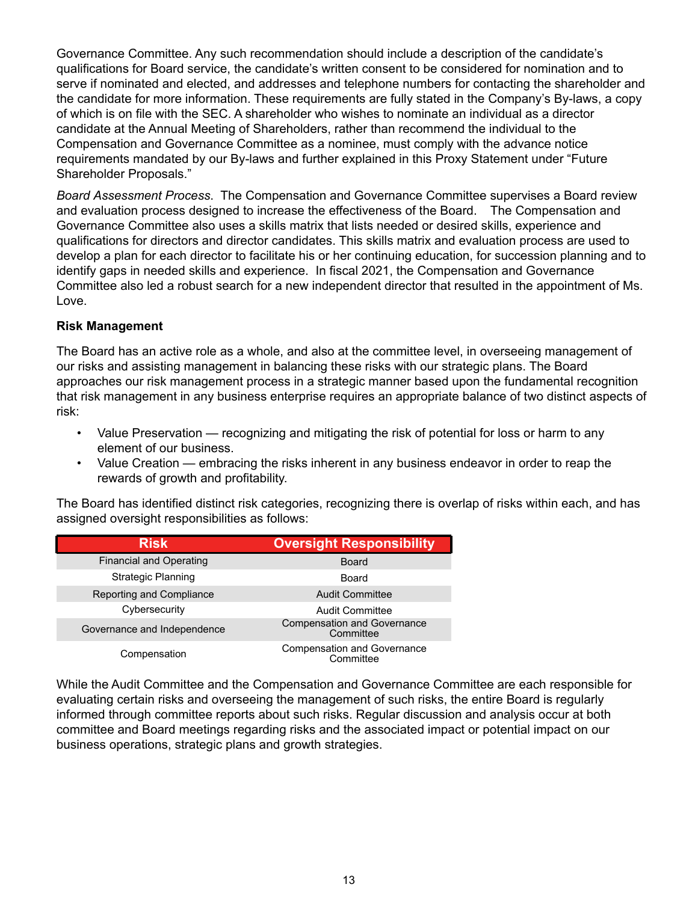Governance Committee. Any such recommendation should include a description of the candidate's qualifications for Board service, the candidate's written consent to be considered for nomination and to serve if nominated and elected, and addresses and telephone numbers for contacting the shareholder and the candidate for more information. These requirements are fully stated in the Company's By-laws, a copy of which is on file with the SEC. A shareholder who wishes to nominate an individual as a director candidate at the Annual Meeting of Shareholders, rather than recommend the individual to the Compensation and Governance Committee as a nominee, must comply with the advance notice requirements mandated by our By-laws and further explained in this Proxy Statement under "Future Shareholder Proposals."

*Board Assessment Process.* The Compensation and Governance Committee supervises a Board review and evaluation process designed to increase the effectiveness of the Board. The Compensation and Governance Committee also uses a skills matrix that lists needed or desired skills, experience and qualifications for directors and director candidates. This skills matrix and evaluation process are used to develop a plan for each director to facilitate his or her continuing education, for succession planning and to identify gaps in needed skills and experience. In fiscal 2021, the Compensation and Governance Committee also led a robust search for a new independent director that resulted in the appointment of Ms. Love.

**Risk Management**

The Board has an active role as a whole, and also at the committee level, in overseeing management of our risks and assisting management in balancing these risks with our strategic plans. The Board approaches our risk management process in a strategic manner based upon the fundamental recognition that risk management in any business enterprise requires an appropriate balance of two distinct aspects of risk:

- Value Preservation — recognizing and mitigating the risk of potential for loss or harm to any element of our business.
- Value Creation — embracing the risks inherent in any business endeavor in order to reap the rewards of growth and profitability.

The Board has identified distinct risk categories, recognizing there is overlap of risks within each, and has assigned oversight responsibilities as follows:

| Risk | Oversight Responsibility |
|---|---|
| Financial and Operating | Board |
| Strategic Planning | Board |
| Reporting and Compliance | Audit Committee |
| Cybersecurity | Audit Committee |
| Governance and Independence | Compensation and Governance Committee |
| Compensation | Compensation and Governance Committee |

While the Audit Committee and the Compensation and Governance Committee are each responsible for evaluating certain risks and overseeing the management of such risks, the entire Board is regularly informed through committee reports about such risks. Regular discussion and analysis occur at both committee and Board meetings regarding risks and the associated impact or potential impact on our business operations, strategic plans and growth strategies.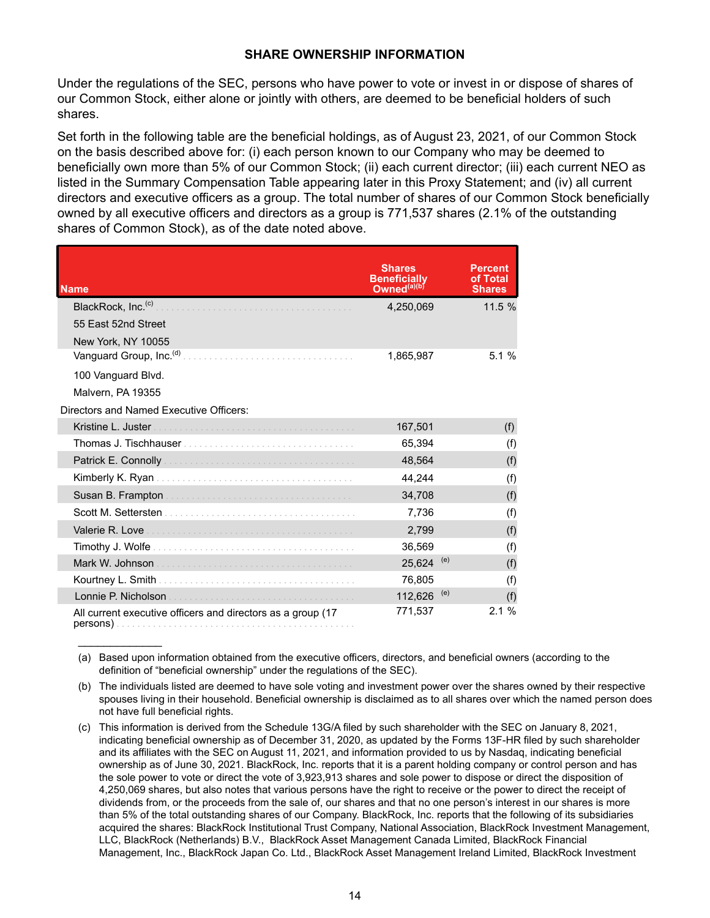## SHARE OWNERSHIP INFORMATION

Under the regulations of the SEC, persons who have power to vote or invest in or dispose of shares of our Common Stock, either alone or jointly with others, are deemed to be beneficial holders of such shares.

Set forth in the following table are the beneficial holdings, as of August 23, 2021, of our Common Stock on the basis described above for: (i) each person known to our Company who may be deemed to beneficially own more than 5% of our Common Stock; (ii) each current director; (iii) each current NEO as listed in the Summary Compensation Table appearing later in this Proxy Statement; and (iv) all current directors and executive officers as a group. The total number of shares of our Common Stock beneficially owned by all executive officers and directors as a group is 771,537 shares (2.1% of the outstanding shares of Common Stock), as of the date noted above.

| Name | Shares Beneficially Owned[(a)(b)] | Percent of Total Shares |
|---|---|---|
| BlackRock, Inc.[(c)]<br>55 East 52nd Street<br>New York, NY 10055 | 4,250,069 | 11.5 % |
| Vanguard Group, Inc.[(d)]<br>100 Vanguard Blvd.<br>Malvern, PA 19355 | 1,865,987 | 5.1 % |
| Directors and Named Executive Officers: | | |
| Kristine L. Juster | 167,501 | (f) |
| Thomas J. Tischhauser | 65,394 | (f) |
| Patrick E. Connolly | 48,564 | (f) |
| Kimberly K. Ryan | 44,244 | (f) |
| Susan B. Frampton | 34,708 | (f) |
| Scott M. Settersten | 7,736 | (f) |
| Valerie R. Love | 2,799 | (f) |
| Timothy J. Wolfe | 36,569 | (f) |
| Mark W. Johnson | 25,624 [(e)] | (f) |
| Kourtney L. Smith | 76,805 | (f) |
| Lonnie P. Nicholson | 112,626 [(e)] | (f) |
| All current executive officers and directors as a group (17 persons) | 771,537 | 2.1 % |

______________

(a) Based upon information obtained from the executive officers, directors, and beneficial owners (according to the definition of "beneficial ownership" under the regulations of the SEC).

(b) The individuals listed are deemed to have sole voting and investment power over the shares owned by their respective spouses living in their household. Beneficial ownership is disclaimed as to all shares over which the named person does not have full beneficial rights.

(c) This information is derived from the Schedule 13G/A filed by such shareholder with the SEC on January 8, 2021, indicating beneficial ownership as of December 31, 2020, as updated by the Forms 13F-HR filed by such shareholder and its affiliates with the SEC on August 11, 2021, and information provided to us by Nasdaq, indicating beneficial ownership as of June 30, 2021. BlackRock, Inc. reports that it is a parent holding company or control person and has the sole power to vote or direct the vote of 3,923,913 shares and sole power to dispose or direct the disposition of 4,250,069 shares, but also notes that various persons have the right to receive or the power to direct the receipt of dividends from, or the proceeds from the sale of, our shares and that no one person's interest in our shares is more than 5% of the total outstanding shares of our Company. BlackRock, Inc. reports that the following of its subsidiaries acquired the shares: BlackRock Institutional Trust Company, National Association, BlackRock Investment Management, LLC, BlackRock (Netherlands) B.V., BlackRock Asset Management Canada Limited, BlackRock Financial Management, Inc., BlackRock Japan Co. Ltd., BlackRock Asset Management Ireland Limited, BlackRock Investment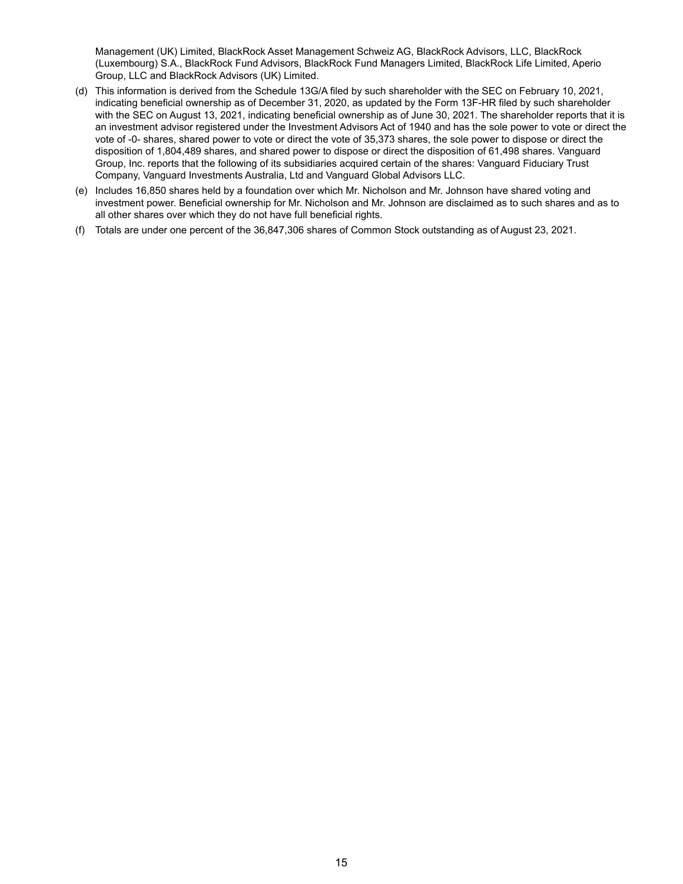Management (UK) Limited, BlackRock Asset Management Schweiz AG, BlackRock Advisors, LLC, BlackRock (Luxembourg) S.A., BlackRock Fund Advisors, BlackRock Fund Managers Limited, BlackRock Life Limited, Aperio Group, LLC and BlackRock Advisors (UK) Limited.

(d) This information is derived from the Schedule 13G/A filed by such shareholder with the SEC on February 10, 2021, indicating beneficial ownership as of December 31, 2020, as updated by the Form 13F-HR filed by such shareholder with the SEC on August 13, 2021, indicating beneficial ownership as of June 30, 2021. The shareholder reports that it is an investment advisor registered under the Investment Advisors Act of 1940 and has the sole power to vote or direct the vote of -0- shares, shared power to vote or direct the vote of 35,373 shares, the sole power to dispose or direct the disposition of 1,804,489 shares, and shared power to dispose or direct the disposition of 61,498 shares. Vanguard Group, Inc. reports that the following of its subsidiaries acquired certain of the shares: Vanguard Fiduciary Trust Company, Vanguard Investments Australia, Ltd and Vanguard Global Advisors LLC.

(e) Includes 16,850 shares held by a foundation over which Mr. Nicholson and Mr. Johnson have shared voting and investment power. Beneficial ownership for Mr. Nicholson and Mr. Johnson are disclaimed as to such shares and as to all other shares over which they do not have full beneficial rights.

(f) Totals are under one percent of the 36,847,306 shares of Common Stock outstanding as of August 23, 2021.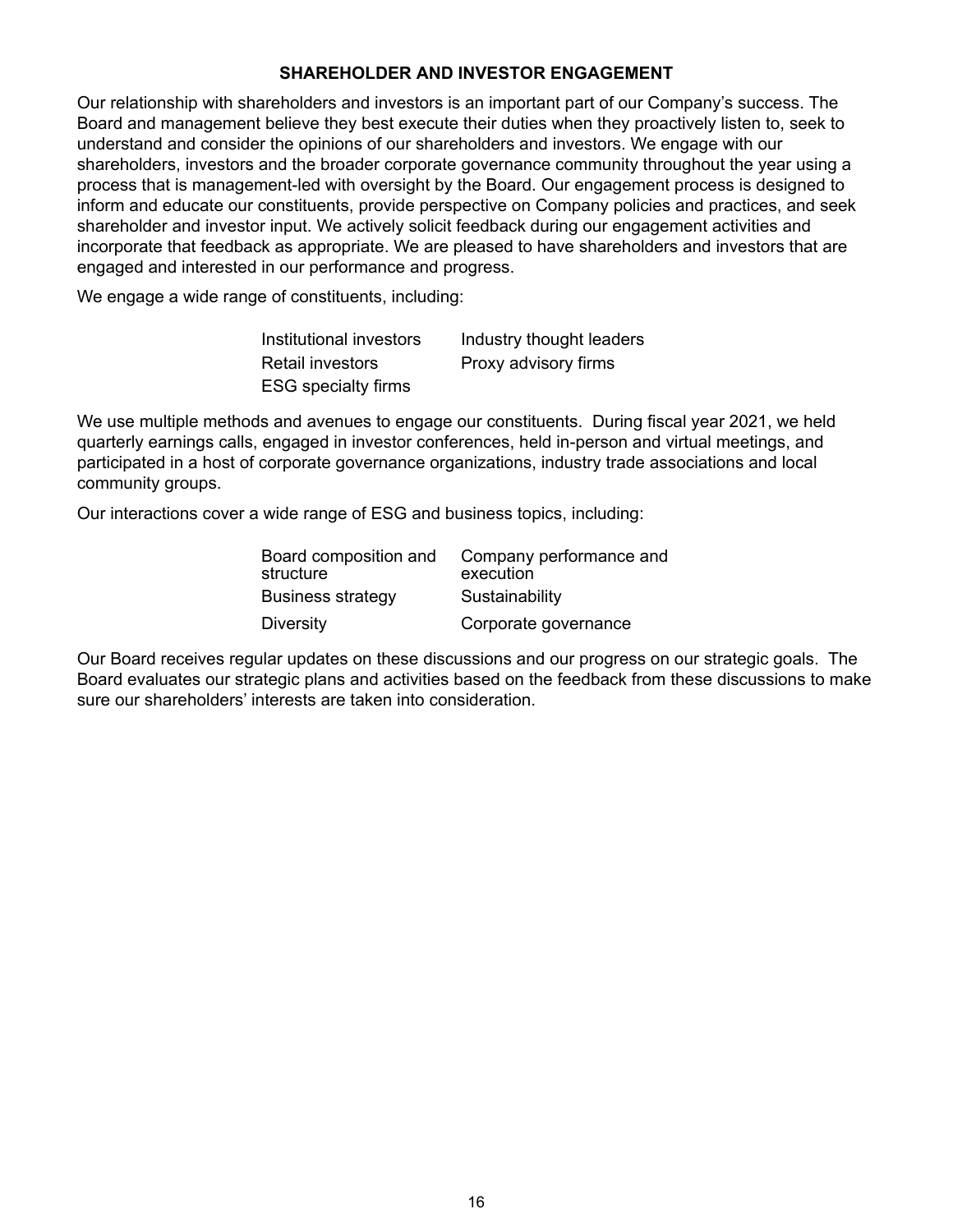## SHAREHOLDER AND INVESTOR ENGAGEMENT

Our relationship with shareholders and investors is an important part of our Company's success. The Board and management believe they best execute their duties when they proactively listen to, seek to understand and consider the opinions of our shareholders and investors. We engage with our shareholders, investors and the broader corporate governance community throughout the year using a process that is management-led with oversight by the Board. Our engagement process is designed to inform and educate our constituents, provide perspective on Company policies and practices, and seek shareholder and investor input. We actively solicit feedback during our engagement activities and incorporate that feedback as appropriate. We are pleased to have shareholders and investors that are engaged and interested in our performance and progress.

We engage a wide range of constituents, including:

| | |
|---|---|
| Institutional investors | Industry thought leaders |
| Retail investors | Proxy advisory firms |
| ESG specialty firms | |

We use multiple methods and avenues to engage our constituents. During fiscal year 2021, we held quarterly earnings calls, engaged in investor conferences, held in-person and virtual meetings, and participated in a host of corporate governance organizations, industry trade associations and local community groups.

Our interactions cover a wide range of ESG and business topics, including:

| | |
|---|---|
| Board composition and structure | Company performance and execution |
| Business strategy | Sustainability |
| Diversity | Corporate governance |

Our Board receives regular updates on these discussions and our progress on our strategic goals. The Board evaluates our strategic plans and activities based on the feedback from these discussions to make sure our shareholders' interests are taken into consideration.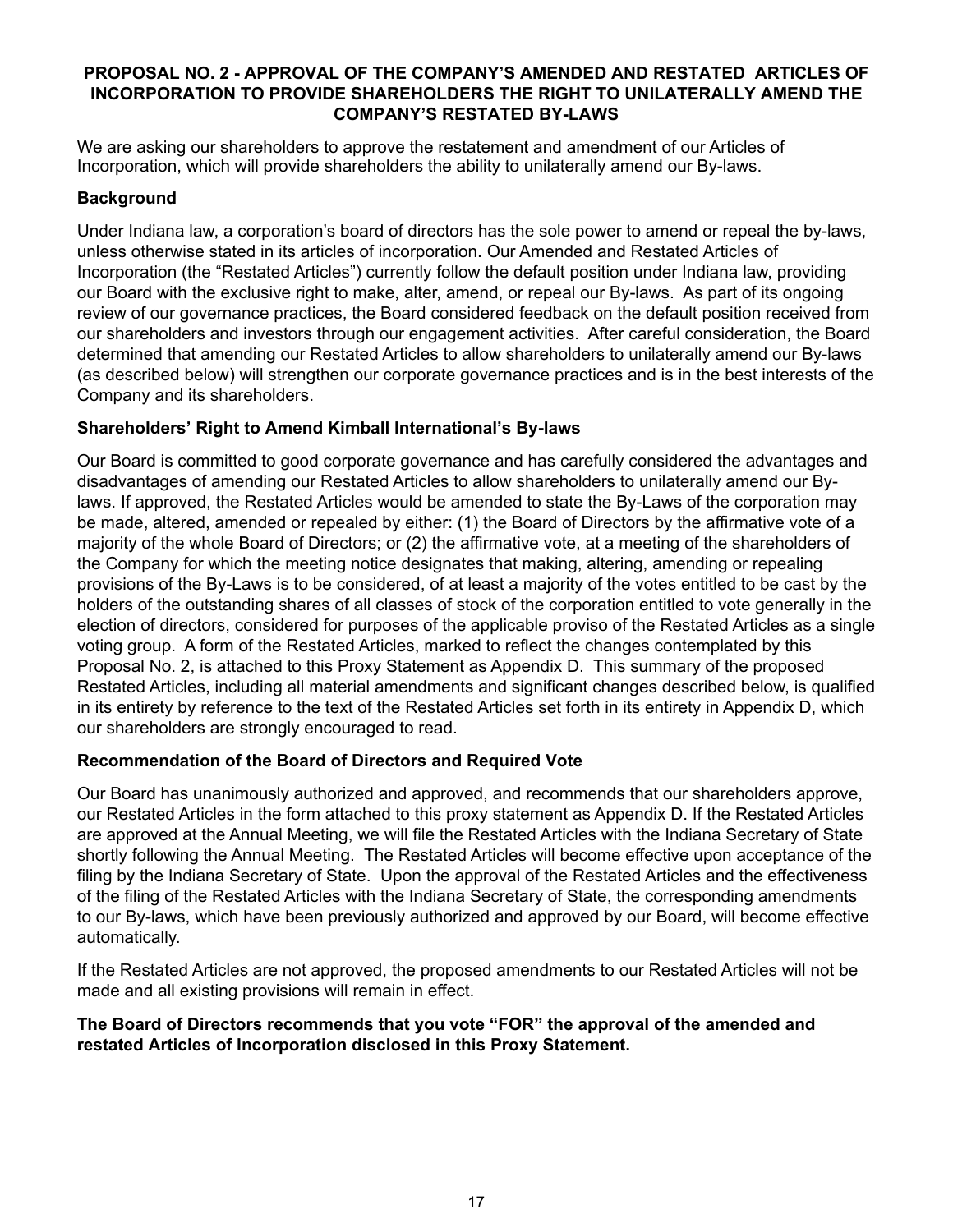## PROPOSAL NO. 2 - APPROVAL OF THE COMPANY'S AMENDED AND RESTATED ARTICLES OF INCORPORATION TO PROVIDE SHAREHOLDERS THE RIGHT TO UNILATERALLY AMEND THE COMPANY'S RESTATED BY-LAWS

We are asking our shareholders to approve the restatement and amendment of our Articles of Incorporation, which will provide shareholders the ability to unilaterally amend our By-laws.

### Background

Under Indiana law, a corporation's board of directors has the sole power to amend or repeal the by-laws, unless otherwise stated in its articles of incorporation. Our Amended and Restated Articles of Incorporation (the "Restated Articles") currently follow the default position under Indiana law, providing our Board with the exclusive right to make, alter, amend, or repeal our By-laws. As part of its ongoing review of our governance practices, the Board considered feedback on the default position received from our shareholders and investors through our engagement activities. After careful consideration, the Board determined that amending our Restated Articles to allow shareholders to unilaterally amend our By-laws (as described below) will strengthen our corporate governance practices and is in the best interests of the Company and its shareholders.

### Shareholders' Right to Amend Kimball International's By-laws

Our Board is committed to good corporate governance and has carefully considered the advantages and disadvantages of amending our Restated Articles to allow shareholders to unilaterally amend our By-laws. If approved, the Restated Articles would be amended to state the By-Laws of the corporation may be made, altered, amended or repealed by either: (1) the Board of Directors by the affirmative vote of a majority of the whole Board of Directors; or (2) the affirmative vote, at a meeting of the shareholders of the Company for which the meeting notice designates that making, altering, amending or repealing provisions of the By-Laws is to be considered, of at least a majority of the votes entitled to be cast by the holders of the outstanding shares of all classes of stock of the corporation entitled to vote generally in the election of directors, considered for purposes of the applicable proviso of the Restated Articles as a single voting group. A form of the Restated Articles, marked to reflect the changes contemplated by this Proposal No. 2, is attached to this Proxy Statement as Appendix D. This summary of the proposed Restated Articles, including all material amendments and significant changes described below, is qualified in its entirety by reference to the text of the Restated Articles set forth in its entirety in Appendix D, which our shareholders are strongly encouraged to read.

### Recommendation of the Board of Directors and Required Vote

Our Board has unanimously authorized and approved, and recommends that our shareholders approve, our Restated Articles in the form attached to this proxy statement as Appendix D. If the Restated Articles are approved at the Annual Meeting, we will file the Restated Articles with the Indiana Secretary of State shortly following the Annual Meeting. The Restated Articles will become effective upon acceptance of the filing by the Indiana Secretary of State. Upon the approval of the Restated Articles and the effectiveness of the filing of the Restated Articles with the Indiana Secretary of State, the corresponding amendments to our By-laws, which have been previously authorized and approved by our Board, will become effective automatically.

If the Restated Articles are not approved, the proposed amendments to our Restated Articles will not be made and all existing provisions will remain in effect.

**The Board of Directors recommends that you vote "FOR" the approval of the amended and restated Articles of Incorporation disclosed in this Proxy Statement.**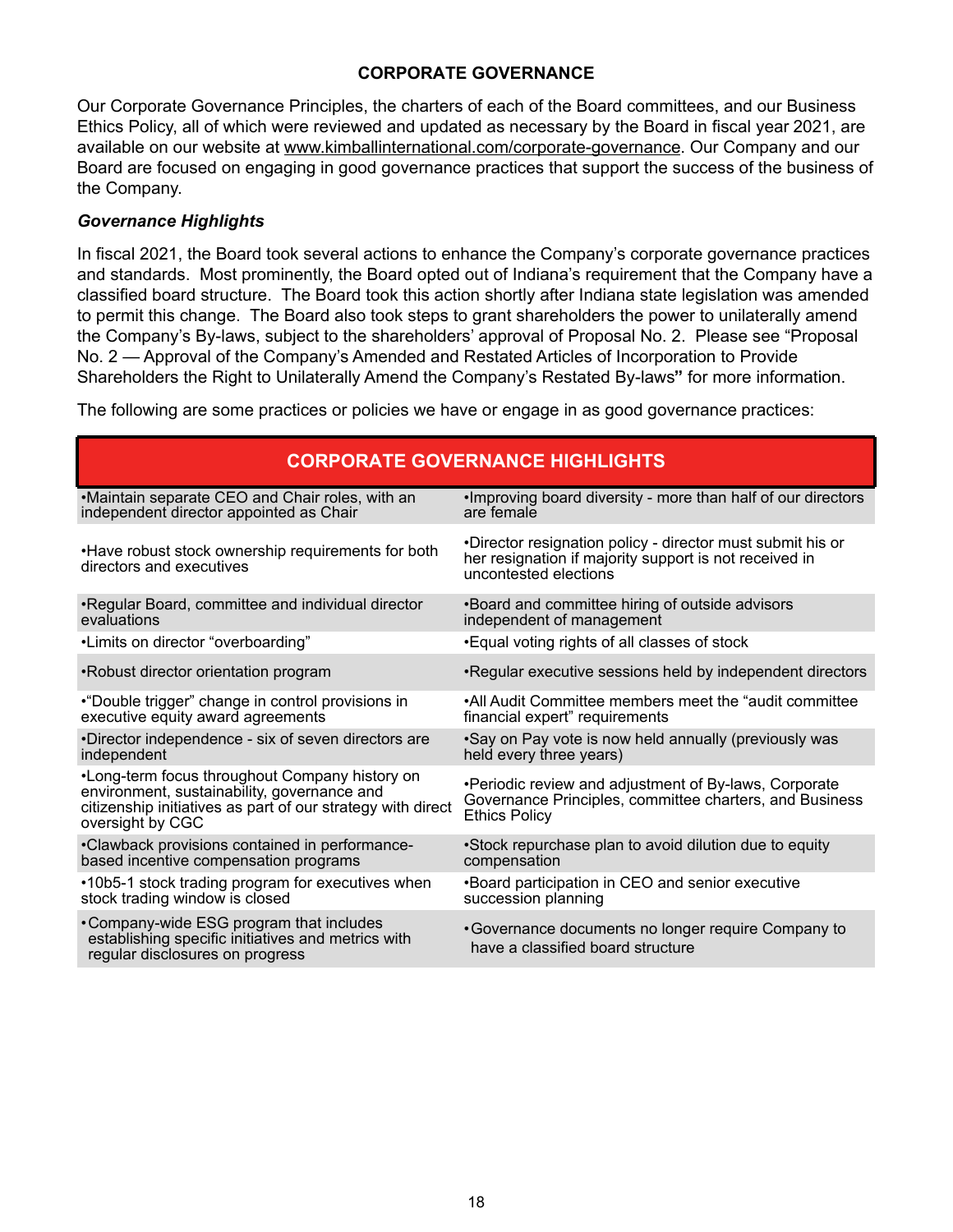## CORPORATE GOVERNANCE

Our Corporate Governance Principles, the charters of each of the Board committees, and our Business Ethics Policy, all of which were reviewed and updated as necessary by the Board in fiscal year 2021, are available on our website at www.kimballinternational.com/corporate-governance. Our Company and our Board are focused on engaging in good governance practices that support the success of the business of the Company.

### *Governance Highlights*

In fiscal 2021, the Board took several actions to enhance the Company's corporate governance practices and standards. Most prominently, the Board opted out of Indiana's requirement that the Company have a classified board structure. The Board took this action shortly after Indiana state legislation was amended to permit this change. The Board also took steps to grant shareholders the power to unilaterally amend the Company's By-laws, subject to the shareholders' approval of Proposal No. 2. Please see "Proposal No. 2 — Approval of the Company's Amended and Restated Articles of Incorporation to Provide Shareholders the Right to Unilaterally Amend the Company's Restated By-laws" for more information.

The following are some practices or policies we have or engage in as good governance practices:

| CORPORATE GOVERNANCE HIGHLIGHTS | |
|---|---|
| •Maintain separate CEO and Chair roles, with an independent director appointed as Chair | •Improving board diversity - more than half of our directors are female |
| •Have robust stock ownership requirements for both directors and executives | •Director resignation policy - director must submit his or her resignation if majority support is not received in uncontested elections |
| •Regular Board, committee and individual director evaluations | •Board and committee hiring of outside advisors independent of management |
| •Limits on director "overboarding" | •Equal voting rights of all classes of stock |
| •Robust director orientation program | •Regular executive sessions held by independent directors |
| •"Double trigger" change in control provisions in executive equity award agreements | •All Audit Committee members meet the "audit committee financial expert" requirements |
| •Director independence - six of seven directors are independent | •Say on Pay vote is now held annually (previously was held every three years) |
| •Long-term focus throughout Company history on environment, sustainability, governance and citizenship initiatives as part of our strategy with direct oversight by CGC | •Periodic review and adjustment of By-laws, Corporate Governance Principles, committee charters, and Business Ethics Policy |
| •Clawback provisions contained in performance-based incentive compensation programs | •Stock repurchase plan to avoid dilution due to equity compensation |
| •10b5-1 stock trading program for executives when stock trading window is closed | •Board participation in CEO and senior executive succession planning |
| •Company-wide ESG program that includes establishing specific initiatives and metrics with regular disclosures on progress | •Governance documents no longer require Company to have a classified board structure |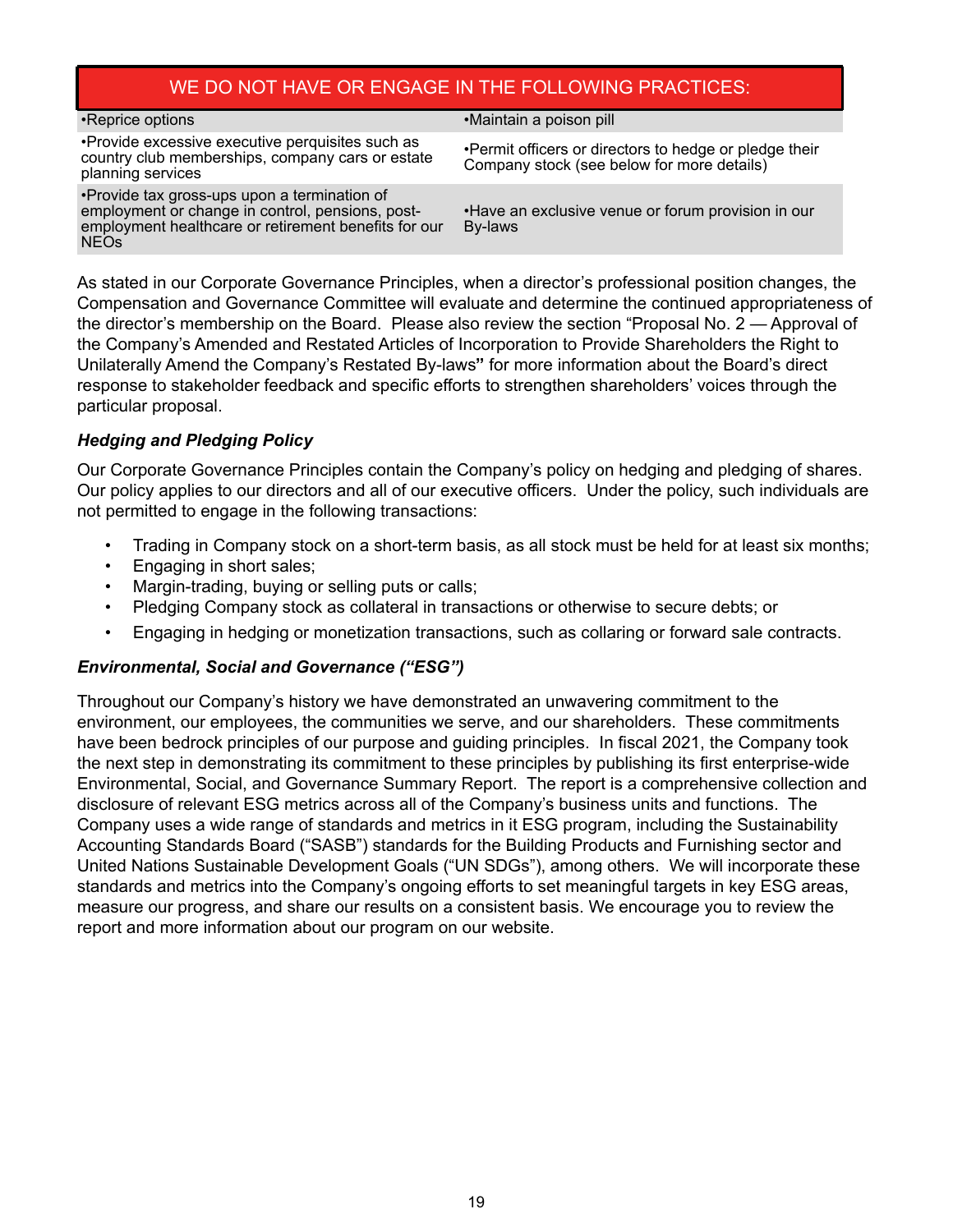| WE DO NOT HAVE OR ENGAGE IN THE FOLLOWING PRACTICES: | |
|---|---|
| •Reprice options | •Maintain a poison pill |
| •Provide excessive executive perquisites such as country club memberships, company cars or estate planning services | •Permit officers or directors to hedge or pledge their Company stock (see below for more details) |
| •Provide tax gross-ups upon a termination of employment or change in control, pensions, post-employment healthcare or retirement benefits for our NEOs | •Have an exclusive venue or forum provision in our By-laws |

As stated in our Corporate Governance Principles, when a director's professional position changes, the Compensation and Governance Committee will evaluate and determine the continued appropriateness of the director's membership on the Board. Please also review the section "Proposal No. 2 — Approval of the Company's Amended and Restated Articles of Incorporation to Provide Shareholders the Right to Unilaterally Amend the Company's Restated By-laws**"** for more information about the Board's direct response to stakeholder feedback and specific efforts to strengthen shareholders' voices through the particular proposal.

***Hedging and Pledging Policy***

Our Corporate Governance Principles contain the Company's policy on hedging and pledging of shares. Our policy applies to our directors and all of our executive officers. Under the policy, such individuals are not permitted to engage in the following transactions:

- Trading in Company stock on a short-term basis, as all stock must be held for at least six months;
- Engaging in short sales;
- Margin-trading, buying or selling puts or calls;
- Pledging Company stock as collateral in transactions or otherwise to secure debts; or
- Engaging in hedging or monetization transactions, such as collaring or forward sale contracts.

***Environmental, Social and Governance ("ESG")***

Throughout our Company's history we have demonstrated an unwavering commitment to the environment, our employees, the communities we serve, and our shareholders. These commitments have been bedrock principles of our purpose and guiding principles. In fiscal 2021, the Company took the next step in demonstrating its commitment to these principles by publishing its first enterprise-wide Environmental, Social, and Governance Summary Report. The report is a comprehensive collection and disclosure of relevant ESG metrics across all of the Company's business units and functions. The Company uses a wide range of standards and metrics in it ESG program, including the Sustainability Accounting Standards Board ("SASB") standards for the Building Products and Furnishing sector and United Nations Sustainable Development Goals ("UN SDGs"), among others. We will incorporate these standards and metrics into the Company's ongoing efforts to set meaningful targets in key ESG areas, measure our progress, and share our results on a consistent basis. We encourage you to review the report and more information about our program on our website.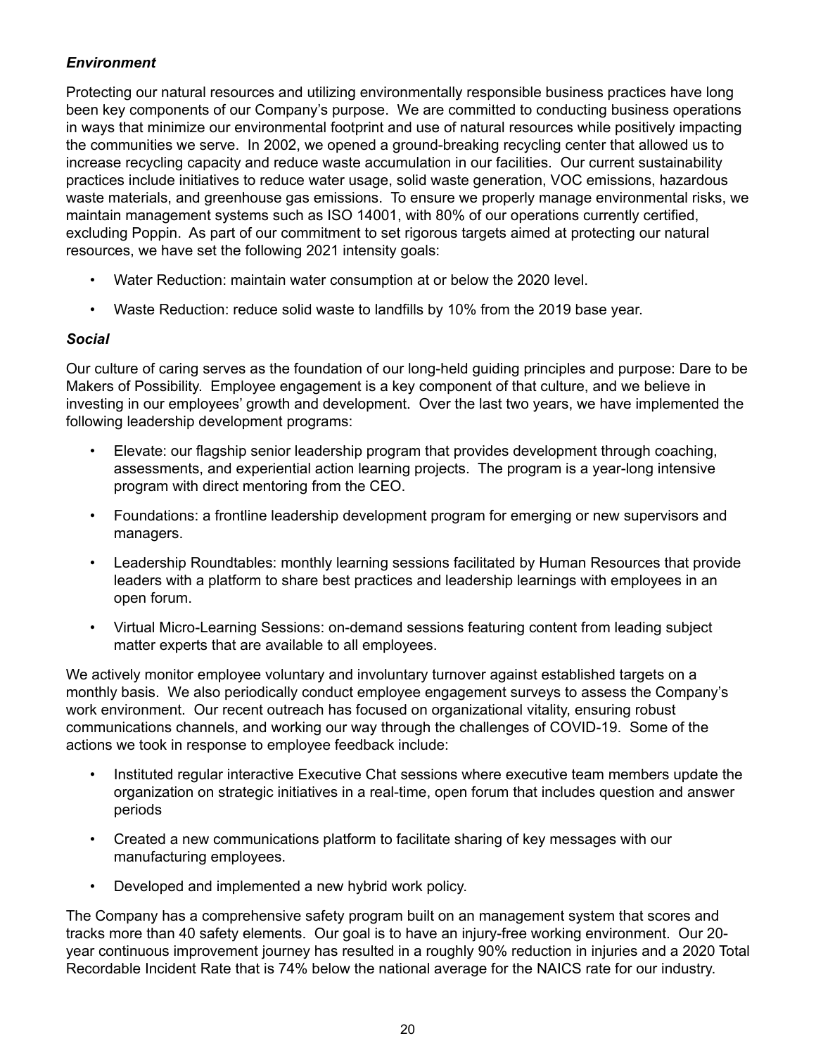### *Environment*

Protecting our natural resources and utilizing environmentally responsible business practices have long been key components of our Company's purpose. We are committed to conducting business operations in ways that minimize our environmental footprint and use of natural resources while positively impacting the communities we serve. In 2002, we opened a ground-breaking recycling center that allowed us to increase recycling capacity and reduce waste accumulation in our facilities. Our current sustainability practices include initiatives to reduce water usage, solid waste generation, VOC emissions, hazardous waste materials, and greenhouse gas emissions. To ensure we properly manage environmental risks, we maintain management systems such as ISO 14001, with 80% of our operations currently certified, excluding Poppin. As part of our commitment to set rigorous targets aimed at protecting our natural resources, we have set the following 2021 intensity goals:

- Water Reduction: maintain water consumption at or below the 2020 level.
- Waste Reduction: reduce solid waste to landfills by 10% from the 2019 base year.

### *Social*

Our culture of caring serves as the foundation of our long-held guiding principles and purpose: Dare to be Makers of Possibility. Employee engagement is a key component of that culture, and we believe in investing in our employees' growth and development. Over the last two years, we have implemented the following leadership development programs:

- Elevate: our flagship senior leadership program that provides development through coaching, assessments, and experiential action learning projects. The program is a year-long intensive program with direct mentoring from the CEO.
- Foundations: a frontline leadership development program for emerging or new supervisors and managers.
- Leadership Roundtables: monthly learning sessions facilitated by Human Resources that provide leaders with a platform to share best practices and leadership learnings with employees in an open forum.
- Virtual Micro-Learning Sessions: on-demand sessions featuring content from leading subject matter experts that are available to all employees.

We actively monitor employee voluntary and involuntary turnover against established targets on a monthly basis. We also periodically conduct employee engagement surveys to assess the Company's work environment. Our recent outreach has focused on organizational vitality, ensuring robust communications channels, and working our way through the challenges of COVID-19. Some of the actions we took in response to employee feedback include:

- Instituted regular interactive Executive Chat sessions where executive team members update the organization on strategic initiatives in a real-time, open forum that includes question and answer periods
- Created a new communications platform to facilitate sharing of key messages with our manufacturing employees.
- Developed and implemented a new hybrid work policy.

The Company has a comprehensive safety program built on an management system that scores and tracks more than 40 safety elements. Our goal is to have an injury-free working environment. Our 20-year continuous improvement journey has resulted in a roughly 90% reduction in injuries and a 2020 Total Recordable Incident Rate that is 74% below the national average for the NAICS rate for our industry.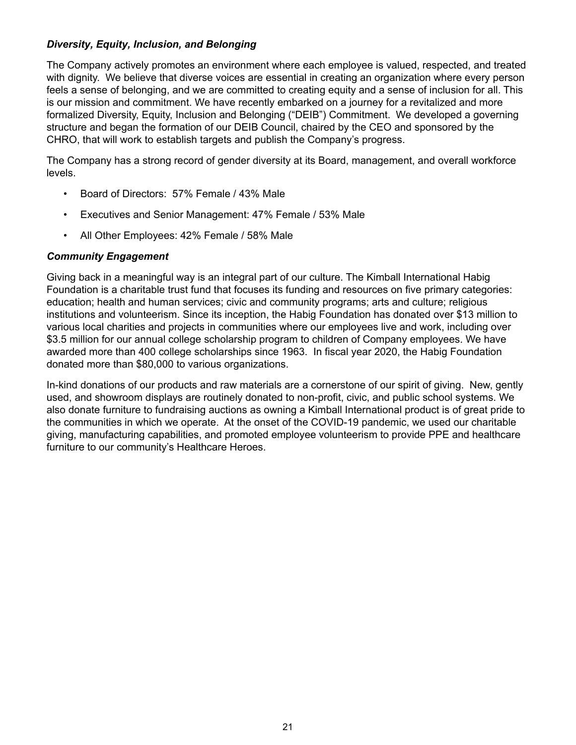### *Diversity, Equity, Inclusion, and Belonging*

The Company actively promotes an environment where each employee is valued, respected, and treated with dignity. We believe that diverse voices are essential in creating an organization where every person feels a sense of belonging, and we are committed to creating equity and a sense of inclusion for all. This is our mission and commitment. We have recently embarked on a journey for a revitalized and more formalized Diversity, Equity, Inclusion and Belonging ("DEIB") Commitment. We developed a governing structure and began the formation of our DEIB Council, chaired by the CEO and sponsored by the CHRO, that will work to establish targets and publish the Company's progress.

The Company has a strong record of gender diversity at its Board, management, and overall workforce levels.

- Board of Directors: 57% Female / 43% Male
- Executives and Senior Management: 47% Female / 53% Male
- All Other Employees: 42% Female / 58% Male

### *Community Engagement*

Giving back in a meaningful way is an integral part of our culture. The Kimball International Habig Foundation is a charitable trust fund that focuses its funding and resources on five primary categories: education; health and human services; civic and community programs; arts and culture; religious institutions and volunteerism. Since its inception, the Habig Foundation has donated over $13 million to various local charities and projects in communities where our employees live and work, including over $3.5 million for our annual college scholarship program to children of Company employees. We have awarded more than 400 college scholarships since 1963. In fiscal year 2020, the Habig Foundation donated more than $80,000 to various organizations.

In-kind donations of our products and raw materials are a cornerstone of our spirit of giving. New, gently used, and showroom displays are routinely donated to non-profit, civic, and public school systems. We also donate furniture to fundraising auctions as owning a Kimball International product is of great pride to the communities in which we operate. At the onset of the COVID-19 pandemic, we used our charitable giving, manufacturing capabilities, and promoted employee volunteerism to provide PPE and healthcare furniture to our community's Healthcare Heroes.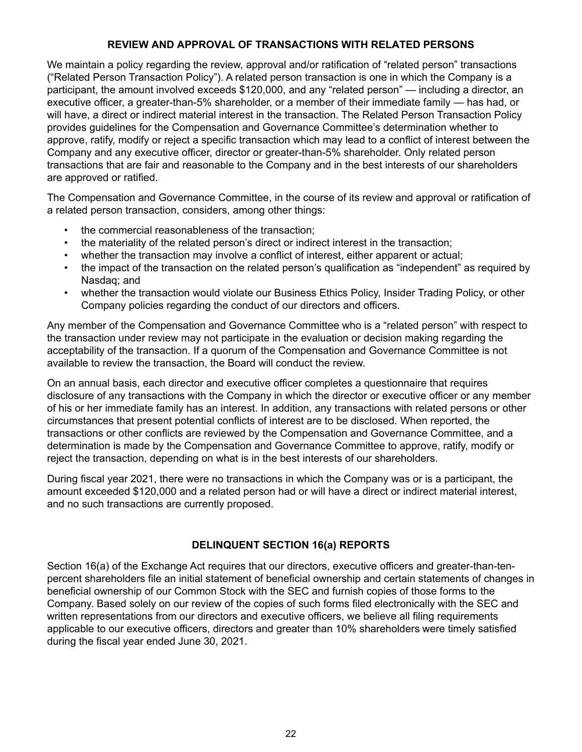## REVIEW AND APPROVAL OF TRANSACTIONS WITH RELATED PERSONS

We maintain a policy regarding the review, approval and/or ratification of "related person" transactions ("Related Person Transaction Policy"). A related person transaction is one in which the Company is a participant, the amount involved exceeds $120,000, and any "related person" — including a director, an executive officer, a greater-than-5% shareholder, or a member of their immediate family — has had, or will have, a direct or indirect material interest in the transaction. The Related Person Transaction Policy provides guidelines for the Compensation and Governance Committee's determination whether to approve, ratify, modify or reject a specific transaction which may lead to a conflict of interest between the Company and any executive officer, director or greater-than-5% shareholder. Only related person transactions that are fair and reasonable to the Company and in the best interests of our shareholders are approved or ratified.

The Compensation and Governance Committee, in the course of its review and approval or ratification of a related person transaction, considers, among other things:

- the commercial reasonableness of the transaction;
- the materiality of the related person's direct or indirect interest in the transaction;
- whether the transaction may involve a conflict of interest, either apparent or actual;
- the impact of the transaction on the related person's qualification as "independent" as required by Nasdaq; and
- whether the transaction would violate our Business Ethics Policy, Insider Trading Policy, or other Company policies regarding the conduct of our directors and officers.

Any member of the Compensation and Governance Committee who is a "related person" with respect to the transaction under review may not participate in the evaluation or decision making regarding the acceptability of the transaction. If a quorum of the Compensation and Governance Committee is not available to review the transaction, the Board will conduct the review.

On an annual basis, each director and executive officer completes a questionnaire that requires disclosure of any transactions with the Company in which the director or executive officer or any member of his or her immediate family has an interest. In addition, any transactions with related persons or other circumstances that present potential conflicts of interest are to be disclosed. When reported, the transactions or other conflicts are reviewed by the Compensation and Governance Committee, and a determination is made by the Compensation and Governance Committee to approve, ratify, modify or reject the transaction, depending on what is in the best interests of our shareholders.

During fiscal year 2021, there were no transactions in which the Company was or is a participant, the amount exceeded $120,000 and a related person had or will have a direct or indirect material interest, and no such transactions are currently proposed.

## DELINQUENT SECTION 16(a) REPORTS

Section 16(a) of the Exchange Act requires that our directors, executive officers and greater-than-ten-percent shareholders file an initial statement of beneficial ownership and certain statements of changes in beneficial ownership of our Common Stock with the SEC and furnish copies of those forms to the Company. Based solely on our review of the copies of such forms filed electronically with the SEC and written representations from our directors and executive officers, we believe all filing requirements applicable to our executive officers, directors and greater than 10% shareholders were timely satisfied during the fiscal year ended June 30, 2021.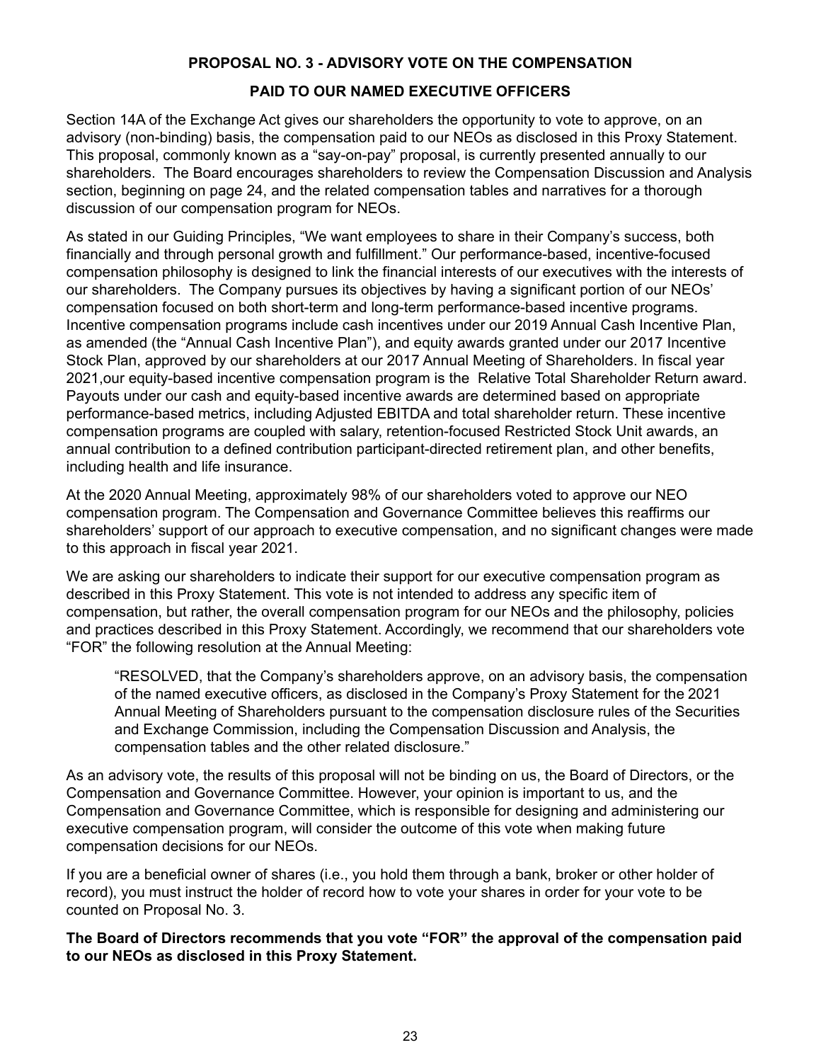## PROPOSAL NO. 3 - ADVISORY VOTE ON THE COMPENSATION PAID TO OUR NAMED EXECUTIVE OFFICERS

Section 14A of the Exchange Act gives our shareholders the opportunity to vote to approve, on an advisory (non-binding) basis, the compensation paid to our NEOs as disclosed in this Proxy Statement. This proposal, commonly known as a "say-on-pay" proposal, is currently presented annually to our shareholders. The Board encourages shareholders to review the Compensation Discussion and Analysis section, beginning on page 24, and the related compensation tables and narratives for a thorough discussion of our compensation program for NEOs.

As stated in our Guiding Principles, "We want employees to share in their Company's success, both financially and through personal growth and fulfillment." Our performance-based, incentive-focused compensation philosophy is designed to link the financial interests of our executives with the interests of our shareholders. The Company pursues its objectives by having a significant portion of our NEOs' compensation focused on both short-term and long-term performance-based incentive programs. Incentive compensation programs include cash incentives under our 2019 Annual Cash Incentive Plan, as amended (the "Annual Cash Incentive Plan"), and equity awards granted under our 2017 Incentive Stock Plan, approved by our shareholders at our 2017 Annual Meeting of Shareholders. In fiscal year 2021,our equity-based incentive compensation program is the Relative Total Shareholder Return award. Payouts under our cash and equity-based incentive awards are determined based on appropriate performance-based metrics, including Adjusted EBITDA and total shareholder return. These incentive compensation programs are coupled with salary, retention-focused Restricted Stock Unit awards, an annual contribution to a defined contribution participant-directed retirement plan, and other benefits, including health and life insurance.

At the 2020 Annual Meeting, approximately 98% of our shareholders voted to approve our NEO compensation program. The Compensation and Governance Committee believes this reaffirms our shareholders' support of our approach to executive compensation, and no significant changes were made to this approach in fiscal year 2021.

We are asking our shareholders to indicate their support for our executive compensation program as described in this Proxy Statement. This vote is not intended to address any specific item of compensation, but rather, the overall compensation program for our NEOs and the philosophy, policies and practices described in this Proxy Statement. Accordingly, we recommend that our shareholders vote "FOR" the following resolution at the Annual Meeting:

> "RESOLVED, that the Company's shareholders approve, on an advisory basis, the compensation of the named executive officers, as disclosed in the Company's Proxy Statement for the 2021 Annual Meeting of Shareholders pursuant to the compensation disclosure rules of the Securities and Exchange Commission, including the Compensation Discussion and Analysis, the compensation tables and the other related disclosure."

As an advisory vote, the results of this proposal will not be binding on us, the Board of Directors, or the Compensation and Governance Committee. However, your opinion is important to us, and the Compensation and Governance Committee, which is responsible for designing and administering our executive compensation program, will consider the outcome of this vote when making future compensation decisions for our NEOs.

If you are a beneficial owner of shares (i.e., you hold them through a bank, broker or other holder of record), you must instruct the holder of record how to vote your shares in order for your vote to be counted on Proposal No. 3.

**The Board of Directors recommends that you vote "FOR" the approval of the compensation paid to our NEOs as disclosed in this Proxy Statement.**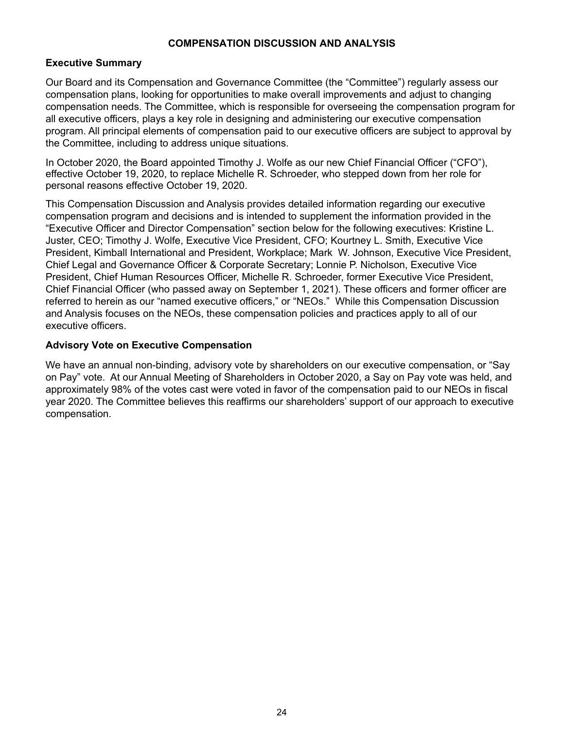# COMPENSATION DISCUSSION AND ANALYSIS

## Executive Summary

Our Board and its Compensation and Governance Committee (the "Committee") regularly assess our compensation plans, looking for opportunities to make overall improvements and adjust to changing compensation needs. The Committee, which is responsible for overseeing the compensation program for all executive officers, plays a key role in designing and administering our executive compensation program. All principal elements of compensation paid to our executive officers are subject to approval by the Committee, including to address unique situations.

In October 2020, the Board appointed Timothy J. Wolfe as our new Chief Financial Officer ("CFO"), effective October 19, 2020, to replace Michelle R. Schroeder, who stepped down from her role for personal reasons effective October 19, 2020.

This Compensation Discussion and Analysis provides detailed information regarding our executive compensation program and decisions and is intended to supplement the information provided in the "Executive Officer and Director Compensation" section below for the following executives: Kristine L. Juster, CEO; Timothy J. Wolfe, Executive Vice President, CFO; Kourtney L. Smith, Executive Vice President, Kimball International and President, Workplace; Mark W. Johnson, Executive Vice President, Chief Legal and Governance Officer & Corporate Secretary; Lonnie P. Nicholson, Executive Vice President, Chief Human Resources Officer, Michelle R. Schroeder, former Executive Vice President, Chief Financial Officer (who passed away on September 1, 2021). These officers and former officer are referred to herein as our "named executive officers," or "NEOs." While this Compensation Discussion and Analysis focuses on the NEOs, these compensation policies and practices apply to all of our executive officers.

## Advisory Vote on Executive Compensation

We have an annual non-binding, advisory vote by shareholders on our executive compensation, or "Say on Pay" vote. At our Annual Meeting of Shareholders in October 2020, a Say on Pay vote was held, and approximately 98% of the votes cast were voted in favor of the compensation paid to our NEOs in fiscal year 2020. The Committee believes this reaffirms our shareholders' support of our approach to executive compensation.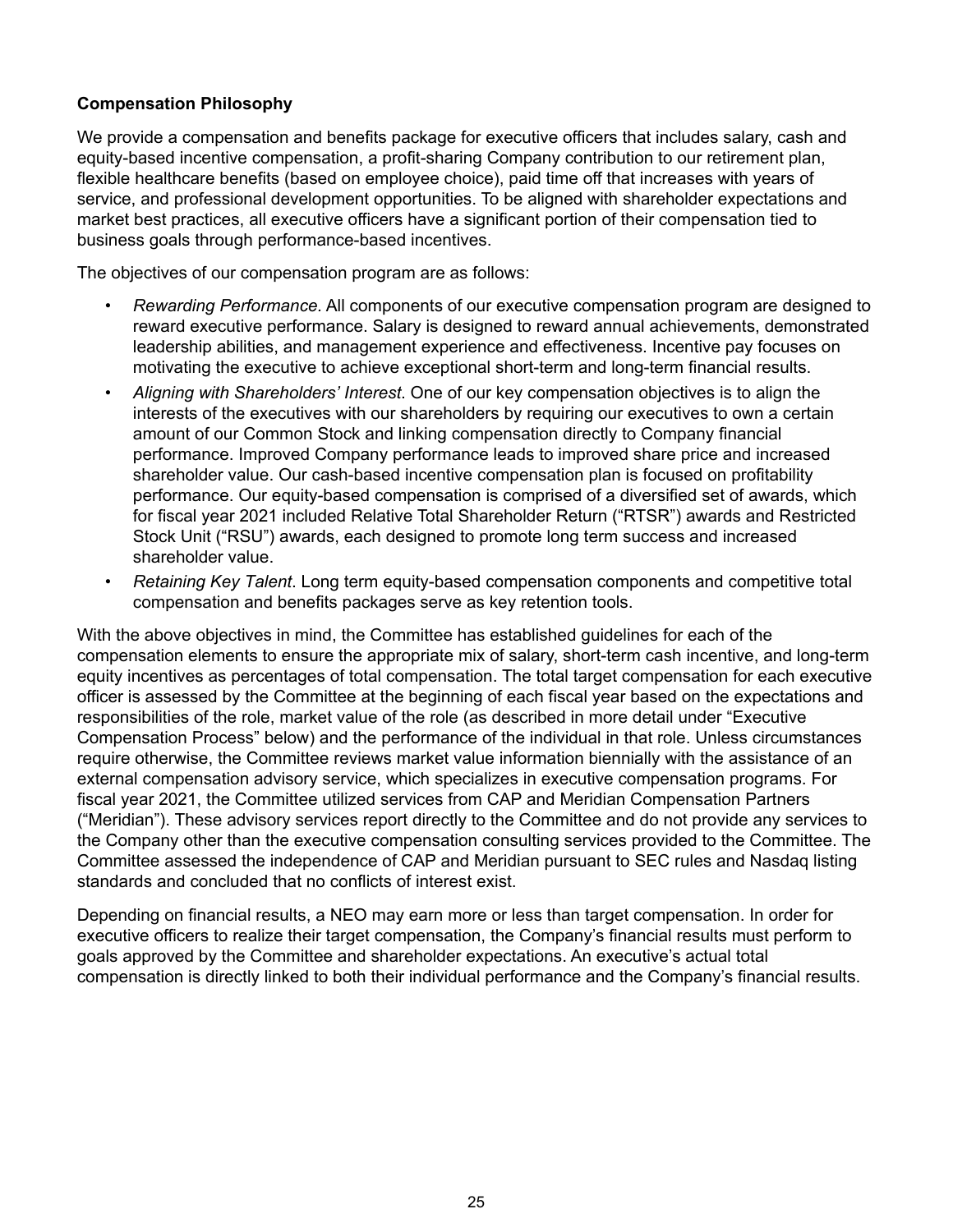### Compensation Philosophy

We provide a compensation and benefits package for executive officers that includes salary, cash and equity-based incentive compensation, a profit-sharing Company contribution to our retirement plan, flexible healthcare benefits (based on employee choice), paid time off that increases with years of service, and professional development opportunities. To be aligned with shareholder expectations and market best practices, all executive officers have a significant portion of their compensation tied to business goals through performance-based incentives.

The objectives of our compensation program are as follows:

- *Rewarding Performance.* All components of our executive compensation program are designed to reward executive performance. Salary is designed to reward annual achievements, demonstrated leadership abilities, and management experience and effectiveness. Incentive pay focuses on motivating the executive to achieve exceptional short-term and long-term financial results.
- *Aligning with Shareholders' Interest*. One of our key compensation objectives is to align the interests of the executives with our shareholders by requiring our executives to own a certain amount of our Common Stock and linking compensation directly to Company financial performance. Improved Company performance leads to improved share price and increased shareholder value. Our cash-based incentive compensation plan is focused on profitability performance. Our equity-based compensation is comprised of a diversified set of awards, which for fiscal year 2021 included Relative Total Shareholder Return ("RTSR") awards and Restricted Stock Unit ("RSU") awards, each designed to promote long term success and increased shareholder value.
- *Retaining Key Talent*. Long term equity-based compensation components and competitive total compensation and benefits packages serve as key retention tools.

With the above objectives in mind, the Committee has established guidelines for each of the compensation elements to ensure the appropriate mix of salary, short-term cash incentive, and long-term equity incentives as percentages of total compensation. The total target compensation for each executive officer is assessed by the Committee at the beginning of each fiscal year based on the expectations and responsibilities of the role, market value of the role (as described in more detail under "Executive Compensation Process" below) and the performance of the individual in that role. Unless circumstances require otherwise, the Committee reviews market value information biennially with the assistance of an external compensation advisory service, which specializes in executive compensation programs. For fiscal year 2021, the Committee utilized services from CAP and Meridian Compensation Partners ("Meridian"). These advisory services report directly to the Committee and do not provide any services to the Company other than the executive compensation consulting services provided to the Committee. The Committee assessed the independence of CAP and Meridian pursuant to SEC rules and Nasdaq listing standards and concluded that no conflicts of interest exist.

Depending on financial results, a NEO may earn more or less than target compensation. In order for executive officers to realize their target compensation, the Company's financial results must perform to goals approved by the Committee and shareholder expectations. An executive's actual total compensation is directly linked to both their individual performance and the Company's financial results.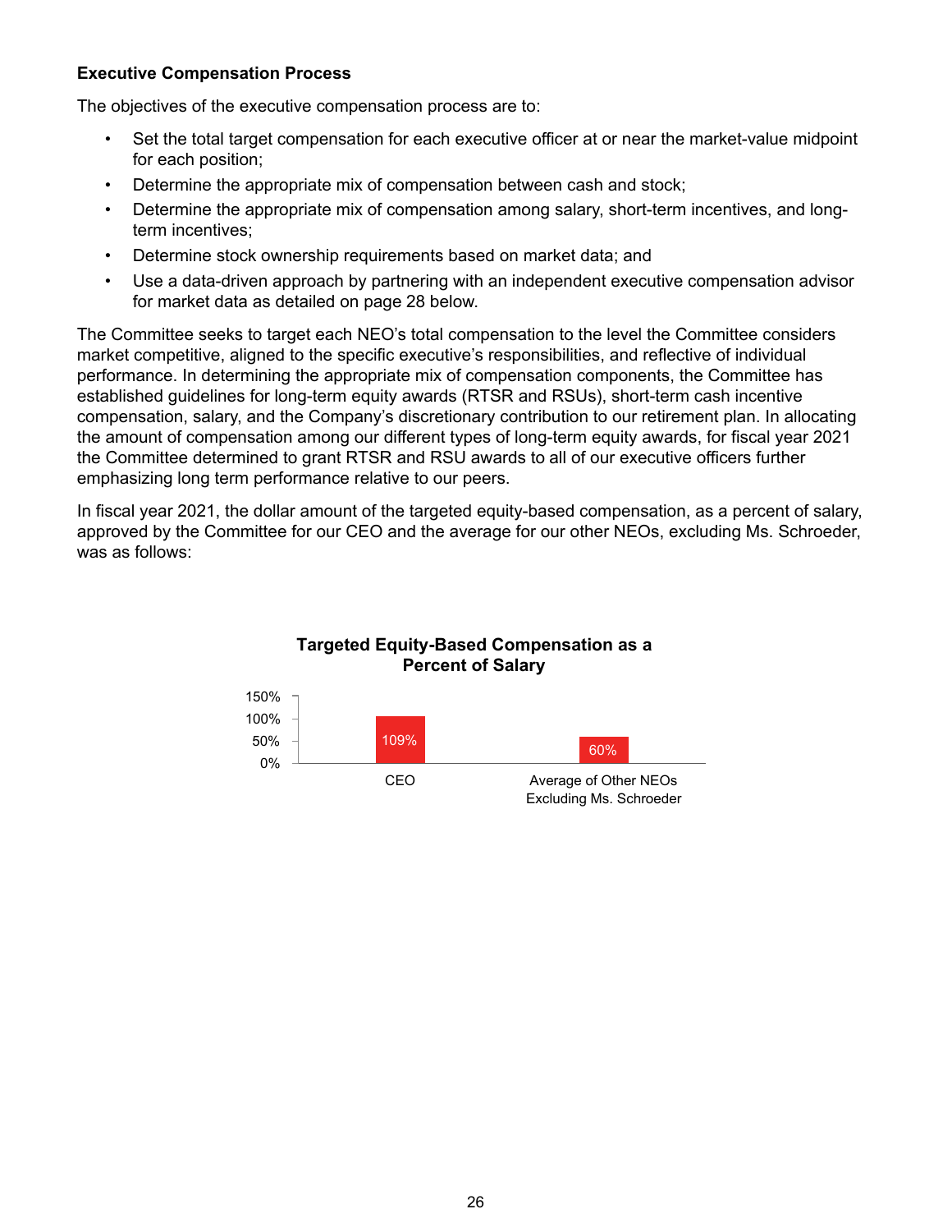**Executive Compensation Process**

The objectives of the executive compensation process are to:

- Set the total target compensation for each executive officer at or near the market-value midpoint for each position;
- Determine the appropriate mix of compensation between cash and stock;
- Determine the appropriate mix of compensation among salary, short-term incentives, and long-term incentives;
- Determine stock ownership requirements based on market data; and
- Use a data-driven approach by partnering with an independent executive compensation advisor for market data as detailed on page 28 below.

The Committee seeks to target each NEO's total compensation to the level the Committee considers market competitive, aligned to the specific executive's responsibilities, and reflective of individual performance. In determining the appropriate mix of compensation components, the Committee has established guidelines for long-term equity awards (RTSR and RSUs), short-term cash incentive compensation, salary, and the Company's discretionary contribution to our retirement plan. In allocating the amount of compensation among our different types of long-term equity awards, for fiscal year 2021 the Committee determined to grant RTSR and RSU awards to all of our executive officers further emphasizing long term performance relative to our peers.

In fiscal year 2021, the dollar amount of the targeted equity-based compensation, as a percent of salary, approved by the Committee for our CEO and the average for our other NEOs, excluding Ms. Schroeder, was as follows:

**Targeted Equity-Based Compensation as a Percent of Salary**

| | Targeted Equity-Based Compensation as a Percent of Salary |
|---|---|
| CEO | 109% |
| Average of Other NEOs Excluding Ms. Schroeder | 60% |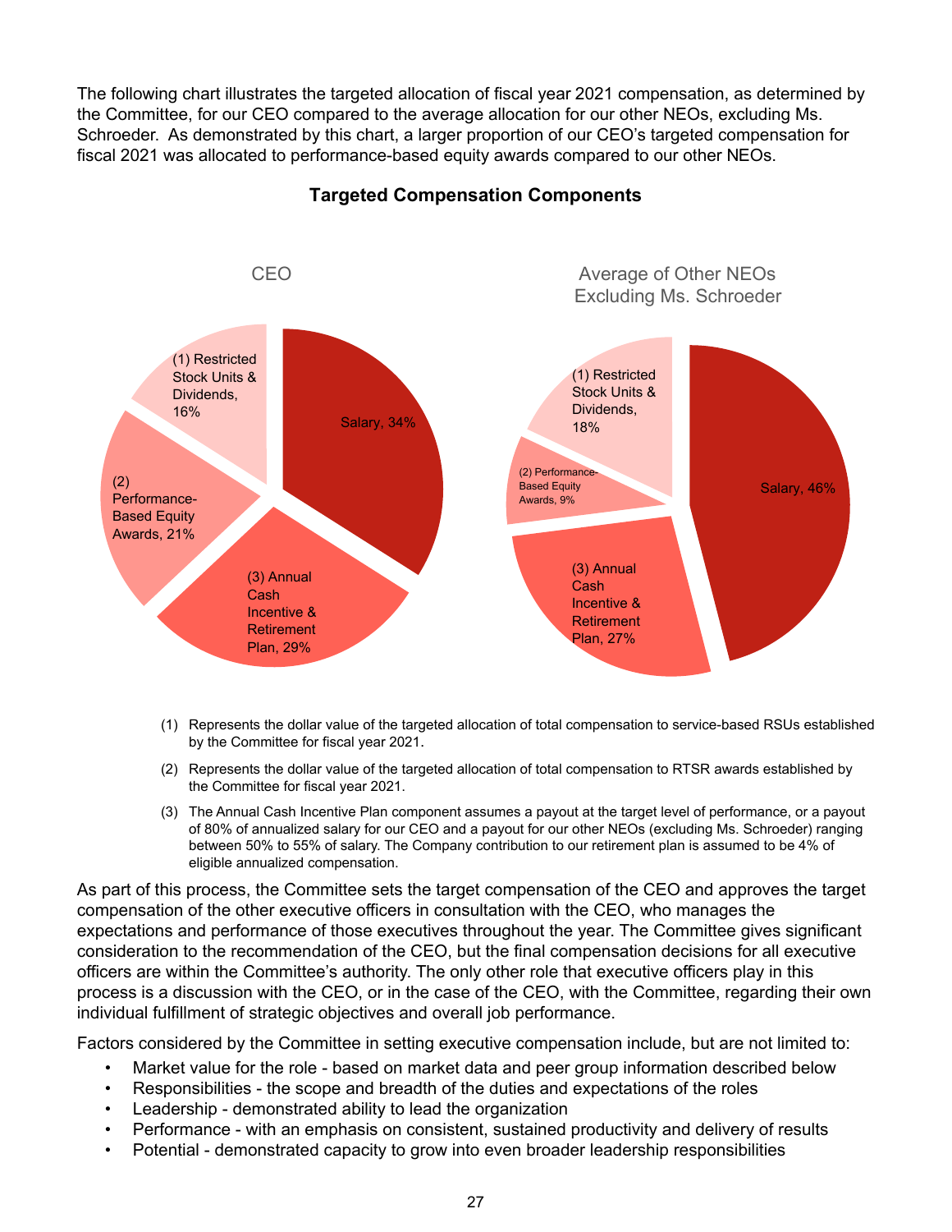The following chart illustrates the targeted allocation of fiscal year 2021 compensation, as determined by the Committee, for our CEO compared to the average allocation for our other NEOs, excluding Ms. Schroeder. As demonstrated by this chart, a larger proportion of our CEO's targeted compensation for fiscal 2021 was allocated to performance-based equity awards compared to our other NEOs.

**Targeted Compensation Components**

CEO

| Component | Allocation |
| --- | --- |
| Salary | 34% |
| (1) Restricted Stock Units & Dividends | 16% |
| (2) Performance-Based Equity Awards | 21% |
| (3) Annual Cash Incentive & Retirement Plan | 29% |

Average of Other NEOs Excluding Ms. Schroeder

| Component | Allocation |
| --- | --- |
| Salary | 46% |
| (1) Restricted Stock Units & Dividends | 18% |
| (2) Performance-Based Equity Awards | 9% |
| (3) Annual Cash Incentive & Retirement Plan | 27% |

(1) Represents the dollar value of the targeted allocation of total compensation to service-based RSUs established by the Committee for fiscal year 2021.

(2) Represents the dollar value of the targeted allocation of total compensation to RTSR awards established by the Committee for fiscal year 2021.

(3) The Annual Cash Incentive Plan component assumes a payout at the target level of performance, or a payout of 80% of annualized salary for our CEO and a payout for our other NEOs (excluding Ms. Schroeder) ranging between 50% to 55% of salary. The Company contribution to our retirement plan is assumed to be 4% of eligible annualized compensation.

As part of this process, the Committee sets the target compensation of the CEO and approves the target compensation of the other executive officers in consultation with the CEO, who manages the expectations and performance of those executives throughout the year. The Committee gives significant consideration to the recommendation of the CEO, but the final compensation decisions for all executive officers are within the Committee's authority. The only other role that executive officers play in this process is a discussion with the CEO, or in the case of the CEO, with the Committee, regarding their own individual fulfillment of strategic objectives and overall job performance.

Factors considered by the Committee in setting executive compensation include, but are not limited to:

- Market value for the role - based on market data and peer group information described below
- Responsibilities - the scope and breadth of the duties and expectations of the roles
- Leadership - demonstrated ability to lead the organization
- Performance - with an emphasis on consistent, sustained productivity and delivery of results
- Potential - demonstrated capacity to grow into even broader leadership responsibilities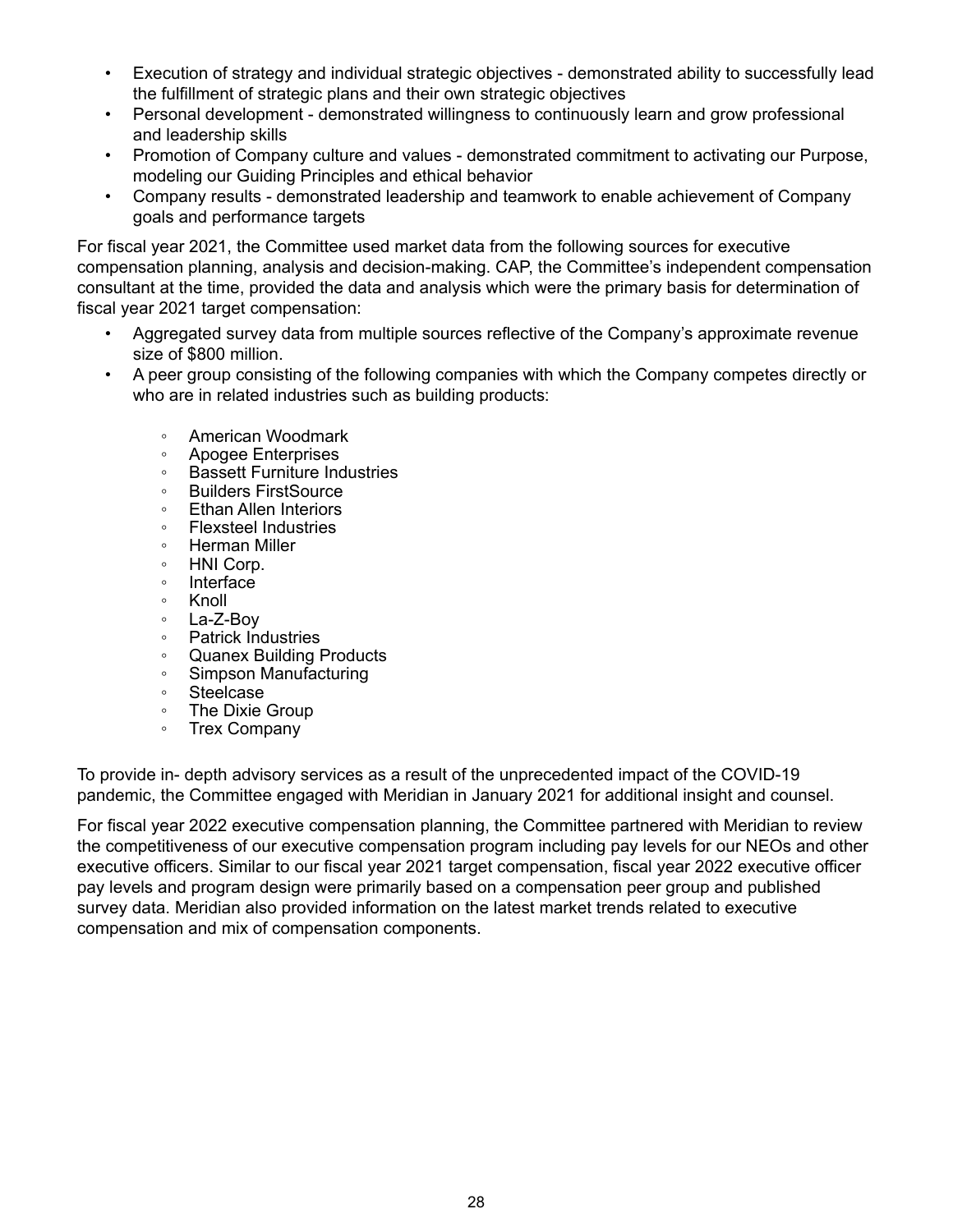- Execution of strategy and individual strategic objectives - demonstrated ability to successfully lead the fulfillment of strategic plans and their own strategic objectives
- Personal development - demonstrated willingness to continuously learn and grow professional and leadership skills
- Promotion of Company culture and values - demonstrated commitment to activating our Purpose, modeling our Guiding Principles and ethical behavior
- Company results - demonstrated leadership and teamwork to enable achievement of Company goals and performance targets

For fiscal year 2021, the Committee used market data from the following sources for executive compensation planning, analysis and decision-making. CAP, the Committee's independent compensation consultant at the time, provided the data and analysis which were the primary basis for determination of fiscal year 2021 target compensation:

- Aggregated survey data from multiple sources reflective of the Company's approximate revenue size of $800 million.
- A peer group consisting of the following companies with which the Company competes directly or who are in related industries such as building products:
    - American Woodmark
    - Apogee Enterprises
    - Bassett Furniture Industries
    - Builders FirstSource
    - Ethan Allen Interiors
    - Flexsteel Industries
    - Herman Miller
    - HNI Corp.
    - Interface
    - Knoll
    - La-Z-Boy
    - Patrick Industries
    - Quanex Building Products
    - Simpson Manufacturing
    - Steelcase
    - The Dixie Group
    - Trex Company

To provide in- depth advisory services as a result of the unprecedented impact of the COVID-19 pandemic, the Committee engaged with Meridian in January 2021 for additional insight and counsel.

For fiscal year 2022 executive compensation planning, the Committee partnered with Meridian to review the competitiveness of our executive compensation program including pay levels for our NEOs and other executive officers. Similar to our fiscal year 2021 target compensation, fiscal year 2022 executive officer pay levels and program design were primarily based on a compensation peer group and published survey data. Meridian also provided information on the latest market trends related to executive compensation and mix of compensation components.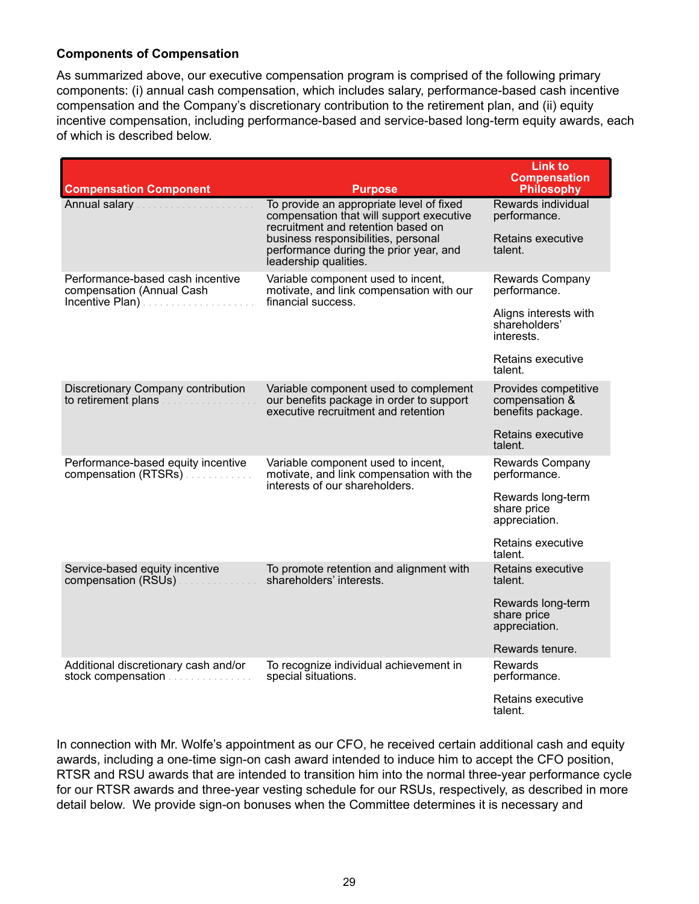**Components of Compensation**

As summarized above, our executive compensation program is comprised of the following primary components: (i) annual cash compensation, which includes salary, performance-based cash incentive compensation and the Company's discretionary contribution to the retirement plan, and (ii) equity incentive compensation, including performance-based and service-based long-term equity awards, each of which is described below.

| Compensation Component | Purpose | Link to Compensation Philosophy |
| --- | --- | --- |
| Annual salary | To provide an appropriate level of fixed compensation that will support executive recruitment and retention based on business responsibilities, personal performance during the prior year, and leadership qualities. | Rewards individual performance.<br><br>Retains executive talent. |
| Performance-based cash incentive compensation (Annual Cash Incentive Plan) | Variable component used to incent, motivate, and link compensation with our financial success. | Rewards Company performance.<br><br>Aligns interests with shareholders' interests.<br><br>Retains executive talent. |
| Discretionary Company contribution to retirement plans | Variable component used to complement our benefits package in order to support executive recruitment and retention | Provides competitive compensation & benefits package.<br><br>Retains executive talent. |
| Performance-based equity incentive compensation (RTSRs) | Variable component used to incent, motivate, and link compensation with the interests of our shareholders. | Rewards Company performance.<br><br>Rewards long-term share price appreciation.<br><br>Retains executive talent. |
| Service-based equity incentive compensation (RSUs) | To promote retention and alignment with shareholders' interests. | Retains executive talent.<br><br>Rewards long-term share price appreciation.<br><br>Rewards tenure. |
| Additional discretionary cash and/or stock compensation | To recognize individual achievement in special situations. | Rewards performance.<br><br>Retains executive talent. |

In connection with Mr. Wolfe's appointment as our CFO, he received certain additional cash and equity awards, including a one-time sign-on cash award intended to induce him to accept the CFO position, RTSR and RSU awards that are intended to transition him into the normal three-year performance cycle for our RTSR awards and three-year vesting schedule for our RSUs, respectively, as described in more detail below. We provide sign-on bonuses when the Committee determines it is necessary and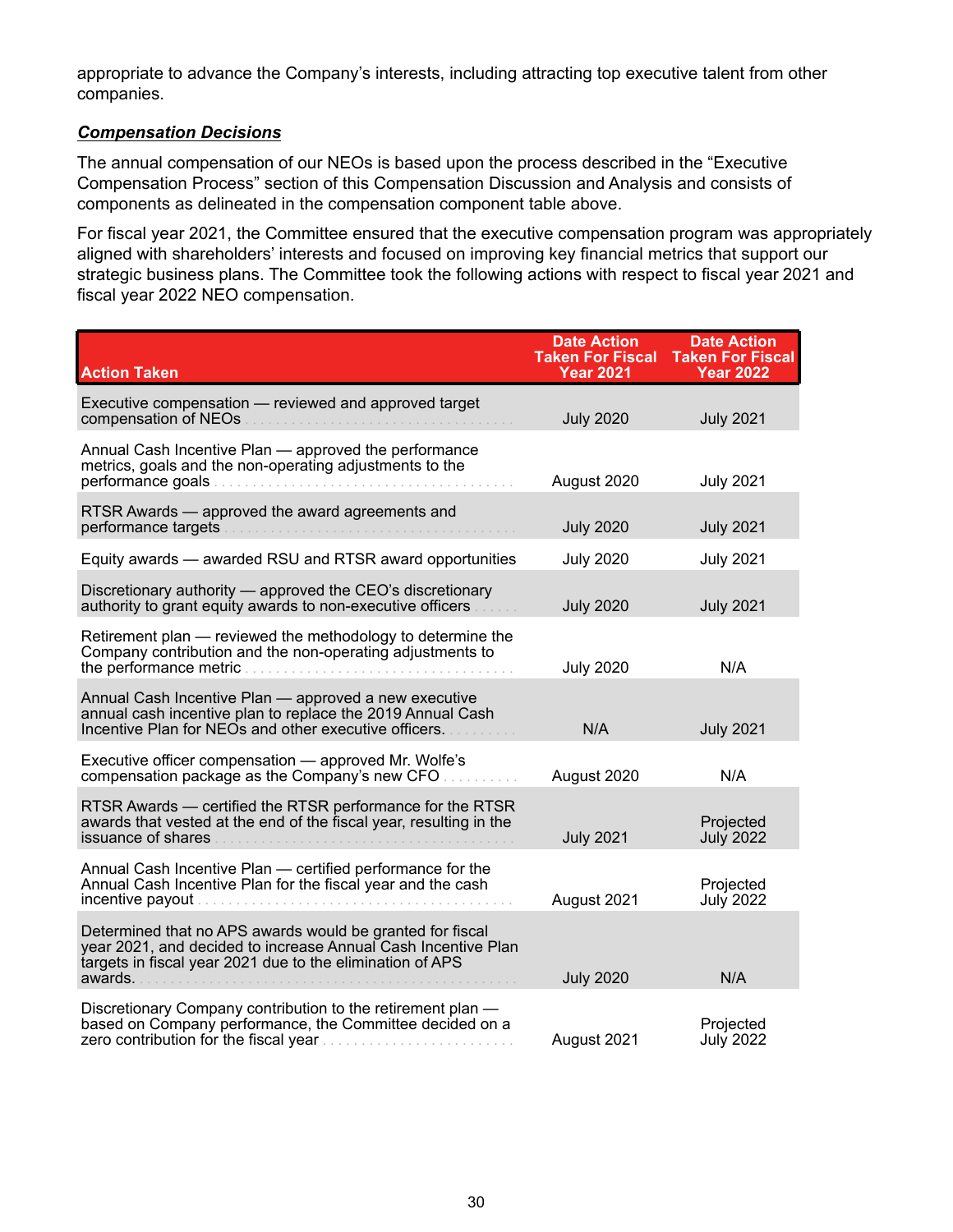appropriate to advance the Company's interests, including attracting top executive talent from other companies.

***Compensation Decisions***

The annual compensation of our NEOs is based upon the process described in the "Executive Compensation Process" section of this Compensation Discussion and Analysis and consists of components as delineated in the compensation component table above.

For fiscal year 2021, the Committee ensured that the executive compensation program was appropriately aligned with shareholders' interests and focused on improving key financial metrics that support our strategic business plans. The Committee took the following actions with respect to fiscal year 2021 and fiscal year 2022 NEO compensation.

| Action Taken | Date Action Taken For Fiscal Year 2021 | Date Action Taken For Fiscal Year 2022 |
|---|---|---|
| Executive compensation — reviewed and approved target compensation of NEOs | July 2020 | July 2021 |
| Annual Cash Incentive Plan — approved the performance metrics, goals and the non-operating adjustments to the performance goals | August 2020 | July 2021 |
| RTSR Awards — approved the award agreements and performance targets | July 2020 | July 2021 |
| Equity awards — awarded RSU and RTSR award opportunities | July 2020 | July 2021 |
| Discretionary authority — approved the CEO's discretionary authority to grant equity awards to non-executive officers | July 2020 | July 2021 |
| Retirement plan — reviewed the methodology to determine the Company contribution and the non-operating adjustments to the performance metric | July 2020 | N/A |
| Annual Cash Incentive Plan — approved a new executive annual cash incentive plan to replace the 2019 Annual Cash Incentive Plan for NEOs and other executive officers. | N/A | July 2021 |
| Executive officer compensation — approved Mr. Wolfe's compensation package as the Company's new CFO | August 2020 | N/A |
| RTSR Awards — certified the RTSR performance for the RTSR awards that vested at the end of the fiscal year, resulting in the issuance of shares | July 2021 | Projected July 2022 |
| Annual Cash Incentive Plan — certified performance for the Annual Cash Incentive Plan for the fiscal year and the cash incentive payout | August 2021 | Projected July 2022 |
| Determined that no APS awards would be granted for fiscal year 2021, and decided to increase Annual Cash Incentive Plan targets in fiscal year 2021 due to the elimination of APS awards. | July 2020 | N/A |
| Discretionary Company contribution to the retirement plan — based on Company performance, the Committee decided on a zero contribution for the fiscal year | August 2021 | Projected July 2022 |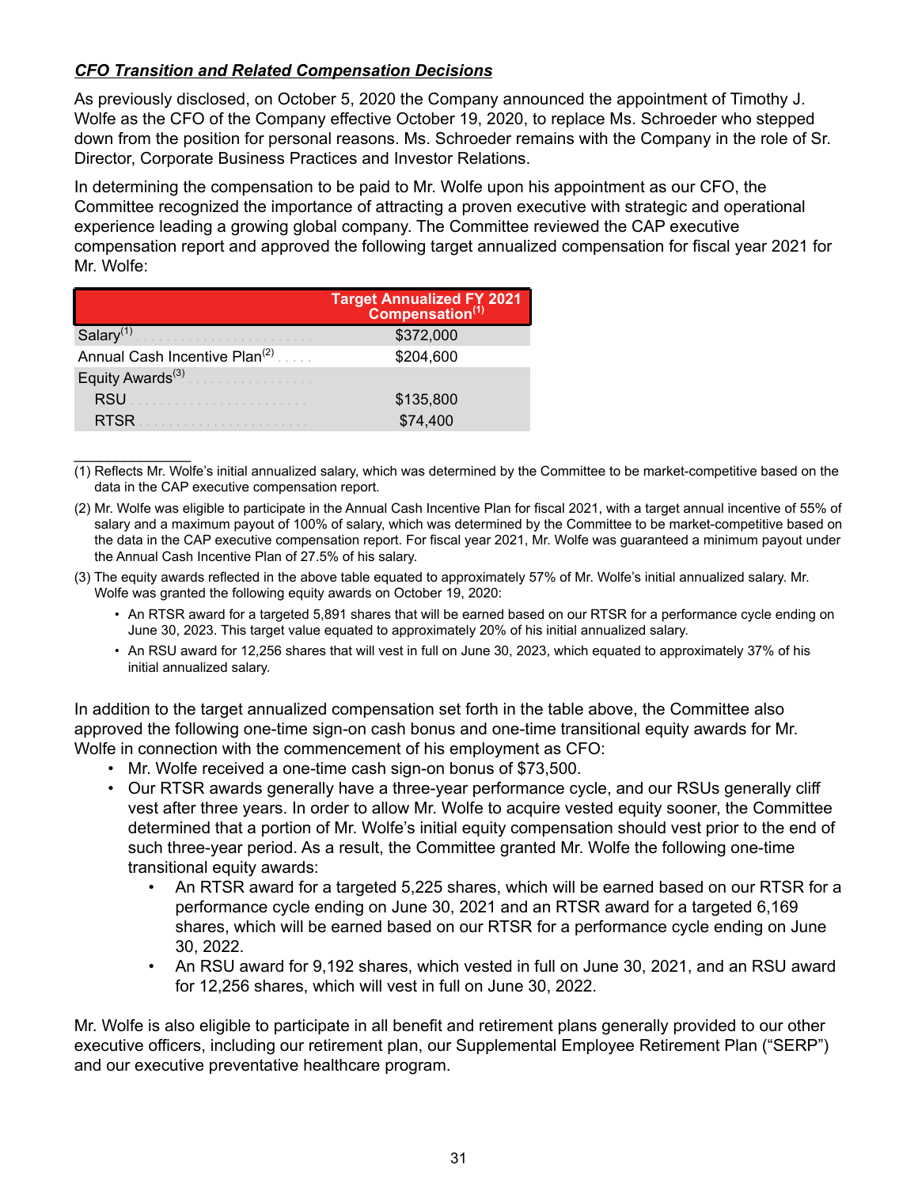***CFO Transition and Related Compensation Decisions***

As previously disclosed, on October 5, 2020 the Company announced the appointment of Timothy J. Wolfe as the CFO of the Company effective October 19, 2020, to replace Ms. Schroeder who stepped down from the position for personal reasons. Ms. Schroeder remains with the Company in the role of Sr. Director, Corporate Business Practices and Investor Relations.

In determining the compensation to be paid to Mr. Wolfe upon his appointment as our CFO, the Committee recognized the importance of attracting a proven executive with strategic and operational experience leading a growing global company. The Committee reviewed the CAP executive compensation report and approved the following target annualized compensation for fiscal year 2021 for Mr. Wolfe:

| | Target Annualized FY 2021 Compensation[(1)] |
|---|---|
| Salary[(1)] | $372,000 |
| Annual Cash Incentive Plan[(2)] | $204,600 |
| Equity Awards[(3)] | |
| RSU | $135,800 |
| RTSR | $74,400 |

(1) Reflects Mr. Wolfe's initial annualized salary, which was determined by the Committee to be market-competitive based on the data in the CAP executive compensation report.

(2) Mr. Wolfe was eligible to participate in the Annual Cash Incentive Plan for fiscal 2021, with a target annual incentive of 55% of salary and a maximum payout of 100% of salary, which was determined by the Committee to be market-competitive based on the data in the CAP executive compensation report. For fiscal year 2021, Mr. Wolfe was guaranteed a minimum payout under the Annual Cash Incentive Plan of 27.5% of his salary.

(3) The equity awards reflected in the above table equated to approximately 57% of Mr. Wolfe's initial annualized salary. Mr. Wolfe was granted the following equity awards on October 19, 2020:

- An RTSR award for a targeted 5,891 shares that will be earned based on our RTSR for a performance cycle ending on June 30, 2023. This target value equated to approximately 20% of his initial annualized salary.
- An RSU award for 12,256 shares that will vest in full on June 30, 2023, which equated to approximately 37% of his initial annualized salary.

In addition to the target annualized compensation set forth in the table above, the Committee also approved the following one-time sign-on cash bonus and one-time transitional equity awards for Mr. Wolfe in connection with the commencement of his employment as CFO:

- Mr. Wolfe received a one-time cash sign-on bonus of $73,500.
- Our RTSR awards generally have a three-year performance cycle, and our RSUs generally cliff vest after three years. In order to allow Mr. Wolfe to acquire vested equity sooner, the Committee determined that a portion of Mr. Wolfe's initial equity compensation should vest prior to the end of such three-year period. As a result, the Committee granted Mr. Wolfe the following one-time transitional equity awards:
  - An RTSR award for a targeted 5,225 shares, which will be earned based on our RTSR for a performance cycle ending on June 30, 2021 and an RTSR award for a targeted 6,169 shares, which will be earned based on our RTSR for a performance cycle ending on June 30, 2022.
  - An RSU award for 9,192 shares, which vested in full on June 30, 2021, and an RSU award for 12,256 shares, which will vest in full on June 30, 2022.

Mr. Wolfe is also eligible to participate in all benefit and retirement plans generally provided to our other executive officers, including our retirement plan, our Supplemental Employee Retirement Plan ("SERP") and our executive preventative healthcare program.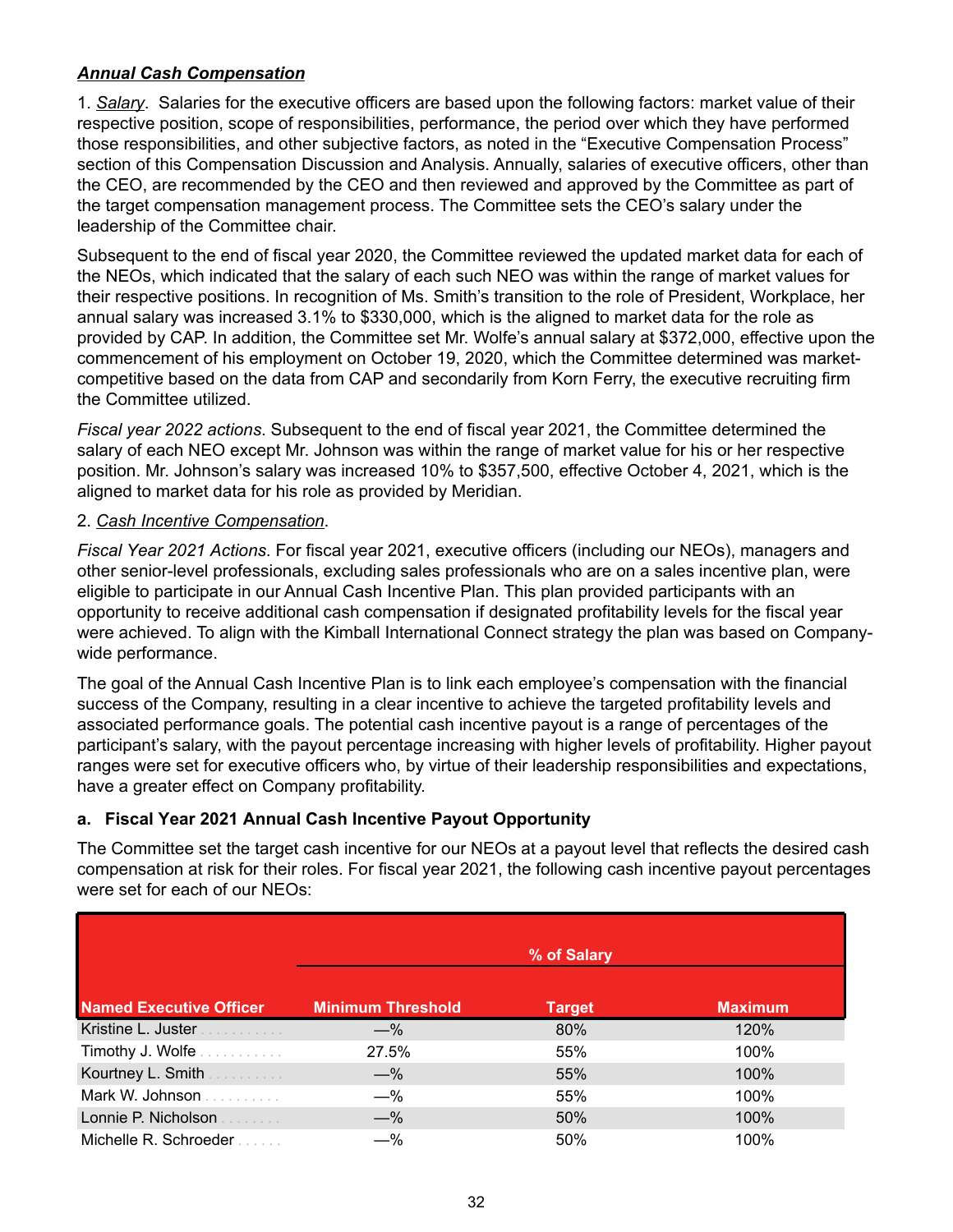***Annual Cash Compensation***

1. *Salary*. Salaries for the executive officers are based upon the following factors: market value of their respective position, scope of responsibilities, performance, the period over which they have performed those responsibilities, and other subjective factors, as noted in the "Executive Compensation Process" section of this Compensation Discussion and Analysis. Annually, salaries of executive officers, other than the CEO, are recommended by the CEO and then reviewed and approved by the Committee as part of the target compensation management process. The Committee sets the CEO's salary under the leadership of the Committee chair.

Subsequent to the end of fiscal year 2020, the Committee reviewed the updated market data for each of the NEOs, which indicated that the salary of each such NEO was within the range of market values for their respective positions. In recognition of Ms. Smith's transition to the role of President, Workplace, her annual salary was increased 3.1% to $330,000, which is the aligned to market data for the role as provided by CAP. In addition, the Committee set Mr. Wolfe's annual salary at $372,000, effective upon the commencement of his employment on October 19, 2020, which the Committee determined was market-competitive based on the data from CAP and secondarily from Korn Ferry, the executive recruiting firm the Committee utilized.

*Fiscal year 2022 actions*. Subsequent to the end of fiscal year 2021, the Committee determined the salary of each NEO except Mr. Johnson was within the range of market value for his or her respective position. Mr. Johnson's salary was increased 10% to $357,500, effective October 4, 2021, which is the aligned to market data for his role as provided by Meridian.

2. *Cash Incentive Compensation*.

*Fiscal Year 2021 Actions*. For fiscal year 2021, executive officers (including our NEOs), managers and other senior-level professionals, excluding sales professionals who are on a sales incentive plan, were eligible to participate in our Annual Cash Incentive Plan. This plan provided participants with an opportunity to receive additional cash compensation if designated profitability levels for the fiscal year were achieved. To align with the Kimball International Connect strategy the plan was based on Company-wide performance.

The goal of the Annual Cash Incentive Plan is to link each employee's compensation with the financial success of the Company, resulting in a clear incentive to achieve the targeted profitability levels and associated performance goals. The potential cash incentive payout is a range of percentages of the participant's salary, with the payout percentage increasing with higher levels of profitability. Higher payout ranges were set for executive officers who, by virtue of their leadership responsibilities and expectations, have a greater effect on Company profitability.

**a. Fiscal Year 2021 Annual Cash Incentive Payout Opportunity**

The Committee set the target cash incentive for our NEOs at a payout level that reflects the desired cash compensation at risk for their roles. For fiscal year 2021, the following cash incentive payout percentages were set for each of our NEOs:

| | % of Salary | | |
|---|---|---|---|
| **Named Executive Officer** | **Minimum Threshold** | **Target** | **Maximum** |
| Kristine L. Juster | —% | 80% | 120% |
| Timothy J. Wolfe | 27.5% | 55% | 100% |
| Kourtney L. Smith | —% | 55% | 100% |
| Mark W. Johnson | —% | 55% | 100% |
| Lonnie P. Nicholson | —% | 50% | 100% |
| Michelle R. Schroeder | —% | 50% | 100% |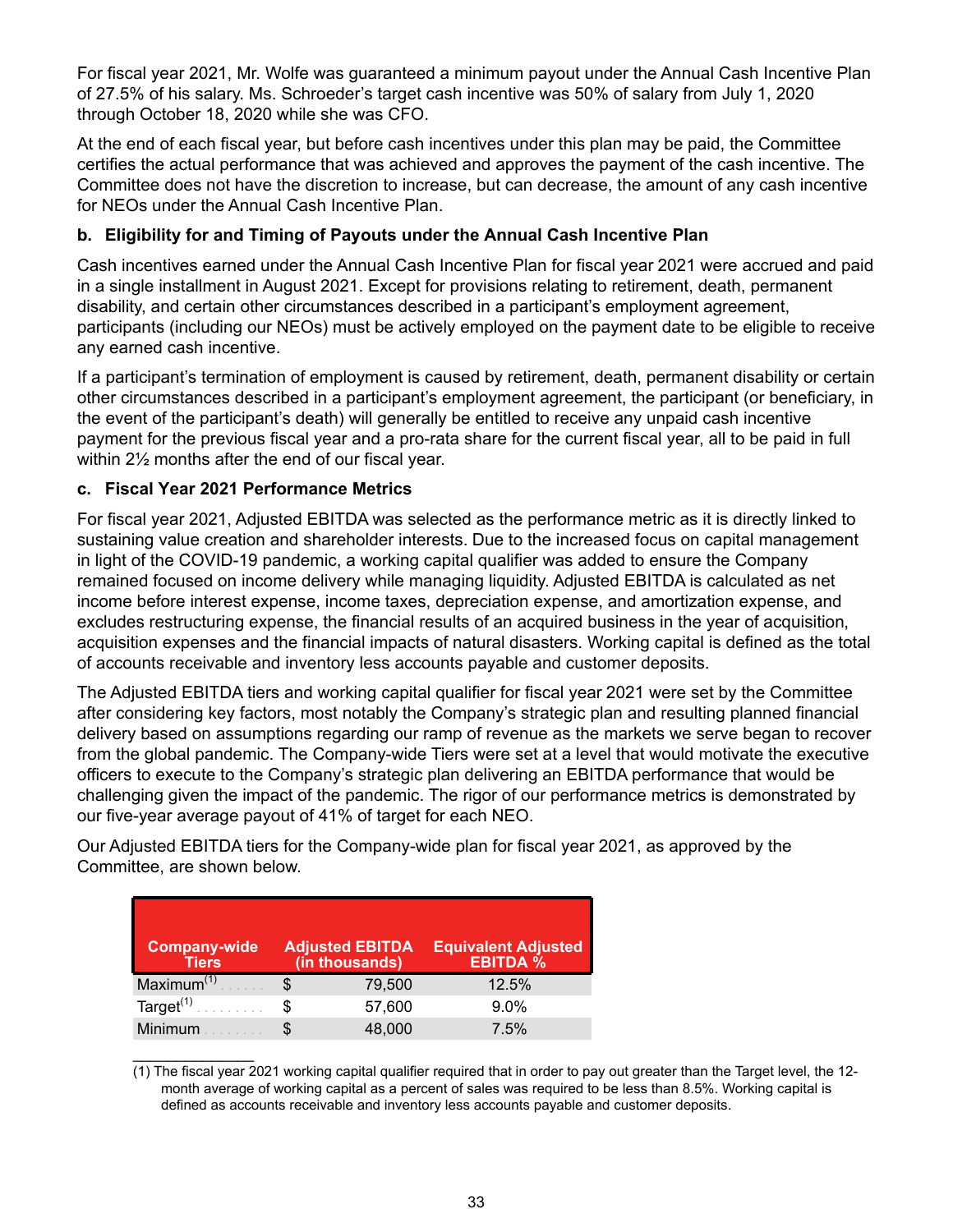For fiscal year 2021, Mr. Wolfe was guaranteed a minimum payout under the Annual Cash Incentive Plan of 27.5% of his salary. Ms. Schroeder's target cash incentive was 50% of salary from July 1, 2020 through October 18, 2020 while she was CFO.

At the end of each fiscal year, but before cash incentives under this plan may be paid, the Committee certifies the actual performance that was achieved and approves the payment of the cash incentive. The Committee does not have the discretion to increase, but can decrease, the amount of any cash incentive for NEOs under the Annual Cash Incentive Plan.

**b. Eligibility for and Timing of Payouts under the Annual Cash Incentive Plan**

Cash incentives earned under the Annual Cash Incentive Plan for fiscal year 2021 were accrued and paid in a single installment in August 2021. Except for provisions relating to retirement, death, permanent disability, and certain other circumstances described in a participant's employment agreement, participants (including our NEOs) must be actively employed on the payment date to be eligible to receive any earned cash incentive.

If a participant's termination of employment is caused by retirement, death, permanent disability or certain other circumstances described in a participant's employment agreement, the participant (or beneficiary, in the event of the participant's death) will generally be entitled to receive any unpaid cash incentive payment for the previous fiscal year and a pro-rata share for the current fiscal year, all to be paid in full within 2½ months after the end of our fiscal year.

**c. Fiscal Year 2021 Performance Metrics**

For fiscal year 2021, Adjusted EBITDA was selected as the performance metric as it is directly linked to sustaining value creation and shareholder interests. Due to the increased focus on capital management in light of the COVID-19 pandemic, a working capital qualifier was added to ensure the Company remained focused on income delivery while managing liquidity. Adjusted EBITDA is calculated as net income before interest expense, income taxes, depreciation expense, and amortization expense, and excludes restructuring expense, the financial results of an acquired business in the year of acquisition, acquisition expenses and the financial impacts of natural disasters. Working capital is defined as the total of accounts receivable and inventory less accounts payable and customer deposits.

The Adjusted EBITDA tiers and working capital qualifier for fiscal year 2021 were set by the Committee after considering key factors, most notably the Company's strategic plan and resulting planned financial delivery based on assumptions regarding our ramp of revenue as the markets we serve began to recover from the global pandemic. The Company-wide Tiers were set at a level that would motivate the executive officers to execute to the Company's strategic plan delivering an EBITDA performance that would be challenging given the impact of the pandemic. The rigor of our performance metrics is demonstrated by our five-year average payout of 41% of target for each NEO.

Our Adjusted EBITDA tiers for the Company-wide plan for fiscal year 2021, as approved by the Committee, are shown below.

| Company-wide Tiers | Adjusted EBITDA (in thousands) | Equivalent Adjusted EBITDA % |
|---|---|---|
| Maximum[1] | $ 79,500 | 12.5% |
| Target[1] | $ 57,600 | 9.0% |
| Minimum | $ 48,000 | 7.5% |

(1) The fiscal year 2021 working capital qualifier required that in order to pay out greater than the Target level, the 12-month average of working capital as a percent of sales was required to be less than 8.5%. Working capital is defined as accounts receivable and inventory less accounts payable and customer deposits.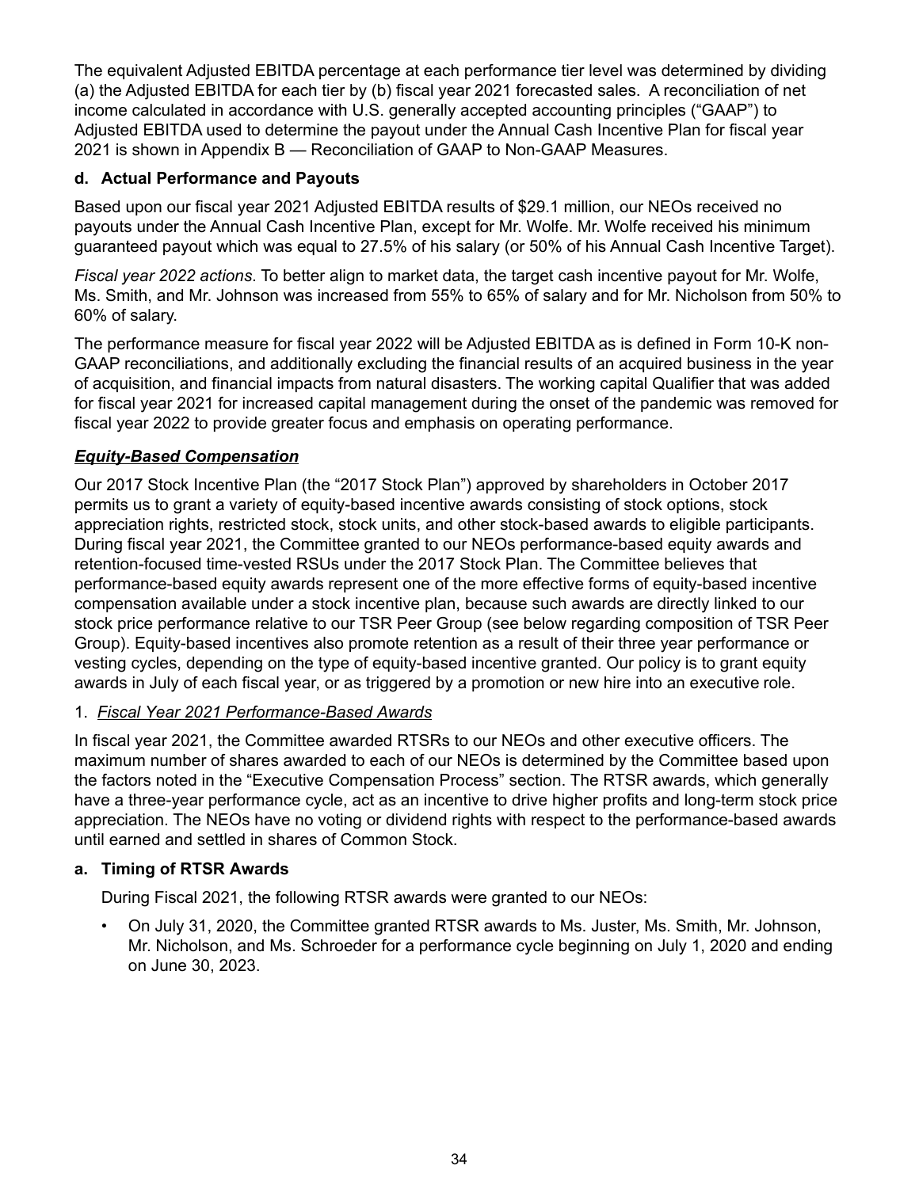The equivalent Adjusted EBITDA percentage at each performance tier level was determined by dividing (a) the Adjusted EBITDA for each tier by (b) fiscal year 2021 forecasted sales. A reconciliation of net income calculated in accordance with U.S. generally accepted accounting principles ("GAAP") to Adjusted EBITDA used to determine the payout under the Annual Cash Incentive Plan for fiscal year 2021 is shown in Appendix B — Reconciliation of GAAP to Non-GAAP Measures.

**d. Actual Performance and Payouts**

Based upon our fiscal year 2021 Adjusted EBITDA results of $29.1 million, our NEOs received no payouts under the Annual Cash Incentive Plan, except for Mr. Wolfe. Mr. Wolfe received his minimum guaranteed payout which was equal to 27.5% of his salary (or 50% of his Annual Cash Incentive Target).

*Fiscal year 2022 actions*. To better align to market data, the target cash incentive payout for Mr. Wolfe, Ms. Smith, and Mr. Johnson was increased from 55% to 65% of salary and for Mr. Nicholson from 50% to 60% of salary.

The performance measure for fiscal year 2022 will be Adjusted EBITDA as is defined in Form 10-K non-GAAP reconciliations, and additionally excluding the financial results of an acquired business in the year of acquisition, and financial impacts from natural disasters. The working capital Qualifier that was added for fiscal year 2021 for increased capital management during the onset of the pandemic was removed for fiscal year 2022 to provide greater focus and emphasis on operating performance.

***Equity-Based Compensation***

Our 2017 Stock Incentive Plan (the "2017 Stock Plan") approved by shareholders in October 2017 permits us to grant a variety of equity-based incentive awards consisting of stock options, stock appreciation rights, restricted stock, stock units, and other stock-based awards to eligible participants. During fiscal year 2021, the Committee granted to our NEOs performance-based equity awards and retention-focused time-vested RSUs under the 2017 Stock Plan. The Committee believes that performance-based equity awards represent one of the more effective forms of equity-based incentive compensation available under a stock incentive plan, because such awards are directly linked to our stock price performance relative to our TSR Peer Group (see below regarding composition of TSR Peer Group). Equity-based incentives also promote retention as a result of their three year performance or vesting cycles, depending on the type of equity-based incentive granted. Our policy is to grant equity awards in July of each fiscal year, or as triggered by a promotion or new hire into an executive role.

1. *Fiscal Year 2021 Performance-Based Awards*

In fiscal year 2021, the Committee awarded RTSRs to our NEOs and other executive officers. The maximum number of shares awarded to each of our NEOs is determined by the Committee based upon the factors noted in the "Executive Compensation Process" section. The RTSR awards, which generally have a three-year performance cycle, act as an incentive to drive higher profits and long-term stock price appreciation. The NEOs have no voting or dividend rights with respect to the performance-based awards until earned and settled in shares of Common Stock.

**a. Timing of RTSR Awards**

During Fiscal 2021, the following RTSR awards were granted to our NEOs:

- On July 31, 2020, the Committee granted RTSR awards to Ms. Juster, Ms. Smith, Mr. Johnson, Mr. Nicholson, and Ms. Schroeder for a performance cycle beginning on July 1, 2020 and ending on June 30, 2023.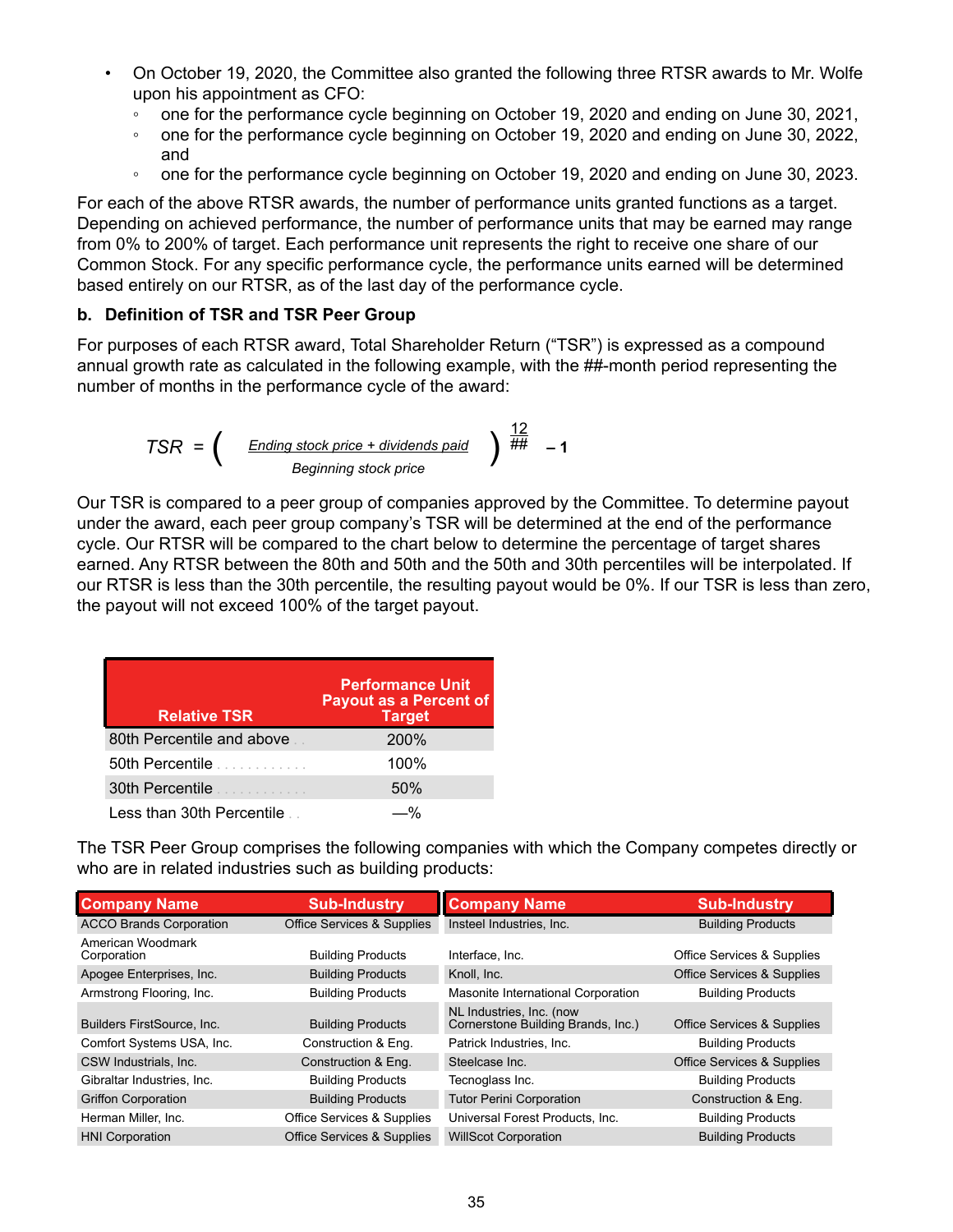- On October 19, 2020, the Committee also granted the following three RTSR awards to Mr. Wolfe upon his appointment as CFO:
  - one for the performance cycle beginning on October 19, 2020 and ending on June 30, 2021,
  - one for the performance cycle beginning on October 19, 2020 and ending on June 30, 2022, and
  - one for the performance cycle beginning on October 19, 2020 and ending on June 30, 2023.

For each of the above RTSR awards, the number of performance units granted functions as a target. Depending on achieved performance, the number of performance units that may be earned may range from 0% to 200% of target. Each performance unit represents the right to receive one share of our Common Stock. For any specific performance cycle, the performance units earned will be determined based entirely on our RTSR, as of the last day of the performance cycle.

### b. Definition of TSR and TSR Peer Group

For purposes of each RTSR award, Total Shareholder Return ("TSR") is expressed as a compound annual growth rate as calculated in the following example, with the ##-month period representing the number of months in the performance cycle of the award:

$$TSR = \left( \frac{\text{Ending stock price + dividends paid}}{\text{Beginning stock price}} \right)^{\frac{12}{\#\#}} - 1$$

Our TSR is compared to a peer group of companies approved by the Committee. To determine payout under the award, each peer group company's TSR will be determined at the end of the performance cycle. Our RTSR will be compared to the chart below to determine the percentage of target shares earned. Any RTSR between the 80th and 50th and the 50th and 30th percentiles will be interpolated. If our RTSR is less than the 30th percentile, the resulting payout would be 0%. If our TSR is less than zero, the payout will not exceed 100% of the target payout.

| Relative TSR | Performance Unit Payout as a Percent of Target |
|---|---|
| 80th Percentile and above | 200% |
| 50th Percentile | 100% |
| 30th Percentile | 50% |
| Less than 30th Percentile | —% |

The TSR Peer Group comprises the following companies with which the Company competes directly or who are in related industries such as building products:

| Company Name | Sub-Industry | Company Name | Sub-Industry |
|---|---|---|---|
| ACCO Brands Corporation | Office Services & Supplies | Insteel Industries, Inc. | Building Products |
| American Woodmark Corporation | Building Products | Interface, Inc. | Office Services & Supplies |
| Apogee Enterprises, Inc. | Building Products | Knoll, Inc. | Office Services & Supplies |
| Armstrong Flooring, Inc. | Building Products | Masonite International Corporation | Building Products |
| Builders FirstSource, Inc. | Building Products | NL Industries, Inc. (now Cornerstone Building Brands, Inc.) | Office Services & Supplies |
| Comfort Systems USA, Inc. | Construction & Eng. | Patrick Industries, Inc. | Building Products |
| CSW Industrials, Inc. | Construction & Eng. | Steelcase Inc. | Office Services & Supplies |
| Gibraltar Industries, Inc. | Building Products | Tecnoglass Inc. | Building Products |
| Griffon Corporation | Building Products | Tutor Perini Corporation | Construction & Eng. |
| Herman Miller, Inc. | Office Services & Supplies | Universal Forest Products, Inc. | Building Products |
| HNI Corporation | Office Services & Supplies | WillScot Corporation | Building Products |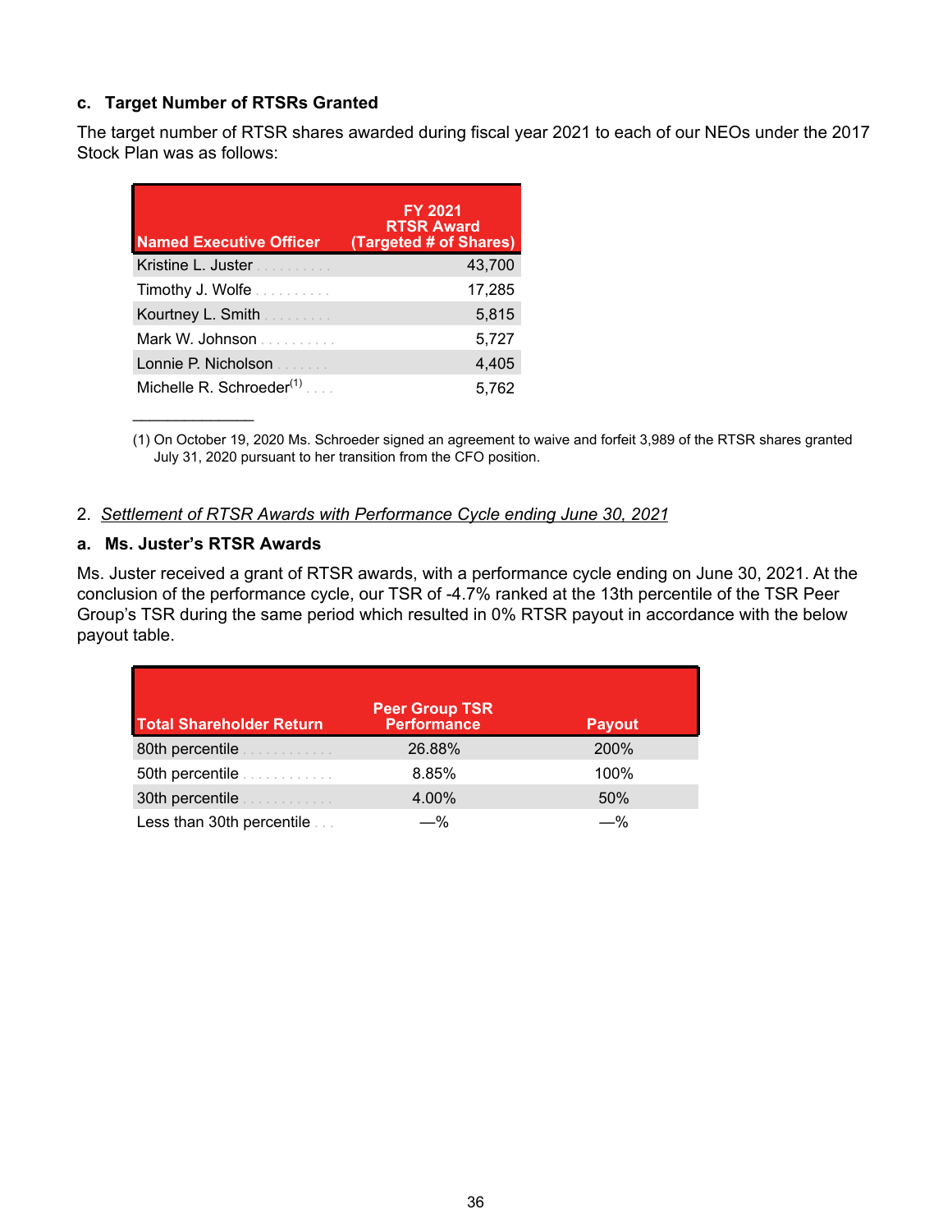### c. Target Number of RTSRs Granted

The target number of RTSR shares awarded during fiscal year 2021 to each of our NEOs under the 2017 Stock Plan was as follows:

| Named Executive Officer | FY 2021 RTSR Award (Targeted # of Shares) |
|---|---|
| Kristine L. Juster | 43,700 |
| Timothy J. Wolfe | 17,285 |
| Kourtney L. Smith | 5,815 |
| Mark W. Johnson | 5,727 |
| Lonnie P. Nicholson | 4,405 |
| Michelle R. Schroeder[(1)] | 5,762 |

(1) On October 19, 2020 Ms. Schroeder signed an agreement to waive and forfeit 3,989 of the RTSR shares granted July 31, 2020 pursuant to her transition from the CFO position.

2. *Settlement of RTSR Awards with Performance Cycle ending June 30, 2021*

### a. Ms. Juster's RTSR Awards

Ms. Juster received a grant of RTSR awards, with a performance cycle ending on June 30, 2021. At the conclusion of the performance cycle, our TSR of -4.7% ranked at the 13th percentile of the TSR Peer Group's TSR during the same period which resulted in 0% RTSR payout in accordance with the below payout table.

| Total Shareholder Return | Peer Group TSR Performance | Payout |
|---|---|---|
| 80th percentile | 26.88% | 200% |
| 50th percentile | 8.85% | 100% |
| 30th percentile | 4.00% | 50% |
| Less than 30th percentile | —% | —% |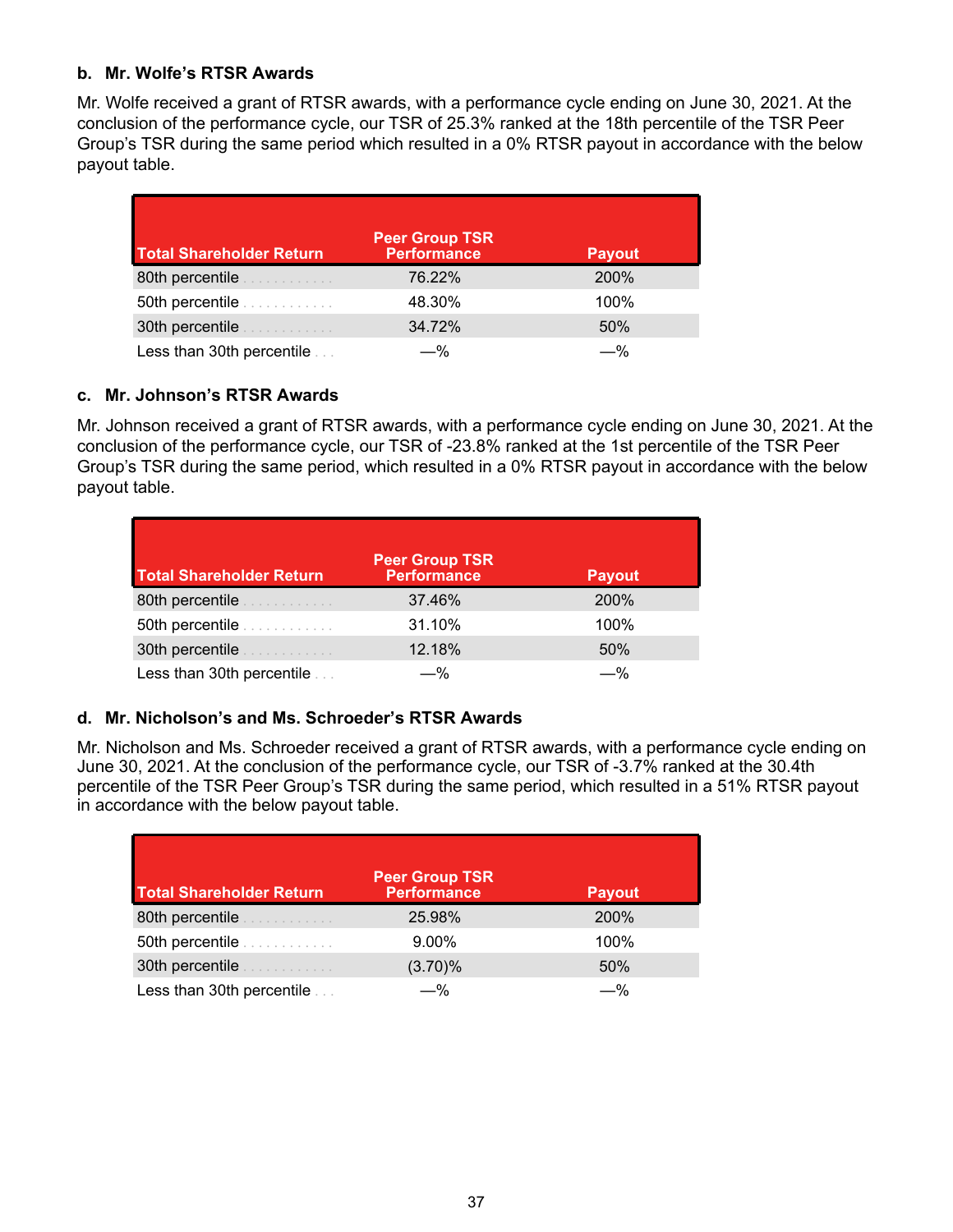### b. Mr. Wolfe's RTSR Awards

Mr. Wolfe received a grant of RTSR awards, with a performance cycle ending on June 30, 2021. At the conclusion of the performance cycle, our TSR of 25.3% ranked at the 18th percentile of the TSR Peer Group's TSR during the same period which resulted in a 0% RTSR payout in accordance with the below payout table.

| Total Shareholder Return | Peer Group TSR Performance | Payout |
|---|---|---|
| 80th percentile | 76.22% | 200% |
| 50th percentile | 48.30% | 100% |
| 30th percentile | 34.72% | 50% |
| Less than 30th percentile | —% | —% |

### c. Mr. Johnson's RTSR Awards

Mr. Johnson received a grant of RTSR awards, with a performance cycle ending on June 30, 2021. At the conclusion of the performance cycle, our TSR of -23.8% ranked at the 1st percentile of the TSR Peer Group's TSR during the same period, which resulted in a 0% RTSR payout in accordance with the below payout table.

| Total Shareholder Return | Peer Group TSR Performance | Payout |
|---|---|---|
| 80th percentile | 37.46% | 200% |
| 50th percentile | 31.10% | 100% |
| 30th percentile | 12.18% | 50% |
| Less than 30th percentile | —% | —% |

### d. Mr. Nicholson's and Ms. Schroeder's RTSR Awards

Mr. Nicholson and Ms. Schroeder received a grant of RTSR awards, with a performance cycle ending on June 30, 2021. At the conclusion of the performance cycle, our TSR of -3.7% ranked at the 30.4th percentile of the TSR Peer Group's TSR during the same period, which resulted in a 51% RTSR payout in accordance with the below payout table.

| Total Shareholder Return | Peer Group TSR Performance | Payout |
|---|---|---|
| 80th percentile | 25.98% | 200% |
| 50th percentile | 9.00% | 100% |
| 30th percentile | (3.70)% | 50% |
| Less than 30th percentile | —% | —% |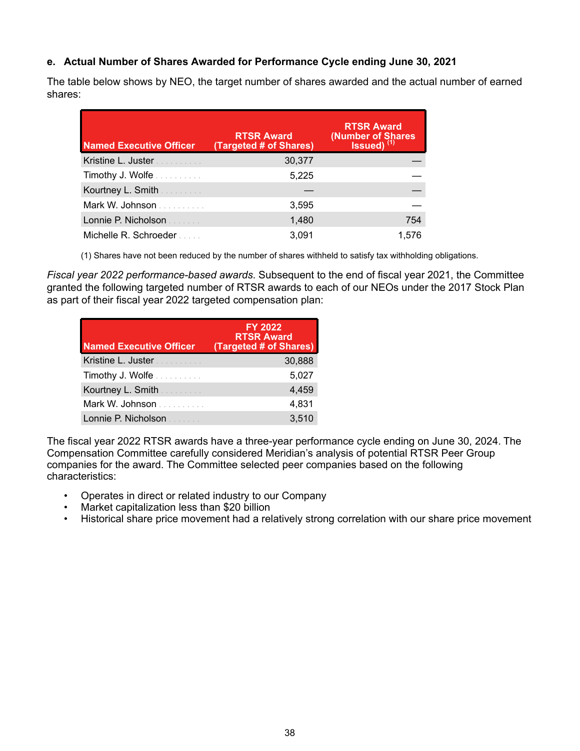**e. Actual Number of Shares Awarded for Performance Cycle ending June 30, 2021**

The table below shows by NEO, the target number of shares awarded and the actual number of earned shares:

| Named Executive Officer | RTSR Award (Targeted # of Shares) | RTSR Award (Number of Shares Issued) [(1)] |
|---|---|---|
| Kristine L. Juster | 30,377 | — |
| Timothy J. Wolfe | 5,225 | — |
| Kourtney L. Smith | — | — |
| Mark W. Johnson | 3,595 | — |
| Lonnie P. Nicholson | 1,480 | 754 |
| Michelle R. Schroeder | 3,091 | 1,576 |

(1) Shares have not been reduced by the number of shares withheld to satisfy tax withholding obligations.

*Fiscal year 2022 performance-based awards*. Subsequent to the end of fiscal year 2021, the Committee granted the following targeted number of RTSR awards to each of our NEOs under the 2017 Stock Plan as part of their fiscal year 2022 targeted compensation plan:

| Named Executive Officer | FY 2022 RTSR Award (Targeted # of Shares) |
|---|---|
| Kristine L. Juster | 30,888 |
| Timothy J. Wolfe | 5,027 |
| Kourtney L. Smith | 4,459 |
| Mark W. Johnson | 4,831 |
| Lonnie P. Nicholson | 3,510 |

The fiscal year 2022 RTSR awards have a three-year performance cycle ending on June 30, 2024. The Compensation Committee carefully considered Meridian's analysis of potential RTSR Peer Group companies for the award. The Committee selected peer companies based on the following characteristics:

- Operates in direct or related industry to our Company
- Market capitalization less than $20 billion
- Historical share price movement had a relatively strong correlation with our share price movement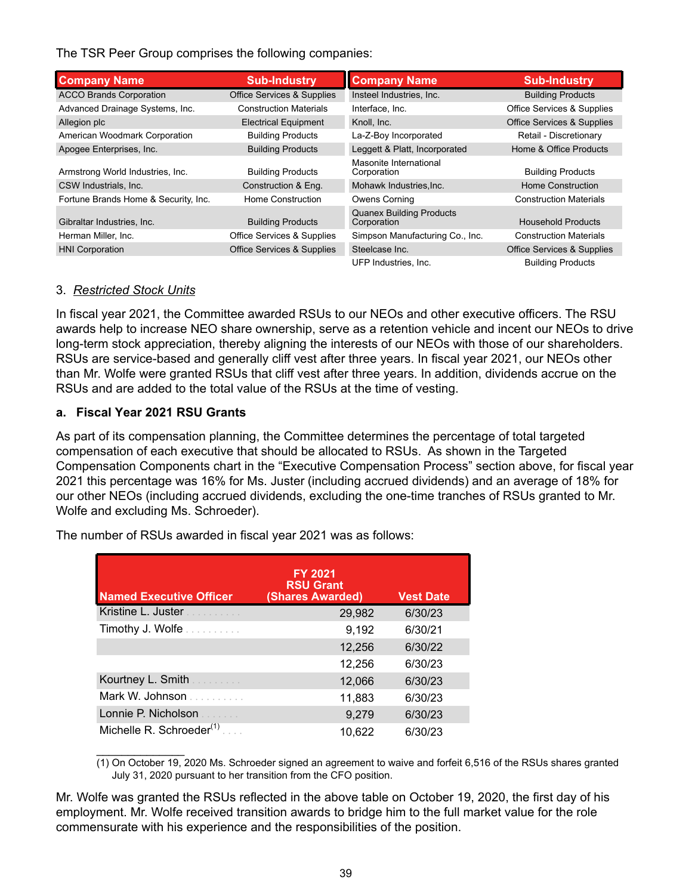The TSR Peer Group comprises the following companies:

| Company Name | Sub-Industry | Company Name | Sub-Industry |
|---|---|---|---|
| ACCO Brands Corporation | Office Services & Supplies | Insteel Industries, Inc. | Building Products |
| Advanced Drainage Systems, Inc. | Construction Materials | Interface, Inc. | Office Services & Supplies |
| Allegion plc | Electrical Equipment | Knoll, Inc. | Office Services & Supplies |
| American Woodmark Corporation | Building Products | La-Z-Boy Incorporated | Retail - Discretionary |
| Apogee Enterprises, Inc. | Building Products | Leggett & Platt, Incorporated | Home & Office Products |
| Armstrong World Industries, Inc. | Building Products | Masonite International Corporation | Building Products |
| CSW Industrials, Inc. | Construction & Eng. | Mohawk Industries,Inc. | Home Construction |
| Fortune Brands Home & Security, Inc. | Home Construction | Owens Corning | Construction Materials |
| Gibraltar Industries, Inc. | Building Products | Quanex Building Products Corporation | Household Products |
| Herman Miller, Inc. | Office Services & Supplies | Simpson Manufacturing Co., Inc. | Construction Materials |
| HNI Corporation | Office Services & Supplies | Steelcase Inc. | Office Services & Supplies |
| | | UFP Industries, Inc. | Building Products |

3. *Restricted Stock Units*

In fiscal year 2021, the Committee awarded RSUs to our NEOs and other executive officers. The RSU awards help to increase NEO share ownership, serve as a retention vehicle and incent our NEOs to drive long-term stock appreciation, thereby aligning the interests of our NEOs with those of our shareholders. RSUs are service-based and generally cliff vest after three years. In fiscal year 2021, our NEOs other than Mr. Wolfe were granted RSUs that cliff vest after three years. In addition, dividends accrue on the RSUs and are added to the total value of the RSUs at the time of vesting.

**a. Fiscal Year 2021 RSU Grants**

As part of its compensation planning, the Committee determines the percentage of total targeted compensation of each executive that should be allocated to RSUs. As shown in the Targeted Compensation Components chart in the "Executive Compensation Process" section above, for fiscal year 2021 this percentage was 16% for Ms. Juster (including accrued dividends) and an average of 18% for our other NEOs (including accrued dividends, excluding the one-time tranches of RSUs granted to Mr. Wolfe and excluding Ms. Schroeder).

The number of RSUs awarded in fiscal year 2021 was as follows:

| Named Executive Officer | FY 2021 RSU Grant (Shares Awarded) | Vest Date |
|---|---|---|
| Kristine L. Juster | 29,982 | 6/30/23 |
| Timothy J. Wolfe | 9,192 | 6/30/21 |
| | 12,256 | 6/30/22 |
| | 12,256 | 6/30/23 |
| Kourtney L. Smith | 12,066 | 6/30/23 |
| Mark W. Johnson | 11,883 | 6/30/23 |
| Lonnie P. Nicholson | 9,279 | 6/30/23 |
| Michelle R. Schroeder(1) | 10,622 | 6/30/23 |

(1) On October 19, 2020 Ms. Schroeder signed an agreement to waive and forfeit 6,516 of the RSUs shares granted July 31, 2020 pursuant to her transition from the CFO position.

Mr. Wolfe was granted the RSUs reflected in the above table on October 19, 2020, the first day of his employment. Mr. Wolfe received transition awards to bridge him to the full market value for the role commensurate with his experience and the responsibilities of the position.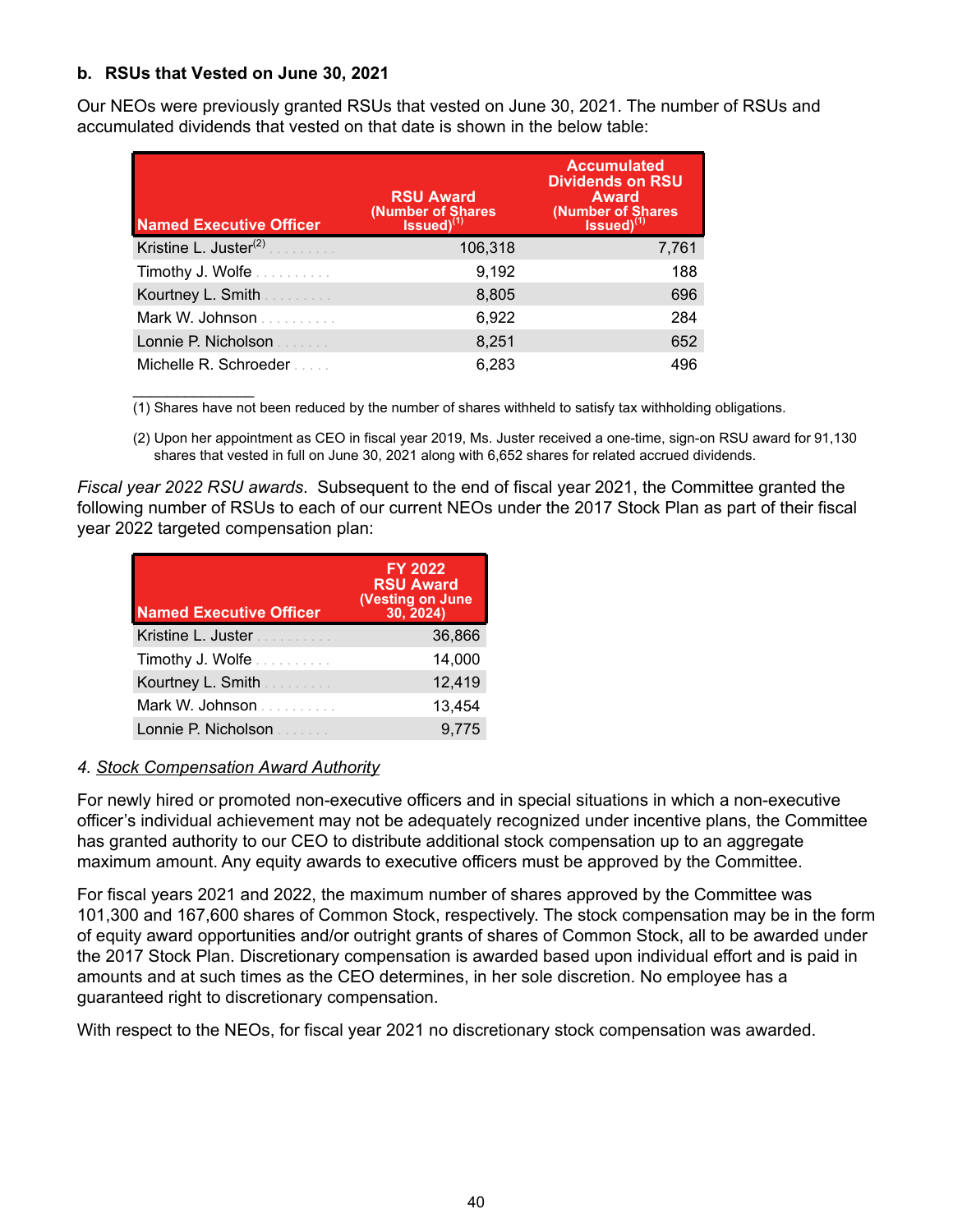**b. RSUs that Vested on June 30, 2021**

Our NEOs were previously granted RSUs that vested on June 30, 2021. The number of RSUs and accumulated dividends that vested on that date is shown in the below table:

| Named Executive Officer | RSU Award (Number of Shares Issued)[1] | Accumulated Dividends on RSU Award (Number of Shares Issued)[1] |
|---|---|---|
| Kristine L. Juster[2] | 106,318 | 7,761 |
| Timothy J. Wolfe | 9,192 | 188 |
| Kourtney L. Smith | 8,805 | 696 |
| Mark W. Johnson | 6,922 | 284 |
| Lonnie P. Nicholson | 8,251 | 652 |
| Michelle R. Schroeder | 6,283 | 496 |

(1) Shares have not been reduced by the number of shares withheld to satisfy tax withholding obligations.

(2) Upon her appointment as CEO in fiscal year 2019, Ms. Juster received a one-time, sign-on RSU award for 91,130 shares that vested in full on June 30, 2021 along with 6,652 shares for related accrued dividends.

*Fiscal year 2022 RSU awards*. Subsequent to the end of fiscal year 2021, the Committee granted the following number of RSUs to each of our current NEOs under the 2017 Stock Plan as part of their fiscal year 2022 targeted compensation plan:

| Named Executive Officer | FY 2022 RSU Award (Vesting on June 30, 2024) |
|---|---|
| Kristine L. Juster | 36,866 |
| Timothy J. Wolfe | 14,000 |
| Kourtney L. Smith | 12,419 |
| Mark W. Johnson | 13,454 |
| Lonnie P. Nicholson | 9,775 |

*4. Stock Compensation Award Authority*

For newly hired or promoted non-executive officers and in special situations in which a non-executive officer's individual achievement may not be adequately recognized under incentive plans, the Committee has granted authority to our CEO to distribute additional stock compensation up to an aggregate maximum amount. Any equity awards to executive officers must be approved by the Committee.

For fiscal years 2021 and 2022, the maximum number of shares approved by the Committee was 101,300 and 167,600 shares of Common Stock, respectively. The stock compensation may be in the form of equity award opportunities and/or outright grants of shares of Common Stock, all to be awarded under the 2017 Stock Plan. Discretionary compensation is awarded based upon individual effort and is paid in amounts and at such times as the CEO determines, in her sole discretion. No employee has a guaranteed right to discretionary compensation.

With respect to the NEOs, for fiscal year 2021 no discretionary stock compensation was awarded.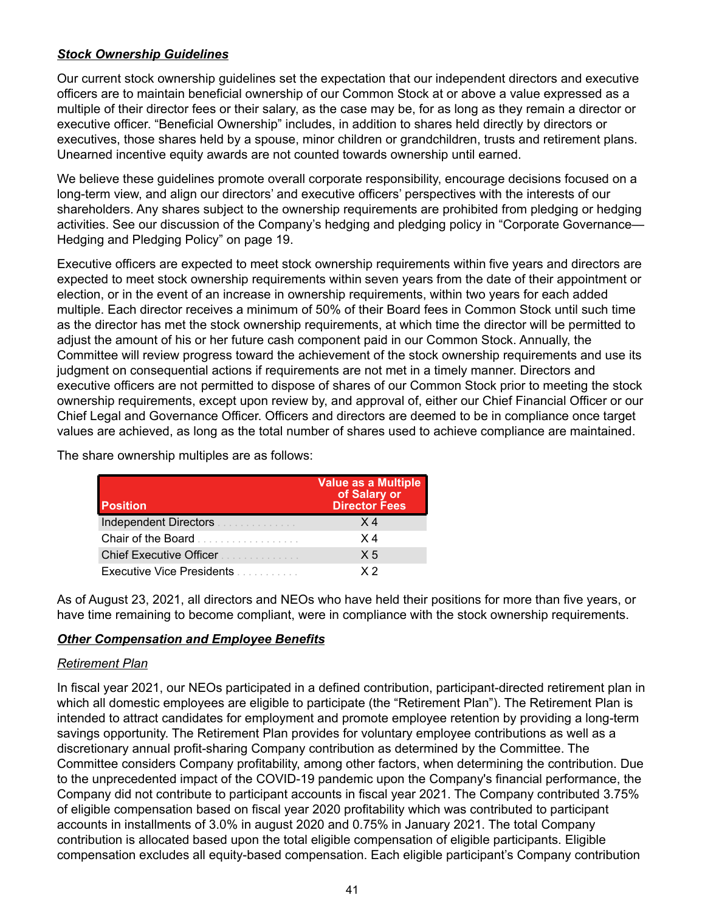***Stock Ownership Guidelines***

Our current stock ownership guidelines set the expectation that our independent directors and executive officers are to maintain beneficial ownership of our Common Stock at or above a value expressed as a multiple of their director fees or their salary, as the case may be, for as long as they remain a director or executive officer. "Beneficial Ownership" includes, in addition to shares held directly by directors or executives, those shares held by a spouse, minor children or grandchildren, trusts and retirement plans. Unearned incentive equity awards are not counted towards ownership until earned.

We believe these guidelines promote overall corporate responsibility, encourage decisions focused on a long-term view, and align our directors' and executive officers' perspectives with the interests of our shareholders. Any shares subject to the ownership requirements are prohibited from pledging or hedging activities. See our discussion of the Company's hedging and pledging policy in "Corporate Governance—Hedging and Pledging Policy" on page 19.

Executive officers are expected to meet stock ownership requirements within five years and directors are expected to meet stock ownership requirements within seven years from the date of their appointment or election, or in the event of an increase in ownership requirements, within two years for each added multiple. Each director receives a minimum of 50% of their Board fees in Common Stock until such time as the director has met the stock ownership requirements, at which time the director will be permitted to adjust the amount of his or her future cash component paid in our Common Stock. Annually, the Committee will review progress toward the achievement of the stock ownership requirements and use its judgment on consequential actions if requirements are not met in a timely manner. Directors and executive officers are not permitted to dispose of shares of our Common Stock prior to meeting the stock ownership requirements, except upon review by, and approval of, either our Chief Financial Officer or our Chief Legal and Governance Officer. Officers and directors are deemed to be in compliance once target values are achieved, as long as the total number of shares used to achieve compliance are maintained.

The share ownership multiples are as follows:

| Position | Value as a Multiple of Salary or Director Fees |
|---|---|
| Independent Directors | X 4 |
| Chair of the Board | X 4 |
| Chief Executive Officer | X 5 |
| Executive Vice Presidents | X 2 |

As of August 23, 2021, all directors and NEOs who have held their positions for more than five years, or have time remaining to become compliant, were in compliance with the stock ownership requirements.

***Other Compensation and Employee Benefits***

*Retirement Plan*

In fiscal year 2021, our NEOs participated in a defined contribution, participant-directed retirement plan in which all domestic employees are eligible to participate (the "Retirement Plan"). The Retirement Plan is intended to attract candidates for employment and promote employee retention by providing a long-term savings opportunity. The Retirement Plan provides for voluntary employee contributions as well as a discretionary annual profit-sharing Company contribution as determined by the Committee. The Committee considers Company profitability, among other factors, when determining the contribution. Due to the unprecedented impact of the COVID-19 pandemic upon the Company's financial performance, the Company did not contribute to participant accounts in fiscal year 2021. The Company contributed 3.75% of eligible compensation based on fiscal year 2020 profitability which was contributed to participant accounts in installments of 3.0% in august 2020 and 0.75% in January 2021. The total Company contribution is allocated based upon the total eligible compensation of eligible participants. Eligible compensation excludes all equity-based compensation. Each eligible participant's Company contribution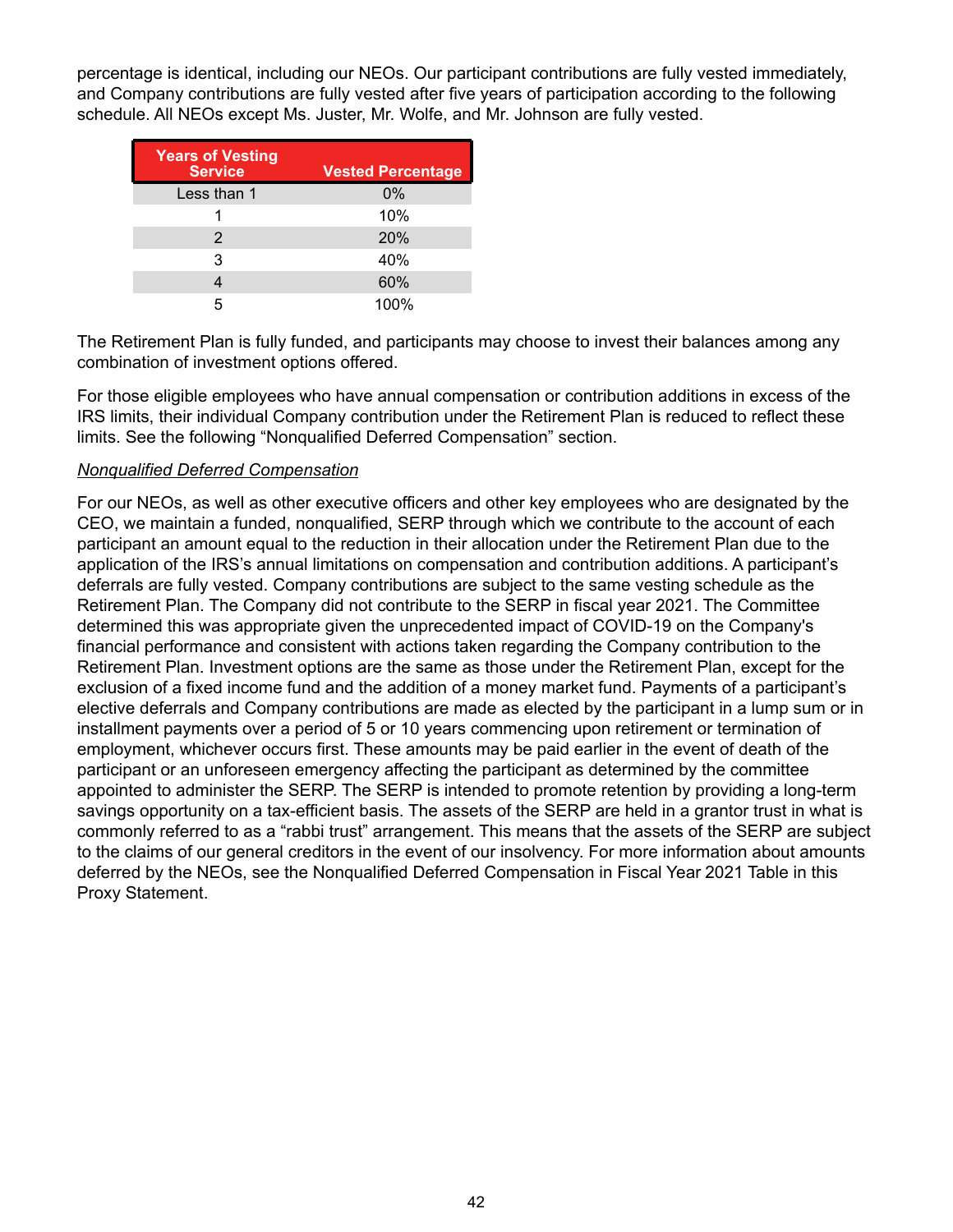percentage is identical, including our NEOs. Our participant contributions are fully vested immediately, and Company contributions are fully vested after five years of participation according to the following schedule. All NEOs except Ms. Juster, Mr. Wolfe, and Mr. Johnson are fully vested.

| Years of Vesting Service | Vested Percentage |
|---|---|
| Less than 1 | 0% |
| 1 | 10% |
| 2 | 20% |
| 3 | 40% |
| 4 | 60% |
| 5 | 100% |

The Retirement Plan is fully funded, and participants may choose to invest their balances among any combination of investment options offered.

For those eligible employees who have annual compensation or contribution additions in excess of the IRS limits, their individual Company contribution under the Retirement Plan is reduced to reflect these limits. See the following "Nonqualified Deferred Compensation" section.

*Nonqualified Deferred Compensation*

For our NEOs, as well as other executive officers and other key employees who are designated by the CEO, we maintain a funded, nonqualified, SERP through which we contribute to the account of each participant an amount equal to the reduction in their allocation under the Retirement Plan due to the application of the IRS's annual limitations on compensation and contribution additions. A participant's deferrals are fully vested. Company contributions are subject to the same vesting schedule as the Retirement Plan. The Company did not contribute to the SERP in fiscal year 2021. The Committee determined this was appropriate given the unprecedented impact of COVID-19 on the Company's financial performance and consistent with actions taken regarding the Company contribution to the Retirement Plan. Investment options are the same as those under the Retirement Plan, except for the exclusion of a fixed income fund and the addition of a money market fund. Payments of a participant's elective deferrals and Company contributions are made as elected by the participant in a lump sum or in installment payments over a period of 5 or 10 years commencing upon retirement or termination of employment, whichever occurs first. These amounts may be paid earlier in the event of death of the participant or an unforeseen emergency affecting the participant as determined by the committee appointed to administer the SERP. The SERP is intended to promote retention by providing a long-term savings opportunity on a tax-efficient basis. The assets of the SERP are held in a grantor trust in what is commonly referred to as a "rabbi trust" arrangement. This means that the assets of the SERP are subject to the claims of our general creditors in the event of our insolvency. For more information about amounts deferred by the NEOs, see the Nonqualified Deferred Compensation in Fiscal Year 2021 Table in this Proxy Statement.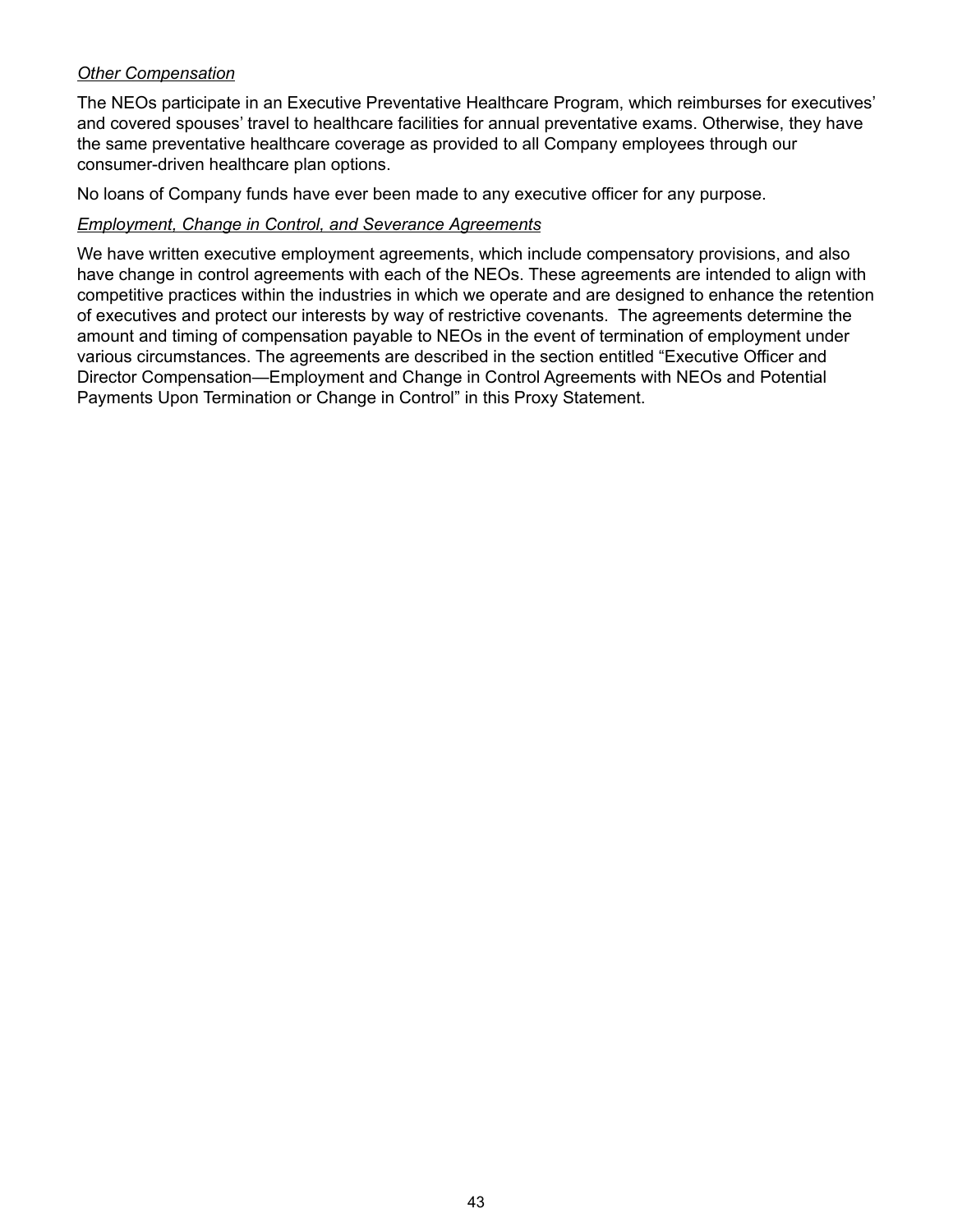*Other Compensation*

The NEOs participate in an Executive Preventative Healthcare Program, which reimburses for executives' and covered spouses' travel to healthcare facilities for annual preventative exams. Otherwise, they have the same preventative healthcare coverage as provided to all Company employees through our consumer-driven healthcare plan options.

No loans of Company funds have ever been made to any executive officer for any purpose.

*Employment, Change in Control, and Severance Agreements*

We have written executive employment agreements, which include compensatory provisions, and also have change in control agreements with each of the NEOs. These agreements are intended to align with competitive practices within the industries in which we operate and are designed to enhance the retention of executives and protect our interests by way of restrictive covenants. The agreements determine the amount and timing of compensation payable to NEOs in the event of termination of employment under various circumstances. The agreements are described in the section entitled "Executive Officer and Director Compensation—Employment and Change in Control Agreements with NEOs and Potential Payments Upon Termination or Change in Control" in this Proxy Statement.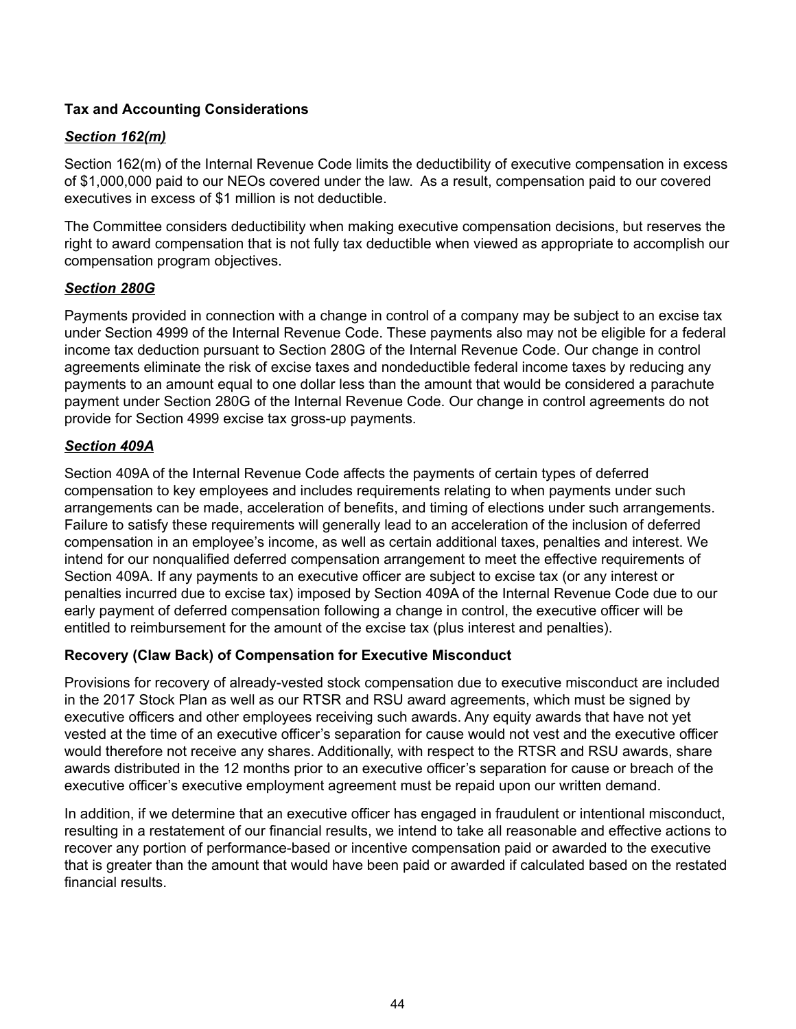### Tax and Accounting Considerations

#### ***Section 162(m)***

Section 162(m) of the Internal Revenue Code limits the deductibility of executive compensation in excess of $1,000,000 paid to our NEOs covered under the law. As a result, compensation paid to our covered executives in excess of $1 million is not deductible.

The Committee considers deductibility when making executive compensation decisions, but reserves the right to award compensation that is not fully tax deductible when viewed as appropriate to accomplish our compensation program objectives.

#### ***Section 280G***

Payments provided in connection with a change in control of a company may be subject to an excise tax under Section 4999 of the Internal Revenue Code. These payments also may not be eligible for a federal income tax deduction pursuant to Section 280G of the Internal Revenue Code. Our change in control agreements eliminate the risk of excise taxes and nondeductible federal income taxes by reducing any payments to an amount equal to one dollar less than the amount that would be considered a parachute payment under Section 280G of the Internal Revenue Code. Our change in control agreements do not provide for Section 4999 excise tax gross-up payments.

#### ***Section 409A***

Section 409A of the Internal Revenue Code affects the payments of certain types of deferred compensation to key employees and includes requirements relating to when payments under such arrangements can be made, acceleration of benefits, and timing of elections under such arrangements. Failure to satisfy these requirements will generally lead to an acceleration of the inclusion of deferred compensation in an employee's income, as well as certain additional taxes, penalties and interest. We intend for our nonqualified deferred compensation arrangement to meet the effective requirements of Section 409A. If any payments to an executive officer are subject to excise tax (or any interest or penalties incurred due to excise tax) imposed by Section 409A of the Internal Revenue Code due to our early payment of deferred compensation following a change in control, the executive officer will be entitled to reimbursement for the amount of the excise tax (plus interest and penalties).

### Recovery (Claw Back) of Compensation for Executive Misconduct

Provisions for recovery of already-vested stock compensation due to executive misconduct are included in the 2017 Stock Plan as well as our RTSR and RSU award agreements, which must be signed by executive officers and other employees receiving such awards. Any equity awards that have not yet vested at the time of an executive officer's separation for cause would not vest and the executive officer would therefore not receive any shares. Additionally, with respect to the RTSR and RSU awards, share awards distributed in the 12 months prior to an executive officer's separation for cause or breach of the executive officer's executive employment agreement must be repaid upon our written demand.

In addition, if we determine that an executive officer has engaged in fraudulent or intentional misconduct, resulting in a restatement of our financial results, we intend to take all reasonable and effective actions to recover any portion of performance-based or incentive compensation paid or awarded to the executive that is greater than the amount that would have been paid or awarded if calculated based on the restated financial results.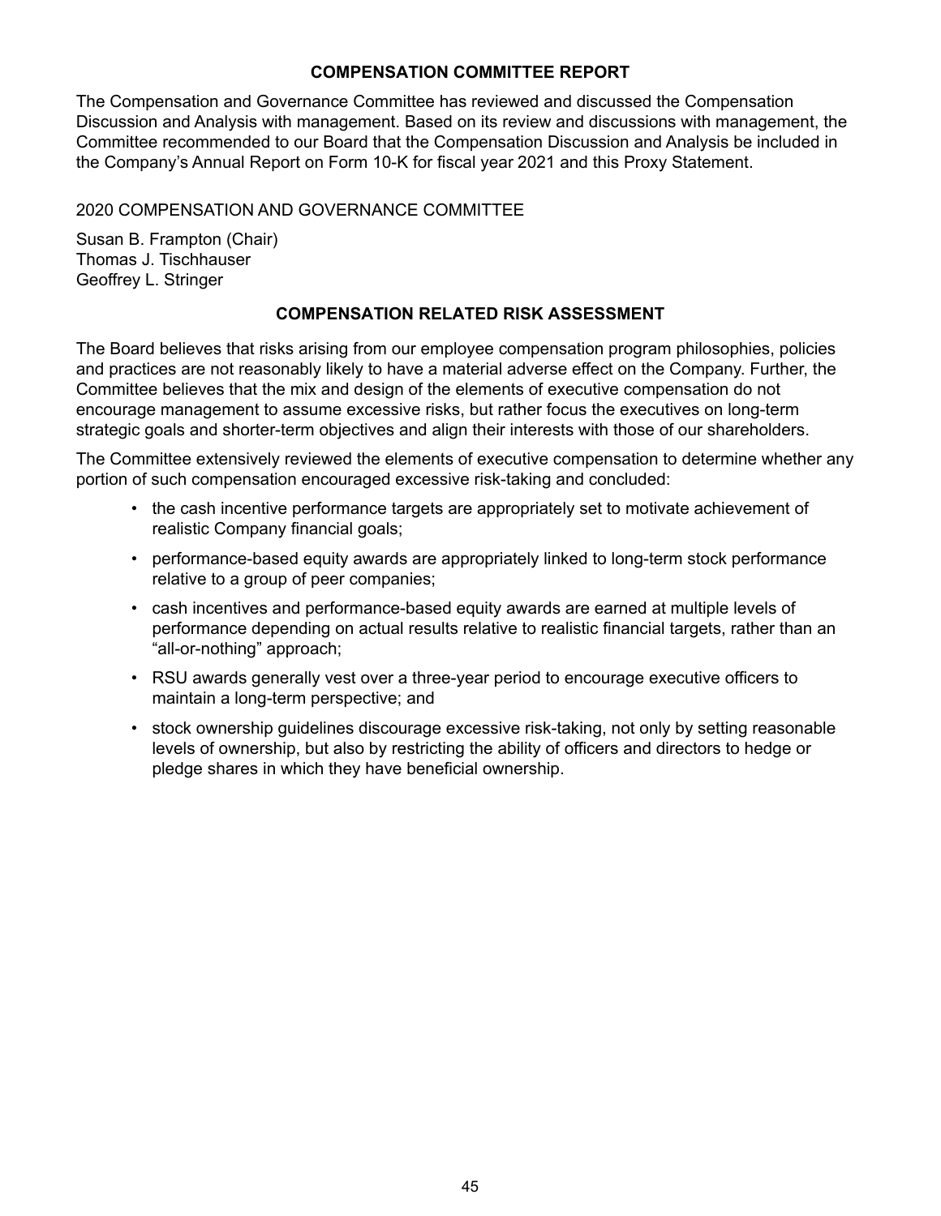## COMPENSATION COMMITTEE REPORT

The Compensation and Governance Committee has reviewed and discussed the Compensation Discussion and Analysis with management. Based on its review and discussions with management, the Committee recommended to our Board that the Compensation Discussion and Analysis be included in the Company's Annual Report on Form 10-K for fiscal year 2021 and this Proxy Statement.

2020 COMPENSATION AND GOVERNANCE COMMITTEE

Susan B. Frampton (Chair)
Thomas J. Tischhauser
Geoffrey L. Stringer

## COMPENSATION RELATED RISK ASSESSMENT

The Board believes that risks arising from our employee compensation program philosophies, policies and practices are not reasonably likely to have a material adverse effect on the Company. Further, the Committee believes that the mix and design of the elements of executive compensation do not encourage management to assume excessive risks, but rather focus the executives on long-term strategic goals and shorter-term objectives and align their interests with those of our shareholders.

The Committee extensively reviewed the elements of executive compensation to determine whether any portion of such compensation encouraged excessive risk-taking and concluded:

- the cash incentive performance targets are appropriately set to motivate achievement of realistic Company financial goals;
- performance-based equity awards are appropriately linked to long-term stock performance relative to a group of peer companies;
- cash incentives and performance-based equity awards are earned at multiple levels of performance depending on actual results relative to realistic financial targets, rather than an "all-or-nothing" approach;
- RSU awards generally vest over a three-year period to encourage executive officers to maintain a long-term perspective; and
- stock ownership guidelines discourage excessive risk-taking, not only by setting reasonable levels of ownership, but also by restricting the ability of officers and directors to hedge or pledge shares in which they have beneficial ownership.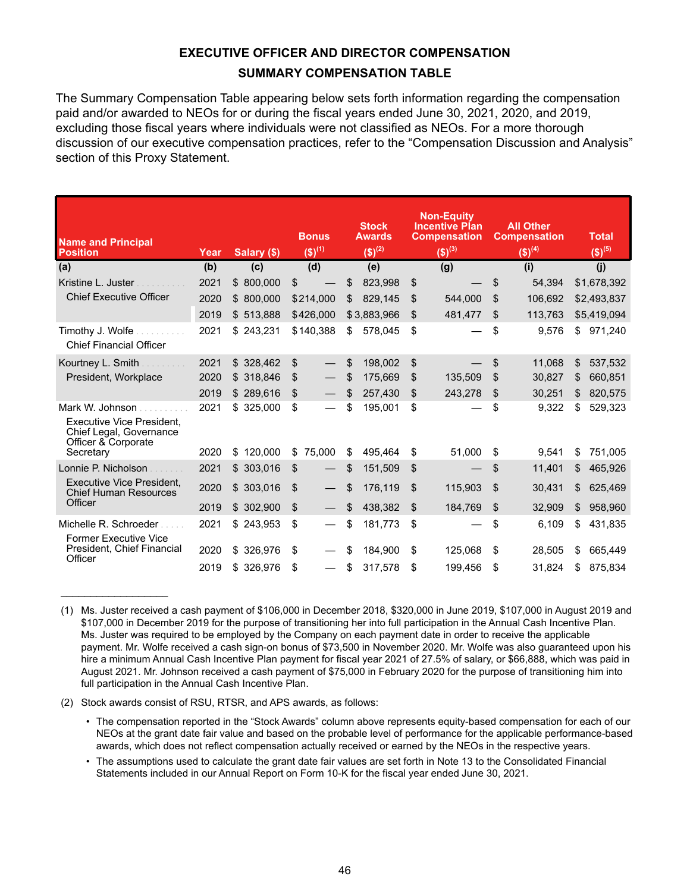# EXECUTIVE OFFICER AND DIRECTOR COMPENSATION

## SUMMARY COMPENSATION TABLE

The Summary Compensation Table appearing below sets forth information regarding the compensation paid and/or awarded to NEOs for or during the fiscal years ended June 30, 2021, 2020, and 2019, excluding those fiscal years where individuals were not classified as NEOs. For a more thorough discussion of our executive compensation practices, refer to the "Compensation Discussion and Analysis" section of this Proxy Statement.

| Name and Principal Position | Year | Salary ($) | Bonus ($)[1] | Stock Awards ($)[2] | Non-Equity Incentive Plan Compensation ($)[3] | All Other Compensation ($)[4] | Total ($)[5] |
|---|---|---|---|---|---|---|---|
| (a) | (b) | (c) | (d) | (e) | (g) | (i) | (j) |
| Kristine L. Juster | 2021 | $ 800,000 | $ — | $ 823,998 | $ — | $ 54,394 | $1,678,392 |
| Chief Executive Officer | 2020 | $ 800,000 | $214,000 | $ 829,145 | $ 544,000 | $ 106,692 | $2,493,837 |
| | 2019 | $ 513,888 | $426,000 | $3,883,966 | $ 481,477 | $ 113,763 | $5,419,094 |
| Timothy J. Wolfe | 2021 | $ 243,231 | $140,388 | $ 578,045 | $ — | $ 9,576 | $ 971,240 |
| Chief Financial Officer | | | | | | | |
| Kourtney L. Smith | 2021 | $ 328,462 | $ — | $ 198,002 | $ — | $ 11,068 | $ 537,532 |
| President, Workplace | 2020 | $ 318,846 | $ — | $ 175,669 | $ 135,509 | $ 30,827 | $ 660,851 |
| | 2019 | $ 289,616 | $ — | $ 257,430 | $ 243,278 | $ 30,251 | $ 820,575 |
| Mark W. Johnson | 2021 | $ 325,000 | $ — | $ 195,001 | $ — | $ 9,322 | $ 529,323 |
| Executive Vice President, Chief Legal, Governance Officer & Corporate Secretary | 2020 | $ 120,000 | $ 75,000 | $ 495,464 | $ 51,000 | $ 9,541 | $ 751,005 |
| Lonnie P. Nicholson | 2021 | $ 303,016 | $ — | $ 151,509 | $ — | $ 11,401 | $ 465,926 |
| Executive Vice President, Chief Human Resources Officer | 2020 | $ 303,016 | $ — | $ 176,119 | $ 115,903 | $ 30,431 | $ 625,469 |
| | 2019 | $ 302,900 | $ — | $ 438,382 | $ 184,769 | $ 32,909 | $ 958,960 |
| Michelle R. Schroeder | 2021 | $ 243,953 | $ — | $ 181,773 | $ — | $ 6,109 | $ 431,835 |
| Former Executive Vice President, Chief Financial Officer | 2020 | $ 326,976 | $ — | $ 184,900 | $ 125,068 | $ 28,505 | $ 665,449 |
| | 2019 | $ 326,976 | $ — | $ 317,578 | $ 199,456 | $ 31,824 | $ 875,834 |

(1) Ms. Juster received a cash payment of $106,000 in December 2018, $320,000 in June 2019, $107,000 in August 2019 and $107,000 in December 2019 for the purpose of transitioning her into full participation in the Annual Cash Incentive Plan. Ms. Juster was required to be employed by the Company on each payment date in order to receive the applicable payment. Mr. Wolfe received a cash sign-on bonus of $73,500 in November 2020. Mr. Wolfe was also guaranteed upon his hire a minimum Annual Cash Incentive Plan payment for fiscal year 2021 of 27.5% of salary, or $66,888, which was paid in August 2021. Mr. Johnson received a cash payment of $75,000 in February 2020 for the purpose of transitioning him into full participation in the Annual Cash Incentive Plan.

(2) Stock awards consist of RSU, RTSR, and APS awards, as follows:

- The compensation reported in the "Stock Awards" column above represents equity-based compensation for each of our NEOs at the grant date fair value and based on the probable level of performance for the applicable performance-based awards, which does not reflect compensation actually received or earned by the NEOs in the respective years.
- The assumptions used to calculate the grant date fair values are set forth in Note 13 to the Consolidated Financial Statements included in our Annual Report on Form 10-K for the fiscal year ended June 30, 2021.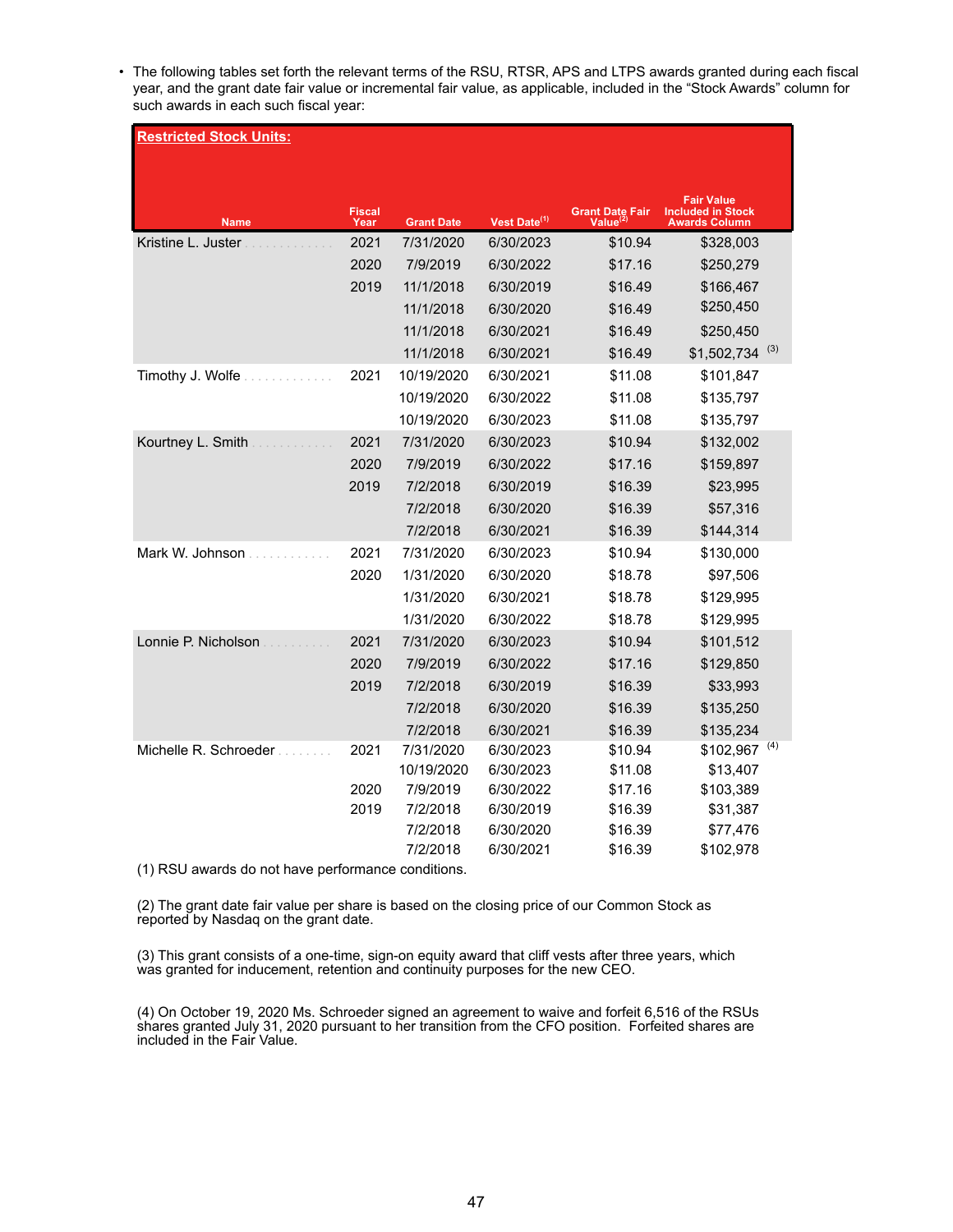- The following tables set forth the relevant terms of the RSU, RTSR, APS and LTPS awards granted during each fiscal year, and the grant date fair value or incremental fair value, as applicable, included in the "Stock Awards" column for such awards in each such fiscal year:

**Restricted Stock Units:**

| Name | Fiscal Year | Grant Date | Vest Date[1] | Grant Date Fair Value[2] | Fair Value Included in Stock Awards Column |
|---|---|---|---|---|---|
| Kristine L. Juster | 2021 | 7/31/2020 | 6/30/2023 | $10.94 | $328,003 |
| | 2020 | 7/9/2019 | 6/30/2022 | $17.16 | $250,279 |
| | 2019 | 11/1/2018 | 6/30/2019 | $16.49 | $166,467 |
| | | 11/1/2018 | 6/30/2020 | $16.49 | $250,450 |
| | | 11/1/2018 | 6/30/2021 | $16.49 | $250,450 |
| | | 11/1/2018 | 6/30/2021 | $16.49 | $1,502,734 [3] |
| Timothy J. Wolfe | 2021 | 10/19/2020 | 6/30/2021 | $11.08 | $101,847 |
| | | 10/19/2020 | 6/30/2022 | $11.08 | $135,797 |
| | | 10/19/2020 | 6/30/2023 | $11.08 | $135,797 |
| Kourtney L. Smith | 2021 | 7/31/2020 | 6/30/2023 | $10.94 | $132,002 |
| | 2020 | 7/9/2019 | 6/30/2022 | $17.16 | $159,897 |
| | 2019 | 7/2/2018 | 6/30/2019 | $16.39 | $23,995 |
| | | 7/2/2018 | 6/30/2020 | $16.39 | $57,316 |
| | | 7/2/2018 | 6/30/2021 | $16.39 | $144,314 |
| Mark W. Johnson | 2021 | 7/31/2020 | 6/30/2023 | $10.94 | $130,000 |
| | 2020 | 1/31/2020 | 6/30/2020 | $18.78 | $97,506 |
| | | 1/31/2020 | 6/30/2021 | $18.78 | $129,995 |
| | | 1/31/2020 | 6/30/2022 | $18.78 | $129,995 |
| Lonnie P. Nicholson | 2021 | 7/31/2020 | 6/30/2023 | $10.94 | $101,512 |
| | 2020 | 7/9/2019 | 6/30/2022 | $17.16 | $129,850 |
| | 2019 | 7/2/2018 | 6/30/2019 | $16.39 | $33,993 |
| | | 7/2/2018 | 6/30/2020 | $16.39 | $135,250 |
| | | 7/2/2018 | 6/30/2021 | $16.39 | $135,234 |
| Michelle R. Schroeder | 2021 | 7/31/2020 | 6/30/2023 | $10.94 | $102,967 [4] |
| | | 10/19/2020 | 6/30/2023 | $11.08 | $13,407 |
| | 2020 | 7/9/2019 | 6/30/2022 | $17.16 | $103,389 |
| | 2019 | 7/2/2018 | 6/30/2019 | $16.39 | $31,387 |
| | | 7/2/2018 | 6/30/2020 | $16.39 | $77,476 |
| | | 7/2/2018 | 6/30/2021 | $16.39 | $102,978 |

(1) RSU awards do not have performance conditions.

(2) The grant date fair value per share is based on the closing price of our Common Stock as reported by Nasdaq on the grant date.

(3) This grant consists of a one-time, sign-on equity award that cliff vests after three years, which was granted for inducement, retention and continuity purposes for the new CEO.

(4) On October 19, 2020 Ms. Schroeder signed an agreement to waive and forfeit 6,516 of the RSUs shares granted July 31, 2020 pursuant to her transition from the CFO position. Forfeited shares are included in the Fair Value.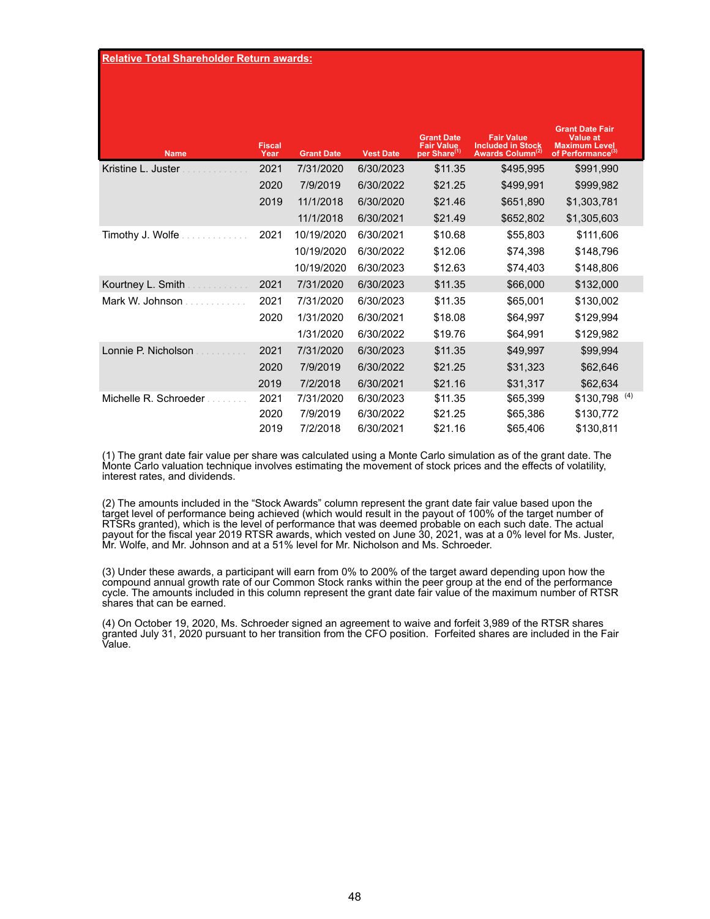**Relative Total Shareholder Return awards:**

| Name | Fiscal Year | Grant Date | Vest Date | Grant Date Fair Value per Share[(1)] | Fair Value Included in Stock Awards Column[(2)] | Grant Date Fair Value at Maximum Level of Performance[(3)] |
|---|---|---|---|---|---|---|
| Kristine L. Juster | 2021 | 7/31/2020 | 6/30/2023 | $11.35 | $495,995 | $991,990 |
| | 2020 | 7/9/2019 | 6/30/2022 | $21.25 | $499,991 | $999,982 |
| | 2019 | 11/1/2018 | 6/30/2020 | $21.46 | $651,890 | $1,303,781 |
| | | 11/1/2018 | 6/30/2021 | $21.49 | $652,802 | $1,305,603 |
| Timothy J. Wolfe | 2021 | 10/19/2020 | 6/30/2021 | $10.68 | $55,803 | $111,606 |
| | | 10/19/2020 | 6/30/2022 | $12.06 | $74,398 | $148,796 |
| | | 10/19/2020 | 6/30/2023 | $12.63 | $74,403 | $148,806 |
| Kourtney L. Smith | 2021 | 7/31/2020 | 6/30/2023 | $11.35 | $66,000 | $132,000 |
| Mark W. Johnson | 2021 | 7/31/2020 | 6/30/2023 | $11.35 | $65,001 | $130,002 |
| | 2020 | 1/31/2020 | 6/30/2021 | $18.08 | $64,997 | $129,994 |
| | | 1/31/2020 | 6/30/2022 | $19.76 | $64,991 | $129,982 |
| Lonnie P. Nicholson | 2021 | 7/31/2020 | 6/30/2023 | $11.35 | $49,997 | $99,994 |
| | 2020 | 7/9/2019 | 6/30/2022 | $21.25 | $31,323 | $62,646 |
| | 2019 | 7/2/2018 | 6/30/2021 | $21.16 | $31,317 | $62,634 |
| Michelle R. Schroeder | 2021 | 7/31/2020 | 6/30/2023 | $11.35 | $65,399 | $130,798 [(4)] |
| | 2020 | 7/9/2019 | 6/30/2022 | $21.25 | $65,386 | $130,772 |
| | 2019 | 7/2/2018 | 6/30/2021 | $21.16 | $65,406 | $130,811 |

(1) The grant date fair value per share was calculated using a Monte Carlo simulation as of the grant date. The Monte Carlo valuation technique involves estimating the movement of stock prices and the effects of volatility, interest rates, and dividends.

(2) The amounts included in the "Stock Awards" column represent the grant date fair value based upon the target level of performance being achieved (which would result in the payout of 100% of the target number of RTSRs granted), which is the level of performance that was deemed probable on each such date. The actual payout for the fiscal year 2019 RTSR awards, which vested on June 30, 2021, was at a 0% level for Ms. Juster, Mr. Wolfe, and Mr. Johnson and at a 51% level for Mr. Nicholson and Ms. Schroeder.

(3) Under these awards, a participant will earn from 0% to 200% of the target award depending upon how the compound annual growth rate of our Common Stock ranks within the peer group at the end of the performance cycle. The amounts included in this column represent the grant date fair value of the maximum number of RTSR shares that can be earned.

(4) On October 19, 2020, Ms. Schroeder signed an agreement to waive and forfeit 3,989 of the RTSR shares granted July 31, 2020 pursuant to her transition from the CFO position. Forfeited shares are included in the Fair Value.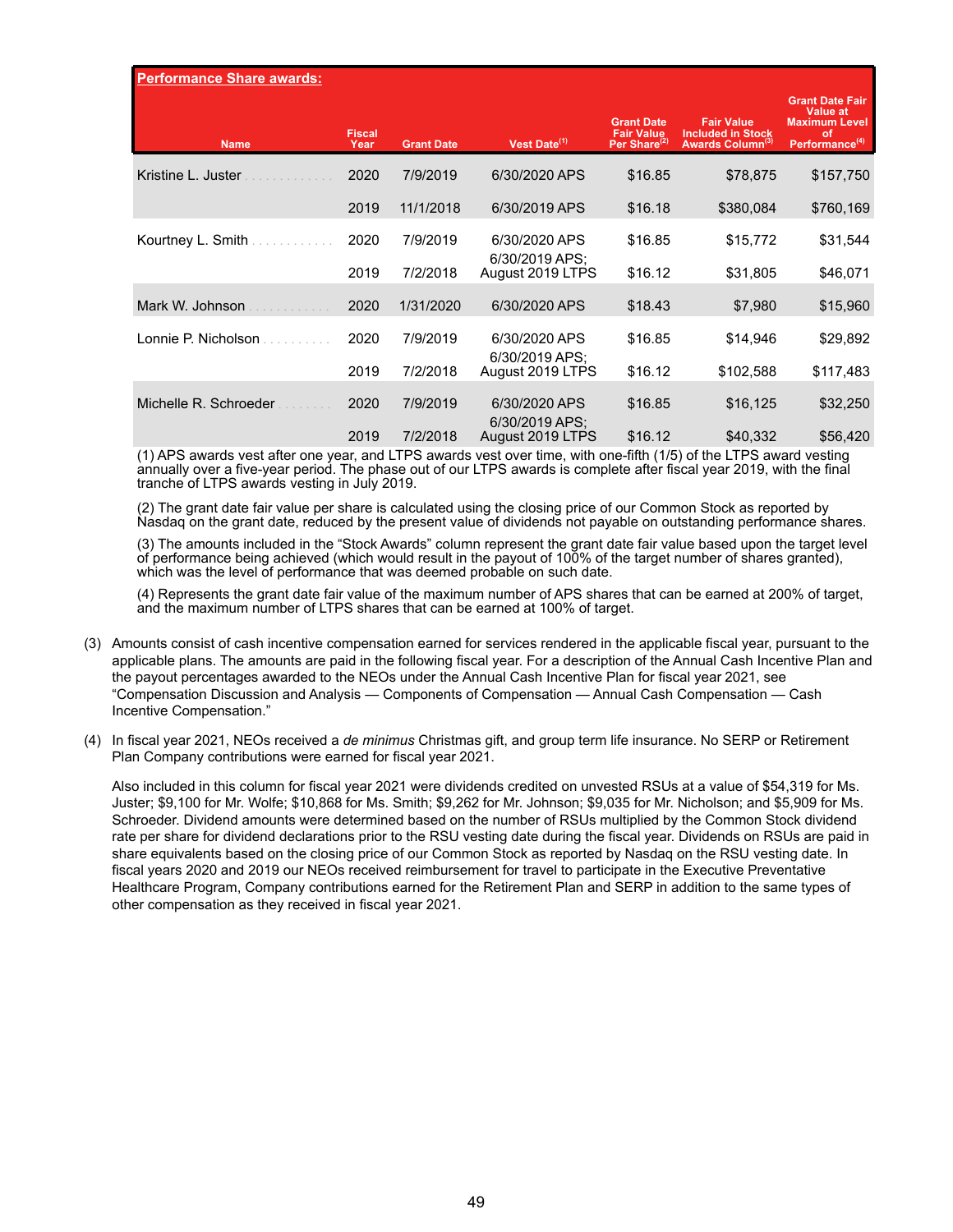| **Performance Share awards:** | | | | | | |
|---|---|---|---|---|---|---|
| Name | Fiscal Year | Grant Date | Vest Date[(1)] | Grant Date Fair Value Per Share[(2)] | Fair Value Included in Stock Awards Column[(3)] | Grant Date Fair Value at Maximum Level of Performance[(4)] |
| Kristine L. Juster | 2020 | 7/9/2019 | 6/30/2020 APS | $16.85 | $78,875 | $157,750 |
| | 2019 | 11/1/2018 | 6/30/2019 APS | $16.18 | $380,084 | $760,169 |
| Kourtney L. Smith | 2020 | 7/9/2019 | 6/30/2020 APS | $16.85 | $15,772 | $31,544 |
| | 2019 | 7/2/2018 | 6/30/2019 APS; August 2019 LTPS | $16.12 | $31,805 | $46,071 |
| Mark W. Johnson | 2020 | 1/31/2020 | 6/30/2020 APS | $18.43 | $7,980 | $15,960 |
| Lonnie P. Nicholson | 2020 | 7/9/2019 | 6/30/2020 APS | $16.85 | $14,946 | $29,892 |
| | 2019 | 7/2/2018 | 6/30/2019 APS; August 2019 LTPS | $16.12 | $102,588 | $117,483 |
| Michelle R. Schroeder | 2020 | 7/9/2019 | 6/30/2020 APS | $16.85 | $16,125 | $32,250 |
| | 2019 | 7/2/2018 | 6/30/2019 APS; August 2019 LTPS | $16.12 | $40,332 | $56,420 |

(1) APS awards vest after one year, and LTPS awards vest over time, with one-fifth (1/5) of the LTPS award vesting annually over a five-year period. The phase out of our LTPS awards is complete after fiscal year 2019, with the final tranche of LTPS awards vesting in July 2019.

(2) The grant date fair value per share is calculated using the closing price of our Common Stock as reported by Nasdaq on the grant date, reduced by the present value of dividends not payable on outstanding performance shares.

(3) The amounts included in the "Stock Awards" column represent the grant date fair value based upon the target level of performance being achieved (which would result in the payout of 100% of the target number of shares granted), which was the level of performance that was deemed probable on such date.

(4) Represents the grant date fair value of the maximum number of APS shares that can be earned at 200% of target, and the maximum number of LTPS shares that can be earned at 100% of target.

(3) Amounts consist of cash incentive compensation earned for services rendered in the applicable fiscal year, pursuant to the applicable plans. The amounts are paid in the following fiscal year. For a description of the Annual Cash Incentive Plan and the payout percentages awarded to the NEOs under the Annual Cash Incentive Plan for fiscal year 2021, see "Compensation Discussion and Analysis — Components of Compensation — Annual Cash Compensation — Cash Incentive Compensation."

(4) In fiscal year 2021, NEOs received a *de minimus* Christmas gift, and group term life insurance. No SERP or Retirement Plan Company contributions were earned for fiscal year 2021.

Also included in this column for fiscal year 2021 were dividends credited on unvested RSUs at a value of $54,319 for Ms. Juster; $9,100 for Mr. Wolfe; $10,868 for Ms. Smith; $9,262 for Mr. Johnson; $9,035 for Mr. Nicholson; and $5,909 for Ms. Schroeder. Dividend amounts were determined based on the number of RSUs multiplied by the Common Stock dividend rate per share for dividend declarations prior to the RSU vesting date during the fiscal year. Dividends on RSUs are paid in share equivalents based on the closing price of our Common Stock as reported by Nasdaq on the RSU vesting date. In fiscal years 2020 and 2019 our NEOs received reimbursement for travel to participate in the Executive Preventative Healthcare Program, Company contributions earned for the Retirement Plan and SERP in addition to the same types of other compensation as they received in fiscal year 2021.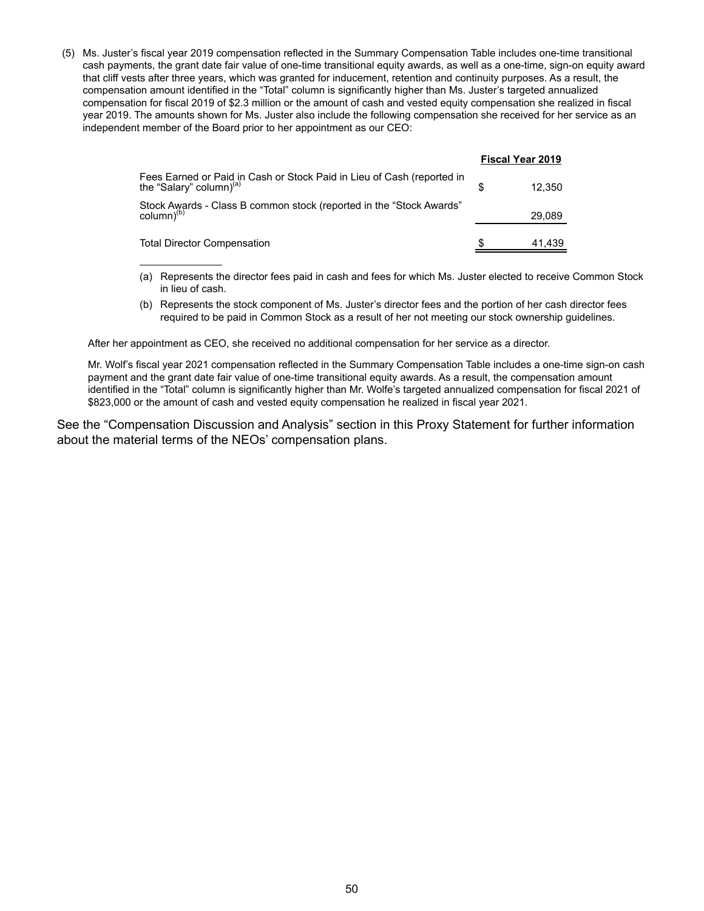(5) Ms. Juster's fiscal year 2019 compensation reflected in the Summary Compensation Table includes one-time transitional cash payments, the grant date fair value of one-time transitional equity awards, as well as a one-time, sign-on equity award that cliff vests after three years, which was granted for inducement, retention and continuity purposes. As a result, the compensation amount identified in the "Total" column is significantly higher than Ms. Juster's targeted annualized compensation for fiscal 2019 of $2.3 million or the amount of cash and vested equity compensation she realized in fiscal year 2019. The amounts shown for Ms. Juster also include the following compensation she received for her service as an independent member of the Board prior to her appointment as our CEO:

| | Fiscal Year 2019 |
|---|---|
| Fees Earned or Paid in Cash or Stock Paid in Lieu of Cash (reported in the "Salary" column)[a] | $ 12,350 |
| Stock Awards - Class B common stock (reported in the "Stock Awards" column)[b] | 29,089 |
| Total Director Compensation | $ 41,439 |

(a) Represents the director fees paid in cash and fees for which Ms. Juster elected to receive Common Stock in lieu of cash.

(b) Represents the stock component of Ms. Juster's director fees and the portion of her cash director fees required to be paid in Common Stock as a result of her not meeting our stock ownership guidelines.

After her appointment as CEO, she received no additional compensation for her service as a director.

Mr. Wolf's fiscal year 2021 compensation reflected in the Summary Compensation Table includes a one-time sign-on cash payment and the grant date fair value of one-time transitional equity awards. As a result, the compensation amount identified in the "Total" column is significantly higher than Mr. Wolfe's targeted annualized compensation for fiscal 2021 of $823,000 or the amount of cash and vested equity compensation he realized in fiscal year 2021.

See the "Compensation Discussion and Analysis" section in this Proxy Statement for further information about the material terms of the NEOs' compensation plans.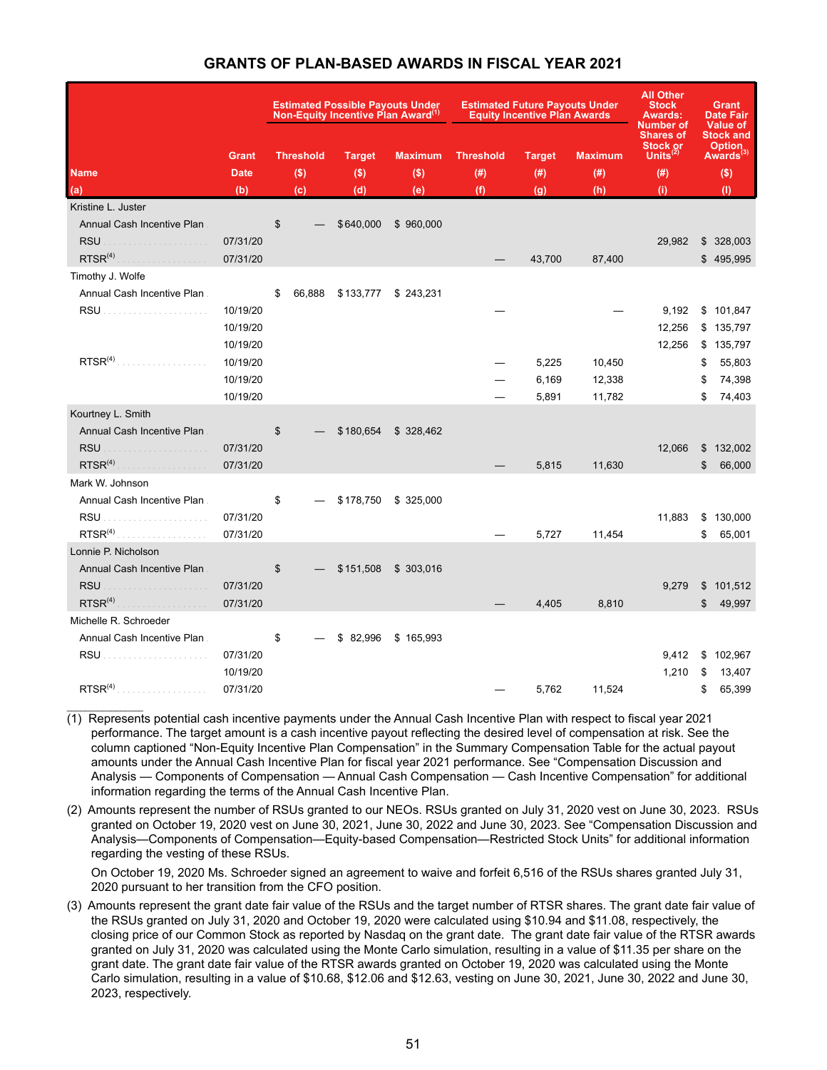## GRANTS OF PLAN-BASED AWARDS IN FISCAL YEAR 2021

| Name | Grant Date | Estimated Possible Payouts Under Non-Equity Incentive Plan Award[1] | | | Estimated Future Payouts Under Equity Incentive Plan Awards | | | All Other Stock Awards: Number of Shares of Stock or Units[2] | Grant Date Fair Value of Stock and Option Awards[3] |
|---|---|---|---|---|---|---|---|---|---|
| | | Threshold ($) | Target ($) | Maximum ($) | Threshold (#) | Target (#) | Maximum (#) | (#) | ($) |
| (a) | (b) | (c) | (d) | (e) | (f) | (g) | (h) | (i) | (l) |
| Kristine L. Juster | | | | | | | | | |
| Annual Cash Incentive Plan | | $ — | $640,000 | $ 960,000 | | | | | |
| RSU | 07/31/20 | | | | | | | 29,982 | $ 328,003 |
| RTSR[4] | 07/31/20 | | | | — | 43,700 | 87,400 | | $ 495,995 |
| Timothy J. Wolfe | | | | | | | | | |
| Annual Cash Incentive Plan | | $ 66,888 | $133,777 | $ 243,231 | | | | | |
| RSU | 10/19/20 | | | | — | | — | 9,192 | $ 101,847 |
| | 10/19/20 | | | | | | | 12,256 | $ 135,797 |
| | 10/19/20 | | | | | | | 12,256 | $ 135,797 |
| RTSR[4] | 10/19/20 | | | | — | 5,225 | 10,450 | | $ 55,803 |
| | 10/19/20 | | | | — | 6,169 | 12,338 | | $ 74,398 |
| | 10/19/20 | | | | — | 5,891 | 11,782 | | $ 74,403 |
| Kourtney L. Smith | | | | | | | | | |
| Annual Cash Incentive Plan | | $ — | $180,654 | $ 328,462 | | | | | |
| RSU | 07/31/20 | | | | | | | 12,066 | $ 132,002 |
| RTSR[4] | 07/31/20 | | | | — | 5,815 | 11,630 | | $ 66,000 |
| Mark W. Johnson | | | | | | | | | |
| Annual Cash Incentive Plan | | $ — | $178,750 | $ 325,000 | | | | | |
| RSU | 07/31/20 | | | | | | | 11,883 | $ 130,000 |
| RTSR[4] | 07/31/20 | | | | — | 5,727 | 11,454 | | $ 65,001 |
| Lonnie P. Nicholson | | | | | | | | | |
| Annual Cash Incentive Plan | | $ — | $151,508 | $ 303,016 | | | | | |
| RSU | 07/31/20 | | | | | | | 9,279 | $ 101,512 |
| RTSR[4] | 07/31/20 | | | | — | 4,405 | 8,810 | | $ 49,997 |
| Michelle R. Schroeder | | | | | | | | | |
| Annual Cash Incentive Plan | | $ — | $ 82,996 | $ 165,993 | | | | | |
| RSU | 07/31/20 | | | | | | | 9,412 | $ 102,967 |
| | 10/19/20 | | | | | | | 1,210 | $ 13,407 |
| RTSR[4] | 07/31/20 | | | | — | 5,762 | 11,524 | | $ 65,399 |

(1) Represents potential cash incentive payments under the Annual Cash Incentive Plan with respect to fiscal year 2021 performance. The target amount is a cash incentive payout reflecting the desired level of compensation at risk. See the column captioned "Non-Equity Incentive Plan Compensation" in the Summary Compensation Table for the actual payout amounts under the Annual Cash Incentive Plan for fiscal year 2021 performance. See "Compensation Discussion and Analysis — Components of Compensation — Annual Cash Compensation — Cash Incentive Compensation" for additional information regarding the terms of the Annual Cash Incentive Plan.

(2) Amounts represent the number of RSUs granted to our NEOs. RSUs granted on July 31, 2020 vest on June 30, 2023. RSUs granted on October 19, 2020 vest on June 30, 2021, June 30, 2022 and June 30, 2023. See "Compensation Discussion and Analysis—Components of Compensation—Equity-based Compensation—Restricted Stock Units" for additional information regarding the vesting of these RSUs.

On October 19, 2020 Ms. Schroeder signed an agreement to waive and forfeit 6,516 of the RSUs shares granted July 31, 2020 pursuant to her transition from the CFO position.

(3) Amounts represent the grant date fair value of the RSUs and the target number of RTSR shares. The grant date fair value of the RSUs granted on July 31, 2020 and October 19, 2020 were calculated using $10.94 and $11.08, respectively, the closing price of our Common Stock as reported by Nasdaq on the grant date. The grant date fair value of the RTSR awards granted on July 31, 2020 was calculated using the Monte Carlo simulation, resulting in a value of $11.35 per share on the grant date. The grant date fair value of the RTSR awards granted on October 19, 2020 was calculated using the Monte Carlo simulation, resulting in a value of $10.68, $12.06 and $12.63, vesting on June 30, 2021, June 30, 2022 and June 30, 2023, respectively.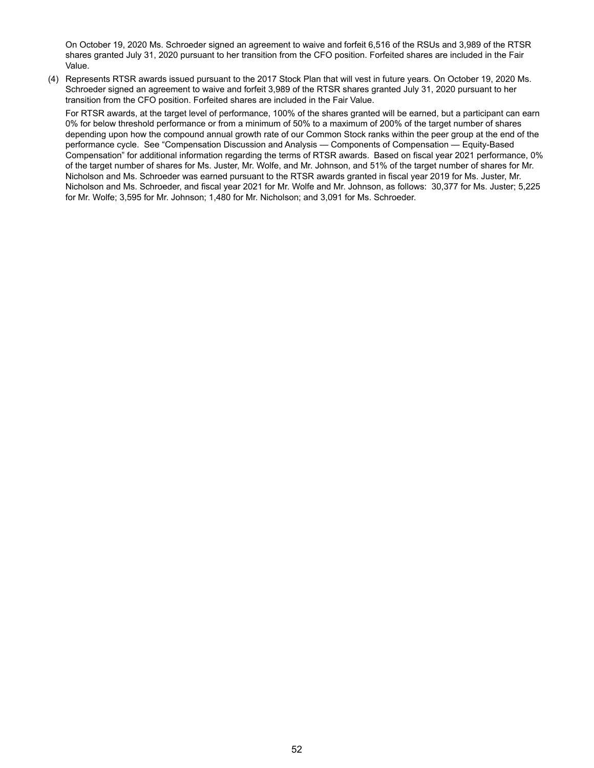On October 19, 2020 Ms. Schroeder signed an agreement to waive and forfeit 6,516 of the RSUs and 3,989 of the RTSR shares granted July 31, 2020 pursuant to her transition from the CFO position. Forfeited shares are included in the Fair Value.

(4) Represents RTSR awards issued pursuant to the 2017 Stock Plan that will vest in future years. On October 19, 2020 Ms. Schroeder signed an agreement to waive and forfeit 3,989 of the RTSR shares granted July 31, 2020 pursuant to her transition from the CFO position. Forfeited shares are included in the Fair Value.

For RTSR awards, at the target level of performance, 100% of the shares granted will be earned, but a participant can earn 0% for below threshold performance or from a minimum of 50% to a maximum of 200% of the target number of shares depending upon how the compound annual growth rate of our Common Stock ranks within the peer group at the end of the performance cycle. See "Compensation Discussion and Analysis — Components of Compensation — Equity-Based Compensation" for additional information regarding the terms of RTSR awards. Based on fiscal year 2021 performance, 0% of the target number of shares for Ms. Juster, Mr. Wolfe, and Mr. Johnson, and 51% of the target number of shares for Mr. Nicholson and Ms. Schroeder was earned pursuant to the RTSR awards granted in fiscal year 2019 for Ms. Juster, Mr. Nicholson and Ms. Schroeder, and fiscal year 2021 for Mr. Wolfe and Mr. Johnson, as follows: 30,377 for Ms. Juster; 5,225 for Mr. Wolfe; 3,595 for Mr. Johnson; 1,480 for Mr. Nicholson; and 3,091 for Ms. Schroeder.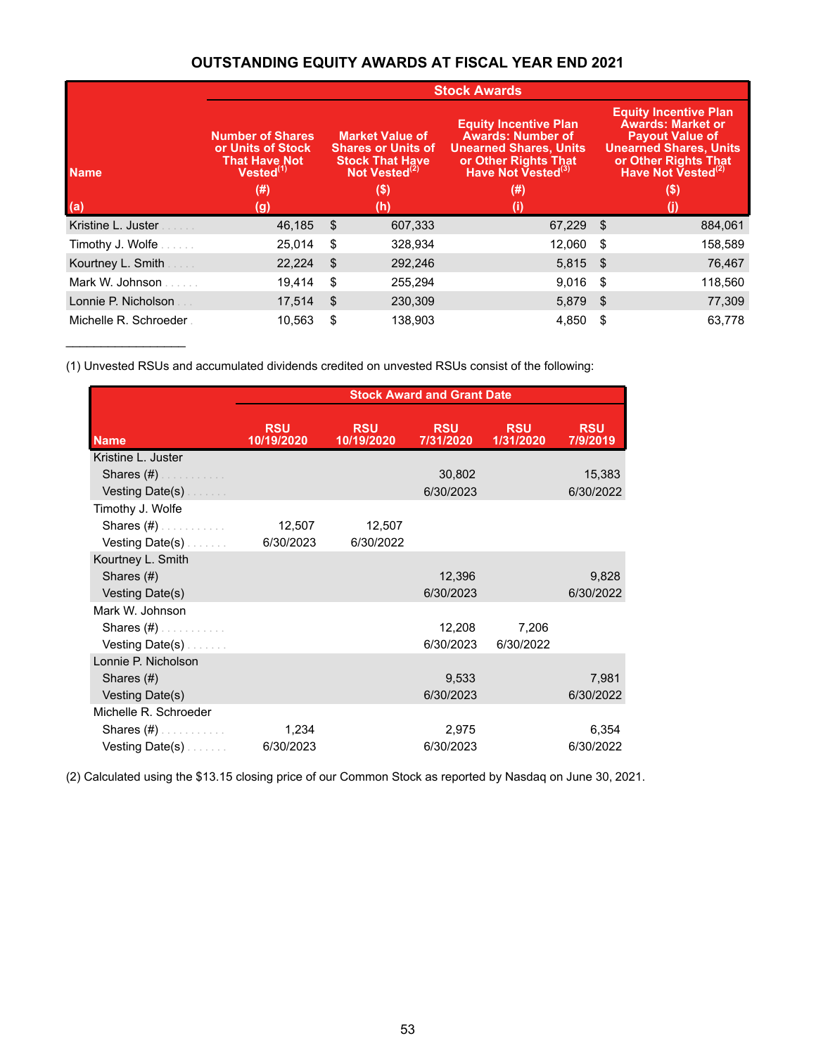## OUTSTANDING EQUITY AWARDS AT FISCAL YEAR END 2021

| | Stock Awards | | | |
|---|---|---|---|---|
| Name | Number of Shares or Units of Stock That Have Not Vested[(1)] | Market Value of Shares or Units of Stock That Have Not Vested[(2)] | Equity Incentive Plan Awards: Number of Unearned Shares, Units or Other Rights That Have Not Vested[(3)] | Equity Incentive Plan Awards: Market or Payout Value of Unearned Shares, Units or Other Rights That Have Not Vested[(2)] |
| | (#) | ($) | (#) | ($) |
| (a) | (g) | (h) | (i) | (j) |
| Kristine L. Juster | 46,185 | $ 607,333 | 67,229 | $ 884,061 |
| Timothy J. Wolfe | 25,014 | $ 328,934 | 12,060 | $ 158,589 |
| Kourtney L. Smith | 22,224 | $ 292,246 | 5,815 | $ 76,467 |
| Mark W. Johnson | 19,414 | $ 255,294 | 9,016 | $ 118,560 |
| Lonnie P. Nicholson | 17,514 | $ 230,309 | 5,879 | $ 77,309 |
| Michelle R. Schroeder | 10,563 | $ 138,903 | 4,850 | $ 63,778 |

---

(1) Unvested RSUs and accumulated dividends credited on unvested RSUs consist of the following:

| | Stock Award and Grant Date | | | | |
|---|---|---|---|---|---|
| Name | RSU 10/19/2020 | RSU 10/19/2020 | RSU 7/31/2020 | RSU 1/31/2020 | RSU 7/9/2019 |
| Kristine L. Juster | | | | | |
| Shares (#) | | | 30,802 | | 15,383 |
| Vesting Date(s) | | | 6/30/2023 | | 6/30/2022 |
| Timothy J. Wolfe | | | | | |
| Shares (#) | 12,507 | 12,507 | | | |
| Vesting Date(s) | 6/30/2023 | 6/30/2022 | | | |
| Kourtney L. Smith | | | | | |
| Shares (#) | | | 12,396 | | 9,828 |
| Vesting Date(s) | | | 6/30/2023 | | 6/30/2022 |
| Mark W. Johnson | | | | | |
| Shares (#) | | | 12,208 | 7,206 | |
| Vesting Date(s) | | | 6/30/2023 | 6/30/2022 | |
| Lonnie P. Nicholson | | | | | |
| Shares (#) | | | 9,533 | | 7,981 |
| Vesting Date(s) | | | 6/30/2023 | | 6/30/2022 |
| Michelle R. Schroeder | | | | | |
| Shares (#) | 1,234 | | 2,975 | | 6,354 |
| Vesting Date(s) | 6/30/2023 | | 6/30/2023 | | 6/30/2022 |

(2) Calculated using the $13.15 closing price of our Common Stock as reported by Nasdaq on June 30, 2021.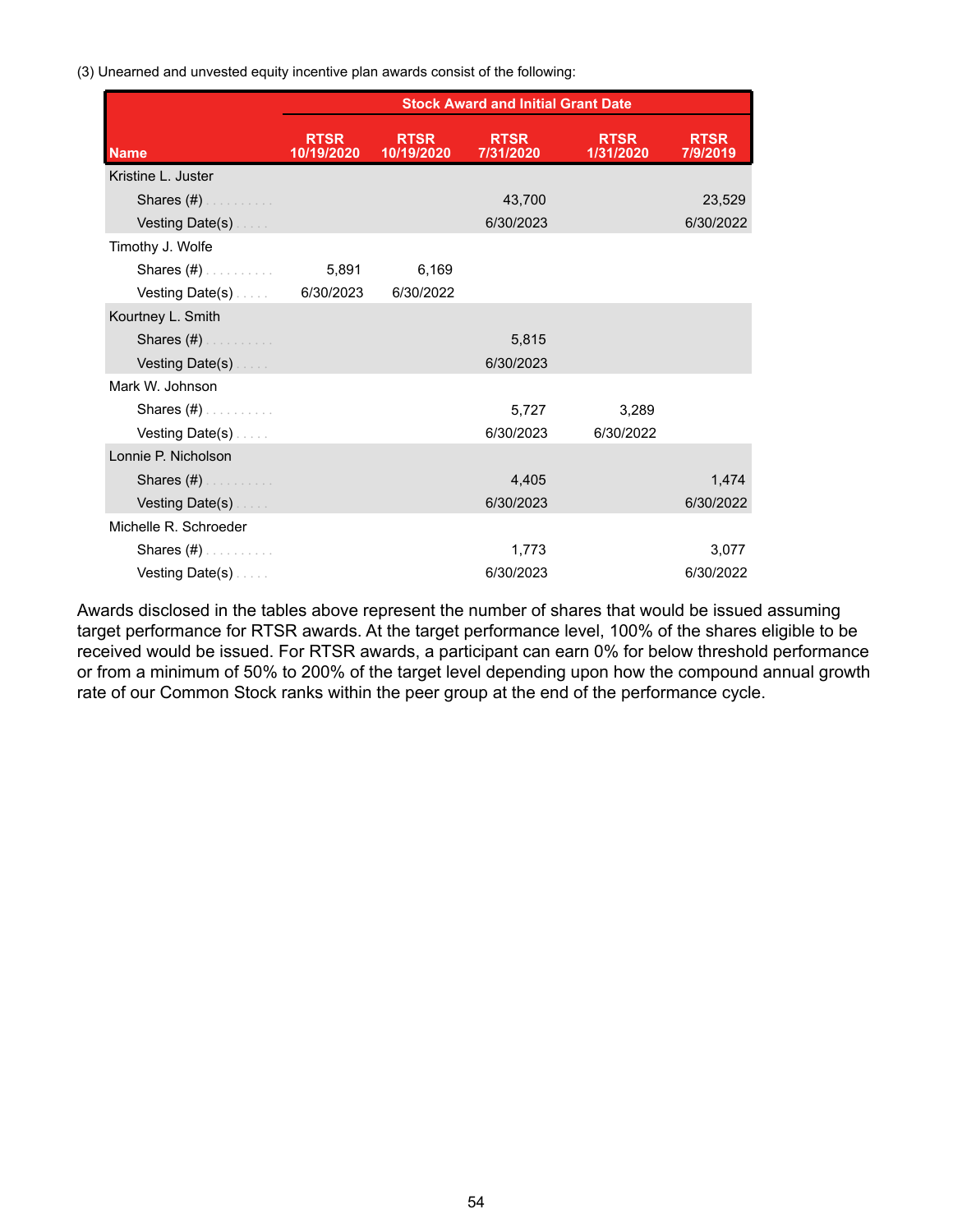(3) Unearned and unvested equity incentive plan awards consist of the following:

| | Stock Award and Initial Grant Date | | | | |
|---|---|---|---|---|---|
| Name | RTSR 10/19/2020 | RTSR 10/19/2020 | RTSR 7/31/2020 | RTSR 1/31/2020 | RTSR 7/9/2019 |
| Kristine L. Juster | | | | | |
| Shares (#) | | | 43,700 | | 23,529 |
| Vesting Date(s) | | | 6/30/2023 | | 6/30/2022 |
| Timothy J. Wolfe | | | | | |
| Shares (#) | 5,891 | 6,169 | | | |
| Vesting Date(s) | 6/30/2023 | 6/30/2022 | | | |
| Kourtney L. Smith | | | | | |
| Shares (#) | | | 5,815 | | |
| Vesting Date(s) | | | 6/30/2023 | | |
| Mark W. Johnson | | | | | |
| Shares (#) | | | 5,727 | 3,289 | |
| Vesting Date(s) | | | 6/30/2023 | 6/30/2022 | |
| Lonnie P. Nicholson | | | | | |
| Shares (#) | | | 4,405 | | 1,474 |
| Vesting Date(s) | | | 6/30/2023 | | 6/30/2022 |
| Michelle R. Schroeder | | | | | |
| Shares (#) | | | 1,773 | | 3,077 |
| Vesting Date(s) | | | 6/30/2023 | | 6/30/2022 |

Awards disclosed in the tables above represent the number of shares that would be issued assuming target performance for RTSR awards. At the target performance level, 100% of the shares eligible to be received would be issued. For RTSR awards, a participant can earn 0% for below threshold performance or from a minimum of 50% to 200% of the target level depending upon how the compound annual growth rate of our Common Stock ranks within the peer group at the end of the performance cycle.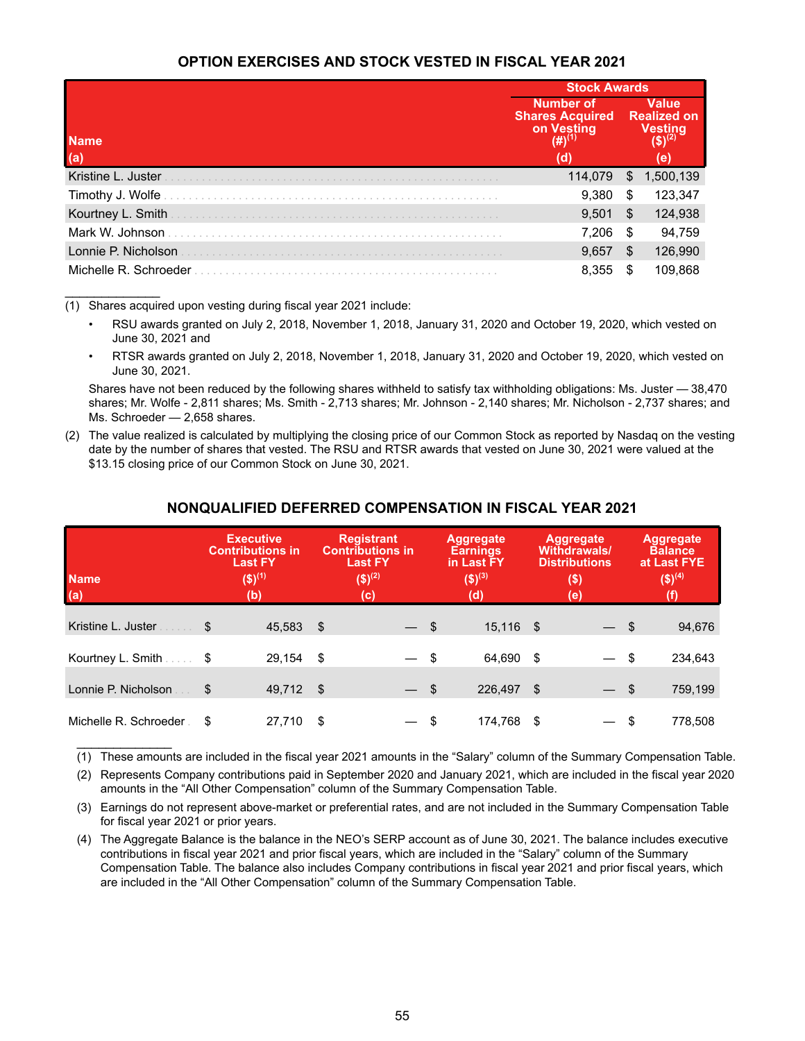## OPTION EXERCISES AND STOCK VESTED IN FISCAL YEAR 2021

| Name (a) | Stock Awards | |
|---|---|---|
| | Number of Shares Acquired on Vesting (#)(1) (d) | Value Realized on Vesting ($)(2) (e) |
| Kristine L. Juster | 114,079 | $ 1,500,139 |
| Timothy J. Wolfe | 9,380 | $ 123,347 |
| Kourtney L. Smith | 9,501 | $ 124,938 |
| Mark W. Johnson | 7,206 | $ 94,759 |
| Lonnie P. Nicholson | 9,657 | $ 126,990 |
| Michelle R. Schroeder | 8,355 | $ 109,868 |

(1) Shares acquired upon vesting during fiscal year 2021 include:

- RSU awards granted on July 2, 2018, November 1, 2018, January 31, 2020 and October 19, 2020, which vested on June 30, 2021 and
- RTSR awards granted on July 2, 2018, November 1, 2018, January 31, 2020 and October 19, 2020, which vested on June 30, 2021.

Shares have not been reduced by the following shares withheld to satisfy tax withholding obligations: Ms. Juster — 38,470 shares; Mr. Wolfe - 2,811 shares; Ms. Smith - 2,713 shares; Mr. Johnson - 2,140 shares; Mr. Nicholson - 2,737 shares; and Ms. Schroeder — 2,658 shares.

(2) The value realized is calculated by multiplying the closing price of our Common Stock as reported by Nasdaq on the vesting date by the number of shares that vested. The RSU and RTSR awards that vested on June 30, 2021 were valued at the $13.15 closing price of our Common Stock on June 30, 2021.

## NONQUALIFIED DEFERRED COMPENSATION IN FISCAL YEAR 2021

| Name (a) | Executive Contributions in Last FY ($)(1) (b) | Registrant Contributions in Last FY ($)(2) (c) | Aggregate Earnings in Last FY ($)(3) (d) | Aggregate Withdrawals/ Distributions ($) (e) | Aggregate Balance at Last FYE ($)(4) (f) |
|---|---|---|---|---|---|
| Kristine L. Juster | $ 45,583 | $ — | $ 15,116 | $ — | $ 94,676 |
| Kourtney L. Smith | $ 29,154 | $ — | $ 64,690 | $ — | $ 234,643 |
| Lonnie P. Nicholson | $ 49,712 | $ — | $ 226,497 | $ — | $ 759,199 |
| Michelle R. Schroeder | $ 27,710 | $ — | $ 174,768 | $ — | $ 778,508 |

(1) These amounts are included in the fiscal year 2021 amounts in the "Salary" column of the Summary Compensation Table.

(2) Represents Company contributions paid in September 2020 and January 2021, which are included in the fiscal year 2020 amounts in the "All Other Compensation" column of the Summary Compensation Table.

(3) Earnings do not represent above-market or preferential rates, and are not included in the Summary Compensation Table for fiscal year 2021 or prior years.

(4) The Aggregate Balance is the balance in the NEO's SERP account as of June 30, 2021. The balance includes executive contributions in fiscal year 2021 and prior fiscal years, which are included in the "Salary" column of the Summary Compensation Table. The balance also includes Company contributions in fiscal year 2021 and prior fiscal years, which are included in the "All Other Compensation" column of the Summary Compensation Table.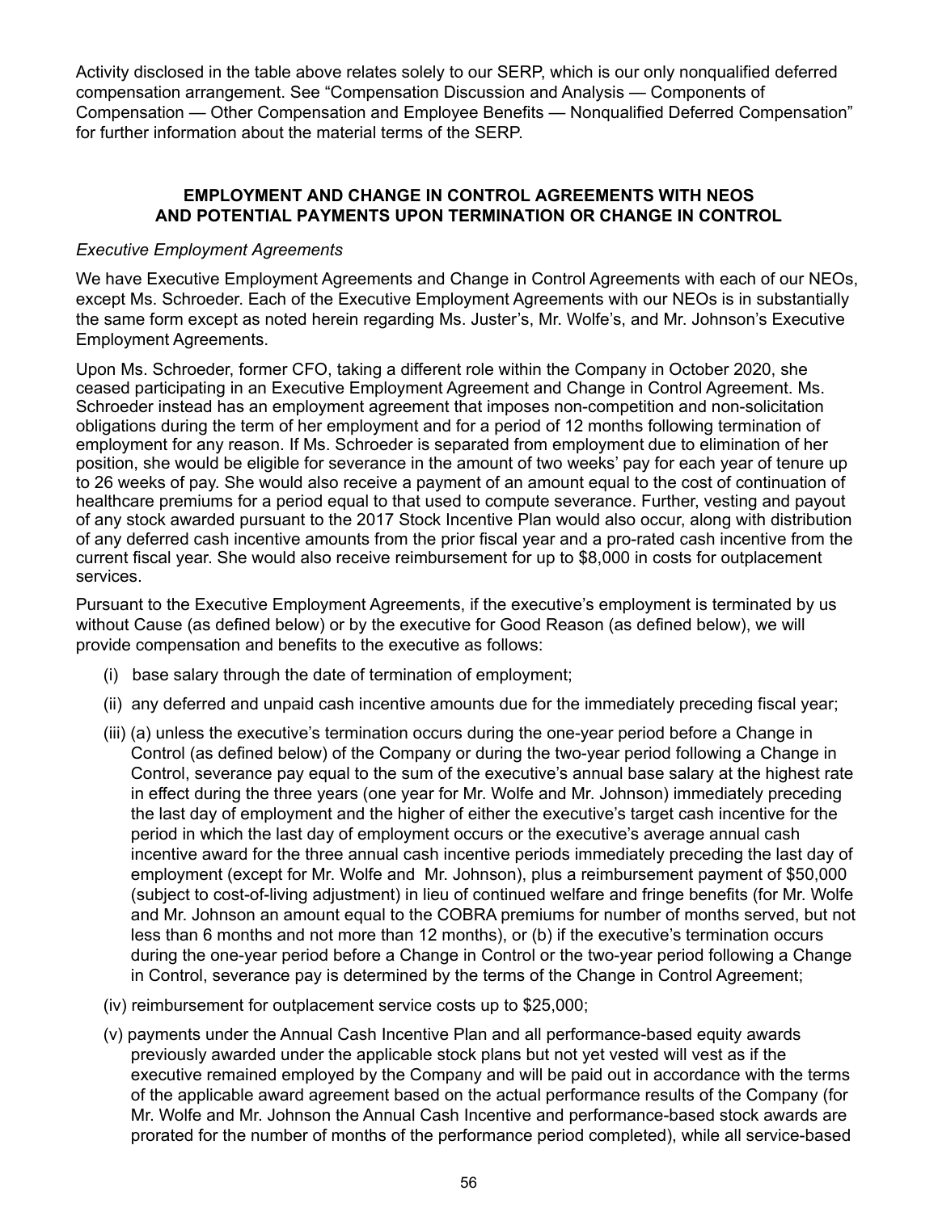Activity disclosed in the table above relates solely to our SERP, which is our only nonqualified deferred compensation arrangement. See "Compensation Discussion and Analysis — Components of Compensation — Other Compensation and Employee Benefits — Nonqualified Deferred Compensation" for further information about the material terms of the SERP.

## EMPLOYMENT AND CHANGE IN CONTROL AGREEMENTS WITH NEOS AND POTENTIAL PAYMENTS UPON TERMINATION OR CHANGE IN CONTROL

*Executive Employment Agreements*

We have Executive Employment Agreements and Change in Control Agreements with each of our NEOs, except Ms. Schroeder. Each of the Executive Employment Agreements with our NEOs is in substantially the same form except as noted herein regarding Ms. Juster's, Mr. Wolfe's, and Mr. Johnson's Executive Employment Agreements.

Upon Ms. Schroeder, former CFO, taking a different role within the Company in October 2020, she ceased participating in an Executive Employment Agreement and Change in Control Agreement. Ms. Schroeder instead has an employment agreement that imposes non-competition and non-solicitation obligations during the term of her employment and for a period of 12 months following termination of employment for any reason. If Ms. Schroeder is separated from employment due to elimination of her position, she would be eligible for severance in the amount of two weeks' pay for each year of tenure up to 26 weeks of pay. She would also receive a payment of an amount equal to the cost of continuation of healthcare premiums for a period equal to that used to compute severance. Further, vesting and payout of any stock awarded pursuant to the 2017 Stock Incentive Plan would also occur, along with distribution of any deferred cash incentive amounts from the prior fiscal year and a pro-rated cash incentive from the current fiscal year. She would also receive reimbursement for up to $8,000 in costs for outplacement services.

Pursuant to the Executive Employment Agreements, if the executive's employment is terminated by us without Cause (as defined below) or by the executive for Good Reason (as defined below), we will provide compensation and benefits to the executive as follows:

(i) base salary through the date of termination of employment;

(ii) any deferred and unpaid cash incentive amounts due for the immediately preceding fiscal year;

(iii) (a) unless the executive's termination occurs during the one-year period before a Change in Control (as defined below) of the Company or during the two-year period following a Change in Control, severance pay equal to the sum of the executive's annual base salary at the highest rate in effect during the three years (one year for Mr. Wolfe and Mr. Johnson) immediately preceding the last day of employment and the higher of either the executive's target cash incentive for the period in which the last day of employment occurs or the executive's average annual cash incentive award for the three annual cash incentive periods immediately preceding the last day of employment (except for Mr. Wolfe and Mr. Johnson), plus a reimbursement payment of $50,000 (subject to cost-of-living adjustment) in lieu of continued welfare and fringe benefits (for Mr. Wolfe and Mr. Johnson an amount equal to the COBRA premiums for number of months served, but not less than 6 months and not more than 12 months), or (b) if the executive's termination occurs during the one-year period before a Change in Control or the two-year period following a Change in Control, severance pay is determined by the terms of the Change in Control Agreement;

(iv) reimbursement for outplacement service costs up to $25,000;

(v) payments under the Annual Cash Incentive Plan and all performance-based equity awards previously awarded under the applicable stock plans but not yet vested will vest as if the executive remained employed by the Company and will be paid out in accordance with the terms of the applicable award agreement based on the actual performance results of the Company (for Mr. Wolfe and Mr. Johnson the Annual Cash Incentive and performance-based stock awards are prorated for the number of months of the performance period completed), while all service-based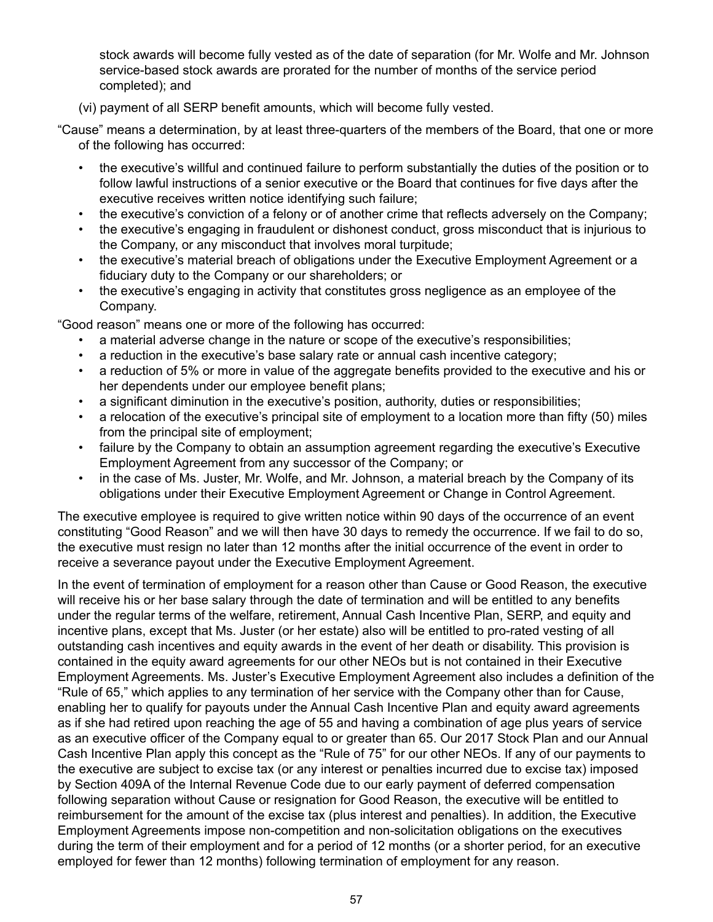stock awards will become fully vested as of the date of separation (for Mr. Wolfe and Mr. Johnson service-based stock awards are prorated for the number of months of the service period completed); and

(vi) payment of all SERP benefit amounts, which will become fully vested.

"Cause" means a determination, by at least three-quarters of the members of the Board, that one or more of the following has occurred:

- the executive's willful and continued failure to perform substantially the duties of the position or to follow lawful instructions of a senior executive or the Board that continues for five days after the executive receives written notice identifying such failure;
- the executive's conviction of a felony or of another crime that reflects adversely on the Company;
- the executive's engaging in fraudulent or dishonest conduct, gross misconduct that is injurious to the Company, or any misconduct that involves moral turpitude;
- the executive's material breach of obligations under the Executive Employment Agreement or a fiduciary duty to the Company or our shareholders; or
- the executive's engaging in activity that constitutes gross negligence as an employee of the Company.

"Good reason" means one or more of the following has occurred:

- a material adverse change in the nature or scope of the executive's responsibilities;
- a reduction in the executive's base salary rate or annual cash incentive category;
- a reduction of 5% or more in value of the aggregate benefits provided to the executive and his or her dependents under our employee benefit plans;
- a significant diminution in the executive's position, authority, duties or responsibilities;
- a relocation of the executive's principal site of employment to a location more than fifty (50) miles from the principal site of employment;
- failure by the Company to obtain an assumption agreement regarding the executive's Executive Employment Agreement from any successor of the Company; or
- in the case of Ms. Juster, Mr. Wolfe, and Mr. Johnson, a material breach by the Company of its obligations under their Executive Employment Agreement or Change in Control Agreement.

The executive employee is required to give written notice within 90 days of the occurrence of an event constituting "Good Reason" and we will then have 30 days to remedy the occurrence. If we fail to do so, the executive must resign no later than 12 months after the initial occurrence of the event in order to receive a severance payout under the Executive Employment Agreement.

In the event of termination of employment for a reason other than Cause or Good Reason, the executive will receive his or her base salary through the date of termination and will be entitled to any benefits under the regular terms of the welfare, retirement, Annual Cash Incentive Plan, SERP, and equity and incentive plans, except that Ms. Juster (or her estate) also will be entitled to pro-rated vesting of all outstanding cash incentives and equity awards in the event of her death or disability. This provision is contained in the equity award agreements for our other NEOs but is not contained in their Executive Employment Agreements. Ms. Juster's Executive Employment Agreement also includes a definition of the "Rule of 65," which applies to any termination of her service with the Company other than for Cause, enabling her to qualify for payouts under the Annual Cash Incentive Plan and equity award agreements as if she had retired upon reaching the age of 55 and having a combination of age plus years of service as an executive officer of the Company equal to or greater than 65. Our 2017 Stock Plan and our Annual Cash Incentive Plan apply this concept as the "Rule of 75" for our other NEOs. If any of our payments to the executive are subject to excise tax (or any interest or penalties incurred due to excise tax) imposed by Section 409A of the Internal Revenue Code due to our early payment of deferred compensation following separation without Cause or resignation for Good Reason, the executive will be entitled to reimbursement for the amount of the excise tax (plus interest and penalties). In addition, the Executive Employment Agreements impose non-competition and non-solicitation obligations on the executives during the term of their employment and for a period of 12 months (or a shorter period, for an executive employed for fewer than 12 months) following termination of employment for any reason.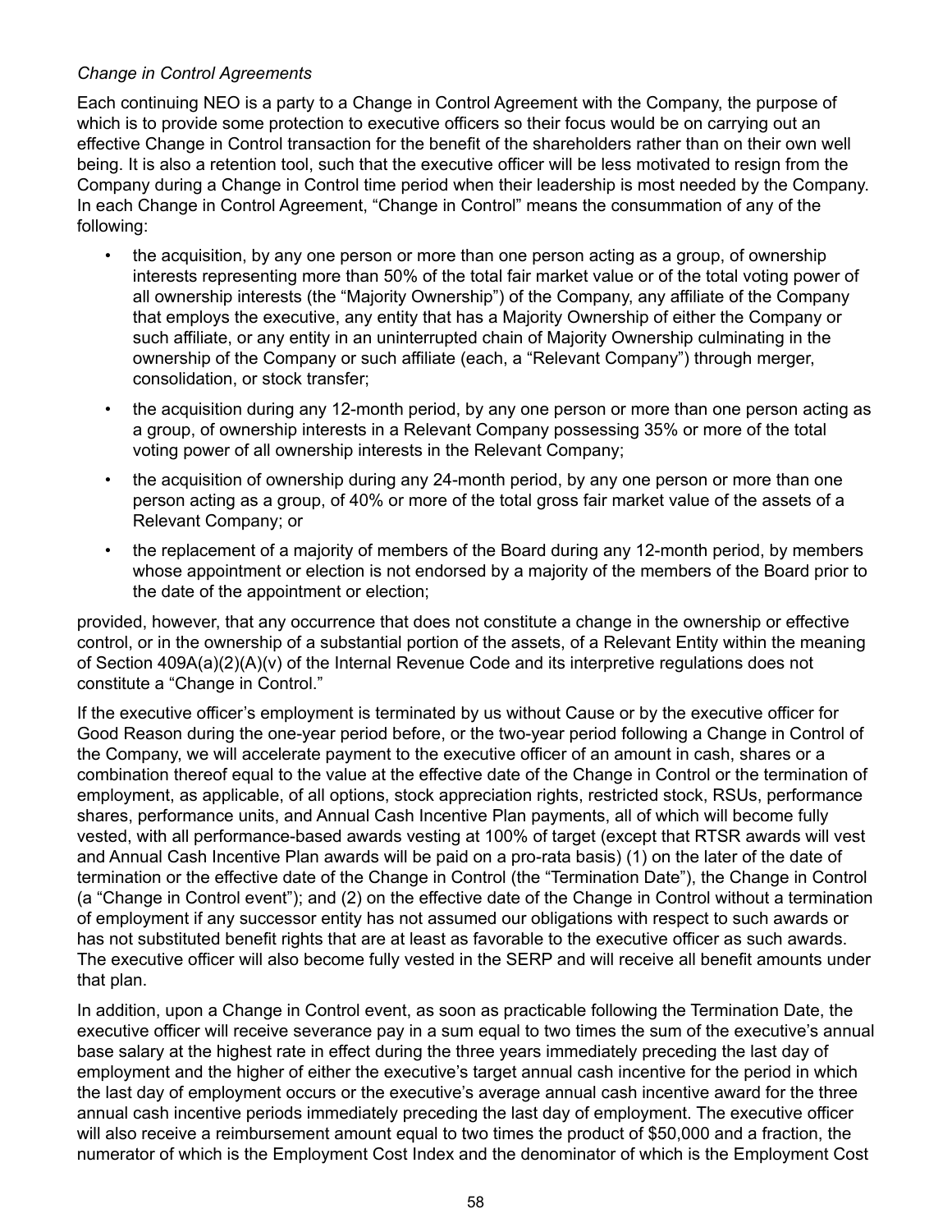*Change in Control Agreements*

Each continuing NEO is a party to a Change in Control Agreement with the Company, the purpose of which is to provide some protection to executive officers so their focus would be on carrying out an effective Change in Control transaction for the benefit of the shareholders rather than on their own well being. It is also a retention tool, such that the executive officer will be less motivated to resign from the Company during a Change in Control time period when their leadership is most needed by the Company. In each Change in Control Agreement, "Change in Control" means the consummation of any of the following:

- the acquisition, by any one person or more than one person acting as a group, of ownership interests representing more than 50% of the total fair market value or of the total voting power of all ownership interests (the "Majority Ownership") of the Company, any affiliate of the Company that employs the executive, any entity that has a Majority Ownership of either the Company or such affiliate, or any entity in an uninterrupted chain of Majority Ownership culminating in the ownership of the Company or such affiliate (each, a "Relevant Company") through merger, consolidation, or stock transfer;
- the acquisition during any 12-month period, by any one person or more than one person acting as a group, of ownership interests in a Relevant Company possessing 35% or more of the total voting power of all ownership interests in the Relevant Company;
- the acquisition of ownership during any 24-month period, by any one person or more than one person acting as a group, of 40% or more of the total gross fair market value of the assets of a Relevant Company; or
- the replacement of a majority of members of the Board during any 12-month period, by members whose appointment or election is not endorsed by a majority of the members of the Board prior to the date of the appointment or election;

provided, however, that any occurrence that does not constitute a change in the ownership or effective control, or in the ownership of a substantial portion of the assets, of a Relevant Entity within the meaning of Section 409A(a)(2)(A)(v) of the Internal Revenue Code and its interpretive regulations does not constitute a "Change in Control."

If the executive officer's employment is terminated by us without Cause or by the executive officer for Good Reason during the one-year period before, or the two-year period following a Change in Control of the Company, we will accelerate payment to the executive officer of an amount in cash, shares or a combination thereof equal to the value at the effective date of the Change in Control or the termination of employment, as applicable, of all options, stock appreciation rights, restricted stock, RSUs, performance shares, performance units, and Annual Cash Incentive Plan payments, all of which will become fully vested, with all performance-based awards vesting at 100% of target (except that RTSR awards will vest and Annual Cash Incentive Plan awards will be paid on a pro-rata basis) (1) on the later of the date of termination or the effective date of the Change in Control (the "Termination Date"), the Change in Control (a "Change in Control event"); and (2) on the effective date of the Change in Control without a termination of employment if any successor entity has not assumed our obligations with respect to such awards or has not substituted benefit rights that are at least as favorable to the executive officer as such awards. The executive officer will also become fully vested in the SERP and will receive all benefit amounts under that plan.

In addition, upon a Change in Control event, as soon as practicable following the Termination Date, the executive officer will receive severance pay in a sum equal to two times the sum of the executive's annual base salary at the highest rate in effect during the three years immediately preceding the last day of employment and the higher of either the executive's target annual cash incentive for the period in which the last day of employment occurs or the executive's average annual cash incentive award for the three annual cash incentive periods immediately preceding the last day of employment. The executive officer will also receive a reimbursement amount equal to two times the product of $50,000 and a fraction, the numerator of which is the Employment Cost Index and the denominator of which is the Employment Cost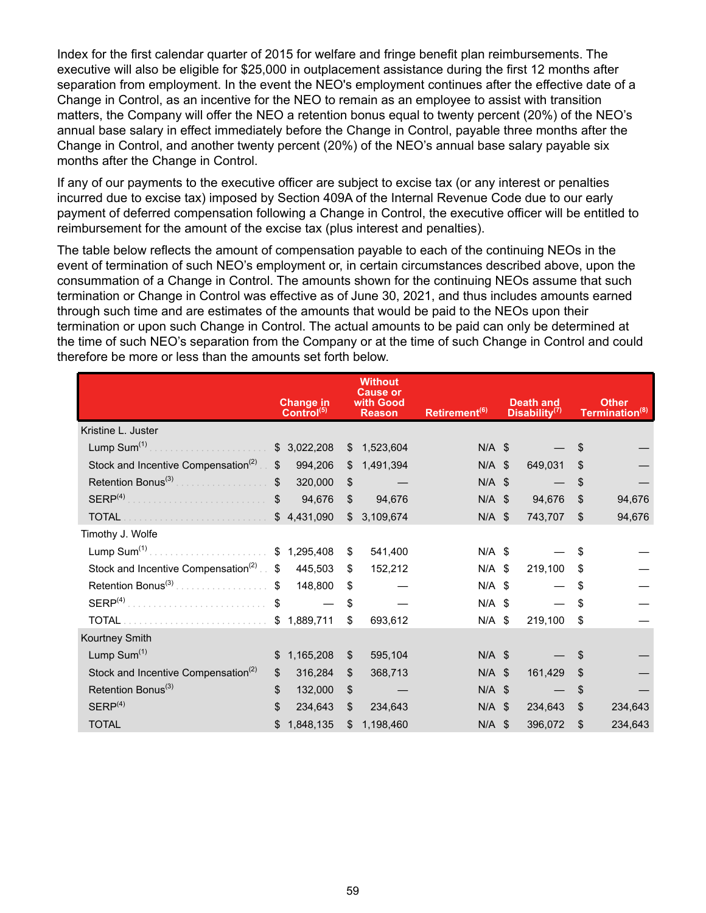Index for the first calendar quarter of 2015 for welfare and fringe benefit plan reimbursements. The executive will also be eligible for $25,000 in outplacement assistance during the first 12 months after separation from employment. In the event the NEO's employment continues after the effective date of a Change in Control, as an incentive for the NEO to remain as an employee to assist with transition matters, the Company will offer the NEO a retention bonus equal to twenty percent (20%) of the NEO's annual base salary in effect immediately before the Change in Control, payable three months after the Change in Control, and another twenty percent (20%) of the NEO's annual base salary payable six months after the Change in Control.

If any of our payments to the executive officer are subject to excise tax (or any interest or penalties incurred due to excise tax) imposed by Section 409A of the Internal Revenue Code due to our early payment of deferred compensation following a Change in Control, the executive officer will be entitled to reimbursement for the amount of the excise tax (plus interest and penalties).

The table below reflects the amount of compensation payable to each of the continuing NEOs in the event of termination of such NEO's employment or, in certain circumstances described above, upon the consummation of a Change in Control. The amounts shown for the continuing NEOs assume that such termination or Change in Control was effective as of June 30, 2021, and thus includes amounts earned through such time and are estimates of the amounts that would be paid to the NEOs upon their termination or upon such Change in Control. The actual amounts to be paid can only be determined at the time of such NEO's separation from the Company or at the time of such Change in Control and could therefore be more or less than the amounts set forth below.

| | Change in Control[5] | Without Cause or with Good Reason | Retirement[6] | Death and Disability[7] | Other Termination[8] |
|---|---|---|---|---|---|
| Kristine L. Juster | | | | | |
| Lump Sum[1] | $ 3,022,208 | $ 1,523,604 | N/A | $ — | $ — |
| Stock and Incentive Compensation[2] | $ 994,206 | $ 1,491,394 | N/A | $ 649,031 | $ — |
| Retention Bonus[3] | $ 320,000 | $ — | N/A | $ — | $ — |
| SERP[4] | $ 94,676 | $ 94,676 | N/A | $ 94,676 | $ 94,676 |
| TOTAL | $ 4,431,090 | $ 3,109,674 | N/A | $ 743,707 | $ 94,676 |
| Timothy J. Wolfe | | | | | |
| Lump Sum[1] | $ 1,295,408 | $ 541,400 | N/A | $ — | $ — |
| Stock and Incentive Compensation[2] | $ 445,503 | $ 152,212 | N/A | $ 219,100 | $ — |
| Retention Bonus[3] | $ 148,800 | $ — | N/A | $ — | $ — |
| SERP[4] | $ — | $ — | N/A | $ — | $ — |
| TOTAL | $ 1,889,711 | $ 693,612 | N/A | $ 219,100 | $ — |
| Kourtney Smith | | | | | |
| Lump Sum[1] | $ 1,165,208 | $ 595,104 | N/A | $ — | $ — |
| Stock and Incentive Compensation[2] | $ 316,284 | $ 368,713 | N/A | $ 161,429 | $ — |
| Retention Bonus[3] | $ 132,000 | $ — | N/A | $ — | $ — |
| SERP[4] | $ 234,643 | $ 234,643 | N/A | $ 234,643 | $ 234,643 |
| TOTAL | $ 1,848,135 | $ 1,198,460 | N/A | $ 396,072 | $ 234,643 |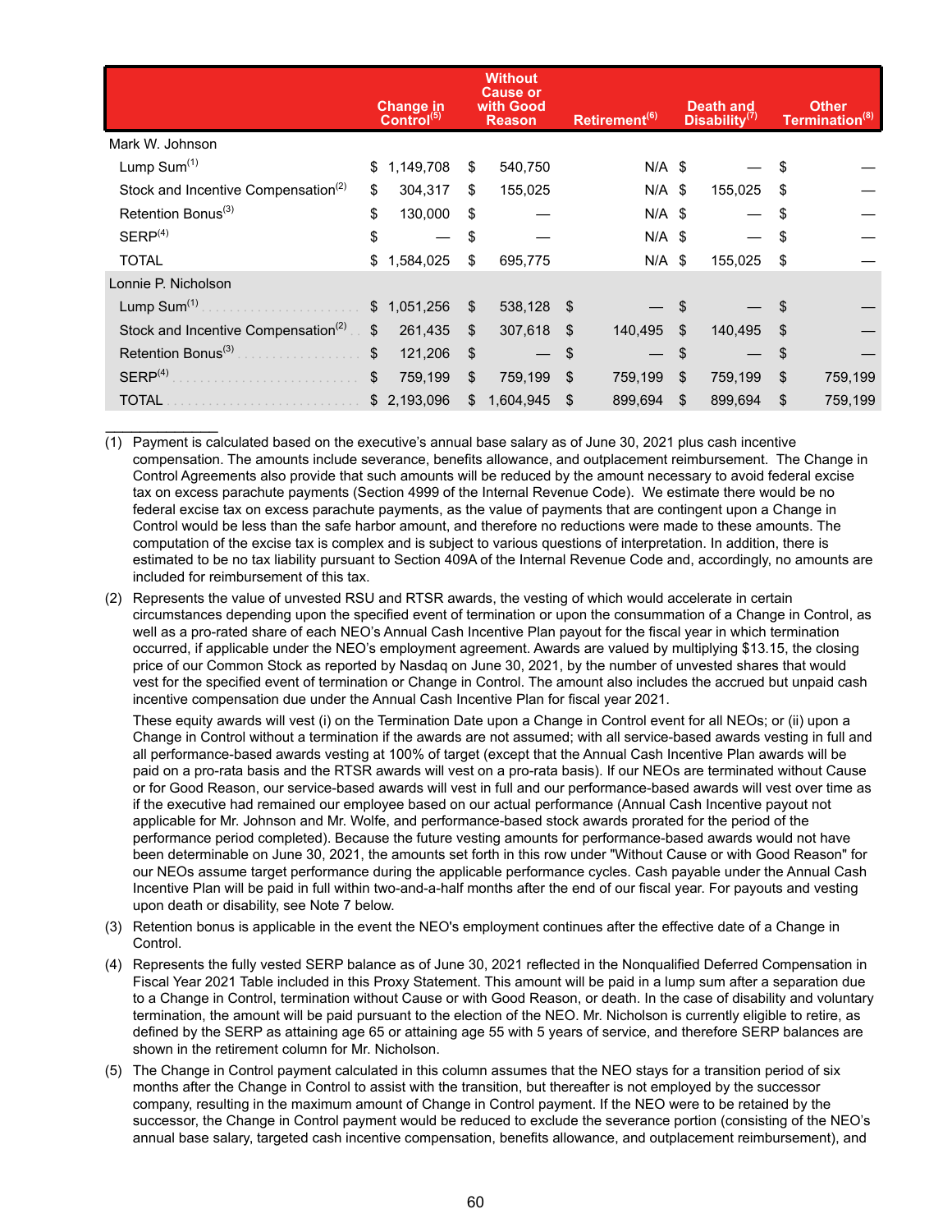| | Change in Control[(5)] | Without Cause or with Good Reason | Retirement[(6)] | Death and Disability[(7)] | Other Termination[(8)] |
|---|---|---|---|---|---|
| Mark W. Johnson | | | | | |
| Lump Sum[(1)] | $ 1,149,708 | $ 540,750 | N/A | $ — | $ — |
| Stock and Incentive Compensation[(2)] | $ 304,317 | $ 155,025 | N/A | $ 155,025 | $ — |
| Retention Bonus[(3)] | $ 130,000 | $ — | N/A | $ — | $ — |
| SERP[(4)] | $ — | $ — | N/A | $ — | $ — |
| TOTAL | $ 1,584,025 | $ 695,775 | N/A | $ 155,025 | $ — |
| Lonnie P. Nicholson | | | | | |
| Lump Sum[(1)] | $ 1,051,256 | $ 538,128 | $ — | $ — | $ — |
| Stock and Incentive Compensation[(2)] | $ 261,435 | $ 307,618 | $ 140,495 | $ 140,495 | $ — |
| Retention Bonus[(3)] | $ 121,206 | $ — | $ — | $ — | $ — |
| SERP[(4)] | $ 759,199 | $ 759,199 | $ 759,199 | $ 759,199 | $ 759,199 |
| TOTAL | $ 2,193,096 | $ 1,604,945 | $ 899,694 | $ 899,694 | $ 759,199 |

______________

(1) Payment is calculated based on the executive's annual base salary as of June 30, 2021 plus cash incentive compensation. The amounts include severance, benefits allowance, and outplacement reimbursement. The Change in Control Agreements also provide that such amounts will be reduced by the amount necessary to avoid federal excise tax on excess parachute payments (Section 4999 of the Internal Revenue Code). We estimate there would be no federal excise tax on excess parachute payments, as the value of payments that are contingent upon a Change in Control would be less than the safe harbor amount, and therefore no reductions were made to these amounts. The computation of the excise tax is complex and is subject to various questions of interpretation. In addition, there is estimated to be no tax liability pursuant to Section 409A of the Internal Revenue Code and, accordingly, no amounts are included for reimbursement of this tax.

(2) Represents the value of unvested RSU and RTSR awards, the vesting of which would accelerate in certain circumstances depending upon the specified event of termination or upon the consummation of a Change in Control, as well as a pro-rated share of each NEO's Annual Cash Incentive Plan payout for the fiscal year in which termination occurred, if applicable under the NEO's employment agreement. Awards are valued by multiplying $13.15, the closing price of our Common Stock as reported by Nasdaq on June 30, 2021, by the number of unvested shares that would vest for the specified event of termination or Change in Control. The amount also includes the accrued but unpaid cash incentive compensation due under the Annual Cash Incentive Plan for fiscal year 2021.

These equity awards will vest (i) on the Termination Date upon a Change in Control event for all NEOs; or (ii) upon a Change in Control without a termination if the awards are not assumed; with all service-based awards vesting in full and all performance-based awards vesting at 100% of target (except that the Annual Cash Incentive Plan awards will be paid on a pro-rata basis and the RTSR awards will vest on a pro-rata basis). If our NEOs are terminated without Cause or for Good Reason, our service-based awards will vest in full and our performance-based awards will vest over time as if the executive had remained our employee based on our actual performance (Annual Cash Incentive payout not applicable for Mr. Johnson and Mr. Wolfe, and performance-based stock awards prorated for the period of the performance period completed). Because the future vesting amounts for performance-based awards would not have been determinable on June 30, 2021, the amounts set forth in this row under "Without Cause or with Good Reason" for our NEOs assume target performance during the applicable performance cycles. Cash payable under the Annual Cash Incentive Plan will be paid in full within two-and-a-half months after the end of our fiscal year. For payouts and vesting upon death or disability, see Note 7 below.

(3) Retention bonus is applicable in the event the NEO's employment continues after the effective date of a Change in Control.

(4) Represents the fully vested SERP balance as of June 30, 2021 reflected in the Nonqualified Deferred Compensation in Fiscal Year 2021 Table included in this Proxy Statement. This amount will be paid in a lump sum after a separation due to a Change in Control, termination without Cause or with Good Reason, or death. In the case of disability and voluntary termination, the amount will be paid pursuant to the election of the NEO. Mr. Nicholson is currently eligible to retire, as defined by the SERP as attaining age 65 or attaining age 55 with 5 years of service, and therefore SERP balances are shown in the retirement column for Mr. Nicholson.

(5) The Change in Control payment calculated in this column assumes that the NEO stays for a transition period of six months after the Change in Control to assist with the transition, but thereafter is not employed by the successor company, resulting in the maximum amount of Change in Control payment. If the NEO were to be retained by the successor, the Change in Control payment would be reduced to exclude the severance portion (consisting of the NEO's annual base salary, targeted cash incentive compensation, benefits allowance, and outplacement reimbursement), and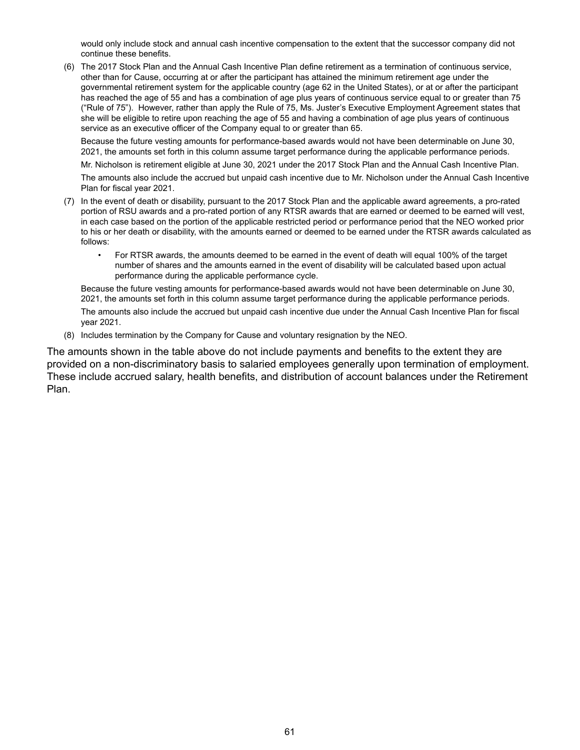would only include stock and annual cash incentive compensation to the extent that the successor company did not continue these benefits.

(6) The 2017 Stock Plan and the Annual Cash Incentive Plan define retirement as a termination of continuous service, other than for Cause, occurring at or after the participant has attained the minimum retirement age under the governmental retirement system for the applicable country (age 62 in the United States), or at or after the participant has reached the age of 55 and has a combination of age plus years of continuous service equal to or greater than 75 ("Rule of 75"). However, rather than apply the Rule of 75, Ms. Juster's Executive Employment Agreement states that she will be eligible to retire upon reaching the age of 55 and having a combination of age plus years of continuous service as an executive officer of the Company equal to or greater than 65.

Because the future vesting amounts for performance-based awards would not have been determinable on June 30, 2021, the amounts set forth in this column assume target performance during the applicable performance periods.

Mr. Nicholson is retirement eligible at June 30, 2021 under the 2017 Stock Plan and the Annual Cash Incentive Plan.

The amounts also include the accrued but unpaid cash incentive due to Mr. Nicholson under the Annual Cash Incentive Plan for fiscal year 2021.

(7) In the event of death or disability, pursuant to the 2017 Stock Plan and the applicable award agreements, a pro-rated portion of RSU awards and a pro-rated portion of any RTSR awards that are earned or deemed to be earned will vest, in each case based on the portion of the applicable restricted period or performance period that the NEO worked prior to his or her death or disability, with the amounts earned or deemed to be earned under the RTSR awards calculated as follows:

- For RTSR awards, the amounts deemed to be earned in the event of death will equal 100% of the target number of shares and the amounts earned in the event of disability will be calculated based upon actual performance during the applicable performance cycle.

Because the future vesting amounts for performance-based awards would not have been determinable on June 30, 2021, the amounts set forth in this column assume target performance during the applicable performance periods.

The amounts also include the accrued but unpaid cash incentive due under the Annual Cash Incentive Plan for fiscal year 2021.

(8) Includes termination by the Company for Cause and voluntary resignation by the NEO.

The amounts shown in the table above do not include payments and benefits to the extent they are provided on a non-discriminatory basis to salaried employees generally upon termination of employment. These include accrued salary, health benefits, and distribution of account balances under the Retirement Plan.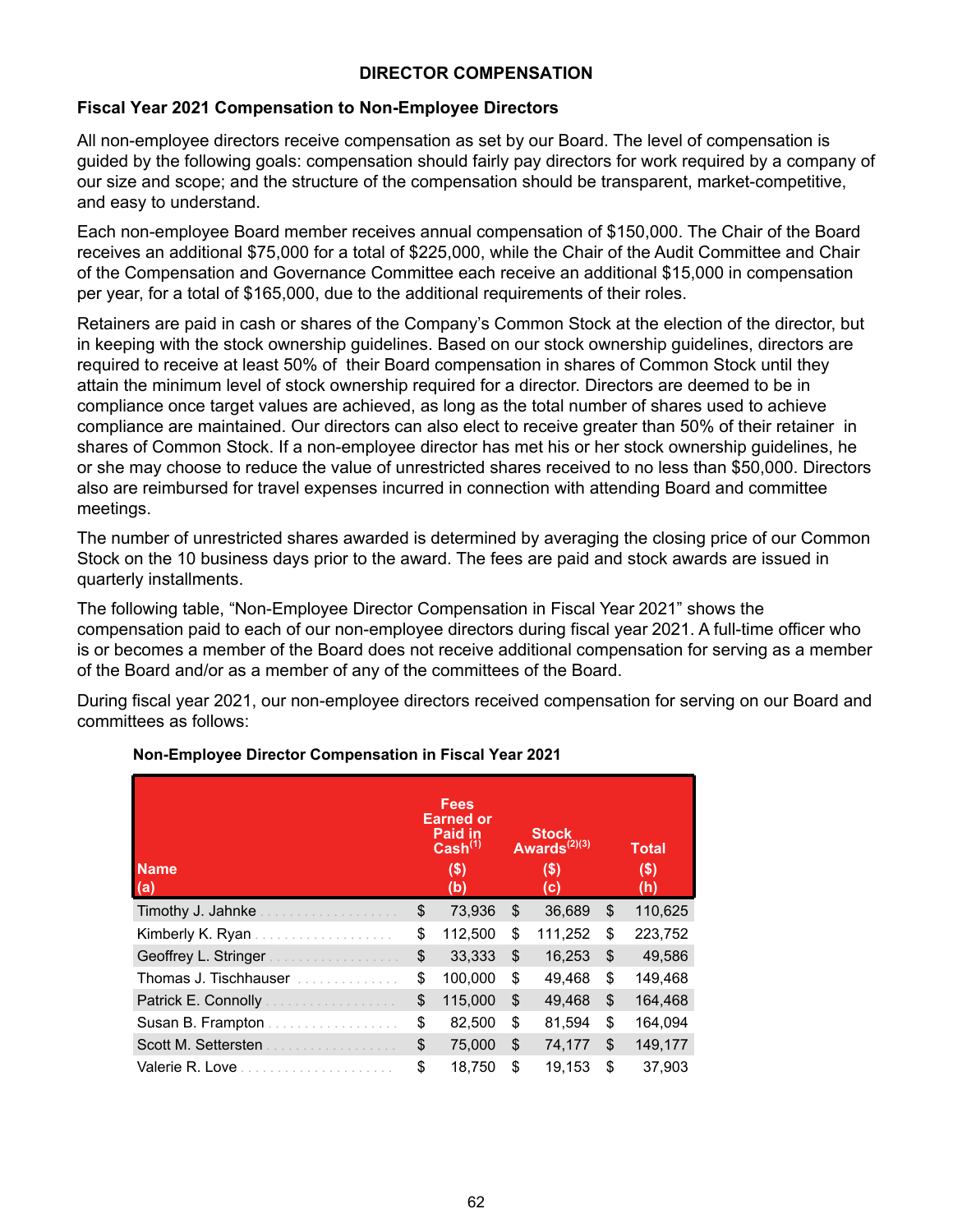# DIRECTOR COMPENSATION

## Fiscal Year 2021 Compensation to Non-Employee Directors

All non-employee directors receive compensation as set by our Board. The level of compensation is guided by the following goals: compensation should fairly pay directors for work required by a company of our size and scope; and the structure of the compensation should be transparent, market-competitive, and easy to understand.

Each non-employee Board member receives annual compensation of $150,000. The Chair of the Board receives an additional $75,000 for a total of $225,000, while the Chair of the Audit Committee and Chair of the Compensation and Governance Committee each receive an additional $15,000 in compensation per year, for a total of $165,000, due to the additional requirements of their roles.

Retainers are paid in cash or shares of the Company's Common Stock at the election of the director, but in keeping with the stock ownership guidelines. Based on our stock ownership guidelines, directors are required to receive at least 50% of their Board compensation in shares of Common Stock until they attain the minimum level of stock ownership required for a director. Directors are deemed to be in compliance once target values are achieved, as long as the total number of shares used to achieve compliance are maintained. Our directors can also elect to receive greater than 50% of their retainer in shares of Common Stock. If a non-employee director has met his or her stock ownership guidelines, he or she may choose to reduce the value of unrestricted shares received to no less than $50,000. Directors also are reimbursed for travel expenses incurred in connection with attending Board and committee meetings.

The number of unrestricted shares awarded is determined by averaging the closing price of our Common Stock on the 10 business days prior to the award. The fees are paid and stock awards are issued in quarterly installments.

The following table, "Non-Employee Director Compensation in Fiscal Year 2021" shows the compensation paid to each of our non-employee directors during fiscal year 2021. A full-time officer who is or becomes a member of the Board does not receive additional compensation for serving as a member of the Board and/or as a member of any of the committees of the Board.

During fiscal year 2021, our non-employee directors received compensation for serving on our Board and committees as follows:

**Non-Employee Director Compensation in Fiscal Year 2021**

| Name (a) | Fees Earned or Paid in Cash[1] ($) (b) | Stock Awards[2][3] ($) (c) | Total ($) (h) |
|---|---|---|---|
| Timothy J. Jahnke | $ 73,936 | $ 36,689 | $ 110,625 |
| Kimberly K. Ryan | $ 112,500 | $ 111,252 | $ 223,752 |
| Geoffrey L. Stringer | $ 33,333 | $ 16,253 | $ 49,586 |
| Thomas J. Tischhauser | $ 100,000 | $ 49,468 | $ 149,468 |
| Patrick E. Connolly | $ 115,000 | $ 49,468 | $ 164,468 |
| Susan B. Frampton | $ 82,500 | $ 81,594 | $ 164,094 |
| Scott M. Settersten | $ 75,000 | $ 74,177 | $ 149,177 |
| Valerie R. Love | $ 18,750 | $ 19,153 | $ 37,903 |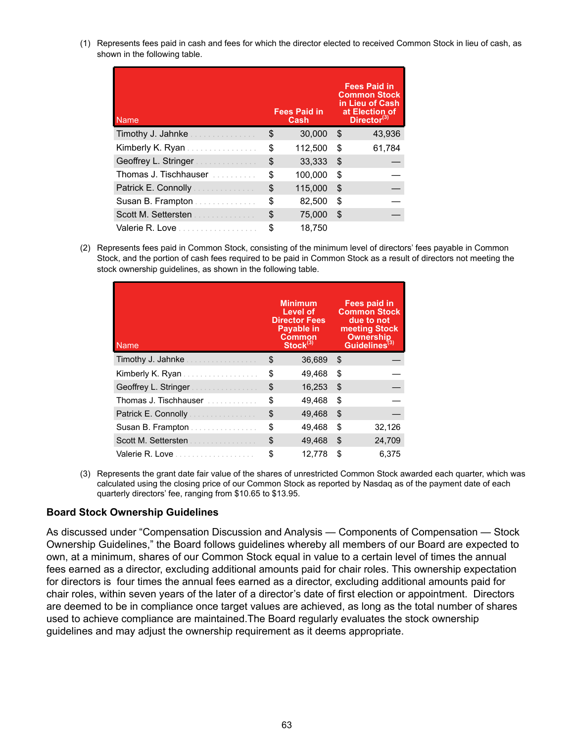(1) Represents fees paid in cash and fees for which the director elected to received Common Stock in lieu of cash, as shown in the following table.

| Name | Fees Paid in Cash | Fees Paid in Common Stock in Lieu of Cash at Election of Director[3] |
|---|---|---|
| Timothy J. Jahnke | $ 30,000 | $ 43,936 |
| Kimberly K. Ryan | $ 112,500 | $ 61,784 |
| Geoffrey L. Stringer | $ 33,333 | $ — |
| Thomas J. Tischhauser | $ 100,000 | $ — |
| Patrick E. Connolly | $ 115,000 | $ — |
| Susan B. Frampton | $ 82,500 | $ — |
| Scott M. Settersten | $ 75,000 | $ — |
| Valerie R. Love | $ 18,750 | |

(2) Represents fees paid in Common Stock, consisting of the minimum level of directors' fees payable in Common Stock, and the portion of cash fees required to be paid in Common Stock as a result of directors not meeting the stock ownership guidelines, as shown in the following table.

| Name | Minimum Level of Director Fees Payable in Common Stock[3] | Fees paid in Common Stock due to not meeting Stock Ownership Guidelines[3] |
|---|---|---|
| Timothy J. Jahnke | $ 36,689 | $ — |
| Kimberly K. Ryan | $ 49,468 | $ — |
| Geoffrey L. Stringer | $ 16,253 | $ — |
| Thomas J. Tischhauser | $ 49,468 | $ — |
| Patrick E. Connolly | $ 49,468 | $ — |
| Susan B. Frampton | $ 49,468 | $ 32,126 |
| Scott M. Settersten | $ 49,468 | $ 24,709 |
| Valerie R. Love | $ 12,778 | $ 6,375 |

(3) Represents the grant date fair value of the shares of unrestricted Common Stock awarded each quarter, which was calculated using the closing price of our Common Stock as reported by Nasdaq as of the payment date of each quarterly directors' fee, ranging from $10.65 to $13.95.

### Board Stock Ownership Guidelines

As discussed under "Compensation Discussion and Analysis — Components of Compensation — Stock Ownership Guidelines," the Board follows guidelines whereby all members of our Board are expected to own, at a minimum, shares of our Common Stock equal in value to a certain level of times the annual fees earned as a director, excluding additional amounts paid for chair roles. This ownership expectation for directors is four times the annual fees earned as a director, excluding additional amounts paid for chair roles, within seven years of the later of a director's date of first election or appointment. Directors are deemed to be in compliance once target values are achieved, as long as the total number of shares used to achieve compliance are maintained.The Board regularly evaluates the stock ownership guidelines and may adjust the ownership requirement as it deems appropriate.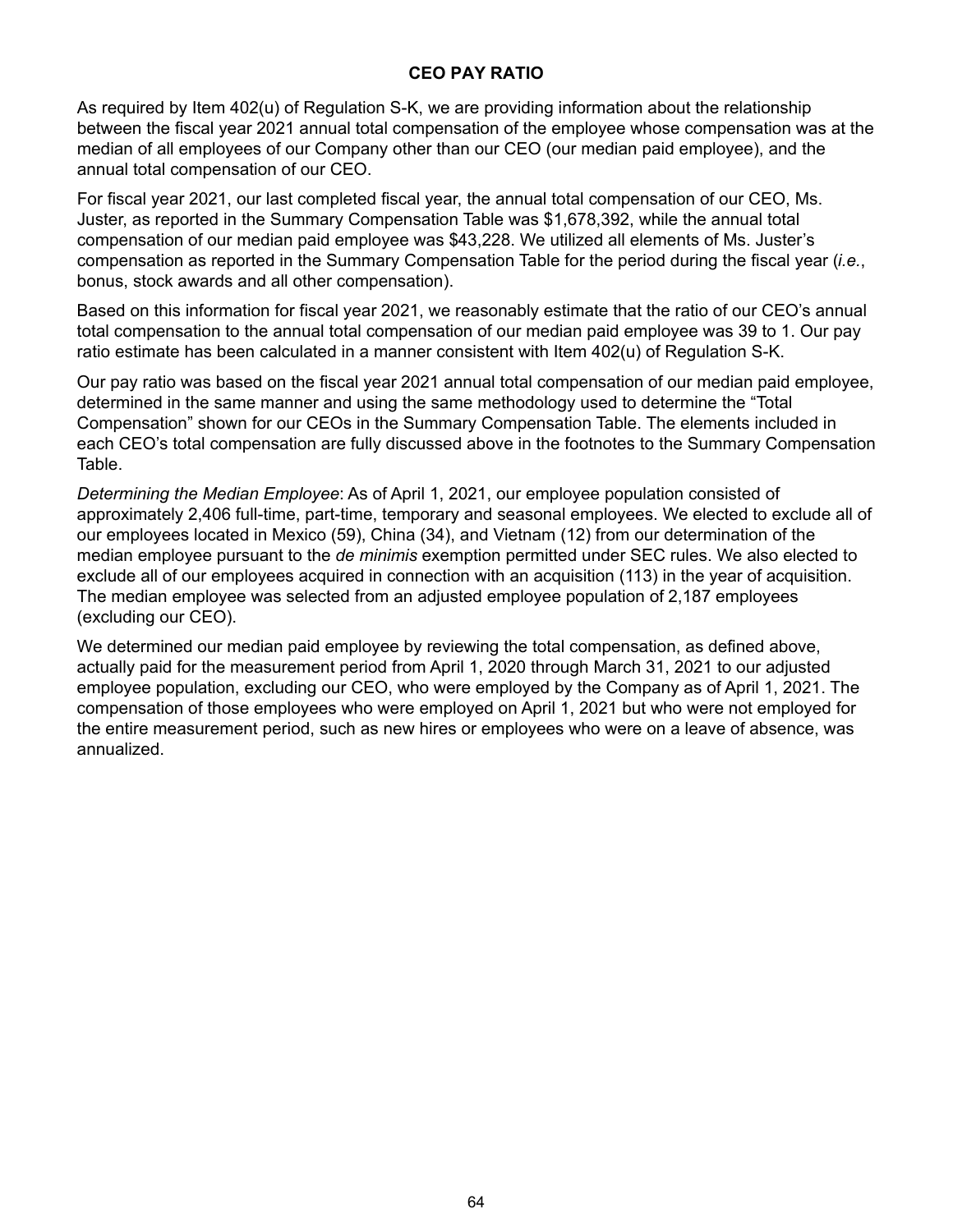## CEO PAY RATIO

As required by Item 402(u) of Regulation S-K, we are providing information about the relationship between the fiscal year 2021 annual total compensation of the employee whose compensation was at the median of all employees of our Company other than our CEO (our median paid employee), and the annual total compensation of our CEO.

For fiscal year 2021, our last completed fiscal year, the annual total compensation of our CEO, Ms. Juster, as reported in the Summary Compensation Table was $1,678,392, while the annual total compensation of our median paid employee was $43,228. We utilized all elements of Ms. Juster's compensation as reported in the Summary Compensation Table for the period during the fiscal year (*i.e.*, bonus, stock awards and all other compensation).

Based on this information for fiscal year 2021, we reasonably estimate that the ratio of our CEO's annual total compensation to the annual total compensation of our median paid employee was 39 to 1. Our pay ratio estimate has been calculated in a manner consistent with Item 402(u) of Regulation S-K.

Our pay ratio was based on the fiscal year 2021 annual total compensation of our median paid employee, determined in the same manner and using the same methodology used to determine the "Total Compensation" shown for our CEOs in the Summary Compensation Table. The elements included in each CEO's total compensation are fully discussed above in the footnotes to the Summary Compensation Table.

*Determining the Median Employee*: As of April 1, 2021, our employee population consisted of approximately 2,406 full-time, part-time, temporary and seasonal employees. We elected to exclude all of our employees located in Mexico (59), China (34), and Vietnam (12) from our determination of the median employee pursuant to the *de minimis* exemption permitted under SEC rules. We also elected to exclude all of our employees acquired in connection with an acquisition (113) in the year of acquisition. The median employee was selected from an adjusted employee population of 2,187 employees (excluding our CEO).

We determined our median paid employee by reviewing the total compensation, as defined above, actually paid for the measurement period from April 1, 2020 through March 31, 2021 to our adjusted employee population, excluding our CEO, who were employed by the Company as of April 1, 2021. The compensation of those employees who were employed on April 1, 2021 but who were not employed for the entire measurement period, such as new hires or employees who were on a leave of absence, was annualized.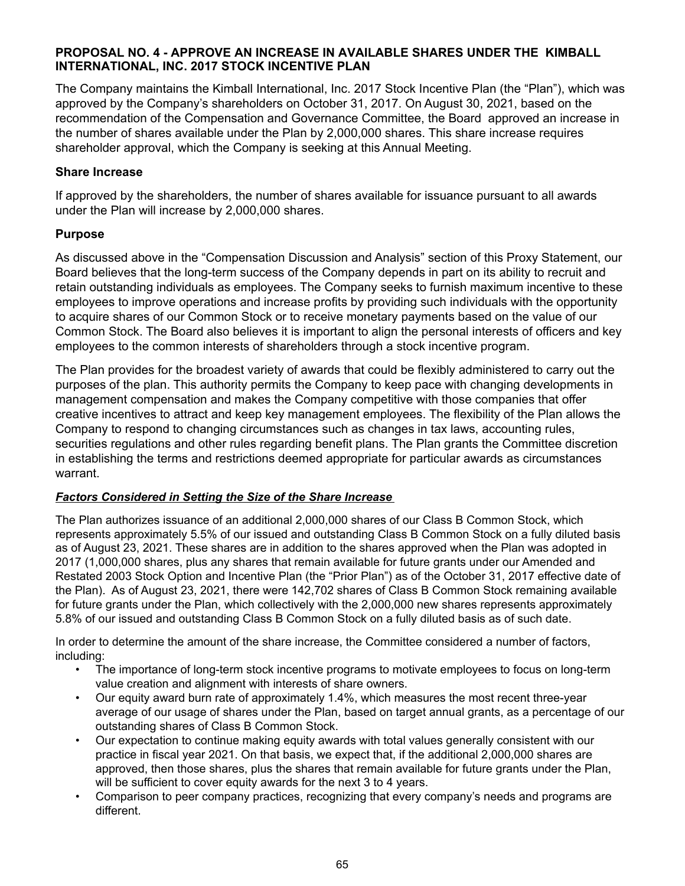**PROPOSAL NO. 4 - APPROVE AN INCREASE IN AVAILABLE SHARES UNDER THE KIMBALL INTERNATIONAL, INC. 2017 STOCK INCENTIVE PLAN**

The Company maintains the Kimball International, Inc. 2017 Stock Incentive Plan (the "Plan"), which was approved by the Company's shareholders on October 31, 2017. On August 30, 2021, based on the recommendation of the Compensation and Governance Committee, the Board approved an increase in the number of shares available under the Plan by 2,000,000 shares. This share increase requires shareholder approval, which the Company is seeking at this Annual Meeting.

**Share Increase**

If approved by the shareholders, the number of shares available for issuance pursuant to all awards under the Plan will increase by 2,000,000 shares.

**Purpose**

As discussed above in the "Compensation Discussion and Analysis" section of this Proxy Statement, our Board believes that the long-term success of the Company depends in part on its ability to recruit and retain outstanding individuals as employees. The Company seeks to furnish maximum incentive to these employees to improve operations and increase profits by providing such individuals with the opportunity to acquire shares of our Common Stock or to receive monetary payments based on the value of our Common Stock. The Board also believes it is important to align the personal interests of officers and key employees to the common interests of shareholders through a stock incentive program.

The Plan provides for the broadest variety of awards that could be flexibly administered to carry out the purposes of the plan. This authority permits the Company to keep pace with changing developments in management compensation and makes the Company competitive with those companies that offer creative incentives to attract and keep key management employees. The flexibility of the Plan allows the Company to respond to changing circumstances such as changes in tax laws, accounting rules, securities regulations and other rules regarding benefit plans. The Plan grants the Committee discretion in establishing the terms and restrictions deemed appropriate for particular awards as circumstances warrant.

***Factors Considered in Setting the Size of the Share Increase***

The Plan authorizes issuance of an additional 2,000,000 shares of our Class B Common Stock, which represents approximately 5.5% of our issued and outstanding Class B Common Stock on a fully diluted basis as of August 23, 2021. These shares are in addition to the shares approved when the Plan was adopted in 2017 (1,000,000 shares, plus any shares that remain available for future grants under our Amended and Restated 2003 Stock Option and Incentive Plan (the "Prior Plan") as of the October 31, 2017 effective date of the Plan). As of August 23, 2021, there were 142,702 shares of Class B Common Stock remaining available for future grants under the Plan, which collectively with the 2,000,000 new shares represents approximately 5.8% of our issued and outstanding Class B Common Stock on a fully diluted basis as of such date.

In order to determine the amount of the share increase, the Committee considered a number of factors, including:

- The importance of long-term stock incentive programs to motivate employees to focus on long-term value creation and alignment with interests of share owners.
- Our equity award burn rate of approximately 1.4%, which measures the most recent three-year average of our usage of shares under the Plan, based on target annual grants, as a percentage of our outstanding shares of Class B Common Stock.
- Our expectation to continue making equity awards with total values generally consistent with our practice in fiscal year 2021. On that basis, we expect that, if the additional 2,000,000 shares are approved, then those shares, plus the shares that remain available for future grants under the Plan, will be sufficient to cover equity awards for the next 3 to 4 years.
- Comparison to peer company practices, recognizing that every company's needs and programs are different.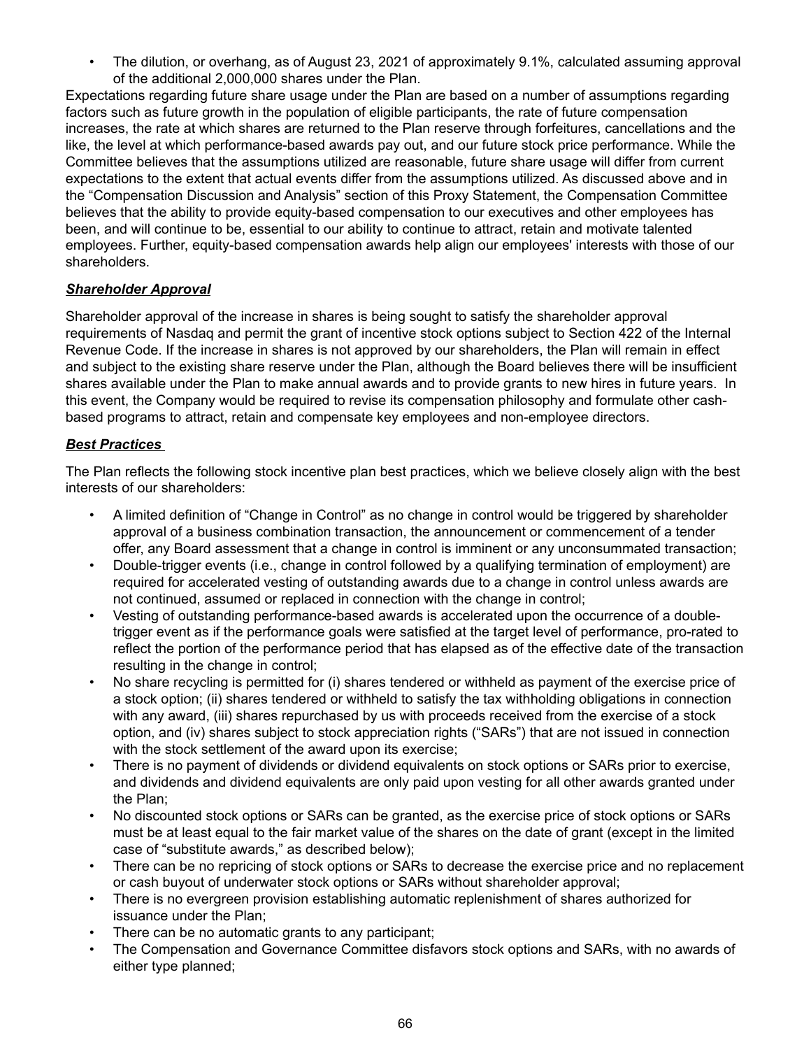- The dilution, or overhang, as of August 23, 2021 of approximately 9.1%, calculated assuming approval of the additional 2,000,000 shares under the Plan.

Expectations regarding future share usage under the Plan are based on a number of assumptions regarding factors such as future growth in the population of eligible participants, the rate of future compensation increases, the rate at which shares are returned to the Plan reserve through forfeitures, cancellations and the like, the level at which performance-based awards pay out, and our future stock price performance. While the Committee believes that the assumptions utilized are reasonable, future share usage will differ from current expectations to the extent that actual events differ from the assumptions utilized. As discussed above and in the "Compensation Discussion and Analysis" section of this Proxy Statement, the Compensation Committee believes that the ability to provide equity-based compensation to our executives and other employees has been, and will continue to be, essential to our ability to continue to attract, retain and motivate talented employees. Further, equity-based compensation awards help align our employees' interests with those of our shareholders.

***Shareholder Approval***

Shareholder approval of the increase in shares is being sought to satisfy the shareholder approval requirements of Nasdaq and permit the grant of incentive stock options subject to Section 422 of the Internal Revenue Code. If the increase in shares is not approved by our shareholders, the Plan will remain in effect and subject to the existing share reserve under the Plan, although the Board believes there will be insufficient shares available under the Plan to make annual awards and to provide grants to new hires in future years. In this event, the Company would be required to revise its compensation philosophy and formulate other cash-based programs to attract, retain and compensate key employees and non-employee directors.

***Best Practices***

The Plan reflects the following stock incentive plan best practices, which we believe closely align with the best interests of our shareholders:

- A limited definition of "Change in Control" as no change in control would be triggered by shareholder approval of a business combination transaction, the announcement or commencement of a tender offer, any Board assessment that a change in control is imminent or any unconsummated transaction;
- Double-trigger events (i.e., change in control followed by a qualifying termination of employment) are required for accelerated vesting of outstanding awards due to a change in control unless awards are not continued, assumed or replaced in connection with the change in control;
- Vesting of outstanding performance-based awards is accelerated upon the occurrence of a double-trigger event as if the performance goals were satisfied at the target level of performance, pro-rated to reflect the portion of the performance period that has elapsed as of the effective date of the transaction resulting in the change in control;
- No share recycling is permitted for (i) shares tendered or withheld as payment of the exercise price of a stock option; (ii) shares tendered or withheld to satisfy the tax withholding obligations in connection with any award, (iii) shares repurchased by us with proceeds received from the exercise of a stock option, and (iv) shares subject to stock appreciation rights ("SARs") that are not issued in connection with the stock settlement of the award upon its exercise;
- There is no payment of dividends or dividend equivalents on stock options or SARs prior to exercise, and dividends and dividend equivalents are only paid upon vesting for all other awards granted under the Plan;
- No discounted stock options or SARs can be granted, as the exercise price of stock options or SARs must be at least equal to the fair market value of the shares on the date of grant (except in the limited case of "substitute awards," as described below);
- There can be no repricing of stock options or SARs to decrease the exercise price and no replacement or cash buyout of underwater stock options or SARs without shareholder approval;
- There is no evergreen provision establishing automatic replenishment of shares authorized for issuance under the Plan;
- There can be no automatic grants to any participant;
- The Compensation and Governance Committee disfavors stock options and SARs, with no awards of either type planned;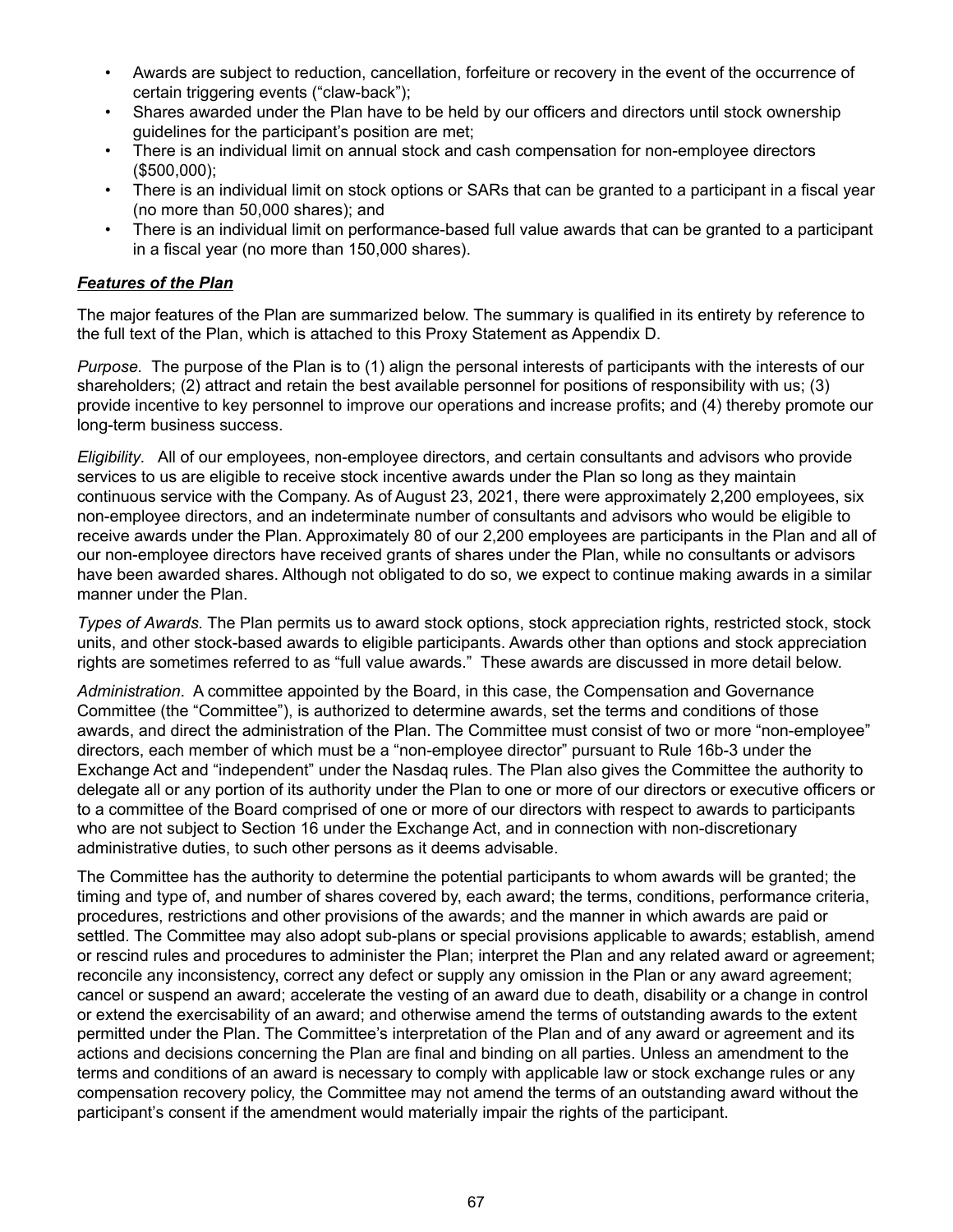- Awards are subject to reduction, cancellation, forfeiture or recovery in the event of the occurrence of certain triggering events ("claw-back");
- Shares awarded under the Plan have to be held by our officers and directors until stock ownership guidelines for the participant's position are met;
- There is an individual limit on annual stock and cash compensation for non-employee directors ($500,000);
- There is an individual limit on stock options or SARs that can be granted to a participant in a fiscal year (no more than 50,000 shares); and
- There is an individual limit on performance-based full value awards that can be granted to a participant in a fiscal year (no more than 150,000 shares).

***Features of the Plan***

The major features of the Plan are summarized below. The summary is qualified in its entirety by reference to the full text of the Plan, which is attached to this Proxy Statement as Appendix D.

*Purpose.* The purpose of the Plan is to (1) align the personal interests of participants with the interests of our shareholders; (2) attract and retain the best available personnel for positions of responsibility with us; (3) provide incentive to key personnel to improve our operations and increase profits; and (4) thereby promote our long-term business success.

*Eligibility.* All of our employees, non-employee directors, and certain consultants and advisors who provide services to us are eligible to receive stock incentive awards under the Plan so long as they maintain continuous service with the Company. As of August 23, 2021, there were approximately 2,200 employees, six non-employee directors, and an indeterminate number of consultants and advisors who would be eligible to receive awards under the Plan. Approximately 80 of our 2,200 employees are participants in the Plan and all of our non-employee directors have received grants of shares under the Plan, while no consultants or advisors have been awarded shares. Although not obligated to do so, we expect to continue making awards in a similar manner under the Plan.

*Types of Awards.* The Plan permits us to award stock options, stock appreciation rights, restricted stock, stock units, and other stock-based awards to eligible participants. Awards other than options and stock appreciation rights are sometimes referred to as "full value awards." These awards are discussed in more detail below.

*Administration*. A committee appointed by the Board, in this case, the Compensation and Governance Committee (the "Committee"), is authorized to determine awards, set the terms and conditions of those awards, and direct the administration of the Plan. The Committee must consist of two or more "non-employee" directors, each member of which must be a "non-employee director" pursuant to Rule 16b-3 under the Exchange Act and "independent" under the Nasdaq rules. The Plan also gives the Committee the authority to delegate all or any portion of its authority under the Plan to one or more of our directors or executive officers or to a committee of the Board comprised of one or more of our directors with respect to awards to participants who are not subject to Section 16 under the Exchange Act, and in connection with non-discretionary administrative duties, to such other persons as it deems advisable.

The Committee has the authority to determine the potential participants to whom awards will be granted; the timing and type of, and number of shares covered by, each award; the terms, conditions, performance criteria, procedures, restrictions and other provisions of the awards; and the manner in which awards are paid or settled. The Committee may also adopt sub-plans or special provisions applicable to awards; establish, amend or rescind rules and procedures to administer the Plan; interpret the Plan and any related award or agreement; reconcile any inconsistency, correct any defect or supply any omission in the Plan or any award agreement; cancel or suspend an award; accelerate the vesting of an award due to death, disability or a change in control or extend the exercisability of an award; and otherwise amend the terms of outstanding awards to the extent permitted under the Plan. The Committee's interpretation of the Plan and of any award or agreement and its actions and decisions concerning the Plan are final and binding on all parties. Unless an amendment to the terms and conditions of an award is necessary to comply with applicable law or stock exchange rules or any compensation recovery policy, the Committee may not amend the terms of an outstanding award without the participant's consent if the amendment would materially impair the rights of the participant.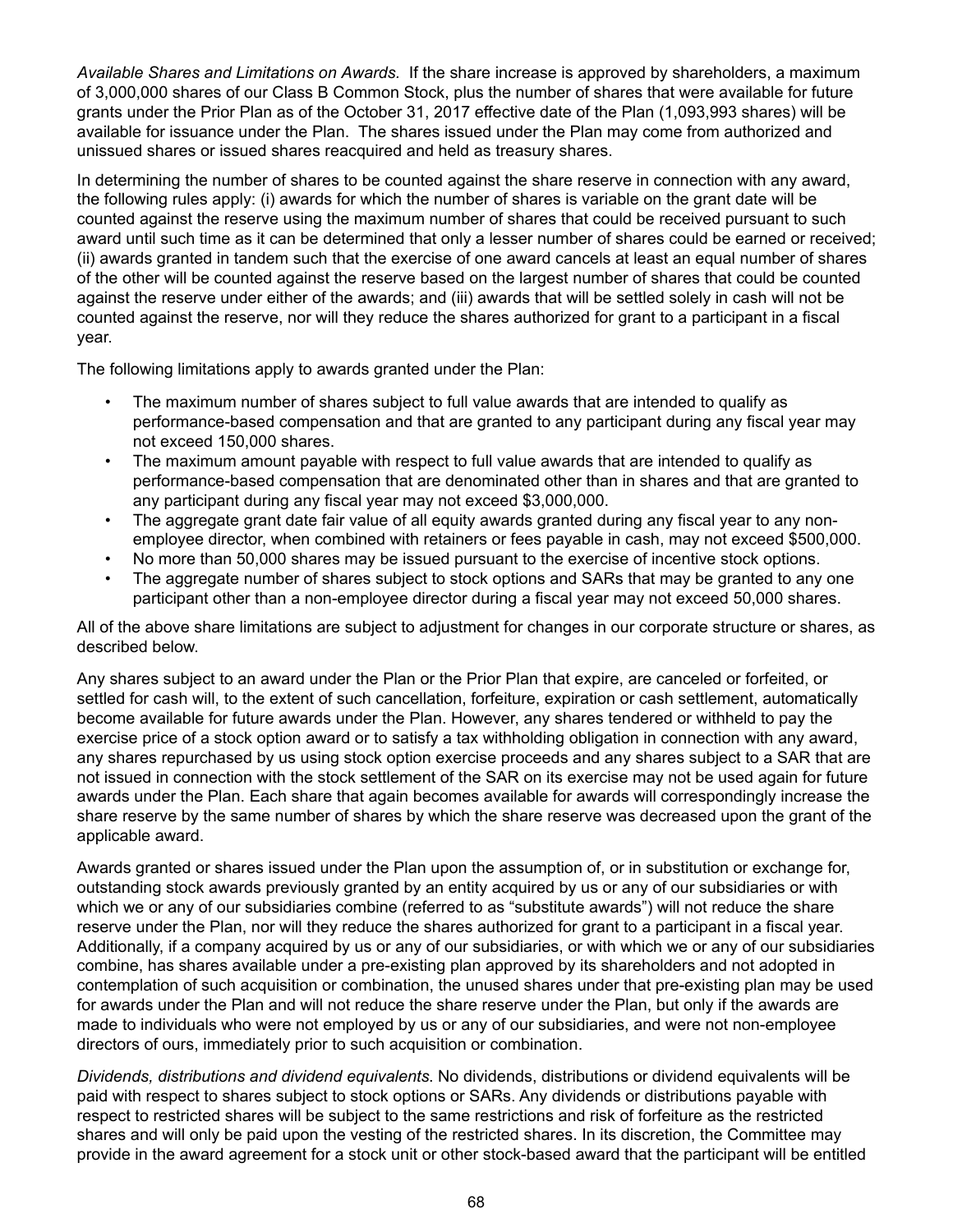*Available Shares and Limitations on Awards.* If the share increase is approved by shareholders, a maximum of 3,000,000 shares of our Class B Common Stock, plus the number of shares that were available for future grants under the Prior Plan as of the October 31, 2017 effective date of the Plan (1,093,993 shares) will be available for issuance under the Plan. The shares issued under the Plan may come from authorized and unissued shares or issued shares reacquired and held as treasury shares.

In determining the number of shares to be counted against the share reserve in connection with any award, the following rules apply: (i) awards for which the number of shares is variable on the grant date will be counted against the reserve using the maximum number of shares that could be received pursuant to such award until such time as it can be determined that only a lesser number of shares could be earned or received; (ii) awards granted in tandem such that the exercise of one award cancels at least an equal number of shares of the other will be counted against the reserve based on the largest number of shares that could be counted against the reserve under either of the awards; and (iii) awards that will be settled solely in cash will not be counted against the reserve, nor will they reduce the shares authorized for grant to a participant in a fiscal year.

The following limitations apply to awards granted under the Plan:

- The maximum number of shares subject to full value awards that are intended to qualify as performance-based compensation and that are granted to any participant during any fiscal year may not exceed 150,000 shares.
- The maximum amount payable with respect to full value awards that are intended to qualify as performance-based compensation that are denominated other than in shares and that are granted to any participant during any fiscal year may not exceed $3,000,000.
- The aggregate grant date fair value of all equity awards granted during any fiscal year to any non-employee director, when combined with retainers or fees payable in cash, may not exceed $500,000.
- No more than 50,000 shares may be issued pursuant to the exercise of incentive stock options.
- The aggregate number of shares subject to stock options and SARs that may be granted to any one participant other than a non-employee director during a fiscal year may not exceed 50,000 shares.

All of the above share limitations are subject to adjustment for changes in our corporate structure or shares, as described below.

Any shares subject to an award under the Plan or the Prior Plan that expire, are canceled or forfeited, or settled for cash will, to the extent of such cancellation, forfeiture, expiration or cash settlement, automatically become available for future awards under the Plan. However, any shares tendered or withheld to pay the exercise price of a stock option award or to satisfy a tax withholding obligation in connection with any award, any shares repurchased by us using stock option exercise proceeds and any shares subject to a SAR that are not issued in connection with the stock settlement of the SAR on its exercise may not be used again for future awards under the Plan. Each share that again becomes available for awards will correspondingly increase the share reserve by the same number of shares by which the share reserve was decreased upon the grant of the applicable award.

Awards granted or shares issued under the Plan upon the assumption of, or in substitution or exchange for, outstanding stock awards previously granted by an entity acquired by us or any of our subsidiaries or with which we or any of our subsidiaries combine (referred to as "substitute awards") will not reduce the share reserve under the Plan, nor will they reduce the shares authorized for grant to a participant in a fiscal year. Additionally, if a company acquired by us or any of our subsidiaries, or with which we or any of our subsidiaries combine, has shares available under a pre-existing plan approved by its shareholders and not adopted in contemplation of such acquisition or combination, the unused shares under that pre-existing plan may be used for awards under the Plan and will not reduce the share reserve under the Plan, but only if the awards are made to individuals who were not employed by us or any of our subsidiaries, and were not non-employee directors of ours, immediately prior to such acquisition or combination.

*Dividends, distributions and dividend equivalents.* No dividends, distributions or dividend equivalents will be paid with respect to shares subject to stock options or SARs. Any dividends or distributions payable with respect to restricted shares will be subject to the same restrictions and risk of forfeiture as the restricted shares and will only be paid upon the vesting of the restricted shares. In its discretion, the Committee may provide in the award agreement for a stock unit or other stock-based award that the participant will be entitled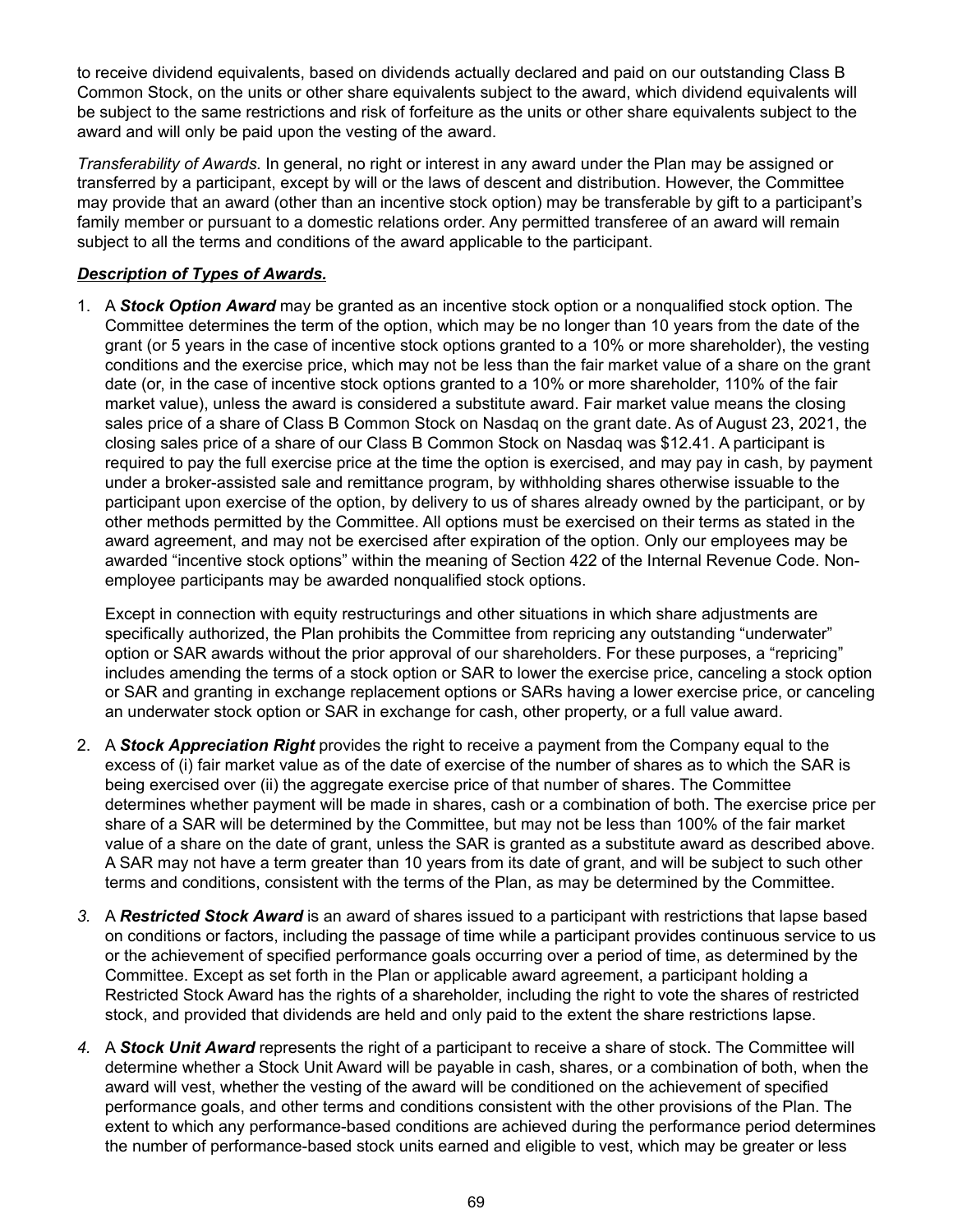to receive dividend equivalents, based on dividends actually declared and paid on our outstanding Class B Common Stock, on the units or other share equivalents subject to the award, which dividend equivalents will be subject to the same restrictions and risk of forfeiture as the units or other share equivalents subject to the award and will only be paid upon the vesting of the award.

*Transferability of Awards.* In general, no right or interest in any award under the Plan may be assigned or transferred by a participant, except by will or the laws of descent and distribution. However, the Committee may provide that an award (other than an incentive stock option) may be transferable by gift to a participant's family member or pursuant to a domestic relations order. Any permitted transferee of an award will remain subject to all the terms and conditions of the award applicable to the participant.

***<u>Description of Types of Awards.</u>***

1. A ***Stock Option Award*** may be granted as an incentive stock option or a nonqualified stock option. The Committee determines the term of the option, which may be no longer than 10 years from the date of the grant (or 5 years in the case of incentive stock options granted to a 10% or more shareholder), the vesting conditions and the exercise price, which may not be less than the fair market value of a share on the grant date (or, in the case of incentive stock options granted to a 10% or more shareholder, 110% of the fair market value), unless the award is considered a substitute award. Fair market value means the closing sales price of a share of Class B Common Stock on Nasdaq on the grant date. As of August 23, 2021, the closing sales price of a share of our Class B Common Stock on Nasdaq was $12.41. A participant is required to pay the full exercise price at the time the option is exercised, and may pay in cash, by payment under a broker-assisted sale and remittance program, by withholding shares otherwise issuable to the participant upon exercise of the option, by delivery to us of shares already owned by the participant, or by other methods permitted by the Committee. All options must be exercised on their terms as stated in the award agreement, and may not be exercised after expiration of the option. Only our employees may be awarded "incentive stock options" within the meaning of Section 422 of the Internal Revenue Code. Non-employee participants may be awarded nonqualified stock options.

   Except in connection with equity restructurings and other situations in which share adjustments are specifically authorized, the Plan prohibits the Committee from repricing any outstanding "underwater" option or SAR awards without the prior approval of our shareholders. For these purposes, a "repricing" includes amending the terms of a stock option or SAR to lower the exercise price, canceling a stock option or SAR and granting in exchange replacement options or SARs having a lower exercise price, or canceling an underwater stock option or SAR in exchange for cash, other property, or a full value award.

2. A ***Stock Appreciation Right*** provides the right to receive a payment from the Company equal to the excess of (i) fair market value as of the date of exercise of the number of shares as to which the SAR is being exercised over (ii) the aggregate exercise price of that number of shares. The Committee determines whether payment will be made in shares, cash or a combination of both. The exercise price per share of a SAR will be determined by the Committee, but may not be less than 100% of the fair market value of a share on the date of grant, unless the SAR is granted as a substitute award as described above. A SAR may not have a term greater than 10 years from its date of grant, and will be subject to such other terms and conditions, consistent with the terms of the Plan, as may be determined by the Committee.

3. A ***Restricted Stock Award*** is an award of shares issued to a participant with restrictions that lapse based on conditions or factors, including the passage of time while a participant provides continuous service to us or the achievement of specified performance goals occurring over a period of time, as determined by the Committee. Except as set forth in the Plan or applicable award agreement, a participant holding a Restricted Stock Award has the rights of a shareholder, including the right to vote the shares of restricted stock, and provided that dividends are held and only paid to the extent the share restrictions lapse.

4. A ***Stock Unit Award*** represents the right of a participant to receive a share of stock. The Committee will determine whether a Stock Unit Award will be payable in cash, shares, or a combination of both, when the award will vest, whether the vesting of the award will be conditioned on the achievement of specified performance goals, and other terms and conditions consistent with the other provisions of the Plan. The extent to which any performance-based conditions are achieved during the performance period determines the number of performance-based stock units earned and eligible to vest, which may be greater or less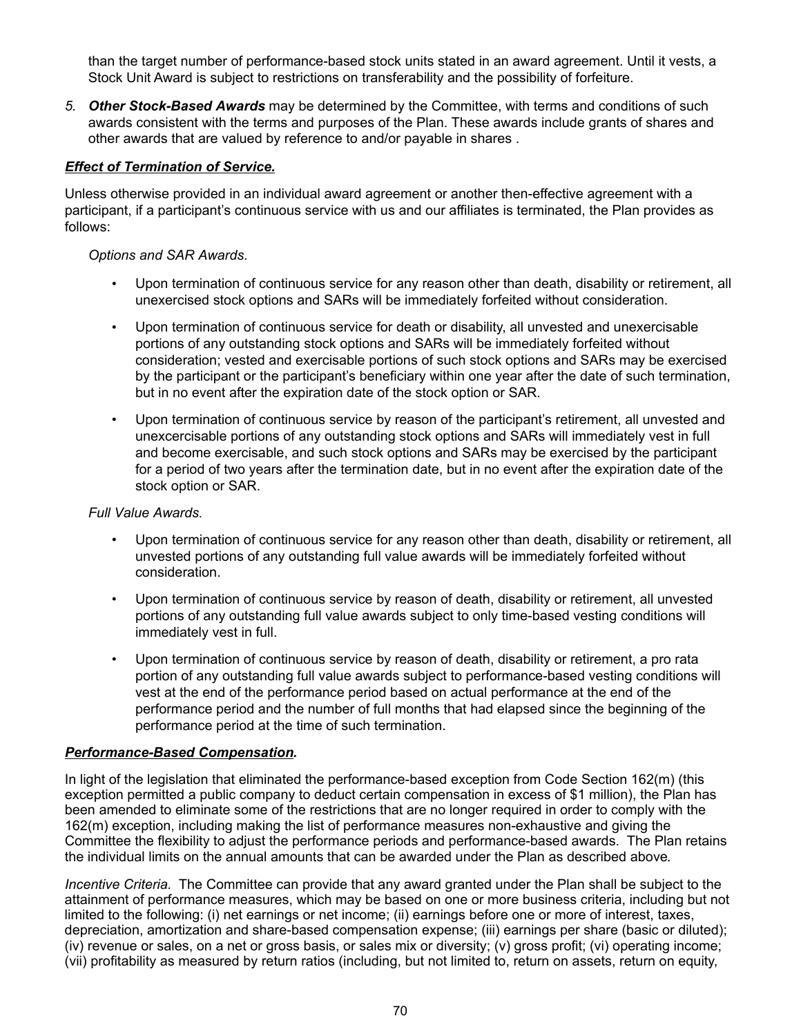than the target number of performance-based stock units stated in an award agreement. Until it vests, a Stock Unit Award is subject to restrictions on transferability and the possibility of forfeiture.

5. ***Other Stock-Based Awards*** may be determined by the Committee, with terms and conditions of such awards consistent with the terms and purposes of the Plan. These awards include grants of shares and other awards that are valued by reference to and/or payable in shares .

***Effect of Termination of Service.***

Unless otherwise provided in an individual award agreement or another then-effective agreement with a participant, if a participant's continuous service with us and our affiliates is terminated, the Plan provides as follows:

*Options and SAR Awards*.

- Upon termination of continuous service for any reason other than death, disability or retirement, all unexercised stock options and SARs will be immediately forfeited without consideration.
- Upon termination of continuous service for death or disability, all unvested and unexercisable portions of any outstanding stock options and SARs will be immediately forfeited without consideration; vested and exercisable portions of such stock options and SARs may be exercised by the participant or the participant's beneficiary within one year after the date of such termination, but in no event after the expiration date of the stock option or SAR.
- Upon termination of continuous service by reason of the participant's retirement, all unvested and unexcercisable portions of any outstanding stock options and SARs will immediately vest in full and become exercisable, and such stock options and SARs may be exercised by the participant for a period of two years after the termination date, but in no event after the expiration date of the stock option or SAR.

*Full Value Awards.*

- Upon termination of continuous service for any reason other than death, disability or retirement, all unvested portions of any outstanding full value awards will be immediately forfeited without consideration.
- Upon termination of continuous service by reason of death, disability or retirement, all unvested portions of any outstanding full value awards subject to only time-based vesting conditions will immediately vest in full.
- Upon termination of continuous service by reason of death, disability or retirement, a pro rata portion of any outstanding full value awards subject to performance-based vesting conditions will vest at the end of the performance period based on actual performance at the end of the performance period and the number of full months that had elapsed since the beginning of the performance period at the time of such termination.

***Performance-Based Compensation.***

In light of the legislation that eliminated the performance-based exception from Code Section 162(m) (this exception permitted a public company to deduct certain compensation in excess of $1 million), the Plan has been amended to eliminate some of the restrictions that are no longer required in order to comply with the 162(m) exception, including making the list of performance measures non-exhaustive and giving the Committee the flexibility to adjust the performance periods and performance-based awards. The Plan retains the individual limits on the annual amounts that can be awarded under the Plan as described above.

*Incentive Criteria.* The Committee can provide that any award granted under the Plan shall be subject to the attainment of performance measures, which may be based on one or more business criteria, including but not limited to the following: (i) net earnings or net income; (ii) earnings before one or more of interest, taxes, depreciation, amortization and share-based compensation expense; (iii) earnings per share (basic or diluted); (iv) revenue or sales, on a net or gross basis, or sales mix or diversity; (v) gross profit; (vi) operating income; (vii) profitability as measured by return ratios (including, but not limited to, return on assets, return on equity,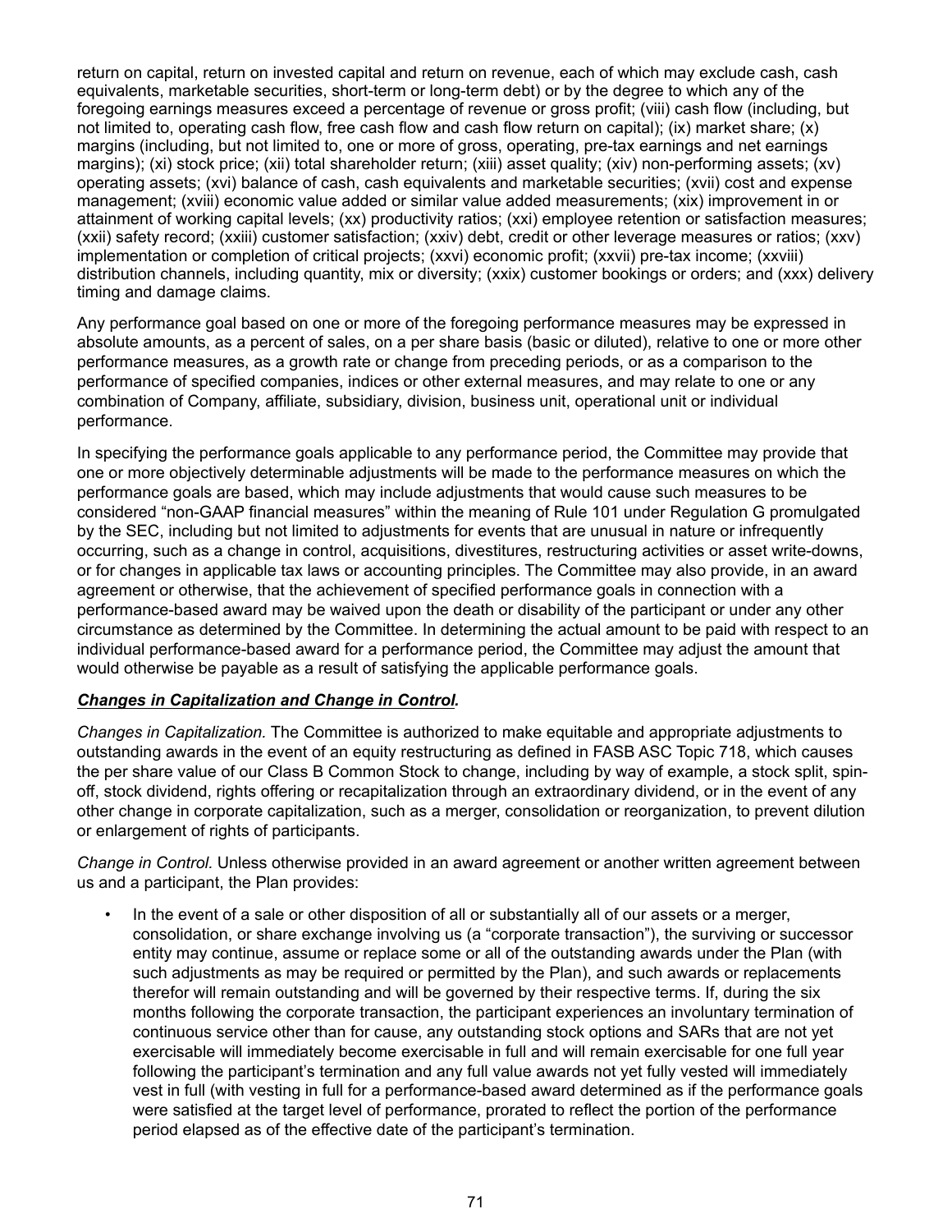return on capital, return on invested capital and return on revenue, each of which may exclude cash, cash equivalents, marketable securities, short-term or long-term debt) or by the degree to which any of the foregoing earnings measures exceed a percentage of revenue or gross profit; (viii) cash flow (including, but not limited to, operating cash flow, free cash flow and cash flow return on capital); (ix) market share; (x) margins (including, but not limited to, one or more of gross, operating, pre-tax earnings and net earnings margins); (xi) stock price; (xii) total shareholder return; (xiii) asset quality; (xiv) non-performing assets; (xv) operating assets; (xvi) balance of cash, cash equivalents and marketable securities; (xvii) cost and expense management; (xviii) economic value added or similar value added measurements; (xix) improvement in or attainment of working capital levels; (xx) productivity ratios; (xxi) employee retention or satisfaction measures; (xxii) safety record; (xxiii) customer satisfaction; (xxiv) debt, credit or other leverage measures or ratios; (xxv) implementation or completion of critical projects; (xxvi) economic profit; (xxvii) pre-tax income; (xxviii) distribution channels, including quantity, mix or diversity; (xxix) customer bookings or orders; and (xxx) delivery timing and damage claims.

Any performance goal based on one or more of the foregoing performance measures may be expressed in absolute amounts, as a percent of sales, on a per share basis (basic or diluted), relative to one or more other performance measures, as a growth rate or change from preceding periods, or as a comparison to the performance of specified companies, indices or other external measures, and may relate to one or any combination of Company, affiliate, subsidiary, division, business unit, operational unit or individual performance.

In specifying the performance goals applicable to any performance period, the Committee may provide that one or more objectively determinable adjustments will be made to the performance measures on which the performance goals are based, which may include adjustments that would cause such measures to be considered "non-GAAP financial measures" within the meaning of Rule 101 under Regulation G promulgated by the SEC, including but not limited to adjustments for events that are unusual in nature or infrequently occurring, such as a change in control, acquisitions, divestitures, restructuring activities or asset write-downs, or for changes in applicable tax laws or accounting principles. The Committee may also provide, in an award agreement or otherwise, that the achievement of specified performance goals in connection with a performance-based award may be waived upon the death or disability of the participant or under any other circumstance as determined by the Committee. In determining the actual amount to be paid with respect to an individual performance-based award for a performance period, the Committee may adjust the amount that would otherwise be payable as a result of satisfying the applicable performance goals.

***Changes in Capitalization and Change in Control.***

*Changes in Capitalization.* The Committee is authorized to make equitable and appropriate adjustments to outstanding awards in the event of an equity restructuring as defined in FASB ASC Topic 718, which causes the per share value of our Class B Common Stock to change, including by way of example, a stock split, spin-off, stock dividend, rights offering or recapitalization through an extraordinary dividend, or in the event of any other change in corporate capitalization, such as a merger, consolidation or reorganization, to prevent dilution or enlargement of rights of participants.

*Change in Control.* Unless otherwise provided in an award agreement or another written agreement between us and a participant, the Plan provides:

- In the event of a sale or other disposition of all or substantially all of our assets or a merger, consolidation, or share exchange involving us (a "corporate transaction"), the surviving or successor entity may continue, assume or replace some or all of the outstanding awards under the Plan (with such adjustments as may be required or permitted by the Plan), and such awards or replacements therefor will remain outstanding and will be governed by their respective terms. If, during the six months following the corporate transaction, the participant experiences an involuntary termination of continuous service other than for cause, any outstanding stock options and SARs that are not yet exercisable will immediately become exercisable in full and will remain exercisable for one full year following the participant's termination and any full value awards not yet fully vested will immediately vest in full (with vesting in full for a performance-based award determined as if the performance goals were satisfied at the target level of performance, prorated to reflect the portion of the performance period elapsed as of the effective date of the participant's termination.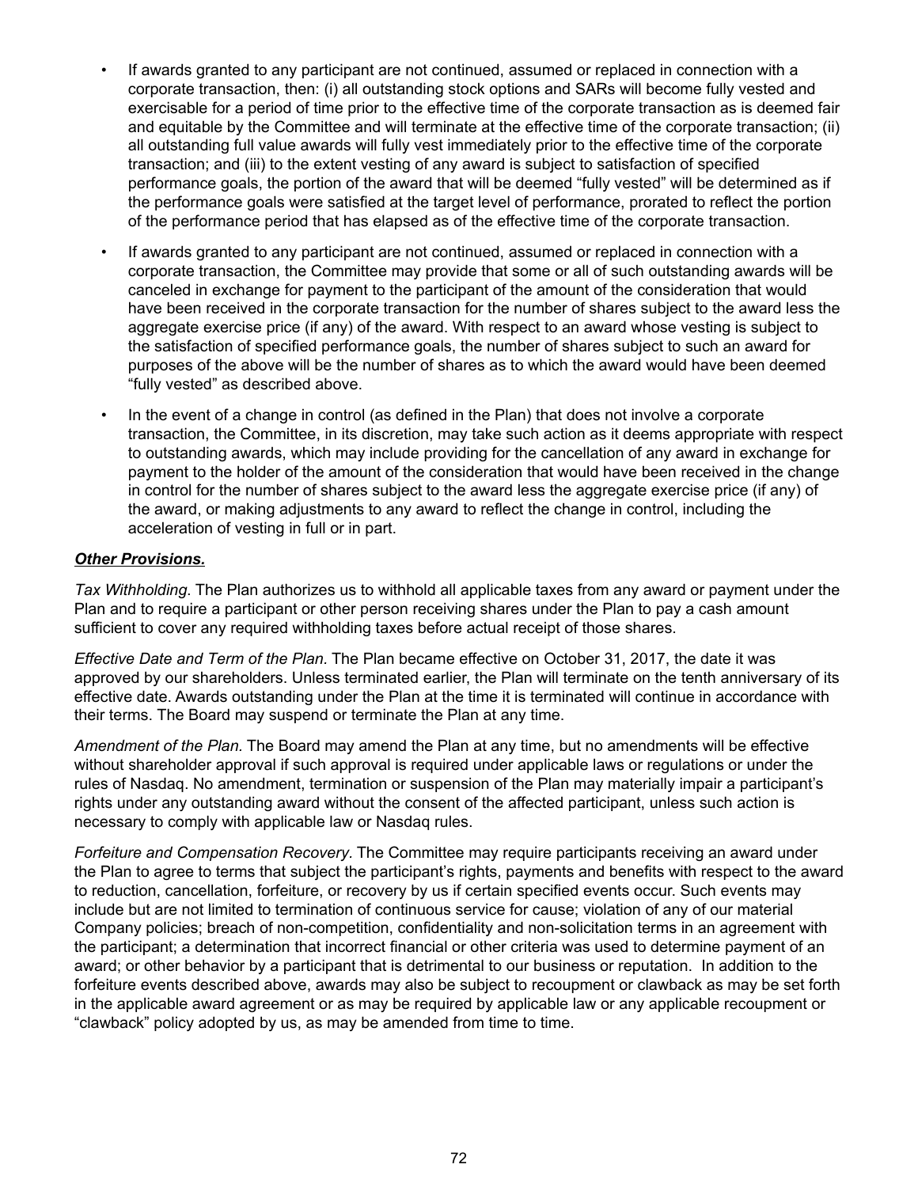- If awards granted to any participant are not continued, assumed or replaced in connection with a corporate transaction, then: (i) all outstanding stock options and SARs will become fully vested and exercisable for a period of time prior to the effective time of the corporate transaction as is deemed fair and equitable by the Committee and will terminate at the effective time of the corporate transaction; (ii) all outstanding full value awards will fully vest immediately prior to the effective time of the corporate transaction; and (iii) to the extent vesting of any award is subject to satisfaction of specified performance goals, the portion of the award that will be deemed "fully vested" will be determined as if the performance goals were satisfied at the target level of performance, prorated to reflect the portion of the performance period that has elapsed as of the effective time of the corporate transaction.
- If awards granted to any participant are not continued, assumed or replaced in connection with a corporate transaction, the Committee may provide that some or all of such outstanding awards will be canceled in exchange for payment to the participant of the amount of the consideration that would have been received in the corporate transaction for the number of shares subject to the award less the aggregate exercise price (if any) of the award. With respect to an award whose vesting is subject to the satisfaction of specified performance goals, the number of shares subject to such an award for purposes of the above will be the number of shares as to which the award would have been deemed "fully vested" as described above.
- In the event of a change in control (as defined in the Plan) that does not involve a corporate transaction, the Committee, in its discretion, may take such action as it deems appropriate with respect to outstanding awards, which may include providing for the cancellation of any award in exchange for payment to the holder of the amount of the consideration that would have been received in the change in control for the number of shares subject to the award less the aggregate exercise price (if any) of the award, or making adjustments to any award to reflect the change in control, including the acceleration of vesting in full or in part.

***Other Provisions.***

*Tax Withholding*. The Plan authorizes us to withhold all applicable taxes from any award or payment under the Plan and to require a participant or other person receiving shares under the Plan to pay a cash amount sufficient to cover any required withholding taxes before actual receipt of those shares.

*Effective Date and Term of the Plan*. The Plan became effective on October 31, 2017, the date it was approved by our shareholders. Unless terminated earlier, the Plan will terminate on the tenth anniversary of its effective date. Awards outstanding under the Plan at the time it is terminated will continue in accordance with their terms. The Board may suspend or terminate the Plan at any time.

*Amendment of the Plan.* The Board may amend the Plan at any time, but no amendments will be effective without shareholder approval if such approval is required under applicable laws or regulations or under the rules of Nasdaq. No amendment, termination or suspension of the Plan may materially impair a participant's rights under any outstanding award without the consent of the affected participant, unless such action is necessary to comply with applicable law or Nasdaq rules.

*Forfeiture and Compensation Recovery*. The Committee may require participants receiving an award under the Plan to agree to terms that subject the participant's rights, payments and benefits with respect to the award to reduction, cancellation, forfeiture, or recovery by us if certain specified events occur. Such events may include but are not limited to termination of continuous service for cause; violation of any of our material Company policies; breach of non-competition, confidentiality and non-solicitation terms in an agreement with the participant; a determination that incorrect financial or other criteria was used to determine payment of an award; or other behavior by a participant that is detrimental to our business or reputation. In addition to the forfeiture events described above, awards may also be subject to recoupment or clawback as may be set forth in the applicable award agreement or as may be required by applicable law or any applicable recoupment or "clawback" policy adopted by us, as may be amended from time to time.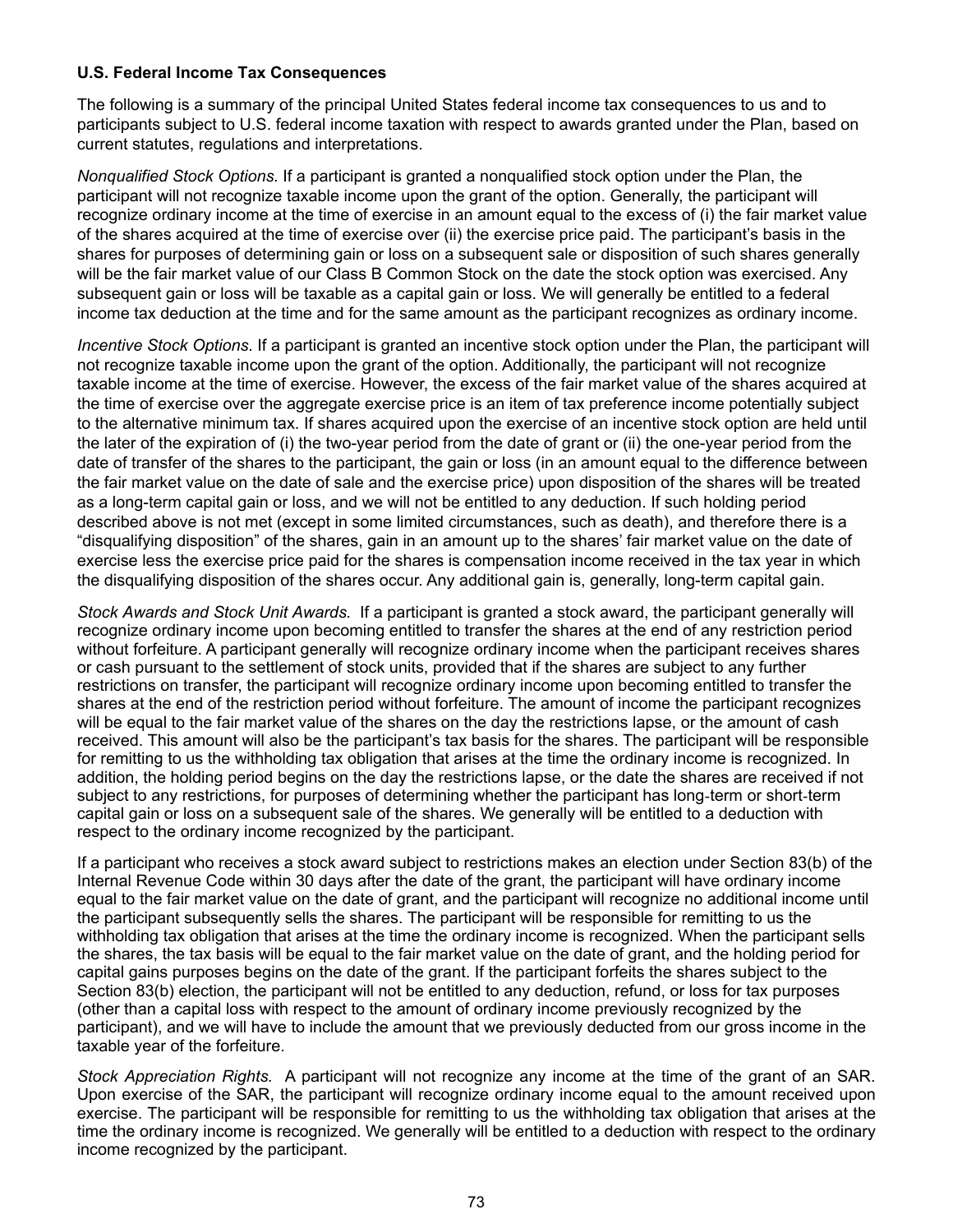**U.S. Federal Income Tax Consequences**

The following is a summary of the principal United States federal income tax consequences to us and to participants subject to U.S. federal income taxation with respect to awards granted under the Plan, based on current statutes, regulations and interpretations.

*Nonqualified Stock Options.* If a participant is granted a nonqualified stock option under the Plan, the participant will not recognize taxable income upon the grant of the option. Generally, the participant will recognize ordinary income at the time of exercise in an amount equal to the excess of (i) the fair market value of the shares acquired at the time of exercise over (ii) the exercise price paid. The participant's basis in the shares for purposes of determining gain or loss on a subsequent sale or disposition of such shares generally will be the fair market value of our Class B Common Stock on the date the stock option was exercised. Any subsequent gain or loss will be taxable as a capital gain or loss. We will generally be entitled to a federal income tax deduction at the time and for the same amount as the participant recognizes as ordinary income.

*Incentive Stock Options*. If a participant is granted an incentive stock option under the Plan, the participant will not recognize taxable income upon the grant of the option. Additionally, the participant will not recognize taxable income at the time of exercise. However, the excess of the fair market value of the shares acquired at the time of exercise over the aggregate exercise price is an item of tax preference income potentially subject to the alternative minimum tax. If shares acquired upon the exercise of an incentive stock option are held until the later of the expiration of (i) the two-year period from the date of grant or (ii) the one-year period from the date of transfer of the shares to the participant, the gain or loss (in an amount equal to the difference between the fair market value on the date of sale and the exercise price) upon disposition of the shares will be treated as a long-term capital gain or loss, and we will not be entitled to any deduction. If such holding period described above is not met (except in some limited circumstances, such as death), and therefore there is a "disqualifying disposition" of the shares, gain in an amount up to the shares' fair market value on the date of exercise less the exercise price paid for the shares is compensation income received in the tax year in which the disqualifying disposition of the shares occur. Any additional gain is, generally, long-term capital gain.

*Stock Awards and Stock Unit Awards.* If a participant is granted a stock award, the participant generally will recognize ordinary income upon becoming entitled to transfer the shares at the end of any restriction period without forfeiture. A participant generally will recognize ordinary income when the participant receives shares or cash pursuant to the settlement of stock units, provided that if the shares are subject to any further restrictions on transfer, the participant will recognize ordinary income upon becoming entitled to transfer the shares at the end of the restriction period without forfeiture. The amount of income the participant recognizes will be equal to the fair market value of the shares on the day the restrictions lapse, or the amount of cash received. This amount will also be the participant's tax basis for the shares. The participant will be responsible for remitting to us the withholding tax obligation that arises at the time the ordinary income is recognized. In addition, the holding period begins on the day the restrictions lapse, or the date the shares are received if not subject to any restrictions, for purposes of determining whether the participant has long-term or short-term capital gain or loss on a subsequent sale of the shares. We generally will be entitled to a deduction with respect to the ordinary income recognized by the participant.

If a participant who receives a stock award subject to restrictions makes an election under Section 83(b) of the Internal Revenue Code within 30 days after the date of the grant, the participant will have ordinary income equal to the fair market value on the date of grant, and the participant will recognize no additional income until the participant subsequently sells the shares. The participant will be responsible for remitting to us the withholding tax obligation that arises at the time the ordinary income is recognized. When the participant sells the shares, the tax basis will be equal to the fair market value on the date of grant, and the holding period for capital gains purposes begins on the date of the grant. If the participant forfeits the shares subject to the Section 83(b) election, the participant will not be entitled to any deduction, refund, or loss for tax purposes (other than a capital loss with respect to the amount of ordinary income previously recognized by the participant), and we will have to include the amount that we previously deducted from our gross income in the taxable year of the forfeiture.

*Stock Appreciation Rights.* A participant will not recognize any income at the time of the grant of an SAR. Upon exercise of the SAR, the participant will recognize ordinary income equal to the amount received upon exercise. The participant will be responsible for remitting to us the withholding tax obligation that arises at the time the ordinary income is recognized. We generally will be entitled to a deduction with respect to the ordinary income recognized by the participant.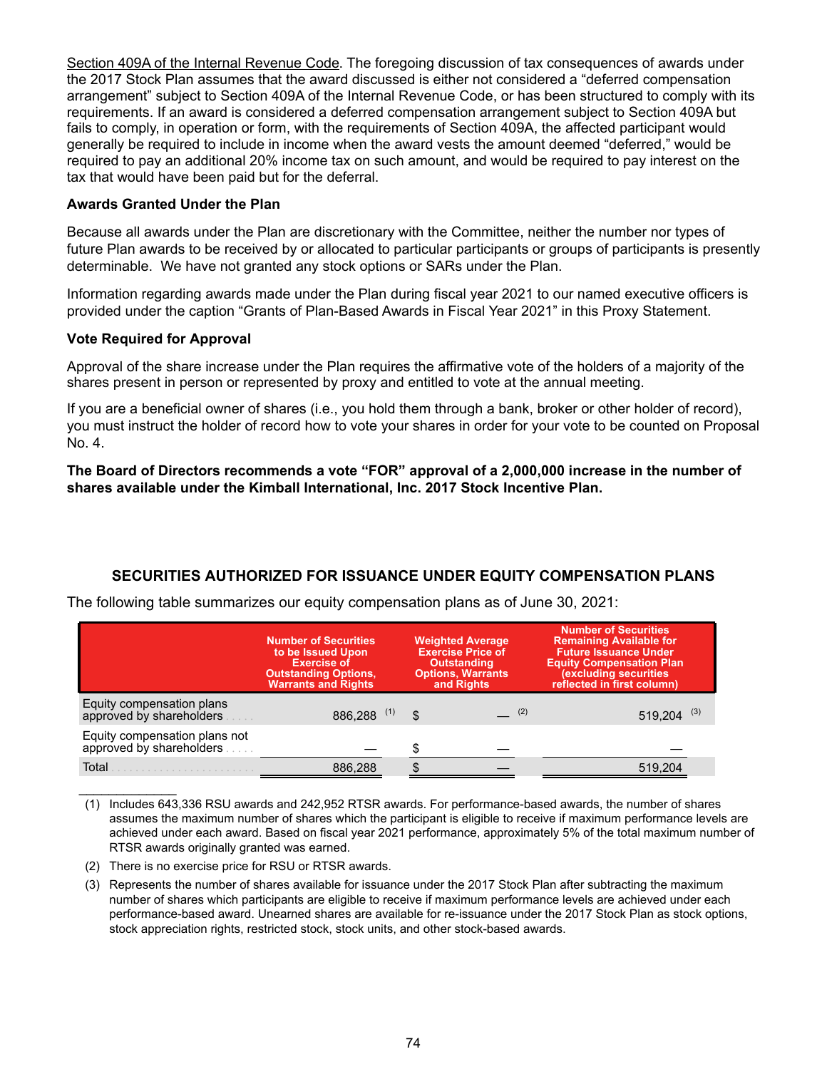Section 409A of the Internal Revenue Code. The foregoing discussion of tax consequences of awards under the 2017 Stock Plan assumes that the award discussed is either not considered a “deferred compensation arrangement” subject to Section 409A of the Internal Revenue Code, or has been structured to comply with its requirements. If an award is considered a deferred compensation arrangement subject to Section 409A but fails to comply, in operation or form, with the requirements of Section 409A, the affected participant would generally be required to include in income when the award vests the amount deemed “deferred,” would be required to pay an additional 20% income tax on such amount, and would be required to pay interest on the tax that would have been paid but for the deferral.

**Awards Granted Under the Plan**

Because all awards under the Plan are discretionary with the Committee, neither the number nor types of future Plan awards to be received by or allocated to particular participants or groups of participants is presently determinable. We have not granted any stock options or SARs under the Plan.

Information regarding awards made under the Plan during fiscal year 2021 to our named executive officers is provided under the caption “Grants of Plan-Based Awards in Fiscal Year 2021” in this Proxy Statement.

**Vote Required for Approval**

Approval of the share increase under the Plan requires the affirmative vote of the holders of a majority of the shares present in person or represented by proxy and entitled to vote at the annual meeting.

If you are a beneficial owner of shares (i.e., you hold them through a bank, broker or other holder of record), you must instruct the holder of record how to vote your shares in order for your vote to be counted on Proposal No. 4.

**The Board of Directors recommends a vote “FOR” approval of a 2,000,000 increase in the number of shares available under the Kimball International, Inc. 2017 Stock Incentive Plan.**

## SECURITIES AUTHORIZED FOR ISSUANCE UNDER EQUITY COMPENSATION PLANS

The following table summarizes our equity compensation plans as of June 30, 2021:

| | Number of Securities to be Issued Upon Exercise of Outstanding Options, Warrants and Rights | Weighted Average Exercise Price of Outstanding Options, Warrants and Rights | Number of Securities Remaining Available for Future Issuance Under Equity Compensation Plan (excluding securities reflected in first column) |
|---|---|---|---|
| Equity compensation plans approved by shareholders | 886,288 (1) | $ — (2) | 519,204 (3) |
| Equity compensation plans not approved by shareholders | — | $ — | — |
| Total | 886,288 | $ — | 519,204 |

(1) Includes 643,336 RSU awards and 242,952 RTSR awards. For performance-based awards, the number of shares assumes the maximum number of shares which the participant is eligible to receive if maximum performance levels are achieved under each award. Based on fiscal year 2021 performance, approximately 5% of the total maximum number of RTSR awards originally granted was earned.

(2) There is no exercise price for RSU or RTSR awards.

(3) Represents the number of shares available for issuance under the 2017 Stock Plan after subtracting the maximum number of shares which participants are eligible to receive if maximum performance levels are achieved under each performance-based award. Unearned shares are available for re-issuance under the 2017 Stock Plan as stock options, stock appreciation rights, restricted stock, stock units, and other stock-based awards.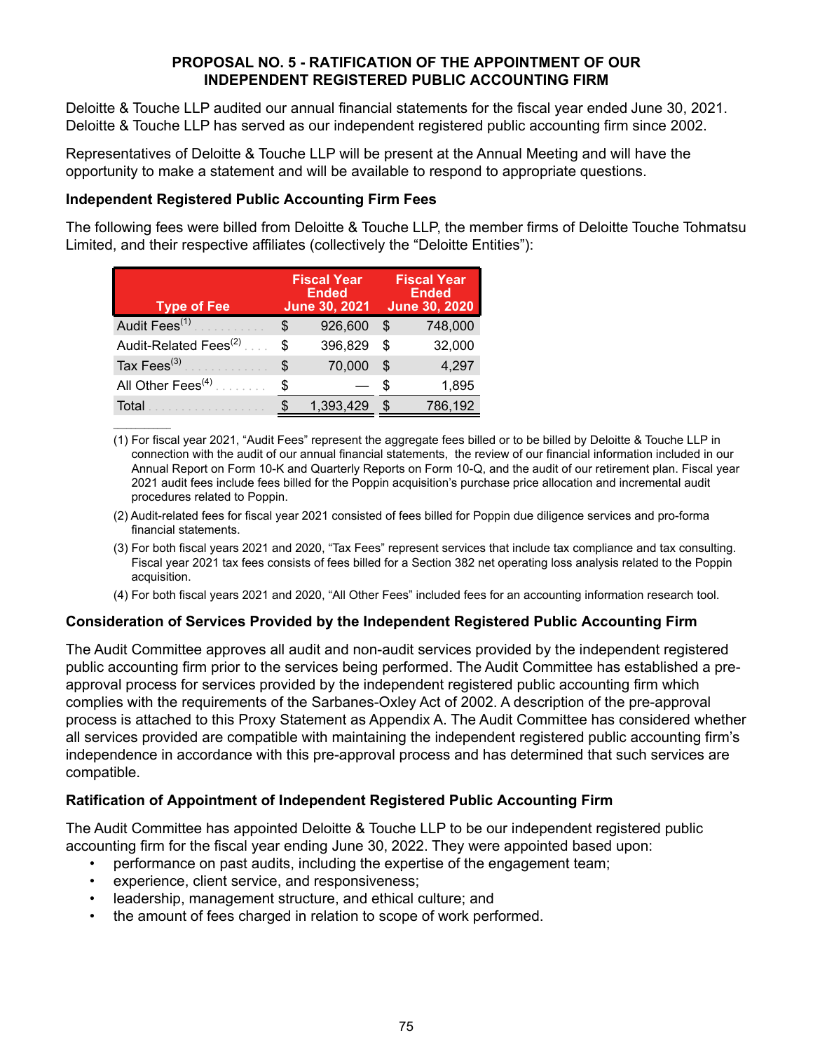## PROPOSAL NO. 5 - RATIFICATION OF THE APPOINTMENT OF OUR INDEPENDENT REGISTERED PUBLIC ACCOUNTING FIRM

Deloitte & Touche LLP audited our annual financial statements for the fiscal year ended June 30, 2021. Deloitte & Touche LLP has served as our independent registered public accounting firm since 2002.

Representatives of Deloitte & Touche LLP will be present at the Annual Meeting and will have the opportunity to make a statement and will be available to respond to appropriate questions.

### Independent Registered Public Accounting Firm Fees

The following fees were billed from Deloitte & Touche LLP, the member firms of Deloitte Touche Tohmatsu Limited, and their respective affiliates (collectively the "Deloitte Entities"):

| Type of Fee | Fiscal Year Ended June 30, 2021 | Fiscal Year Ended June 30, 2020 |
|---|---|---|
| Audit Fees[(1)] | $ 926,600 | $ 748,000 |
| Audit-Related Fees[(2)] | $ 396,829 | $ 32,000 |
| Tax Fees[(3)] | $ 70,000 | $ 4,297 |
| All Other Fees[(4)] | $ — | $ 1,895 |
| Total | $ 1,393,429 | $ 786,192 |

(1) For fiscal year 2021, "Audit Fees" represent the aggregate fees billed or to be billed by Deloitte & Touche LLP in connection with the audit of our annual financial statements, the review of our financial information included in our Annual Report on Form 10-K and Quarterly Reports on Form 10-Q, and the audit of our retirement plan. Fiscal year 2021 audit fees include fees billed for the Poppin acquisition's purchase price allocation and incremental audit procedures related to Poppin.

(2) Audit-related fees for fiscal year 2021 consisted of fees billed for Poppin due diligence services and pro-forma financial statements.

(3) For both fiscal years 2021 and 2020, "Tax Fees" represent services that include tax compliance and tax consulting. Fiscal year 2021 tax fees consists of fees billed for a Section 382 net operating loss analysis related to the Poppin acquisition.

(4) For both fiscal years 2021 and 2020, "All Other Fees" included fees for an accounting information research tool.

### Consideration of Services Provided by the Independent Registered Public Accounting Firm

The Audit Committee approves all audit and non-audit services provided by the independent registered public accounting firm prior to the services being performed. The Audit Committee has established a pre-approval process for services provided by the independent registered public accounting firm which complies with the requirements of the Sarbanes-Oxley Act of 2002. A description of the pre-approval process is attached to this Proxy Statement as Appendix A. The Audit Committee has considered whether all services provided are compatible with maintaining the independent registered public accounting firm's independence in accordance with this pre-approval process and has determined that such services are compatible.

### Ratification of Appointment of Independent Registered Public Accounting Firm

The Audit Committee has appointed Deloitte & Touche LLP to be our independent registered public accounting firm for the fiscal year ending June 30, 2022. They were appointed based upon:

- performance on past audits, including the expertise of the engagement team;
- experience, client service, and responsiveness;
- leadership, management structure, and ethical culture; and
- the amount of fees charged in relation to scope of work performed.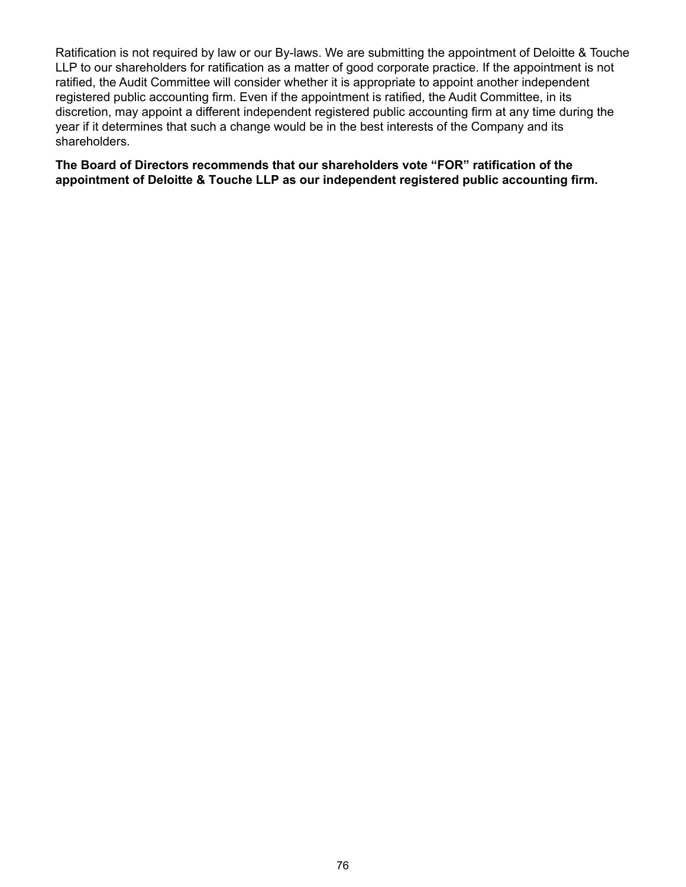Ratification is not required by law or our By-laws. We are submitting the appointment of Deloitte & Touche LLP to our shareholders for ratification as a matter of good corporate practice. If the appointment is not ratified, the Audit Committee will consider whether it is appropriate to appoint another independent registered public accounting firm. Even if the appointment is ratified, the Audit Committee, in its discretion, may appoint a different independent registered public accounting firm at any time during the year if it determines that such a change would be in the best interests of the Company and its shareholders.

**The Board of Directors recommends that our shareholders vote “FOR” ratification of the appointment of Deloitte & Touche LLP as our independent registered public accounting firm.**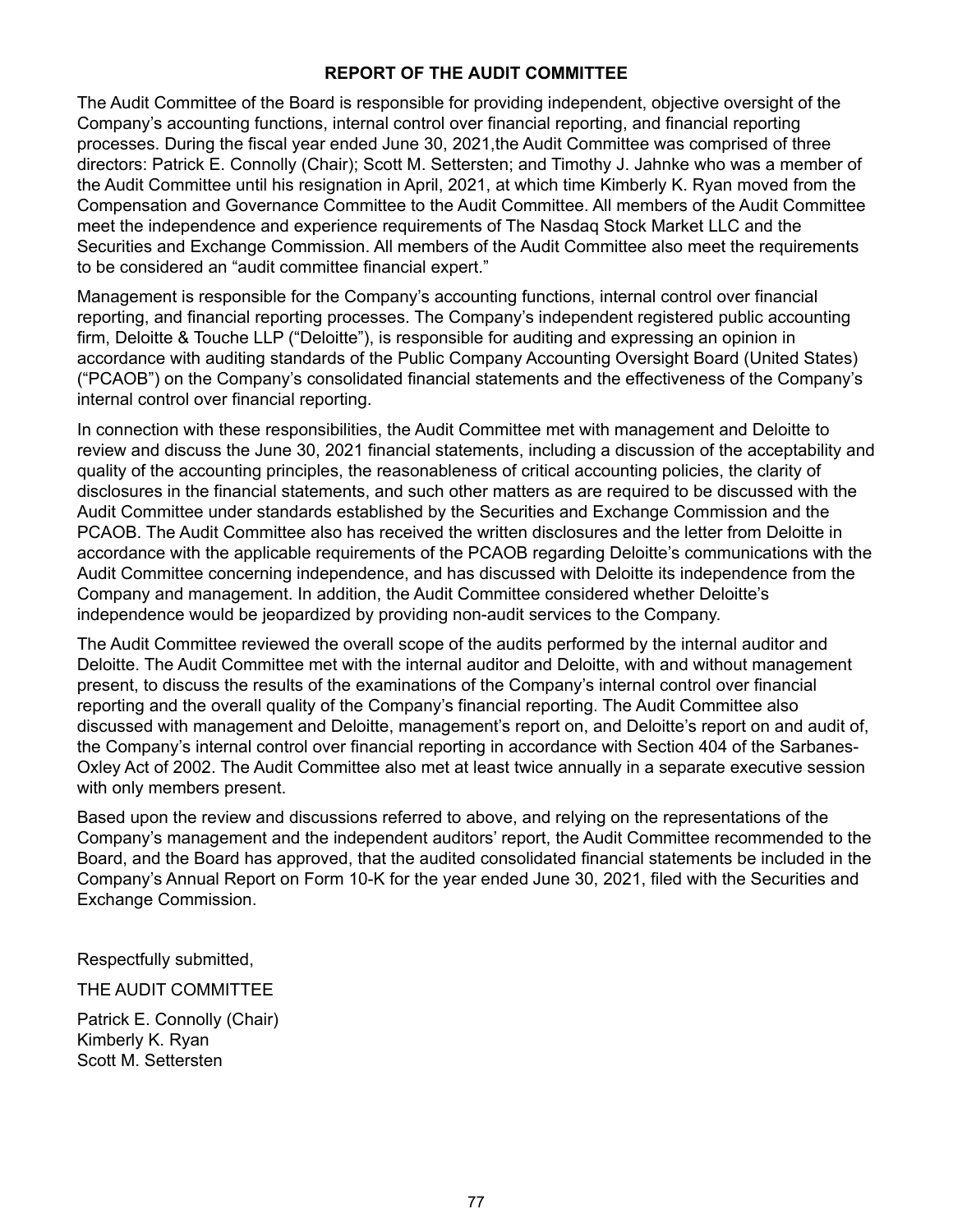## REPORT OF THE AUDIT COMMITTEE

The Audit Committee of the Board is responsible for providing independent, objective oversight of the Company's accounting functions, internal control over financial reporting, and financial reporting processes. During the fiscal year ended June 30, 2021,the Audit Committee was comprised of three directors: Patrick E. Connolly (Chair); Scott M. Settersten; and Timothy J. Jahnke who was a member of the Audit Committee until his resignation in April, 2021, at which time Kimberly K. Ryan moved from the Compensation and Governance Committee to the Audit Committee. All members of the Audit Committee meet the independence and experience requirements of The Nasdaq Stock Market LLC and the Securities and Exchange Commission. All members of the Audit Committee also meet the requirements to be considered an "audit committee financial expert."

Management is responsible for the Company's accounting functions, internal control over financial reporting, and financial reporting processes. The Company's independent registered public accounting firm, Deloitte & Touche LLP ("Deloitte"), is responsible for auditing and expressing an opinion in accordance with auditing standards of the Public Company Accounting Oversight Board (United States) ("PCAOB") on the Company's consolidated financial statements and the effectiveness of the Company's internal control over financial reporting.

In connection with these responsibilities, the Audit Committee met with management and Deloitte to review and discuss the June 30, 2021 financial statements, including a discussion of the acceptability and quality of the accounting principles, the reasonableness of critical accounting policies, the clarity of disclosures in the financial statements, and such other matters as are required to be discussed with the Audit Committee under standards established by the Securities and Exchange Commission and the PCAOB. The Audit Committee also has received the written disclosures and the letter from Deloitte in accordance with the applicable requirements of the PCAOB regarding Deloitte's communications with the Audit Committee concerning independence, and has discussed with Deloitte its independence from the Company and management. In addition, the Audit Committee considered whether Deloitte's independence would be jeopardized by providing non-audit services to the Company.

The Audit Committee reviewed the overall scope of the audits performed by the internal auditor and Deloitte. The Audit Committee met with the internal auditor and Deloitte, with and without management present, to discuss the results of the examinations of the Company's internal control over financial reporting and the overall quality of the Company's financial reporting. The Audit Committee also discussed with management and Deloitte, management's report on, and Deloitte's report on and audit of, the Company's internal control over financial reporting in accordance with Section 404 of the Sarbanes-Oxley Act of 2002. The Audit Committee also met at least twice annually in a separate executive session with only members present.

Based upon the review and discussions referred to above, and relying on the representations of the Company's management and the independent auditors' report, the Audit Committee recommended to the Board, and the Board has approved, that the audited consolidated financial statements be included in the Company's Annual Report on Form 10-K for the year ended June 30, 2021, filed with the Securities and Exchange Commission.

Respectfully submitted,

THE AUDIT COMMITTEE

Patrick E. Connolly (Chair)
Kimberly K. Ryan
Scott M. Settersten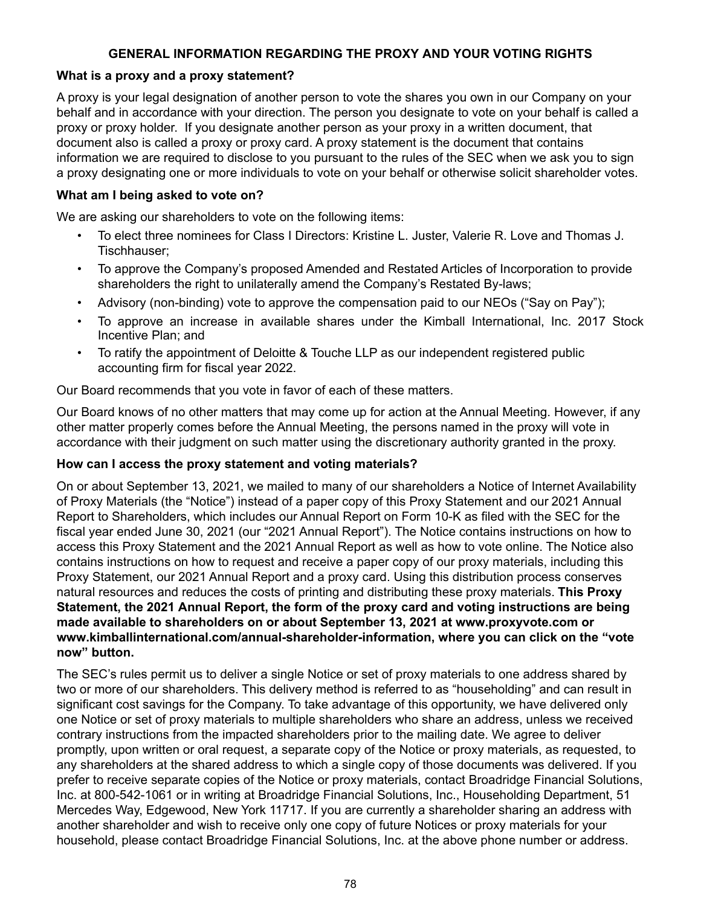## GENERAL INFORMATION REGARDING THE PROXY AND YOUR VOTING RIGHTS

### What is a proxy and a proxy statement?

A proxy is your legal designation of another person to vote the shares you own in our Company on your behalf and in accordance with your direction. The person you designate to vote on your behalf is called a proxy or proxy holder. If you designate another person as your proxy in a written document, that document also is called a proxy or proxy card. A proxy statement is the document that contains information we are required to disclose to you pursuant to the rules of the SEC when we ask you to sign a proxy designating one or more individuals to vote on your behalf or otherwise solicit shareholder votes.

### What am I being asked to vote on?

We are asking our shareholders to vote on the following items:

- To elect three nominees for Class I Directors: Kristine L. Juster, Valerie R. Love and Thomas J. Tischhauser;
- To approve the Company's proposed Amended and Restated Articles of Incorporation to provide shareholders the right to unilaterally amend the Company's Restated By-laws;
- Advisory (non-binding) vote to approve the compensation paid to our NEOs ("Say on Pay");
- To approve an increase in available shares under the Kimball International, Inc. 2017 Stock Incentive Plan; and
- To ratify the appointment of Deloitte & Touche LLP as our independent registered public accounting firm for fiscal year 2022.

Our Board recommends that you vote in favor of each of these matters.

Our Board knows of no other matters that may come up for action at the Annual Meeting. However, if any other matter properly comes before the Annual Meeting, the persons named in the proxy will vote in accordance with their judgment on such matter using the discretionary authority granted in the proxy.

### How can I access the proxy statement and voting materials?

On or about September 13, 2021, we mailed to many of our shareholders a Notice of Internet Availability of Proxy Materials (the "Notice") instead of a paper copy of this Proxy Statement and our 2021 Annual Report to Shareholders, which includes our Annual Report on Form 10-K as filed with the SEC for the fiscal year ended June 30, 2021 (our "2021 Annual Report"). The Notice contains instructions on how to access this Proxy Statement and the 2021 Annual Report as well as how to vote online. The Notice also contains instructions on how to request and receive a paper copy of our proxy materials, including this Proxy Statement, our 2021 Annual Report and a proxy card. Using this distribution process conserves natural resources and reduces the costs of printing and distributing these proxy materials. **This Proxy Statement, the 2021 Annual Report, the form of the proxy card and voting instructions are being made available to shareholders on or about September 13, 2021 at www.proxyvote.com or www.kimballinternational.com/annual-shareholder-information, where you can click on the "vote now" button.**

The SEC's rules permit us to deliver a single Notice or set of proxy materials to one address shared by two or more of our shareholders. This delivery method is referred to as "householding" and can result in significant cost savings for the Company. To take advantage of this opportunity, we have delivered only one Notice or set of proxy materials to multiple shareholders who share an address, unless we received contrary instructions from the impacted shareholders prior to the mailing date. We agree to deliver promptly, upon written or oral request, a separate copy of the Notice or proxy materials, as requested, to any shareholders at the shared address to which a single copy of those documents was delivered. If you prefer to receive separate copies of the Notice or proxy materials, contact Broadridge Financial Solutions, Inc. at 800-542-1061 or in writing at Broadridge Financial Solutions, Inc., Householding Department, 51 Mercedes Way, Edgewood, New York 11717. If you are currently a shareholder sharing an address with another shareholder and wish to receive only one copy of future Notices or proxy materials for your household, please contact Broadridge Financial Solutions, Inc. at the above phone number or address.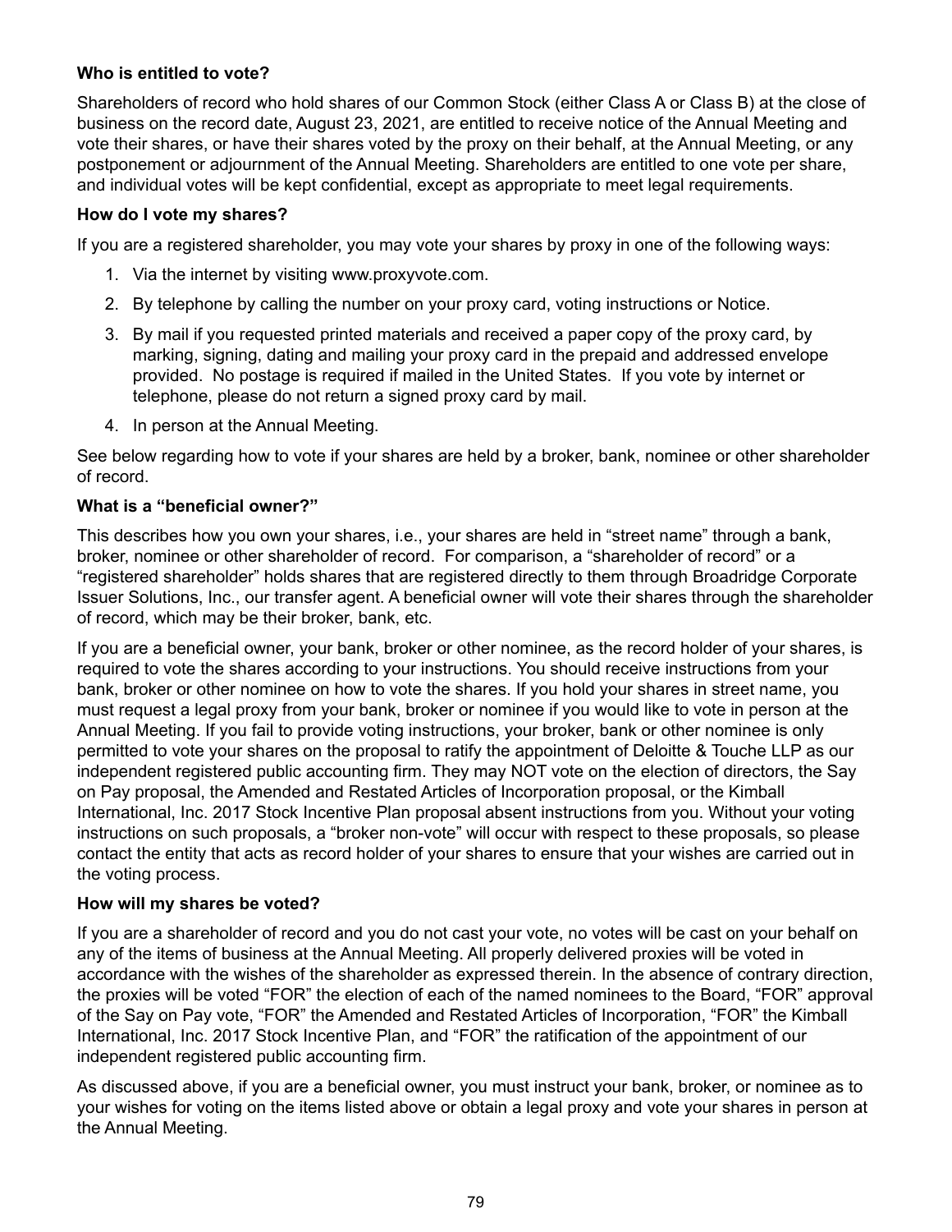**Who is entitled to vote?**

Shareholders of record who hold shares of our Common Stock (either Class A or Class B) at the close of business on the record date, August 23, 2021, are entitled to receive notice of the Annual Meeting and vote their shares, or have their shares voted by the proxy on their behalf, at the Annual Meeting, or any postponement or adjournment of the Annual Meeting. Shareholders are entitled to one vote per share, and individual votes will be kept confidential, except as appropriate to meet legal requirements.

**How do I vote my shares?**

If you are a registered shareholder, you may vote your shares by proxy in one of the following ways:

1. Via the internet by visiting www.proxyvote.com.
2. By telephone by calling the number on your proxy card, voting instructions or Notice.
3. By mail if you requested printed materials and received a paper copy of the proxy card, by marking, signing, dating and mailing your proxy card in the prepaid and addressed envelope provided. No postage is required if mailed in the United States. If you vote by internet or telephone, please do not return a signed proxy card by mail.
4. In person at the Annual Meeting.

See below regarding how to vote if your shares are held by a broker, bank, nominee or other shareholder of record.

**What is a "beneficial owner?"**

This describes how you own your shares, i.e., your shares are held in "street name" through a bank, broker, nominee or other shareholder of record. For comparison, a "shareholder of record" or a "registered shareholder" holds shares that are registered directly to them through Broadridge Corporate Issuer Solutions, Inc., our transfer agent. A beneficial owner will vote their shares through the shareholder of record, which may be their broker, bank, etc.

If you are a beneficial owner, your bank, broker or other nominee, as the record holder of your shares, is required to vote the shares according to your instructions. You should receive instructions from your bank, broker or other nominee on how to vote the shares. If you hold your shares in street name, you must request a legal proxy from your bank, broker or nominee if you would like to vote in person at the Annual Meeting. If you fail to provide voting instructions, your broker, bank or other nominee is only permitted to vote your shares on the proposal to ratify the appointment of Deloitte & Touche LLP as our independent registered public accounting firm. They may NOT vote on the election of directors, the Say on Pay proposal, the Amended and Restated Articles of Incorporation proposal, or the Kimball International, Inc. 2017 Stock Incentive Plan proposal absent instructions from you. Without your voting instructions on such proposals, a "broker non-vote" will occur with respect to these proposals, so please contact the entity that acts as record holder of your shares to ensure that your wishes are carried out in the voting process.

**How will my shares be voted?**

If you are a shareholder of record and you do not cast your vote, no votes will be cast on your behalf on any of the items of business at the Annual Meeting. All properly delivered proxies will be voted in accordance with the wishes of the shareholder as expressed therein. In the absence of contrary direction, the proxies will be voted "FOR" the election of each of the named nominees to the Board, "FOR" approval of the Say on Pay vote, "FOR" the Amended and Restated Articles of Incorporation, "FOR" the Kimball International, Inc. 2017 Stock Incentive Plan, and "FOR" the ratification of the appointment of our independent registered public accounting firm.

As discussed above, if you are a beneficial owner, you must instruct your bank, broker, or nominee as to your wishes for voting on the items listed above or obtain a legal proxy and vote your shares in person at the Annual Meeting.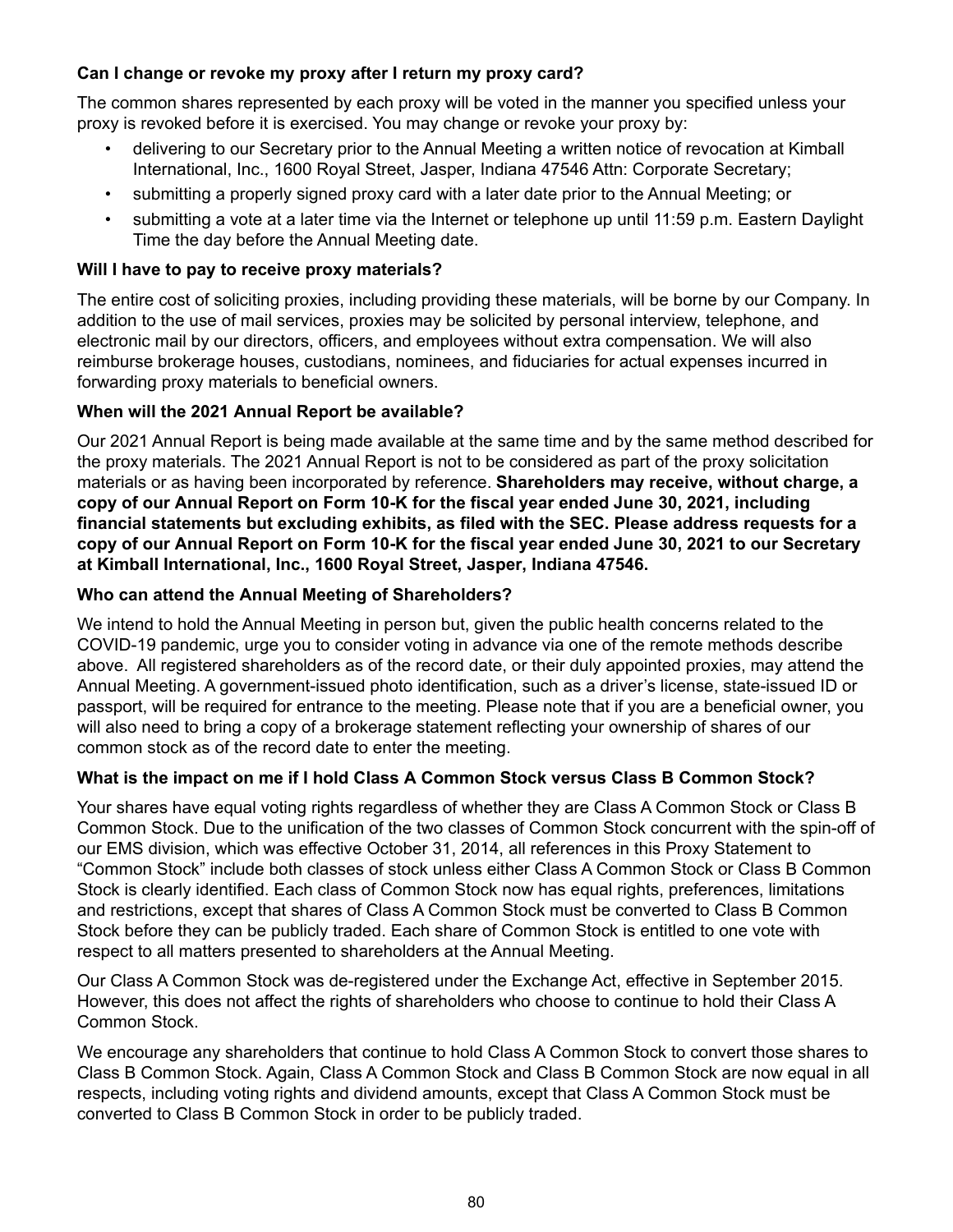**Can I change or revoke my proxy after I return my proxy card?**

The common shares represented by each proxy will be voted in the manner you specified unless your proxy is revoked before it is exercised. You may change or revoke your proxy by:

- delivering to our Secretary prior to the Annual Meeting a written notice of revocation at Kimball International, Inc., 1600 Royal Street, Jasper, Indiana 47546 Attn: Corporate Secretary;
- submitting a properly signed proxy card with a later date prior to the Annual Meeting; or
- submitting a vote at a later time via the Internet or telephone up until 11:59 p.m. Eastern Daylight Time the day before the Annual Meeting date.

**Will I have to pay to receive proxy materials?**

The entire cost of soliciting proxies, including providing these materials, will be borne by our Company. In addition to the use of mail services, proxies may be solicited by personal interview, telephone, and electronic mail by our directors, officers, and employees without extra compensation. We will also reimburse brokerage houses, custodians, nominees, and fiduciaries for actual expenses incurred in forwarding proxy materials to beneficial owners.

**When will the 2021 Annual Report be available?**

Our 2021 Annual Report is being made available at the same time and by the same method described for the proxy materials. The 2021 Annual Report is not to be considered as part of the proxy solicitation materials or as having been incorporated by reference. **Shareholders may receive, without charge, a copy of our Annual Report on Form 10-K for the fiscal year ended June 30, 2021, including financial statements but excluding exhibits, as filed with the SEC. Please address requests for a copy of our Annual Report on Form 10-K for the fiscal year ended June 30, 2021 to our Secretary at Kimball International, Inc., 1600 Royal Street, Jasper, Indiana 47546.**

**Who can attend the Annual Meeting of Shareholders?**

We intend to hold the Annual Meeting in person but, given the public health concerns related to the COVID-19 pandemic, urge you to consider voting in advance via one of the remote methods describe above. All registered shareholders as of the record date, or their duly appointed proxies, may attend the Annual Meeting. A government-issued photo identification, such as a driver's license, state-issued ID or passport, will be required for entrance to the meeting. Please note that if you are a beneficial owner, you will also need to bring a copy of a brokerage statement reflecting your ownership of shares of our common stock as of the record date to enter the meeting.

**What is the impact on me if I hold Class A Common Stock versus Class B Common Stock?**

Your shares have equal voting rights regardless of whether they are Class A Common Stock or Class B Common Stock. Due to the unification of the two classes of Common Stock concurrent with the spin-off of our EMS division, which was effective October 31, 2014, all references in this Proxy Statement to "Common Stock" include both classes of stock unless either Class A Common Stock or Class B Common Stock is clearly identified. Each class of Common Stock now has equal rights, preferences, limitations and restrictions, except that shares of Class A Common Stock must be converted to Class B Common Stock before they can be publicly traded. Each share of Common Stock is entitled to one vote with respect to all matters presented to shareholders at the Annual Meeting.

Our Class A Common Stock was de-registered under the Exchange Act, effective in September 2015. However, this does not affect the rights of shareholders who choose to continue to hold their Class A Common Stock.

We encourage any shareholders that continue to hold Class A Common Stock to convert those shares to Class B Common Stock. Again, Class A Common Stock and Class B Common Stock are now equal in all respects, including voting rights and dividend amounts, except that Class A Common Stock must be converted to Class B Common Stock in order to be publicly traded.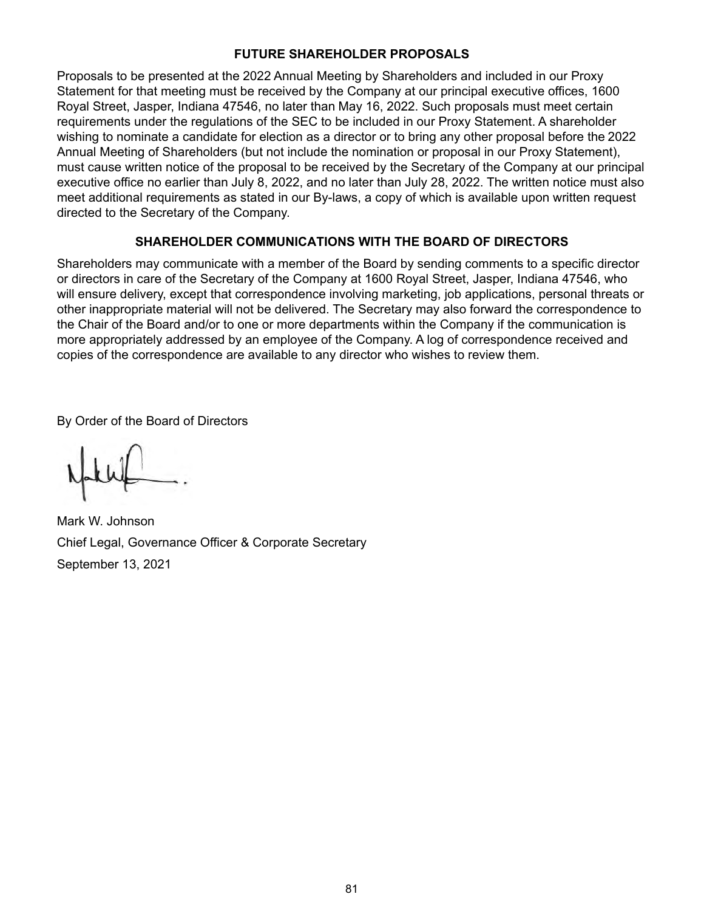## FUTURE SHAREHOLDER PROPOSALS

Proposals to be presented at the 2022 Annual Meeting by Shareholders and included in our Proxy Statement for that meeting must be received by the Company at our principal executive offices, 1600 Royal Street, Jasper, Indiana 47546, no later than May 16, 2022. Such proposals must meet certain requirements under the regulations of the SEC to be included in our Proxy Statement. A shareholder wishing to nominate a candidate for election as a director or to bring any other proposal before the 2022 Annual Meeting of Shareholders (but not include the nomination or proposal in our Proxy Statement), must cause written notice of the proposal to be received by the Secretary of the Company at our principal executive office no earlier than July 8, 2022, and no later than July 28, 2022. The written notice must also meet additional requirements as stated in our By-laws, a copy of which is available upon written request directed to the Secretary of the Company.

## SHAREHOLDER COMMUNICATIONS WITH THE BOARD OF DIRECTORS

Shareholders may communicate with a member of the Board by sending comments to a specific director or directors in care of the Secretary of the Company at 1600 Royal Street, Jasper, Indiana 47546, who will ensure delivery, except that correspondence involving marketing, job applications, personal threats or other inappropriate material will not be delivered. The Secretary may also forward the correspondence to the Chair of the Board and/or to one or more departments within the Company if the communication is more appropriately addressed by an employee of the Company. A log of correspondence received and copies of the correspondence are available to any director who wishes to review them.

By Order of the Board of Directors

Mark W. Johnson

Chief Legal, Governance Officer & Corporate Secretary

September 13, 2021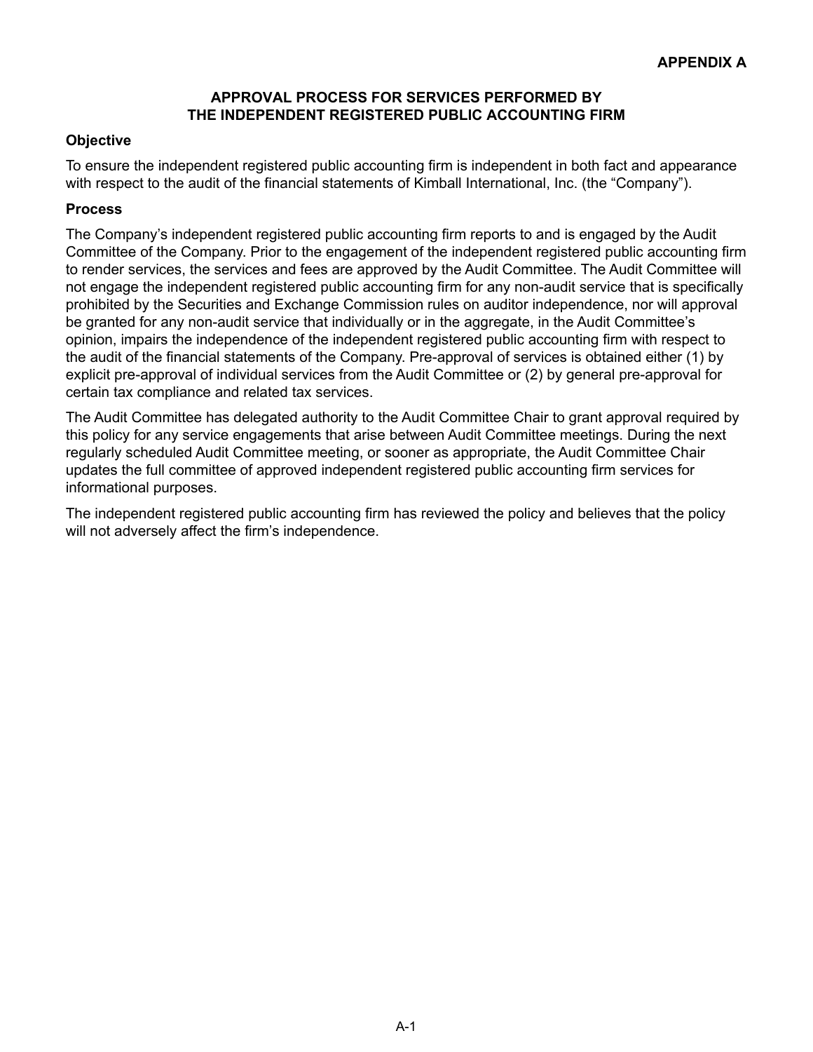**APPENDIX A**

## APPROVAL PROCESS FOR SERVICES PERFORMED BY THE INDEPENDENT REGISTERED PUBLIC ACCOUNTING FIRM

### Objective

To ensure the independent registered public accounting firm is independent in both fact and appearance with respect to the audit of the financial statements of Kimball International, Inc. (the "Company").

### Process

The Company's independent registered public accounting firm reports to and is engaged by the Audit Committee of the Company. Prior to the engagement of the independent registered public accounting firm to render services, the services and fees are approved by the Audit Committee. The Audit Committee will not engage the independent registered public accounting firm for any non-audit service that is specifically prohibited by the Securities and Exchange Commission rules on auditor independence, nor will approval be granted for any non-audit service that individually or in the aggregate, in the Audit Committee's opinion, impairs the independence of the independent registered public accounting firm with respect to the audit of the financial statements of the Company. Pre-approval of services is obtained either (1) by explicit pre-approval of individual services from the Audit Committee or (2) by general pre-approval for certain tax compliance and related tax services.

The Audit Committee has delegated authority to the Audit Committee Chair to grant approval required by this policy for any service engagements that arise between Audit Committee meetings. During the next regularly scheduled Audit Committee meeting, or sooner as appropriate, the Audit Committee Chair updates the full committee of approved independent registered public accounting firm services for informational purposes.

The independent registered public accounting firm has reviewed the policy and believes that the policy will not adversely affect the firm's independence.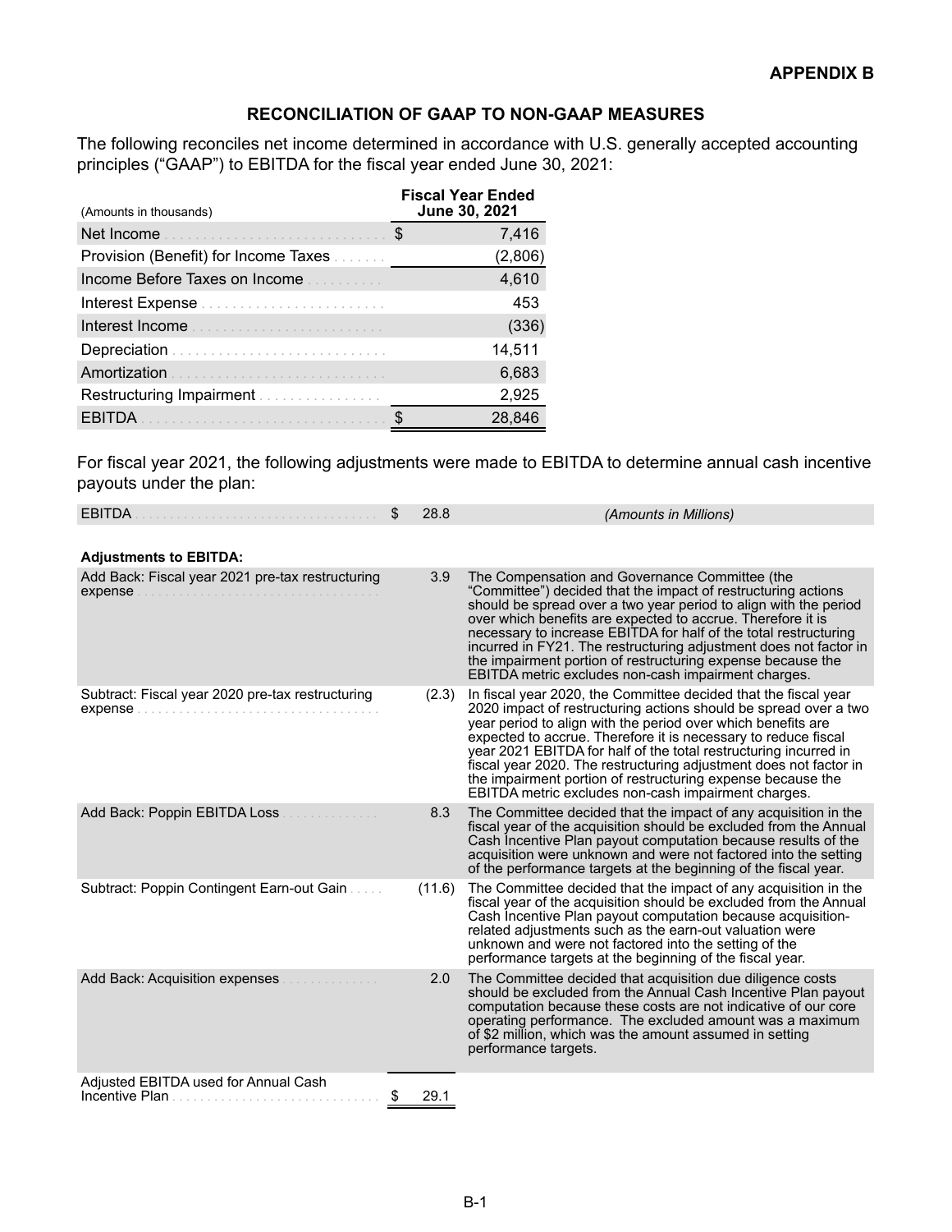**APPENDIX B**

## RECONCILIATION OF GAAP TO NON-GAAP MEASURES

The following reconciles net income determined in accordance with U.S. generally accepted accounting principles ("GAAP") to EBITDA for the fiscal year ended June 30, 2021:

| (Amounts in thousands) | Fiscal Year Ended June 30, 2021 |
|---|---|
| Net Income | $ 7,416 |
| Provision (Benefit) for Income Taxes | (2,806) |
| Income Before Taxes on Income | 4,610 |
| Interest Expense | 453 |
| Interest Income | (336) |
| Depreciation | 14,511 |
| Amortization | 6,683 |
| Restructuring Impairment | 2,925 |
| EBITDA | $ 28,846 |

For fiscal year 2021, the following adjustments were made to EBITDA to determine annual cash incentive payouts under the plan:

| EBITDA | $ 28.8 | *(Amounts in Millions)* |
|---|---|---|
| **Adjustments to EBITDA:** | | |
| Add Back: Fiscal year 2021 pre-tax restructuring expense | 3.9 | The Compensation and Governance Committee (the "Committee") decided that the impact of restructuring actions should be spread over a two year period to align with the period over which benefits are expected to accrue. Therefore it is necessary to increase EBITDA for half of the total restructuring incurred in FY21. The restructuring adjustment does not factor in the impairment portion of restructuring expense because the EBITDA metric excludes non-cash impairment charges. |
| Subtract: Fiscal year 2020 pre-tax restructuring expense | (2.3) | In fiscal year 2020, the Committee decided that the fiscal year 2020 impact of restructuring actions should be spread over a two year period to align with the period over which benefits are expected to accrue. Therefore it is necessary to reduce fiscal year 2021 EBITDA for half of the total restructuring incurred in fiscal year 2020. The restructuring adjustment does not factor in the impairment portion of restructuring expense because the EBITDA metric excludes non-cash impairment charges. |
| Add Back: Poppin EBITDA Loss | 8.3 | The Committee decided that the impact of any acquisition in the fiscal year of the acquisition should be excluded from the Annual Cash Incentive Plan payout computation because results of the acquisition were unknown and were not factored into the setting of the performance targets at the beginning of the fiscal year. |
| Subtract: Poppin Contingent Earn-out Gain | (11.6) | The Committee decided that the impact of any acquisition in the fiscal year of the acquisition should be excluded from the Annual Cash Incentive Plan payout computation because acquisition-related adjustments such as the earn-out valuation were unknown and were not factored into the setting of the performance targets at the beginning of the fiscal year. |
| Add Back: Acquisition expenses | 2.0 | The Committee decided that acquisition due diligence costs should be excluded from the Annual Cash Incentive Plan payout computation because these costs are not indicative of our core operating performance. The excluded amount was a maximum of $2 million, which was the amount assumed in setting performance targets. |
| Adjusted EBITDA used for Annual Cash Incentive Plan | $ 29.1 | |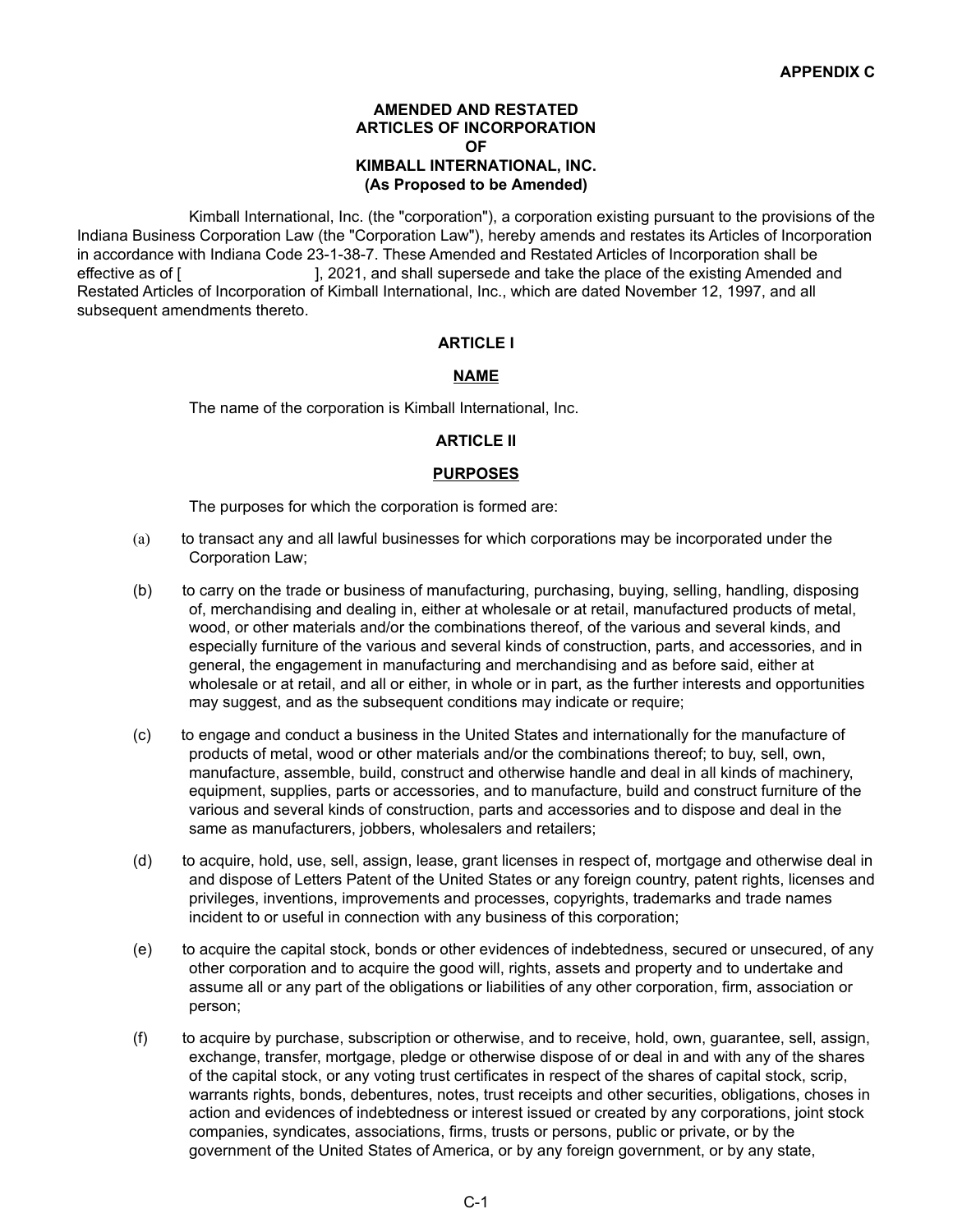**APPENDIX C**

**AMENDED AND RESTATED**
**ARTICLES OF INCORPORATION**
**OF**
**KIMBALL INTERNATIONAL, INC.**
**(As Proposed to be Amended)**

Kimball International, Inc. (the "corporation"), a corporation existing pursuant to the provisions of the Indiana Business Corporation Law (the "Corporation Law"), hereby amends and restates its Articles of Incorporation in accordance with Indiana Code 23-1-38-7. These Amended and Restated Articles of Incorporation shall be effective as of [ ], 2021, and shall supersede and take the place of the existing Amended and Restated Articles of Incorporation of Kimball International, Inc., which are dated November 12, 1997, and all subsequent amendments thereto.

## ARTICLE I

### NAME

The name of the corporation is Kimball International, Inc.

## ARTICLE II

### PURPOSES

The purposes for which the corporation is formed are:

(a) to transact any and all lawful businesses for which corporations may be incorporated under the Corporation Law;

(b) to carry on the trade or business of manufacturing, purchasing, buying, selling, handling, disposing of, merchandising and dealing in, either at wholesale or at retail, manufactured products of metal, wood, or other materials and/or the combinations thereof, of the various and several kinds, and especially furniture of the various and several kinds of construction, parts, and accessories, and in general, the engagement in manufacturing and merchandising and as before said, either at wholesale or at retail, and all or either, in whole or in part, as the further interests and opportunities may suggest, and as the subsequent conditions may indicate or require;

(c) to engage and conduct a business in the United States and internationally for the manufacture of products of metal, wood or other materials and/or the combinations thereof; to buy, sell, own, manufacture, assemble, build, construct and otherwise handle and deal in all kinds of machinery, equipment, supplies, parts or accessories, and to manufacture, build and construct furniture of the various and several kinds of construction, parts and accessories and to dispose and deal in the same as manufacturers, jobbers, wholesalers and retailers;

(d) to acquire, hold, use, sell, assign, lease, grant licenses in respect of, mortgage and otherwise deal in and dispose of Letters Patent of the United States or any foreign country, patent rights, licenses and privileges, inventions, improvements and processes, copyrights, trademarks and trade names incident to or useful in connection with any business of this corporation;

(e) to acquire the capital stock, bonds or other evidences of indebtedness, secured or unsecured, of any other corporation and to acquire the good will, rights, assets and property and to undertake and assume all or any part of the obligations or liabilities of any other corporation, firm, association or person;

(f) to acquire by purchase, subscription or otherwise, and to receive, hold, own, guarantee, sell, assign, exchange, transfer, mortgage, pledge or otherwise dispose of or deal in and with any of the shares of the capital stock, or any voting trust certificates in respect of the shares of capital stock, scrip, warrants rights, bonds, debentures, notes, trust receipts and other securities, obligations, choses in action and evidences of indebtedness or interest issued or created by any corporations, joint stock companies, syndicates, associations, firms, trusts or persons, public or private, or by the government of the United States of America, or by any foreign government, or by any state,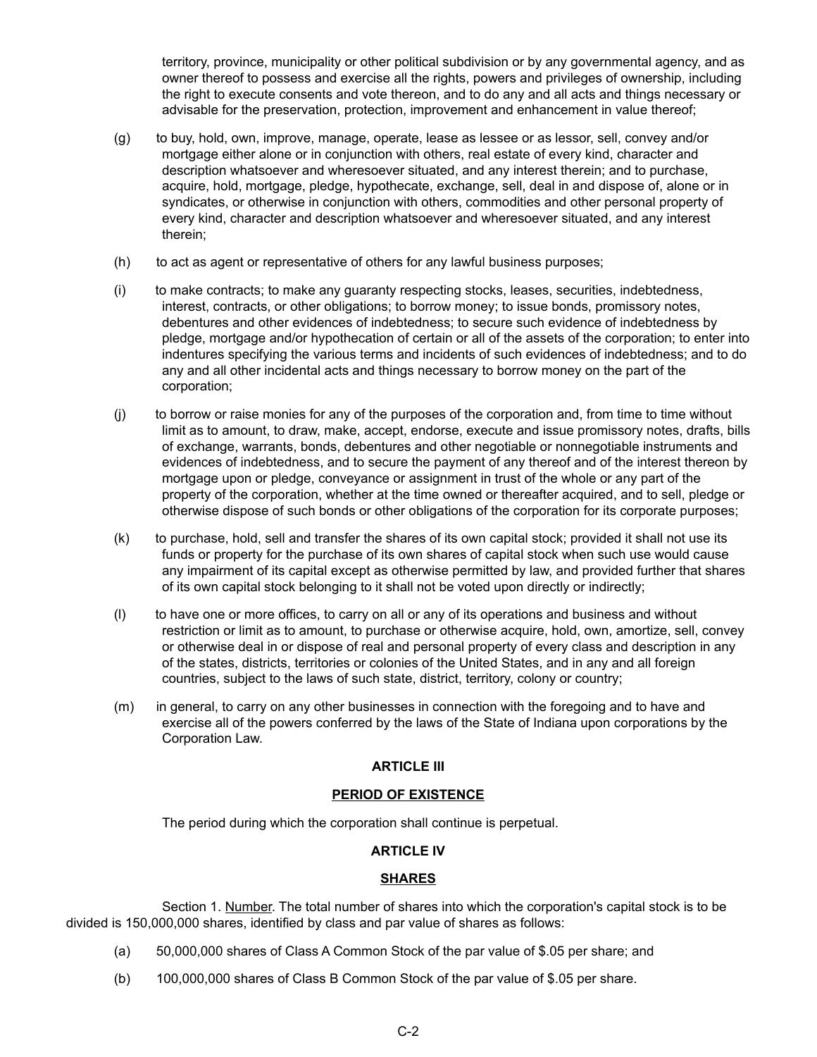territory, province, municipality or other political subdivision or by any governmental agency, and as owner thereof to possess and exercise all the rights, powers and privileges of ownership, including the right to execute consents and vote thereon, and to do any and all acts and things necessary or advisable for the preservation, protection, improvement and enhancement in value thereof;

(g) to buy, hold, own, improve, manage, operate, lease as lessee or as lessor, sell, convey and/or mortgage either alone or in conjunction with others, real estate of every kind, character and description whatsoever and wheresoever situated, and any interest therein; and to purchase, acquire, hold, mortgage, pledge, hypothecate, exchange, sell, deal in and dispose of, alone or in syndicates, or otherwise in conjunction with others, commodities and other personal property of every kind, character and description whatsoever and wheresoever situated, and any interest therein;

(h) to act as agent or representative of others for any lawful business purposes;

(i) to make contracts; to make any guaranty respecting stocks, leases, securities, indebtedness, interest, contracts, or other obligations; to borrow money; to issue bonds, promissory notes, debentures and other evidences of indebtedness; to secure such evidence of indebtedness by pledge, mortgage and/or hypothecation of certain or all of the assets of the corporation; to enter into indentures specifying the various terms and incidents of such evidences of indebtedness; and to do any and all other incidental acts and things necessary to borrow money on the part of the corporation;

(j) to borrow or raise monies for any of the purposes of the corporation and, from time to time without limit as to amount, to draw, make, accept, endorse, execute and issue promissory notes, drafts, bills of exchange, warrants, bonds, debentures and other negotiable or nonnegotiable instruments and evidences of indebtedness, and to secure the payment of any thereof and of the interest thereon by mortgage upon or pledge, conveyance or assignment in trust of the whole or any part of the property of the corporation, whether at the time owned or thereafter acquired, and to sell, pledge or otherwise dispose of such bonds or other obligations of the corporation for its corporate purposes;

(k) to purchase, hold, sell and transfer the shares of its own capital stock; provided it shall not use its funds or property for the purchase of its own shares of capital stock when such use would cause any impairment of its capital except as otherwise permitted by law, and provided further that shares of its own capital stock belonging to it shall not be voted upon directly or indirectly;

(l) to have one or more offices, to carry on all or any of its operations and business and without restriction or limit as to amount, to purchase or otherwise acquire, hold, own, amortize, sell, convey or otherwise deal in or dispose of real and personal property of every class and description in any of the states, districts, territories or colonies of the United States, and in any and all foreign countries, subject to the laws of such state, district, territory, colony or country;

(m) in general, to carry on any other businesses in connection with the foregoing and to have and exercise all of the powers conferred by the laws of the State of Indiana upon corporations by the Corporation Law.

## ARTICLE III

## PERIOD OF EXISTENCE

The period during which the corporation shall continue is perpetual.

## ARTICLE IV

## SHARES

Section 1. Number. The total number of shares into which the corporation's capital stock is to be divided is 150,000,000 shares, identified by class and par value of shares as follows:

(a) 50,000,000 shares of Class A Common Stock of the par value of $.05 per share; and

(b) 100,000,000 shares of Class B Common Stock of the par value of $.05 per share.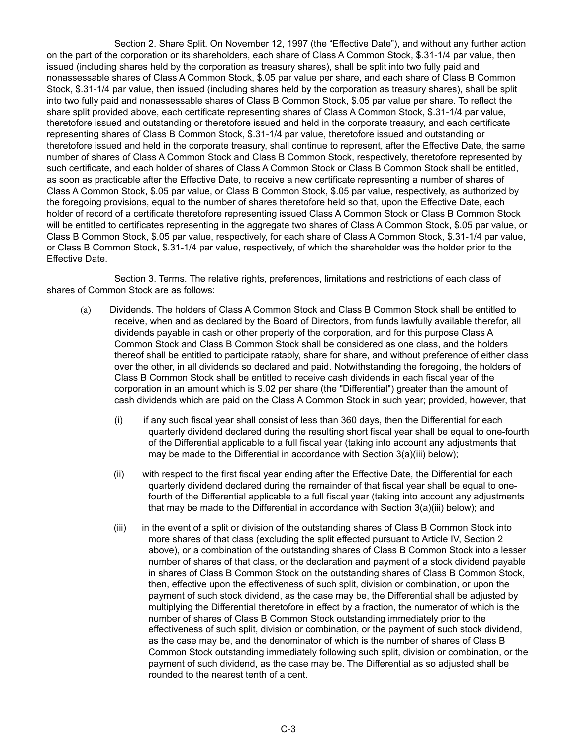Section 2. Share Split. On November 12, 1997 (the "Effective Date"), and without any further action on the part of the corporation or its shareholders, each share of Class A Common Stock, $.31-1/4 par value, then issued (including shares held by the corporation as treasury shares), shall be split into two fully paid and nonassessable shares of Class A Common Stock, $.05 par value per share, and each share of Class B Common Stock, $.31-1/4 par value, then issued (including shares held by the corporation as treasury shares), shall be split into two fully paid and nonassessable shares of Class B Common Stock, $.05 par value per share. To reflect the share split provided above, each certificate representing shares of Class A Common Stock, $.31-1/4 par value, theretofore issued and outstanding or theretofore issued and held in the corporate treasury, and each certificate representing shares of Class B Common Stock, $.31-1/4 par value, theretofore issued and outstanding or theretofore issued and held in the corporate treasury, shall continue to represent, after the Effective Date, the same number of shares of Class A Common Stock and Class B Common Stock, respectively, theretofore represented by such certificate, and each holder of shares of Class A Common Stock or Class B Common Stock shall be entitled, as soon as practicable after the Effective Date, to receive a new certificate representing a number of shares of Class A Common Stock, $.05 par value, or Class B Common Stock, $.05 par value, respectively, as authorized by the foregoing provisions, equal to the number of shares theretofore held so that, upon the Effective Date, each holder of record of a certificate theretofore representing issued Class A Common Stock or Class B Common Stock will be entitled to certificates representing in the aggregate two shares of Class A Common Stock, $.05 par value, or Class B Common Stock, $.05 par value, respectively, for each share of Class A Common Stock, $.31-1/4 par value, or Class B Common Stock, $.31-1/4 par value, respectively, of which the shareholder was the holder prior to the Effective Date.

Section 3. Terms. The relative rights, preferences, limitations and restrictions of each class of shares of Common Stock are as follows:

(a) Dividends. The holders of Class A Common Stock and Class B Common Stock shall be entitled to receive, when and as declared by the Board of Directors, from funds lawfully available therefor, all dividends payable in cash or other property of the corporation, and for this purpose Class A Common Stock and Class B Common Stock shall be considered as one class, and the holders thereof shall be entitled to participate ratably, share for share, and without preference of either class over the other, in all dividends so declared and paid. Notwithstanding the foregoing, the holders of Class B Common Stock shall be entitled to receive cash dividends in each fiscal year of the corporation in an amount which is $.02 per share (the "Differential") greater than the amount of cash dividends which are paid on the Class A Common Stock in such year; provided, however, that

(i) if any such fiscal year shall consist of less than 360 days, then the Differential for each quarterly dividend declared during the resulting short fiscal year shall be equal to one-fourth of the Differential applicable to a full fiscal year (taking into account any adjustments that may be made to the Differential in accordance with Section 3(a)(iii) below);

(ii) with respect to the first fiscal year ending after the Effective Date, the Differential for each quarterly dividend declared during the remainder of that fiscal year shall be equal to one-fourth of the Differential applicable to a full fiscal year (taking into account any adjustments that may be made to the Differential in accordance with Section 3(a)(iii) below); and

(iii) in the event of a split or division of the outstanding shares of Class B Common Stock into more shares of that class (excluding the split effected pursuant to Article IV, Section 2 above), or a combination of the outstanding shares of Class B Common Stock into a lesser number of shares of that class, or the declaration and payment of a stock dividend payable in shares of Class B Common Stock on the outstanding shares of Class B Common Stock, then, effective upon the effectiveness of such split, division or combination, or upon the payment of such stock dividend, as the case may be, the Differential shall be adjusted by multiplying the Differential theretofore in effect by a fraction, the numerator of which is the number of shares of Class B Common Stock outstanding immediately prior to the effectiveness of such split, division or combination, or the payment of such stock dividend, as the case may be, and the denominator of which is the number of shares of Class B Common Stock outstanding immediately following such split, division or combination, or the payment of such dividend, as the case may be. The Differential as so adjusted shall be rounded to the nearest tenth of a cent.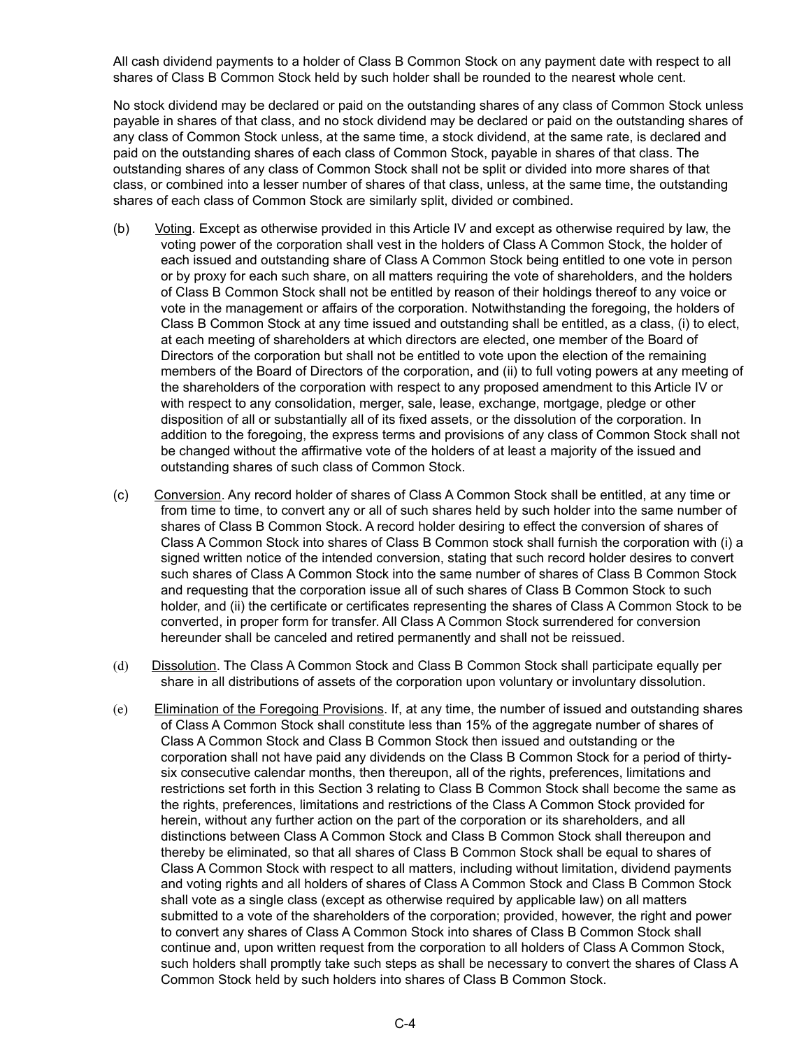All cash dividend payments to a holder of Class B Common Stock on any payment date with respect to all shares of Class B Common Stock held by such holder shall be rounded to the nearest whole cent.

No stock dividend may be declared or paid on the outstanding shares of any class of Common Stock unless payable in shares of that class, and no stock dividend may be declared or paid on the outstanding shares of any class of Common Stock unless, at the same time, a stock dividend, at the same rate, is declared and paid on the outstanding shares of each class of Common Stock, payable in shares of that class. The outstanding shares of any class of Common Stock shall not be split or divided into more shares of that class, or combined into a lesser number of shares of that class, unless, at the same time, the outstanding shares of each class of Common Stock are similarly split, divided or combined.

(b) Voting. Except as otherwise provided in this Article IV and except as otherwise required by law, the voting power of the corporation shall vest in the holders of Class A Common Stock, the holder of each issued and outstanding share of Class A Common Stock being entitled to one vote in person or by proxy for each such share, on all matters requiring the vote of shareholders, and the holders of Class B Common Stock shall not be entitled by reason of their holdings thereof to any voice or vote in the management or affairs of the corporation. Notwithstanding the foregoing, the holders of Class B Common Stock at any time issued and outstanding shall be entitled, as a class, (i) to elect, at each meeting of shareholders at which directors are elected, one member of the Board of Directors of the corporation but shall not be entitled to vote upon the election of the remaining members of the Board of Directors of the corporation, and (ii) to full voting powers at any meeting of the shareholders of the corporation with respect to any proposed amendment to this Article IV or with respect to any consolidation, merger, sale, lease, exchange, mortgage, pledge or other disposition of all or substantially all of its fixed assets, or the dissolution of the corporation. In addition to the foregoing, the express terms and provisions of any class of Common Stock shall not be changed without the affirmative vote of the holders of at least a majority of the issued and outstanding shares of such class of Common Stock.

(c) Conversion. Any record holder of shares of Class A Common Stock shall be entitled, at any time or from time to time, to convert any or all of such shares held by such holder into the same number of shares of Class B Common Stock. A record holder desiring to effect the conversion of shares of Class A Common Stock into shares of Class B Common stock shall furnish the corporation with (i) a signed written notice of the intended conversion, stating that such record holder desires to convert such shares of Class A Common Stock into the same number of shares of Class B Common Stock and requesting that the corporation issue all of such shares of Class B Common Stock to such holder, and (ii) the certificate or certificates representing the shares of Class A Common Stock to be converted, in proper form for transfer. All Class A Common Stock surrendered for conversion hereunder shall be canceled and retired permanently and shall not be reissued.

(d) Dissolution. The Class A Common Stock and Class B Common Stock shall participate equally per share in all distributions of assets of the corporation upon voluntary or involuntary dissolution.

(e) Elimination of the Foregoing Provisions. If, at any time, the number of issued and outstanding shares of Class A Common Stock shall constitute less than 15% of the aggregate number of shares of Class A Common Stock and Class B Common Stock then issued and outstanding or the corporation shall not have paid any dividends on the Class B Common Stock for a period of thirty-six consecutive calendar months, then thereupon, all of the rights, preferences, limitations and restrictions set forth in this Section 3 relating to Class B Common Stock shall become the same as the rights, preferences, limitations and restrictions of the Class A Common Stock provided for herein, without any further action on the part of the corporation or its shareholders, and all distinctions between Class A Common Stock and Class B Common Stock shall thereupon and thereby be eliminated, so that all shares of Class B Common Stock shall be equal to shares of Class A Common Stock with respect to all matters, including without limitation, dividend payments and voting rights and all holders of shares of Class A Common Stock and Class B Common Stock shall vote as a single class (except as otherwise required by applicable law) on all matters submitted to a vote of the shareholders of the corporation; provided, however, the right and power to convert any shares of Class A Common Stock into shares of Class B Common Stock shall continue and, upon written request from the corporation to all holders of Class A Common Stock, such holders shall promptly take such steps as shall be necessary to convert the shares of Class A Common Stock held by such holders into shares of Class B Common Stock.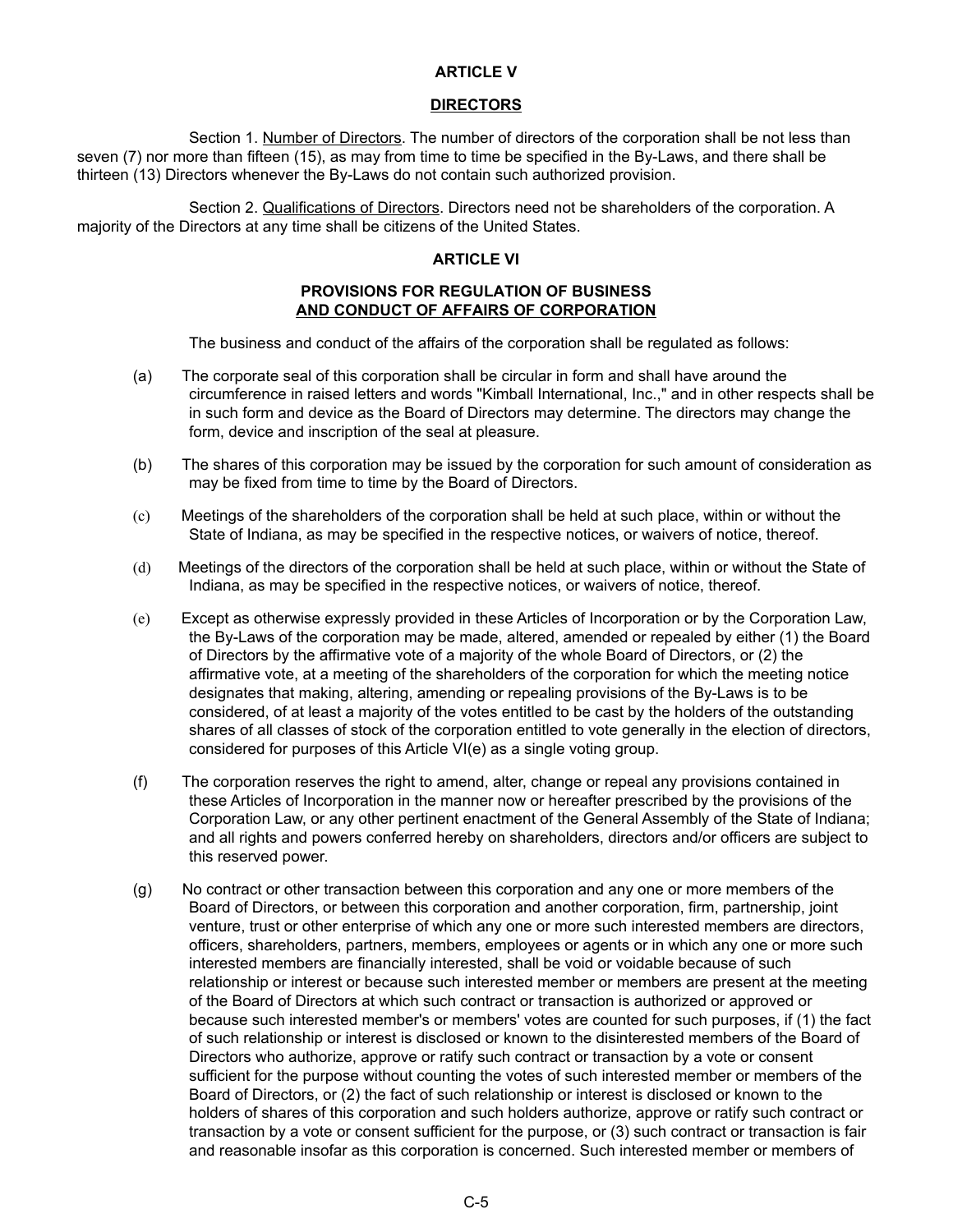## ARTICLE V

## DIRECTORS

Section 1. Number of Directors. The number of directors of the corporation shall be not less than seven (7) nor more than fifteen (15), as may from time to time be specified in the By-Laws, and there shall be thirteen (13) Directors whenever the By-Laws do not contain such authorized provision.

Section 2. Qualifications of Directors. Directors need not be shareholders of the corporation. A majority of the Directors at any time shall be citizens of the United States.

## ARTICLE VI

## PROVISIONS FOR REGULATION OF BUSINESS AND CONDUCT OF AFFAIRS OF CORPORATION

The business and conduct of the affairs of the corporation shall be regulated as follows:

(a) The corporate seal of this corporation shall be circular in form and shall have around the circumference in raised letters and words "Kimball International, Inc.," and in other respects shall be in such form and device as the Board of Directors may determine. The directors may change the form, device and inscription of the seal at pleasure.

(b) The shares of this corporation may be issued by the corporation for such amount of consideration as may be fixed from time to time by the Board of Directors.

(c) Meetings of the shareholders of the corporation shall be held at such place, within or without the State of Indiana, as may be specified in the respective notices, or waivers of notice, thereof.

(d) Meetings of the directors of the corporation shall be held at such place, within or without the State of Indiana, as may be specified in the respective notices, or waivers of notice, thereof.

(e) Except as otherwise expressly provided in these Articles of Incorporation or by the Corporation Law, the By-Laws of the corporation may be made, altered, amended or repealed by either (1) the Board of Directors by the affirmative vote of a majority of the whole Board of Directors, or (2) the affirmative vote, at a meeting of the shareholders of the corporation for which the meeting notice designates that making, altering, amending or repealing provisions of the By-Laws is to be considered, of at least a majority of the votes entitled to be cast by the holders of the outstanding shares of all classes of stock of the corporation entitled to vote generally in the election of directors, considered for purposes of this Article VI(e) as a single voting group.

(f) The corporation reserves the right to amend, alter, change or repeal any provisions contained in these Articles of Incorporation in the manner now or hereafter prescribed by the provisions of the Corporation Law, or any other pertinent enactment of the General Assembly of the State of Indiana; and all rights and powers conferred hereby on shareholders, directors and/or officers are subject to this reserved power.

(g) No contract or other transaction between this corporation and any one or more members of the Board of Directors, or between this corporation and another corporation, firm, partnership, joint venture, trust or other enterprise of which any one or more such interested members are directors, officers, shareholders, partners, members, employees or agents or in which any one or more such interested members are financially interested, shall be void or voidable because of such relationship or interest or because such interested member or members are present at the meeting of the Board of Directors at which such contract or transaction is authorized or approved or because such interested member's or members' votes are counted for such purposes, if (1) the fact of such relationship or interest is disclosed or known to the disinterested members of the Board of Directors who authorize, approve or ratify such contract or transaction by a vote or consent sufficient for the purpose without counting the votes of such interested member or members of the Board of Directors, or (2) the fact of such relationship or interest is disclosed or known to the holders of shares of this corporation and such holders authorize, approve or ratify such contract or transaction by a vote or consent sufficient for the purpose, or (3) such contract or transaction is fair and reasonable insofar as this corporation is concerned. Such interested member or members of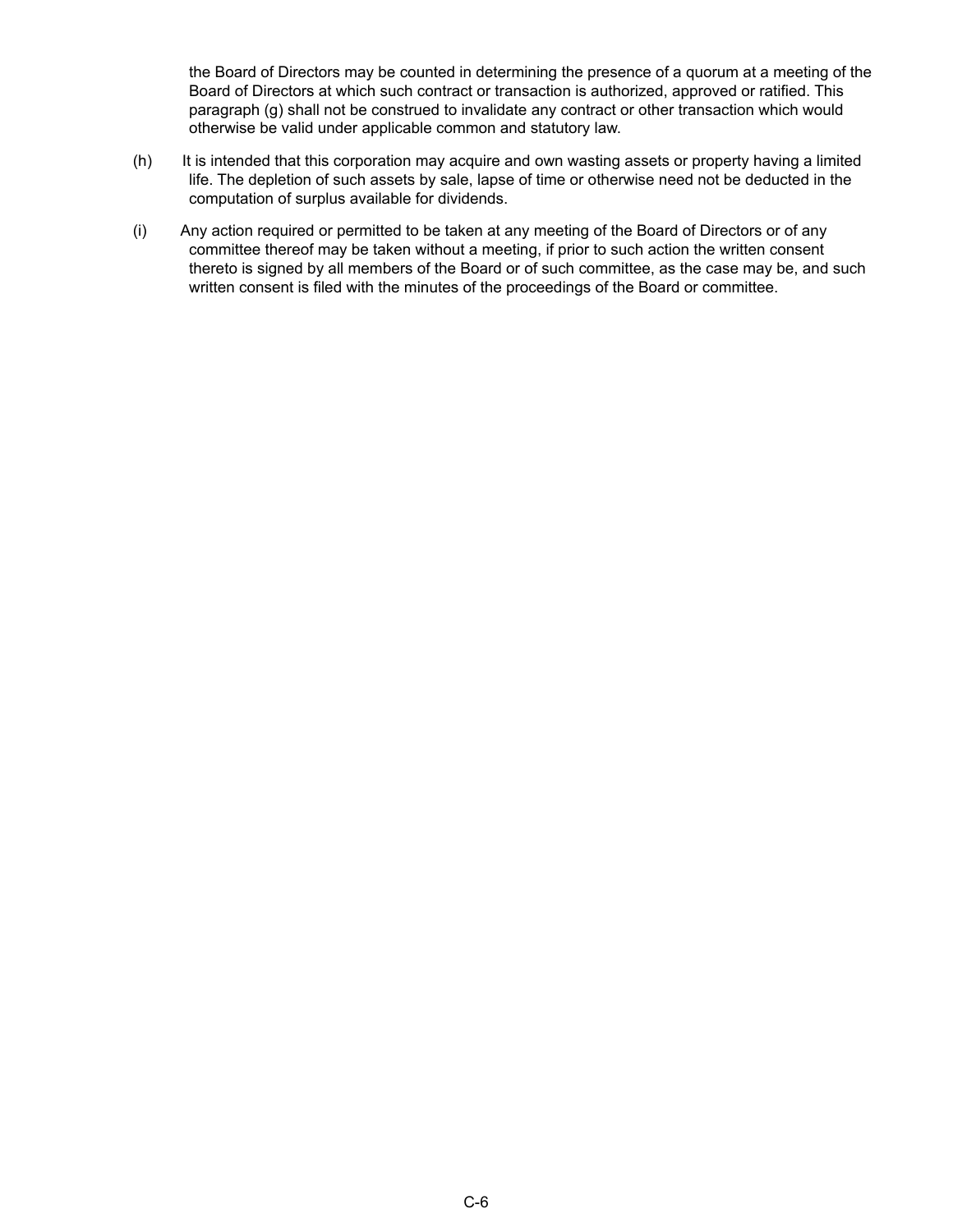the Board of Directors may be counted in determining the presence of a quorum at a meeting of the Board of Directors at which such contract or transaction is authorized, approved or ratified. This paragraph (g) shall not be construed to invalidate any contract or other transaction which would otherwise be valid under applicable common and statutory law.

(h) It is intended that this corporation may acquire and own wasting assets or property having a limited life. The depletion of such assets by sale, lapse of time or otherwise need not be deducted in the computation of surplus available for dividends.

(i) Any action required or permitted to be taken at any meeting of the Board of Directors or of any committee thereof may be taken without a meeting, if prior to such action the written consent thereto is signed by all members of the Board or of such committee, as the case may be, and such written consent is filed with the minutes of the proceedings of the Board or committee.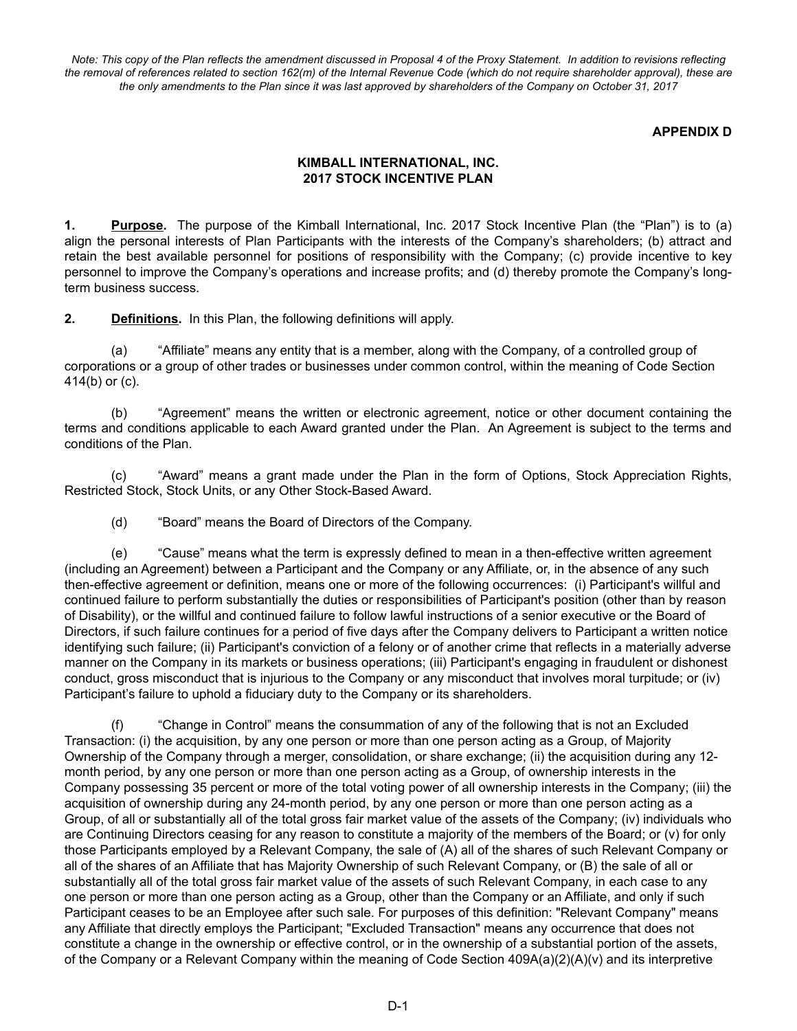*Note: This copy of the Plan reflects the amendment discussed in Proposal 4 of the Proxy Statement. In addition to revisions reflecting the removal of references related to section 162(m) of the Internal Revenue Code (which do not require shareholder approval), these are the only amendments to the Plan since it was last approved by shareholders of the Company on October 31, 2017*

**APPENDIX D**

# KIMBALL INTERNATIONAL, INC.
# 2017 STOCK INCENTIVE PLAN

**1. Purpose.** The purpose of the Kimball International, Inc. 2017 Stock Incentive Plan (the "Plan") is to (a) align the personal interests of Plan Participants with the interests of the Company's shareholders; (b) attract and retain the best available personnel for positions of responsibility with the Company; (c) provide incentive to key personnel to improve the Company's operations and increase profits; and (d) thereby promote the Company's long-term business success.

**2. Definitions.** In this Plan, the following definitions will apply.

(a) "Affiliate" means any entity that is a member, along with the Company, of a controlled group of corporations or a group of other trades or businesses under common control, within the meaning of Code Section 414(b) or (c).

(b) "Agreement" means the written or electronic agreement, notice or other document containing the terms and conditions applicable to each Award granted under the Plan. An Agreement is subject to the terms and conditions of the Plan.

(c) "Award" means a grant made under the Plan in the form of Options, Stock Appreciation Rights, Restricted Stock, Stock Units, or any Other Stock-Based Award.

(d) "Board" means the Board of Directors of the Company.

(e) "Cause" means what the term is expressly defined to mean in a then-effective written agreement (including an Agreement) between a Participant and the Company or any Affiliate, or, in the absence of any such then-effective agreement or definition, means one or more of the following occurrences: (i) Participant's willful and continued failure to perform substantially the duties or responsibilities of Participant's position (other than by reason of Disability), or the willful and continued failure to follow lawful instructions of a senior executive or the Board of Directors, if such failure continues for a period of five days after the Company delivers to Participant a written notice identifying such failure; (ii) Participant's conviction of a felony or of another crime that reflects in a materially adverse manner on the Company in its markets or business operations; (iii) Participant's engaging in fraudulent or dishonest conduct, gross misconduct that is injurious to the Company or any misconduct that involves moral turpitude; or (iv) Participant's failure to uphold a fiduciary duty to the Company or its shareholders.

(f) "Change in Control" means the consummation of any of the following that is not an Excluded Transaction: (i) the acquisition, by any one person or more than one person acting as a Group, of Majority Ownership of the Company through a merger, consolidation, or share exchange; (ii) the acquisition during any 12-month period, by any one person or more than one person acting as a Group, of ownership interests in the Company possessing 35 percent or more of the total voting power of all ownership interests in the Company; (iii) the acquisition of ownership during any 24-month period, by any one person or more than one person acting as a Group, of all or substantially all of the total gross fair market value of the assets of the Company; (iv) individuals who are Continuing Directors ceasing for any reason to constitute a majority of the members of the Board; or (v) for only those Participants employed by a Relevant Company, the sale of (A) all of the shares of such Relevant Company or all of the shares of an Affiliate that has Majority Ownership of such Relevant Company, or (B) the sale of all or substantially all of the total gross fair market value of the assets of such Relevant Company, in each case to any one person or more than one person acting as a Group, other than the Company or an Affiliate, and only if such Participant ceases to be an Employee after such sale. For purposes of this definition: "Relevant Company" means any Affiliate that directly employs the Participant; "Excluded Transaction" means any occurrence that does not constitute a change in the ownership or effective control, or in the ownership of a substantial portion of the assets, of the Company or a Relevant Company within the meaning of Code Section 409A(a)(2)(A)(v) and its interpretive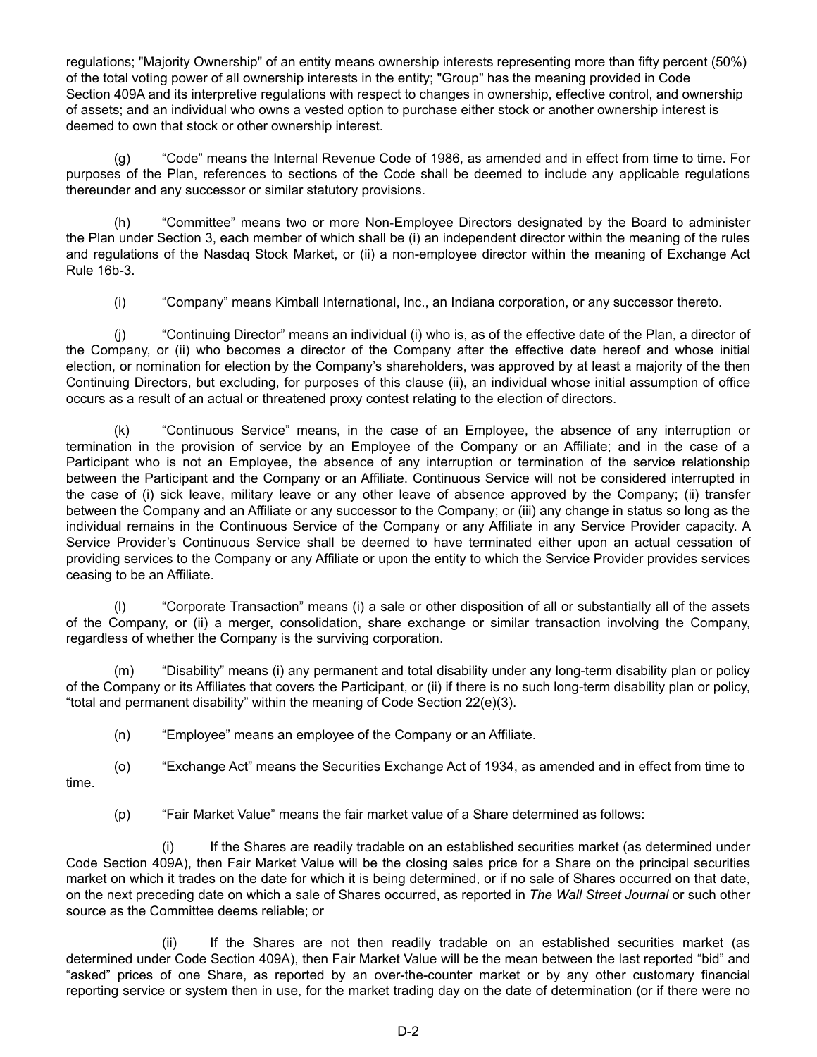regulations; "Majority Ownership" of an entity means ownership interests representing more than fifty percent (50%) of the total voting power of all ownership interests in the entity; "Group" has the meaning provided in Code Section 409A and its interpretive regulations with respect to changes in ownership, effective control, and ownership of assets; and an individual who owns a vested option to purchase either stock or another ownership interest is deemed to own that stock or other ownership interest.

(g) "Code" means the Internal Revenue Code of 1986, as amended and in effect from time to time. For purposes of the Plan, references to sections of the Code shall be deemed to include any applicable regulations thereunder and any successor or similar statutory provisions.

(h) "Committee" means two or more Non-Employee Directors designated by the Board to administer the Plan under Section 3, each member of which shall be (i) an independent director within the meaning of the rules and regulations of the Nasdaq Stock Market, or (ii) a non-employee director within the meaning of Exchange Act Rule 16b-3.

(i) "Company" means Kimball International, Inc., an Indiana corporation, or any successor thereto.

(j) "Continuing Director" means an individual (i) who is, as of the effective date of the Plan, a director of the Company, or (ii) who becomes a director of the Company after the effective date hereof and whose initial election, or nomination for election by the Company's shareholders, was approved by at least a majority of the then Continuing Directors, but excluding, for purposes of this clause (ii), an individual whose initial assumption of office occurs as a result of an actual or threatened proxy contest relating to the election of directors.

(k) "Continuous Service" means, in the case of an Employee, the absence of any interruption or termination in the provision of service by an Employee of the Company or an Affiliate; and in the case of a Participant who is not an Employee, the absence of any interruption or termination of the service relationship between the Participant and the Company or an Affiliate. Continuous Service will not be considered interrupted in the case of (i) sick leave, military leave or any other leave of absence approved by the Company; (ii) transfer between the Company and an Affiliate or any successor to the Company; or (iii) any change in status so long as the individual remains in the Continuous Service of the Company or any Affiliate in any Service Provider capacity. A Service Provider's Continuous Service shall be deemed to have terminated either upon an actual cessation of providing services to the Company or any Affiliate or upon the entity to which the Service Provider provides services ceasing to be an Affiliate.

(l) "Corporate Transaction" means (i) a sale or other disposition of all or substantially all of the assets of the Company, or (ii) a merger, consolidation, share exchange or similar transaction involving the Company, regardless of whether the Company is the surviving corporation.

(m) "Disability" means (i) any permanent and total disability under any long-term disability plan or policy of the Company or its Affiliates that covers the Participant, or (ii) if there is no such long-term disability plan or policy, "total and permanent disability" within the meaning of Code Section 22(e)(3).

(n) "Employee" means an employee of the Company or an Affiliate.

(o) "Exchange Act" means the Securities Exchange Act of 1934, as amended and in effect from time to time.

(p) "Fair Market Value" means the fair market value of a Share determined as follows:

(i) If the Shares are readily tradable on an established securities market (as determined under Code Section 409A), then Fair Market Value will be the closing sales price for a Share on the principal securities market on which it trades on the date for which it is being determined, or if no sale of Shares occurred on that date, on the next preceding date on which a sale of Shares occurred, as reported in *The Wall Street Journal* or such other source as the Committee deems reliable; or

(ii) If the Shares are not then readily tradable on an established securities market (as determined under Code Section 409A), then Fair Market Value will be the mean between the last reported "bid" and "asked" prices of one Share, as reported by an over-the-counter market or by any other customary financial reporting service or system then in use, for the market trading day on the date of determination (or if there were no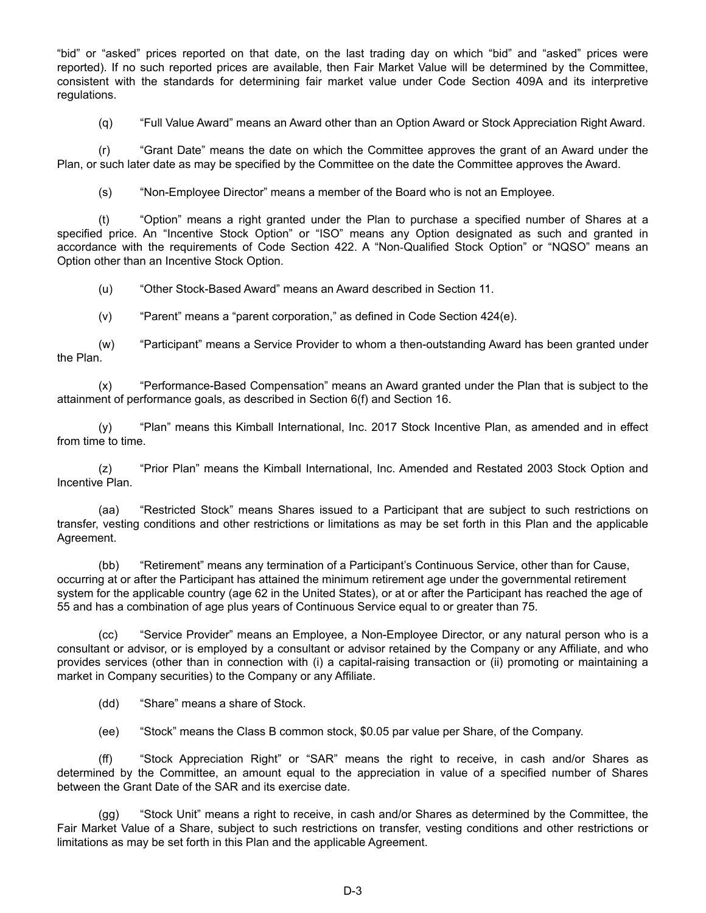"bid" or "asked" prices reported on that date, on the last trading day on which "bid" and "asked" prices were reported). If no such reported prices are available, then Fair Market Value will be determined by the Committee, consistent with the standards for determining fair market value under Code Section 409A and its interpretive regulations.

(q) "Full Value Award" means an Award other than an Option Award or Stock Appreciation Right Award.

(r) "Grant Date" means the date on which the Committee approves the grant of an Award under the Plan, or such later date as may be specified by the Committee on the date the Committee approves the Award.

(s) "Non-Employee Director" means a member of the Board who is not an Employee.

(t) "Option" means a right granted under the Plan to purchase a specified number of Shares at a specified price. An "Incentive Stock Option" or "ISO" means any Option designated as such and granted in accordance with the requirements of Code Section 422. A "Non-Qualified Stock Option" or "NQSO" means an Option other than an Incentive Stock Option.

(u) "Other Stock-Based Award" means an Award described in Section 11.

(v) "Parent" means a "parent corporation," as defined in Code Section 424(e).

(w) "Participant" means a Service Provider to whom a then-outstanding Award has been granted under the Plan.

(x) "Performance-Based Compensation" means an Award granted under the Plan that is subject to the attainment of performance goals, as described in Section 6(f) and Section 16.

(y) "Plan" means this Kimball International, Inc. 2017 Stock Incentive Plan, as amended and in effect from time to time.

(z) "Prior Plan" means the Kimball International, Inc. Amended and Restated 2003 Stock Option and Incentive Plan.

(aa) "Restricted Stock" means Shares issued to a Participant that are subject to such restrictions on transfer, vesting conditions and other restrictions or limitations as may be set forth in this Plan and the applicable Agreement.

(bb) "Retirement" means any termination of a Participant's Continuous Service, other than for Cause, occurring at or after the Participant has attained the minimum retirement age under the governmental retirement system for the applicable country (age 62 in the United States), or at or after the Participant has reached the age of 55 and has a combination of age plus years of Continuous Service equal to or greater than 75.

(cc) "Service Provider" means an Employee, a Non-Employee Director, or any natural person who is a consultant or advisor, or is employed by a consultant or advisor retained by the Company or any Affiliate, and who provides services (other than in connection with (i) a capital-raising transaction or (ii) promoting or maintaining a market in Company securities) to the Company or any Affiliate.

(dd) "Share" means a share of Stock.

(ee) "Stock" means the Class B common stock, $0.05 par value per Share, of the Company.

(ff) "Stock Appreciation Right" or "SAR" means the right to receive, in cash and/or Shares as determined by the Committee, an amount equal to the appreciation in value of a specified number of Shares between the Grant Date of the SAR and its exercise date.

(gg) "Stock Unit" means a right to receive, in cash and/or Shares as determined by the Committee, the Fair Market Value of a Share, subject to such restrictions on transfer, vesting conditions and other restrictions or limitations as may be set forth in this Plan and the applicable Agreement.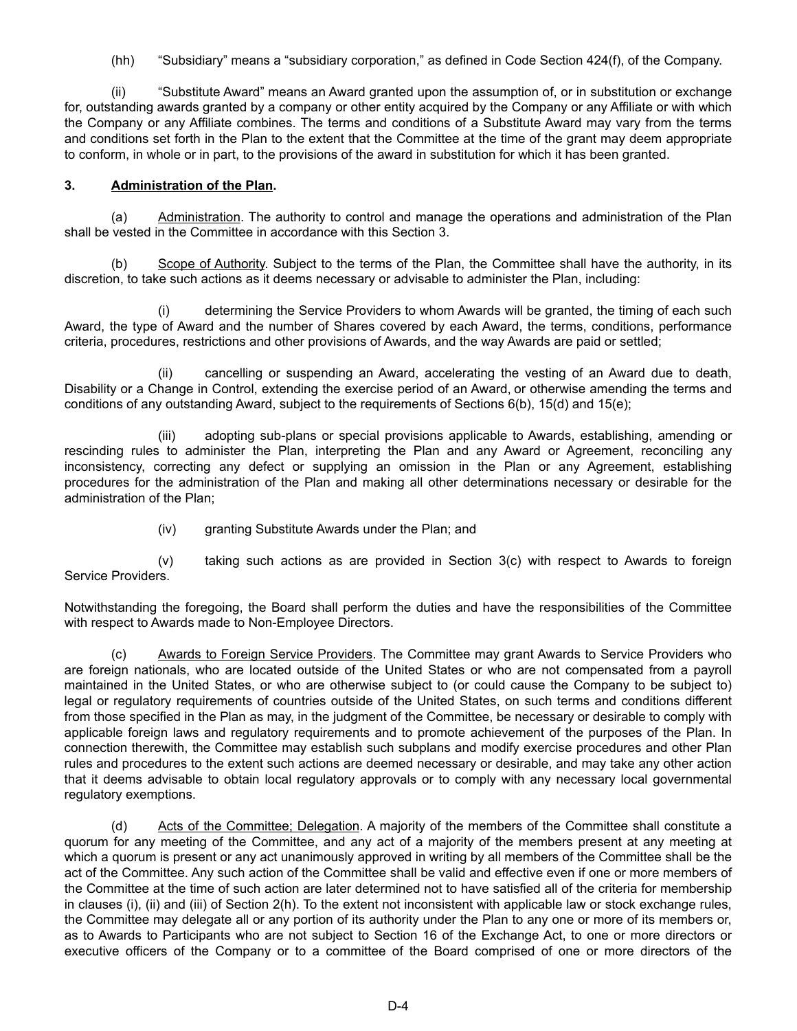(hh) "Subsidiary" means a "subsidiary corporation," as defined in Code Section 424(f), of the Company.

(ii) "Substitute Award" means an Award granted upon the assumption of, or in substitution or exchange for, outstanding awards granted by a company or other entity acquired by the Company or any Affiliate or with which the Company or any Affiliate combines. The terms and conditions of a Substitute Award may vary from the terms and conditions set forth in the Plan to the extent that the Committee at the time of the grant may deem appropriate to conform, in whole or in part, to the provisions of the award in substitution for which it has been granted.

**3. Administration of the Plan.**

(a) Administration. The authority to control and manage the operations and administration of the Plan shall be vested in the Committee in accordance with this Section 3.

(b) Scope of Authority. Subject to the terms of the Plan, the Committee shall have the authority, in its discretion, to take such actions as it deems necessary or advisable to administer the Plan, including:

(i) determining the Service Providers to whom Awards will be granted, the timing of each such Award, the type of Award and the number of Shares covered by each Award, the terms, conditions, performance criteria, procedures, restrictions and other provisions of Awards, and the way Awards are paid or settled;

(ii) cancelling or suspending an Award, accelerating the vesting of an Award due to death, Disability or a Change in Control, extending the exercise period of an Award, or otherwise amending the terms and conditions of any outstanding Award, subject to the requirements of Sections 6(b), 15(d) and 15(e);

(iii) adopting sub-plans or special provisions applicable to Awards, establishing, amending or rescinding rules to administer the Plan, interpreting the Plan and any Award or Agreement, reconciling any inconsistency, correcting any defect or supplying an omission in the Plan or any Agreement, establishing procedures for the administration of the Plan and making all other determinations necessary or desirable for the administration of the Plan;

(iv) granting Substitute Awards under the Plan; and

(v) taking such actions as are provided in Section 3(c) with respect to Awards to foreign Service Providers.

Notwithstanding the foregoing, the Board shall perform the duties and have the responsibilities of the Committee with respect to Awards made to Non-Employee Directors.

(c) Awards to Foreign Service Providers. The Committee may grant Awards to Service Providers who are foreign nationals, who are located outside of the United States or who are not compensated from a payroll maintained in the United States, or who are otherwise subject to (or could cause the Company to be subject to) legal or regulatory requirements of countries outside of the United States, on such terms and conditions different from those specified in the Plan as may, in the judgment of the Committee, be necessary or desirable to comply with applicable foreign laws and regulatory requirements and to promote achievement of the purposes of the Plan. In connection therewith, the Committee may establish such subplans and modify exercise procedures and other Plan rules and procedures to the extent such actions are deemed necessary or desirable, and may take any other action that it deems advisable to obtain local regulatory approvals or to comply with any necessary local governmental regulatory exemptions.

(d) Acts of the Committee; Delegation. A majority of the members of the Committee shall constitute a quorum for any meeting of the Committee, and any act of a majority of the members present at any meeting at which a quorum is present or any act unanimously approved in writing by all members of the Committee shall be the act of the Committee. Any such action of the Committee shall be valid and effective even if one or more members of the Committee at the time of such action are later determined not to have satisfied all of the criteria for membership in clauses (i), (ii) and (iii) of Section 2(h). To the extent not inconsistent with applicable law or stock exchange rules, the Committee may delegate all or any portion of its authority under the Plan to any one or more of its members or, as to Awards to Participants who are not subject to Section 16 of the Exchange Act, to one or more directors or executive officers of the Company or to a committee of the Board comprised of one or more directors of the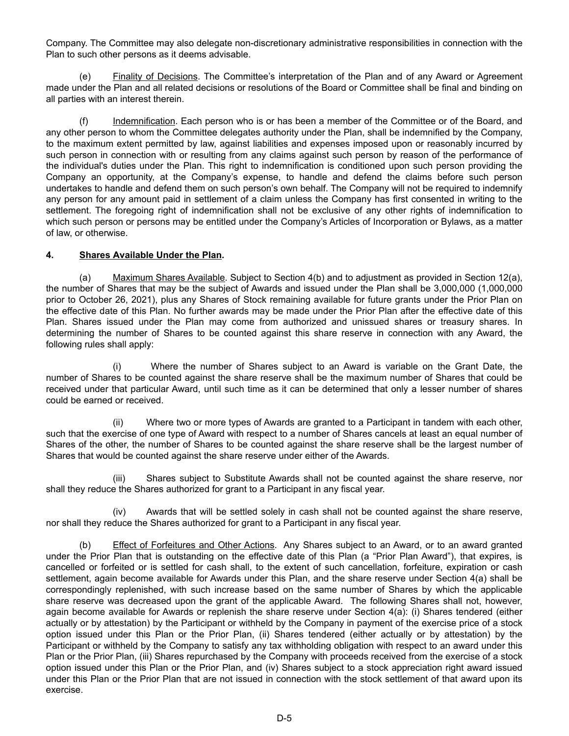Company. The Committee may also delegate non-discretionary administrative responsibilities in connection with the Plan to such other persons as it deems advisable.

(e) Finality of Decisions. The Committee's interpretation of the Plan and of any Award or Agreement made under the Plan and all related decisions or resolutions of the Board or Committee shall be final and binding on all parties with an interest therein.

(f) Indemnification. Each person who is or has been a member of the Committee or of the Board, and any other person to whom the Committee delegates authority under the Plan, shall be indemnified by the Company, to the maximum extent permitted by law, against liabilities and expenses imposed upon or reasonably incurred by such person in connection with or resulting from any claims against such person by reason of the performance of the individual's duties under the Plan. This right to indemnification is conditioned upon such person providing the Company an opportunity, at the Company's expense, to handle and defend the claims before such person undertakes to handle and defend them on such person's own behalf. The Company will not be required to indemnify any person for any amount paid in settlement of a claim unless the Company has first consented in writing to the settlement. The foregoing right of indemnification shall not be exclusive of any other rights of indemnification to which such person or persons may be entitled under the Company's Articles of Incorporation or Bylaws, as a matter of law, or otherwise.

**4. Shares Available Under the Plan.**

(a) Maximum Shares Available. Subject to Section 4(b) and to adjustment as provided in Section 12(a), the number of Shares that may be the subject of Awards and issued under the Plan shall be 3,000,000 (1,000,000 prior to October 26, 2021), plus any Shares of Stock remaining available for future grants under the Prior Plan on the effective date of this Plan. No further awards may be made under the Prior Plan after the effective date of this Plan. Shares issued under the Plan may come from authorized and unissued shares or treasury shares. In determining the number of Shares to be counted against this share reserve in connection with any Award, the following rules shall apply:

(i) Where the number of Shares subject to an Award is variable on the Grant Date, the number of Shares to be counted against the share reserve shall be the maximum number of Shares that could be received under that particular Award, until such time as it can be determined that only a lesser number of shares could be earned or received.

(ii) Where two or more types of Awards are granted to a Participant in tandem with each other, such that the exercise of one type of Award with respect to a number of Shares cancels at least an equal number of Shares of the other, the number of Shares to be counted against the share reserve shall be the largest number of Shares that would be counted against the share reserve under either of the Awards.

(iii) Shares subject to Substitute Awards shall not be counted against the share reserve, nor shall they reduce the Shares authorized for grant to a Participant in any fiscal year.

(iv) Awards that will be settled solely in cash shall not be counted against the share reserve, nor shall they reduce the Shares authorized for grant to a Participant in any fiscal year.

(b) Effect of Forfeitures and Other Actions. Any Shares subject to an Award, or to an award granted under the Prior Plan that is outstanding on the effective date of this Plan (a "Prior Plan Award"), that expires, is cancelled or forfeited or is settled for cash shall, to the extent of such cancellation, forfeiture, expiration or cash settlement, again become available for Awards under this Plan, and the share reserve under Section 4(a) shall be correspondingly replenished, with such increase based on the same number of Shares by which the applicable share reserve was decreased upon the grant of the applicable Award. The following Shares shall not, however, again become available for Awards or replenish the share reserve under Section 4(a): (i) Shares tendered (either actually or by attestation) by the Participant or withheld by the Company in payment of the exercise price of a stock option issued under this Plan or the Prior Plan, (ii) Shares tendered (either actually or by attestation) by the Participant or withheld by the Company to satisfy any tax withholding obligation with respect to an award under this Plan or the Prior Plan, (iii) Shares repurchased by the Company with proceeds received from the exercise of a stock option issued under this Plan or the Prior Plan, and (iv) Shares subject to a stock appreciation right award issued under this Plan or the Prior Plan that are not issued in connection with the stock settlement of that award upon its exercise.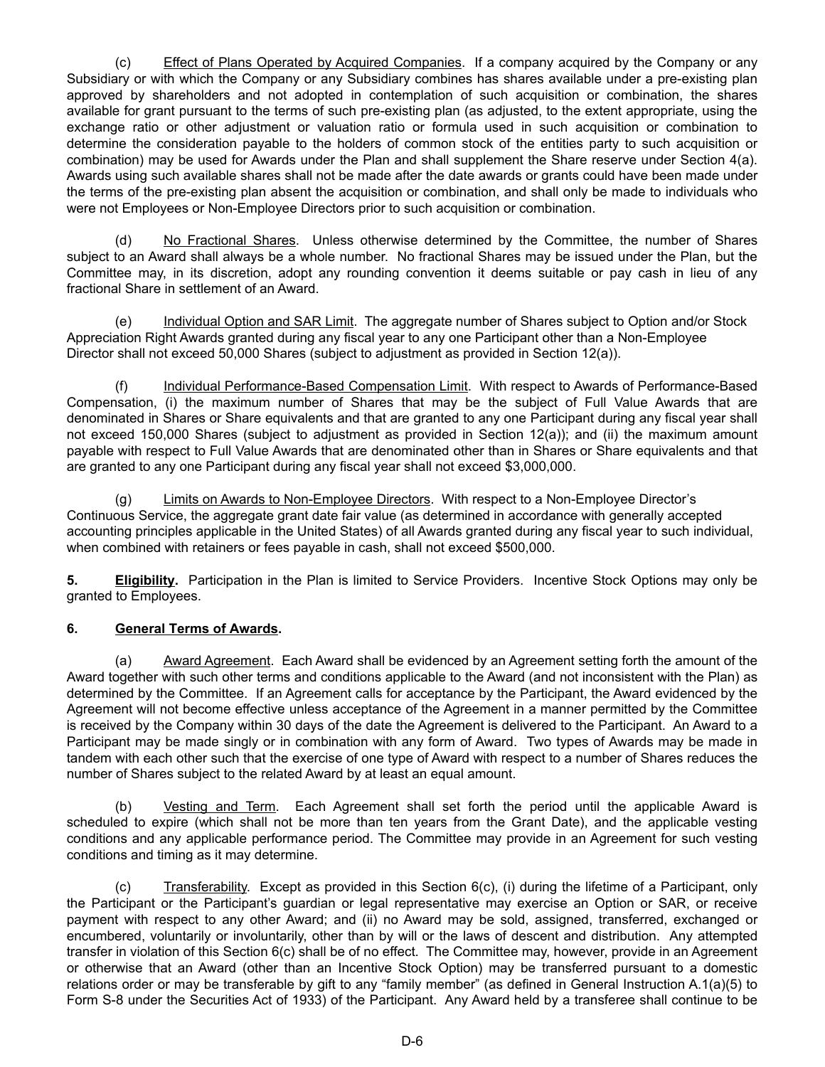(c) Effect of Plans Operated by Acquired Companies. If a company acquired by the Company or any Subsidiary or with which the Company or any Subsidiary combines has shares available under a pre-existing plan approved by shareholders and not adopted in contemplation of such acquisition or combination, the shares available for grant pursuant to the terms of such pre-existing plan (as adjusted, to the extent appropriate, using the exchange ratio or other adjustment or valuation ratio or formula used in such acquisition or combination to determine the consideration payable to the holders of common stock of the entities party to such acquisition or combination) may be used for Awards under the Plan and shall supplement the Share reserve under Section 4(a). Awards using such available shares shall not be made after the date awards or grants could have been made under the terms of the pre-existing plan absent the acquisition or combination, and shall only be made to individuals who were not Employees or Non-Employee Directors prior to such acquisition or combination.

(d) No Fractional Shares. Unless otherwise determined by the Committee, the number of Shares subject to an Award shall always be a whole number. No fractional Shares may be issued under the Plan, but the Committee may, in its discretion, adopt any rounding convention it deems suitable or pay cash in lieu of any fractional Share in settlement of an Award.

(e) Individual Option and SAR Limit. The aggregate number of Shares subject to Option and/or Stock Appreciation Right Awards granted during any fiscal year to any one Participant other than a Non-Employee Director shall not exceed 50,000 Shares (subject to adjustment as provided in Section 12(a)).

(f) Individual Performance-Based Compensation Limit. With respect to Awards of Performance-Based Compensation, (i) the maximum number of Shares that may be the subject of Full Value Awards that are denominated in Shares or Share equivalents and that are granted to any one Participant during any fiscal year shall not exceed 150,000 Shares (subject to adjustment as provided in Section 12(a)); and (ii) the maximum amount payable with respect to Full Value Awards that are denominated other than in Shares or Share equivalents and that are granted to any one Participant during any fiscal year shall not exceed $3,000,000.

(g) Limits on Awards to Non-Employee Directors. With respect to a Non-Employee Director's Continuous Service, the aggregate grant date fair value (as determined in accordance with generally accepted accounting principles applicable in the United States) of all Awards granted during any fiscal year to such individual, when combined with retainers or fees payable in cash, shall not exceed $500,000.

**5. Eligibility.** Participation in the Plan is limited to Service Providers. Incentive Stock Options may only be granted to Employees.

**6. General Terms of Awards.**

(a) Award Agreement. Each Award shall be evidenced by an Agreement setting forth the amount of the Award together with such other terms and conditions applicable to the Award (and not inconsistent with the Plan) as determined by the Committee. If an Agreement calls for acceptance by the Participant, the Award evidenced by the Agreement will not become effective unless acceptance of the Agreement in a manner permitted by the Committee is received by the Company within 30 days of the date the Agreement is delivered to the Participant. An Award to a Participant may be made singly or in combination with any form of Award. Two types of Awards may be made in tandem with each other such that the exercise of one type of Award with respect to a number of Shares reduces the number of Shares subject to the related Award by at least an equal amount.

(b) Vesting and Term. Each Agreement shall set forth the period until the applicable Award is scheduled to expire (which shall not be more than ten years from the Grant Date), and the applicable vesting conditions and any applicable performance period. The Committee may provide in an Agreement for such vesting conditions and timing as it may determine.

(c) Transferability. Except as provided in this Section 6(c), (i) during the lifetime of a Participant, only the Participant or the Participant's guardian or legal representative may exercise an Option or SAR, or receive payment with respect to any other Award; and (ii) no Award may be sold, assigned, transferred, exchanged or encumbered, voluntarily or involuntarily, other than by will or the laws of descent and distribution. Any attempted transfer in violation of this Section 6(c) shall be of no effect. The Committee may, however, provide in an Agreement or otherwise that an Award (other than an Incentive Stock Option) may be transferred pursuant to a domestic relations order or may be transferable by gift to any "family member" (as defined in General Instruction A.1(a)(5) to Form S-8 under the Securities Act of 1933) of the Participant. Any Award held by a transferee shall continue to be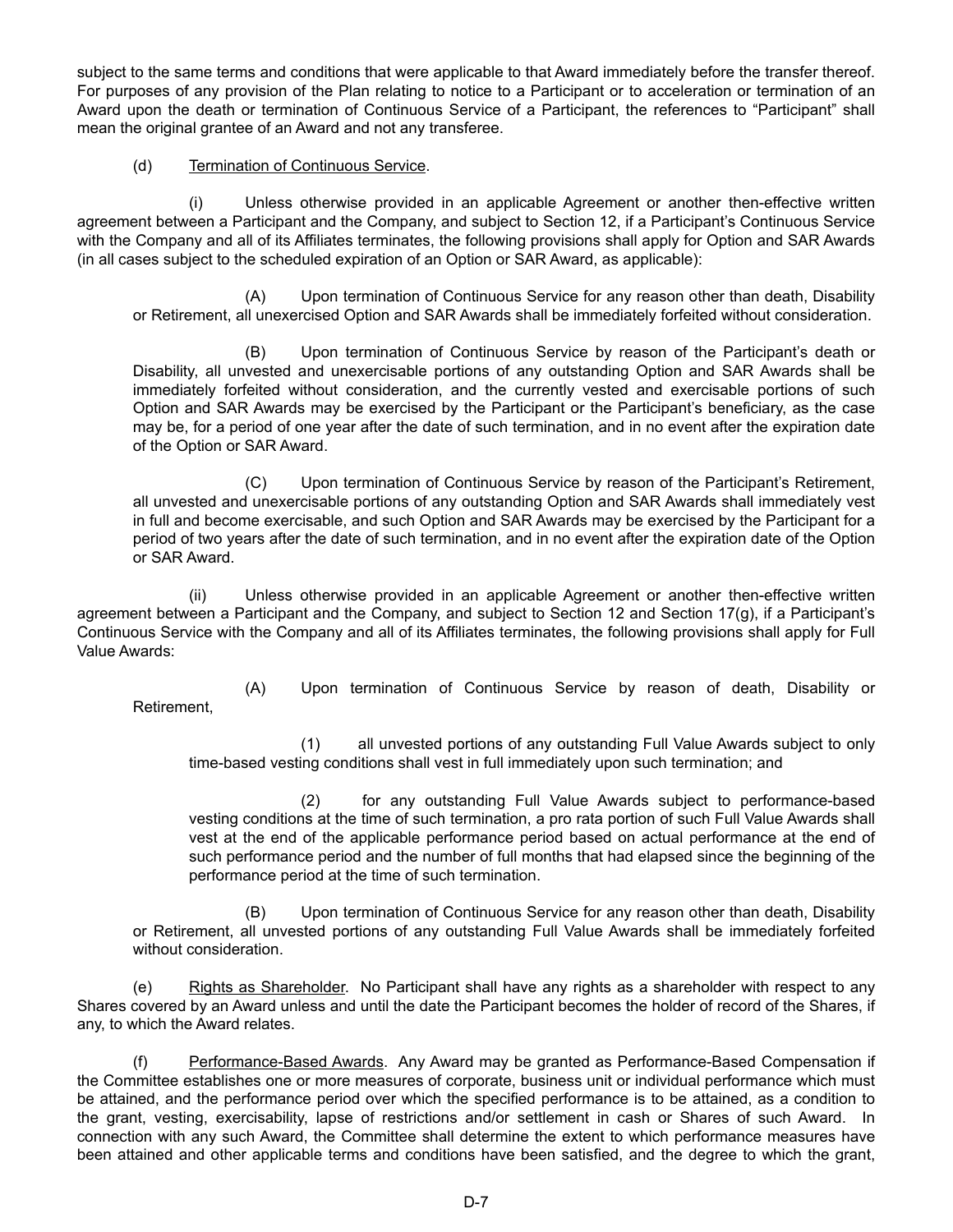subject to the same terms and conditions that were applicable to that Award immediately before the transfer thereof. For purposes of any provision of the Plan relating to notice to a Participant or to acceleration or termination of an Award upon the death or termination of Continuous Service of a Participant, the references to "Participant" shall mean the original grantee of an Award and not any transferee.

(d) Termination of Continuous Service.

(i) Unless otherwise provided in an applicable Agreement or another then-effective written agreement between a Participant and the Company, and subject to Section 12, if a Participant's Continuous Service with the Company and all of its Affiliates terminates, the following provisions shall apply for Option and SAR Awards (in all cases subject to the scheduled expiration of an Option or SAR Award, as applicable):

(A) Upon termination of Continuous Service for any reason other than death, Disability or Retirement, all unexercised Option and SAR Awards shall be immediately forfeited without consideration.

(B) Upon termination of Continuous Service by reason of the Participant's death or Disability, all unvested and unexercisable portions of any outstanding Option and SAR Awards shall be immediately forfeited without consideration, and the currently vested and exercisable portions of such Option and SAR Awards may be exercised by the Participant or the Participant's beneficiary, as the case may be, for a period of one year after the date of such termination, and in no event after the expiration date of the Option or SAR Award.

(C) Upon termination of Continuous Service by reason of the Participant's Retirement, all unvested and unexercisable portions of any outstanding Option and SAR Awards shall immediately vest in full and become exercisable, and such Option and SAR Awards may be exercised by the Participant for a period of two years after the date of such termination, and in no event after the expiration date of the Option or SAR Award.

(ii) Unless otherwise provided in an applicable Agreement or another then-effective written agreement between a Participant and the Company, and subject to Section 12 and Section 17(g), if a Participant's Continuous Service with the Company and all of its Affiliates terminates, the following provisions shall apply for Full Value Awards:

(A) Upon termination of Continuous Service by reason of death, Disability or Retirement,

(1) all unvested portions of any outstanding Full Value Awards subject to only time-based vesting conditions shall vest in full immediately upon such termination; and

(2) for any outstanding Full Value Awards subject to performance-based vesting conditions at the time of such termination, a pro rata portion of such Full Value Awards shall vest at the end of the applicable performance period based on actual performance at the end of such performance period and the number of full months that had elapsed since the beginning of the performance period at the time of such termination.

(B) Upon termination of Continuous Service for any reason other than death, Disability or Retirement, all unvested portions of any outstanding Full Value Awards shall be immediately forfeited without consideration.

(e) Rights as Shareholder. No Participant shall have any rights as a shareholder with respect to any Shares covered by an Award unless and until the date the Participant becomes the holder of record of the Shares, if any, to which the Award relates.

(f) Performance-Based Awards. Any Award may be granted as Performance-Based Compensation if the Committee establishes one or more measures of corporate, business unit or individual performance which must be attained, and the performance period over which the specified performance is to be attained, as a condition to the grant, vesting, exercisability, lapse of restrictions and/or settlement in cash or Shares of such Award. In connection with any such Award, the Committee shall determine the extent to which performance measures have been attained and other applicable terms and conditions have been satisfied, and the degree to which the grant,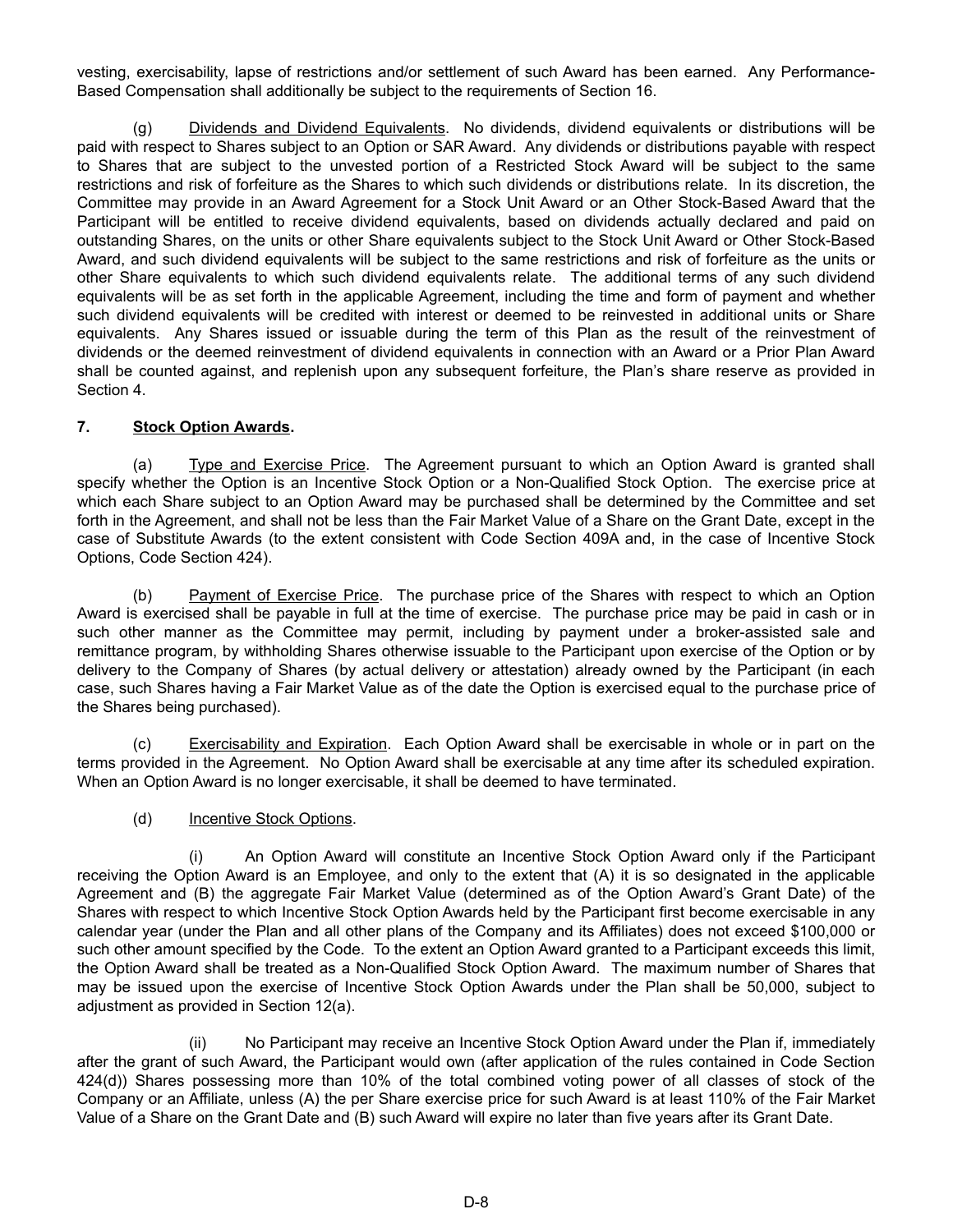vesting, exercisability, lapse of restrictions and/or settlement of such Award has been earned. Any Performance-Based Compensation shall additionally be subject to the requirements of Section 16.

(g) Dividends and Dividend Equivalents. No dividends, dividend equivalents or distributions will be paid with respect to Shares subject to an Option or SAR Award. Any dividends or distributions payable with respect to Shares that are subject to the unvested portion of a Restricted Stock Award will be subject to the same restrictions and risk of forfeiture as the Shares to which such dividends or distributions relate. In its discretion, the Committee may provide in an Award Agreement for a Stock Unit Award or an Other Stock-Based Award that the Participant will be entitled to receive dividend equivalents, based on dividends actually declared and paid on outstanding Shares, on the units or other Share equivalents subject to the Stock Unit Award or Other Stock-Based Award, and such dividend equivalents will be subject to the same restrictions and risk of forfeiture as the units or other Share equivalents to which such dividend equivalents relate. The additional terms of any such dividend equivalents will be as set forth in the applicable Agreement, including the time and form of payment and whether such dividend equivalents will be credited with interest or deemed to be reinvested in additional units or Share equivalents. Any Shares issued or issuable during the term of this Plan as the result of the reinvestment of dividends or the deemed reinvestment of dividend equivalents in connection with an Award or a Prior Plan Award shall be counted against, and replenish upon any subsequent forfeiture, the Plan's share reserve as provided in Section 4.

**7. Stock Option Awards.**

(a) Type and Exercise Price. The Agreement pursuant to which an Option Award is granted shall specify whether the Option is an Incentive Stock Option or a Non-Qualified Stock Option. The exercise price at which each Share subject to an Option Award may be purchased shall be determined by the Committee and set forth in the Agreement, and shall not be less than the Fair Market Value of a Share on the Grant Date, except in the case of Substitute Awards (to the extent consistent with Code Section 409A and, in the case of Incentive Stock Options, Code Section 424).

(b) Payment of Exercise Price. The purchase price of the Shares with respect to which an Option Award is exercised shall be payable in full at the time of exercise. The purchase price may be paid in cash or in such other manner as the Committee may permit, including by payment under a broker-assisted sale and remittance program, by withholding Shares otherwise issuable to the Participant upon exercise of the Option or by delivery to the Company of Shares (by actual delivery or attestation) already owned by the Participant (in each case, such Shares having a Fair Market Value as of the date the Option is exercised equal to the purchase price of the Shares being purchased).

(c) Exercisability and Expiration. Each Option Award shall be exercisable in whole or in part on the terms provided in the Agreement. No Option Award shall be exercisable at any time after its scheduled expiration. When an Option Award is no longer exercisable, it shall be deemed to have terminated.

(d) Incentive Stock Options.

(i) An Option Award will constitute an Incentive Stock Option Award only if the Participant receiving the Option Award is an Employee, and only to the extent that (A) it is so designated in the applicable Agreement and (B) the aggregate Fair Market Value (determined as of the Option Award's Grant Date) of the Shares with respect to which Incentive Stock Option Awards held by the Participant first become exercisable in any calendar year (under the Plan and all other plans of the Company and its Affiliates) does not exceed $100,000 or such other amount specified by the Code. To the extent an Option Award granted to a Participant exceeds this limit, the Option Award shall be treated as a Non-Qualified Stock Option Award. The maximum number of Shares that may be issued upon the exercise of Incentive Stock Option Awards under the Plan shall be 50,000, subject to adjustment as provided in Section 12(a).

(ii) No Participant may receive an Incentive Stock Option Award under the Plan if, immediately after the grant of such Award, the Participant would own (after application of the rules contained in Code Section 424(d)) Shares possessing more than 10% of the total combined voting power of all classes of stock of the Company or an Affiliate, unless (A) the per Share exercise price for such Award is at least 110% of the Fair Market Value of a Share on the Grant Date and (B) such Award will expire no later than five years after its Grant Date.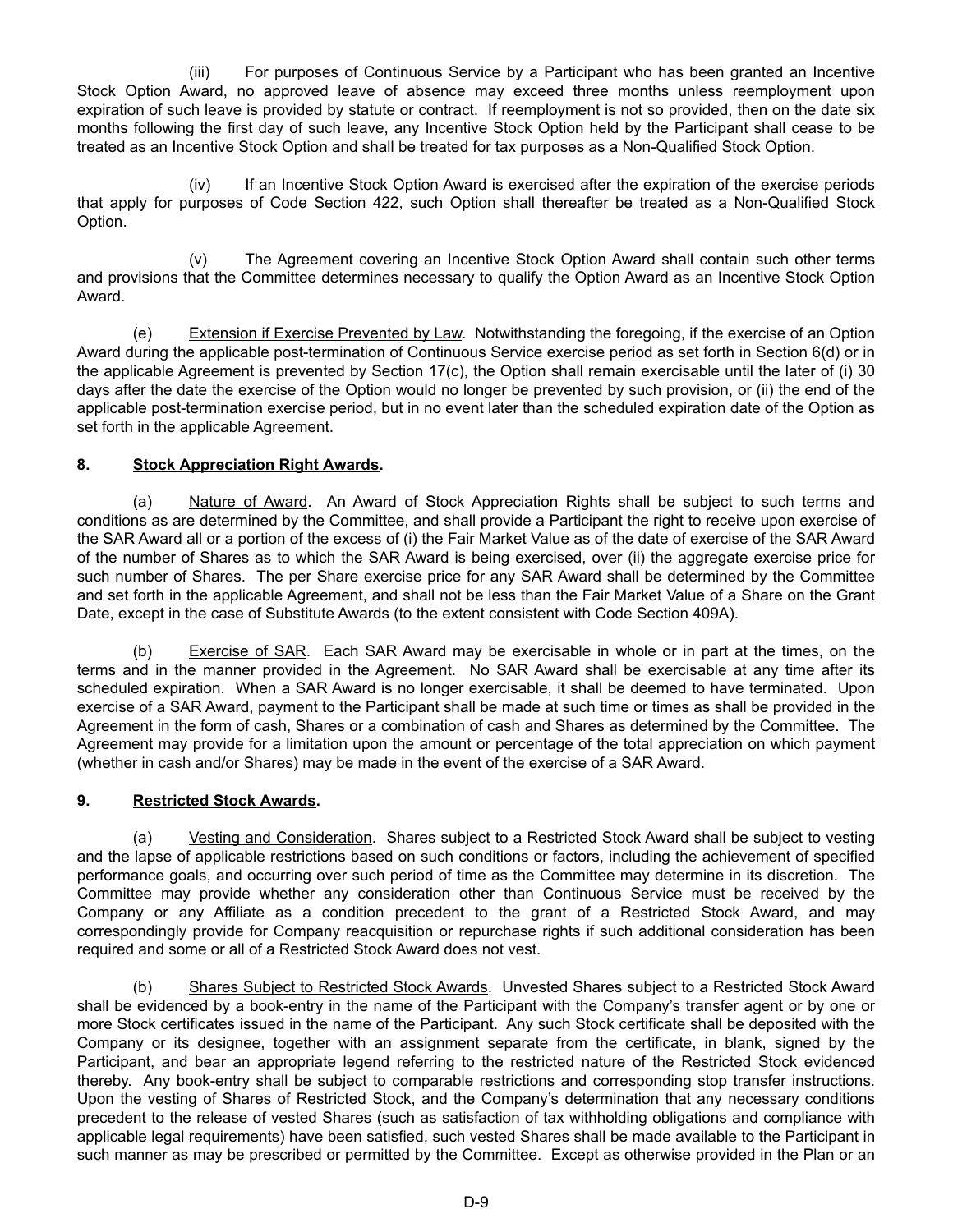(iii) For purposes of Continuous Service by a Participant who has been granted an Incentive Stock Option Award, no approved leave of absence may exceed three months unless reemployment upon expiration of such leave is provided by statute or contract. If reemployment is not so provided, then on the date six months following the first day of such leave, any Incentive Stock Option held by the Participant shall cease to be treated as an Incentive Stock Option and shall be treated for tax purposes as a Non-Qualified Stock Option.

(iv) If an Incentive Stock Option Award is exercised after the expiration of the exercise periods that apply for purposes of Code Section 422, such Option shall thereafter be treated as a Non-Qualified Stock Option.

(v) The Agreement covering an Incentive Stock Option Award shall contain such other terms and provisions that the Committee determines necessary to qualify the Option Award as an Incentive Stock Option Award.

(e) Extension if Exercise Prevented by Law. Notwithstanding the foregoing, if the exercise of an Option Award during the applicable post-termination of Continuous Service exercise period as set forth in Section 6(d) or in the applicable Agreement is prevented by Section 17(c), the Option shall remain exercisable until the later of (i) 30 days after the date the exercise of the Option would no longer be prevented by such provision, or (ii) the end of the applicable post-termination exercise period, but in no event later than the scheduled expiration date of the Option as set forth in the applicable Agreement.

**8. Stock Appreciation Right Awards.**

(a) Nature of Award. An Award of Stock Appreciation Rights shall be subject to such terms and conditions as are determined by the Committee, and shall provide a Participant the right to receive upon exercise of the SAR Award all or a portion of the excess of (i) the Fair Market Value as of the date of exercise of the SAR Award of the number of Shares as to which the SAR Award is being exercised, over (ii) the aggregate exercise price for such number of Shares. The per Share exercise price for any SAR Award shall be determined by the Committee and set forth in the applicable Agreement, and shall not be less than the Fair Market Value of a Share on the Grant Date, except in the case of Substitute Awards (to the extent consistent with Code Section 409A).

(b) Exercise of SAR. Each SAR Award may be exercisable in whole or in part at the times, on the terms and in the manner provided in the Agreement. No SAR Award shall be exercisable at any time after its scheduled expiration. When a SAR Award is no longer exercisable, it shall be deemed to have terminated. Upon exercise of a SAR Award, payment to the Participant shall be made at such time or times as shall be provided in the Agreement in the form of cash, Shares or a combination of cash and Shares as determined by the Committee. The Agreement may provide for a limitation upon the amount or percentage of the total appreciation on which payment (whether in cash and/or Shares) may be made in the event of the exercise of a SAR Award.

**9. Restricted Stock Awards.**

(a) Vesting and Consideration. Shares subject to a Restricted Stock Award shall be subject to vesting and the lapse of applicable restrictions based on such conditions or factors, including the achievement of specified performance goals, and occurring over such period of time as the Committee may determine in its discretion. The Committee may provide whether any consideration other than Continuous Service must be received by the Company or any Affiliate as a condition precedent to the grant of a Restricted Stock Award, and may correspondingly provide for Company reacquisition or repurchase rights if such additional consideration has been required and some or all of a Restricted Stock Award does not vest.

(b) Shares Subject to Restricted Stock Awards. Unvested Shares subject to a Restricted Stock Award shall be evidenced by a book-entry in the name of the Participant with the Company's transfer agent or by one or more Stock certificates issued in the name of the Participant. Any such Stock certificate shall be deposited with the Company or its designee, together with an assignment separate from the certificate, in blank, signed by the Participant, and bear an appropriate legend referring to the restricted nature of the Restricted Stock evidenced thereby. Any book-entry shall be subject to comparable restrictions and corresponding stop transfer instructions. Upon the vesting of Shares of Restricted Stock, and the Company's determination that any necessary conditions precedent to the release of vested Shares (such as satisfaction of tax withholding obligations and compliance with applicable legal requirements) have been satisfied, such vested Shares shall be made available to the Participant in such manner as may be prescribed or permitted by the Committee. Except as otherwise provided in the Plan or an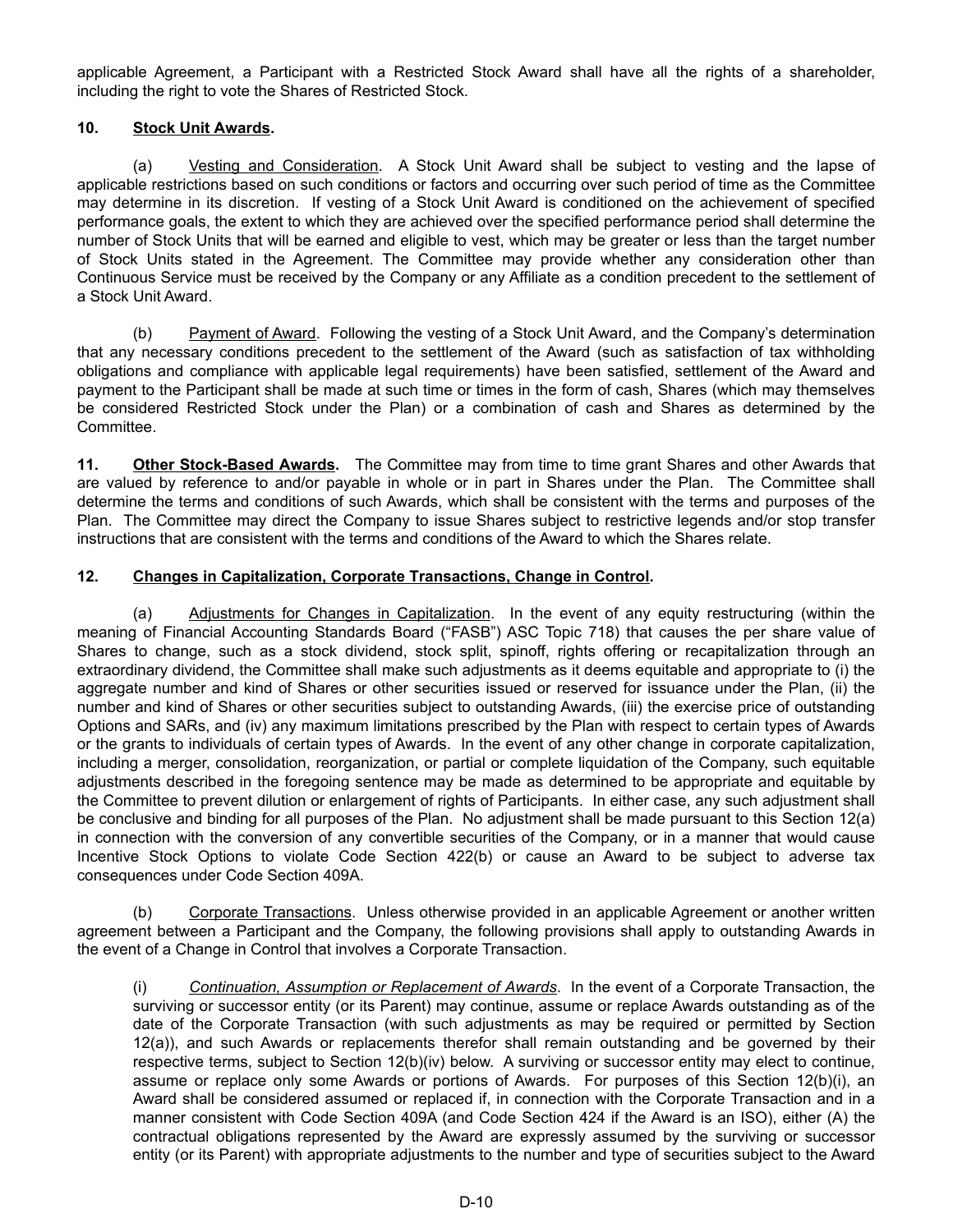applicable Agreement, a Participant with a Restricted Stock Award shall have all the rights of a shareholder, including the right to vote the Shares of Restricted Stock.

**10. Stock Unit Awards.**

(a) Vesting and Consideration. A Stock Unit Award shall be subject to vesting and the lapse of applicable restrictions based on such conditions or factors and occurring over such period of time as the Committee may determine in its discretion. If vesting of a Stock Unit Award is conditioned on the achievement of specified performance goals, the extent to which they are achieved over the specified performance period shall determine the number of Stock Units that will be earned and eligible to vest, which may be greater or less than the target number of Stock Units stated in the Agreement. The Committee may provide whether any consideration other than Continuous Service must be received by the Company or any Affiliate as a condition precedent to the settlement of a Stock Unit Award.

(b) Payment of Award. Following the vesting of a Stock Unit Award, and the Company's determination that any necessary conditions precedent to the settlement of the Award (such as satisfaction of tax withholding obligations and compliance with applicable legal requirements) have been satisfied, settlement of the Award and payment to the Participant shall be made at such time or times in the form of cash, Shares (which may themselves be considered Restricted Stock under the Plan) or a combination of cash and Shares as determined by the Committee.

**11. Other Stock-Based Awards.** The Committee may from time to time grant Shares and other Awards that are valued by reference to and/or payable in whole or in part in Shares under the Plan. The Committee shall determine the terms and conditions of such Awards, which shall be consistent with the terms and purposes of the Plan. The Committee may direct the Company to issue Shares subject to restrictive legends and/or stop transfer instructions that are consistent with the terms and conditions of the Award to which the Shares relate.

**12. Changes in Capitalization, Corporate Transactions, Change in Control.**

(a) Adjustments for Changes in Capitalization. In the event of any equity restructuring (within the meaning of Financial Accounting Standards Board ("FASB") ASC Topic 718) that causes the per share value of Shares to change, such as a stock dividend, stock split, spinoff, rights offering or recapitalization through an extraordinary dividend, the Committee shall make such adjustments as it deems equitable and appropriate to (i) the aggregate number and kind of Shares or other securities issued or reserved for issuance under the Plan, (ii) the number and kind of Shares or other securities subject to outstanding Awards, (iii) the exercise price of outstanding Options and SARs, and (iv) any maximum limitations prescribed by the Plan with respect to certain types of Awards or the grants to individuals of certain types of Awards. In the event of any other change in corporate capitalization, including a merger, consolidation, reorganization, or partial or complete liquidation of the Company, such equitable adjustments described in the foregoing sentence may be made as determined to be appropriate and equitable by the Committee to prevent dilution or enlargement of rights of Participants. In either case, any such adjustment shall be conclusive and binding for all purposes of the Plan. No adjustment shall be made pursuant to this Section 12(a) in connection with the conversion of any convertible securities of the Company, or in a manner that would cause Incentive Stock Options to violate Code Section 422(b) or cause an Award to be subject to adverse tax consequences under Code Section 409A.

(b) Corporate Transactions. Unless otherwise provided in an applicable Agreement or another written agreement between a Participant and the Company, the following provisions shall apply to outstanding Awards in the event of a Change in Control that involves a Corporate Transaction.

(i) *Continuation, Assumption or Replacement of Awards*. In the event of a Corporate Transaction, the surviving or successor entity (or its Parent) may continue, assume or replace Awards outstanding as of the date of the Corporate Transaction (with such adjustments as may be required or permitted by Section 12(a)), and such Awards or replacements therefor shall remain outstanding and be governed by their respective terms, subject to Section 12(b)(iv) below. A surviving or successor entity may elect to continue, assume or replace only some Awards or portions of Awards. For purposes of this Section 12(b)(i), an Award shall be considered assumed or replaced if, in connection with the Corporate Transaction and in a manner consistent with Code Section 409A (and Code Section 424 if the Award is an ISO), either (A) the contractual obligations represented by the Award are expressly assumed by the surviving or successor entity (or its Parent) with appropriate adjustments to the number and type of securities subject to the Award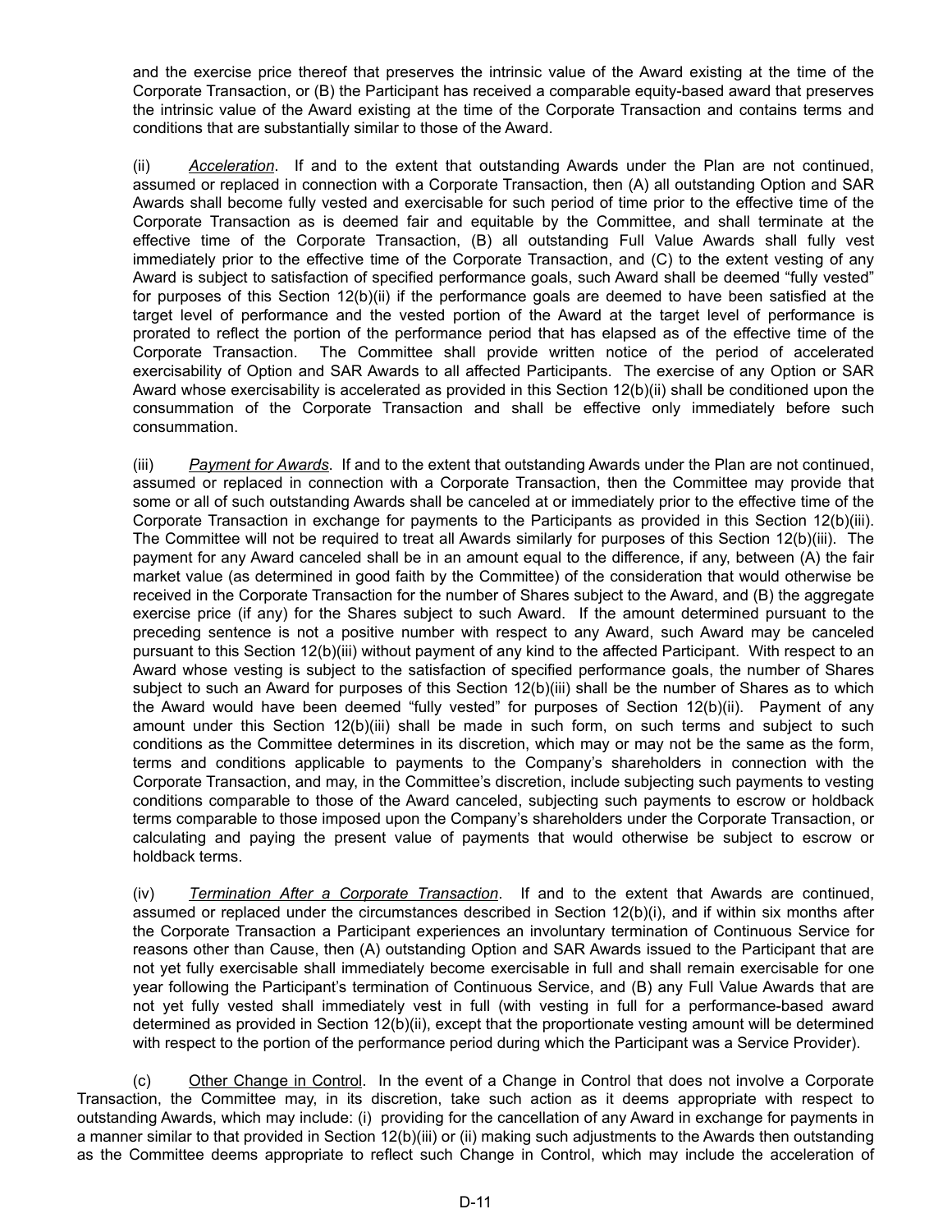and the exercise price thereof that preserves the intrinsic value of the Award existing at the time of the Corporate Transaction, or (B) the Participant has received a comparable equity-based award that preserves the intrinsic value of the Award existing at the time of the Corporate Transaction and contains terms and conditions that are substantially similar to those of the Award.

(ii) *Acceleration*. If and to the extent that outstanding Awards under the Plan are not continued, assumed or replaced in connection with a Corporate Transaction, then (A) all outstanding Option and SAR Awards shall become fully vested and exercisable for such period of time prior to the effective time of the Corporate Transaction as is deemed fair and equitable by the Committee, and shall terminate at the effective time of the Corporate Transaction, (B) all outstanding Full Value Awards shall fully vest immediately prior to the effective time of the Corporate Transaction, and (C) to the extent vesting of any Award is subject to satisfaction of specified performance goals, such Award shall be deemed "fully vested" for purposes of this Section 12(b)(ii) if the performance goals are deemed to have been satisfied at the target level of performance and the vested portion of the Award at the target level of performance is prorated to reflect the portion of the performance period that has elapsed as of the effective time of the Corporate Transaction. The Committee shall provide written notice of the period of accelerated exercisability of Option and SAR Awards to all affected Participants. The exercise of any Option or SAR Award whose exercisability is accelerated as provided in this Section 12(b)(ii) shall be conditioned upon the consummation of the Corporate Transaction and shall be effective only immediately before such consummation.

(iii) *Payment for Awards*. If and to the extent that outstanding Awards under the Plan are not continued, assumed or replaced in connection with a Corporate Transaction, then the Committee may provide that some or all of such outstanding Awards shall be canceled at or immediately prior to the effective time of the Corporate Transaction in exchange for payments to the Participants as provided in this Section 12(b)(iii). The Committee will not be required to treat all Awards similarly for purposes of this Section 12(b)(iii). The payment for any Award canceled shall be in an amount equal to the difference, if any, between (A) the fair market value (as determined in good faith by the Committee) of the consideration that would otherwise be received in the Corporate Transaction for the number of Shares subject to the Award, and (B) the aggregate exercise price (if any) for the Shares subject to such Award. If the amount determined pursuant to the preceding sentence is not a positive number with respect to any Award, such Award may be canceled pursuant to this Section 12(b)(iii) without payment of any kind to the affected Participant. With respect to an Award whose vesting is subject to the satisfaction of specified performance goals, the number of Shares subject to such an Award for purposes of this Section 12(b)(iii) shall be the number of Shares as to which the Award would have been deemed "fully vested" for purposes of Section 12(b)(ii). Payment of any amount under this Section 12(b)(iii) shall be made in such form, on such terms and subject to such conditions as the Committee determines in its discretion, which may or may not be the same as the form, terms and conditions applicable to payments to the Company's shareholders in connection with the Corporate Transaction, and may, in the Committee's discretion, include subjecting such payments to vesting conditions comparable to those of the Award canceled, subjecting such payments to escrow or holdback terms comparable to those imposed upon the Company's shareholders under the Corporate Transaction, or calculating and paying the present value of payments that would otherwise be subject to escrow or holdback terms.

(iv) *Termination After a Corporate Transaction*. If and to the extent that Awards are continued, assumed or replaced under the circumstances described in Section 12(b)(i), and if within six months after the Corporate Transaction a Participant experiences an involuntary termination of Continuous Service for reasons other than Cause, then (A) outstanding Option and SAR Awards issued to the Participant that are not yet fully exercisable shall immediately become exercisable in full and shall remain exercisable for one year following the Participant's termination of Continuous Service, and (B) any Full Value Awards that are not yet fully vested shall immediately vest in full (with vesting in full for a performance-based award determined as provided in Section 12(b)(ii), except that the proportionate vesting amount will be determined with respect to the portion of the performance period during which the Participant was a Service Provider).

(c) Other Change in Control. In the event of a Change in Control that does not involve a Corporate Transaction, the Committee may, in its discretion, take such action as it deems appropriate with respect to outstanding Awards, which may include: (i) providing for the cancellation of any Award in exchange for payments in a manner similar to that provided in Section 12(b)(iii) or (ii) making such adjustments to the Awards then outstanding as the Committee deems appropriate to reflect such Change in Control, which may include the acceleration of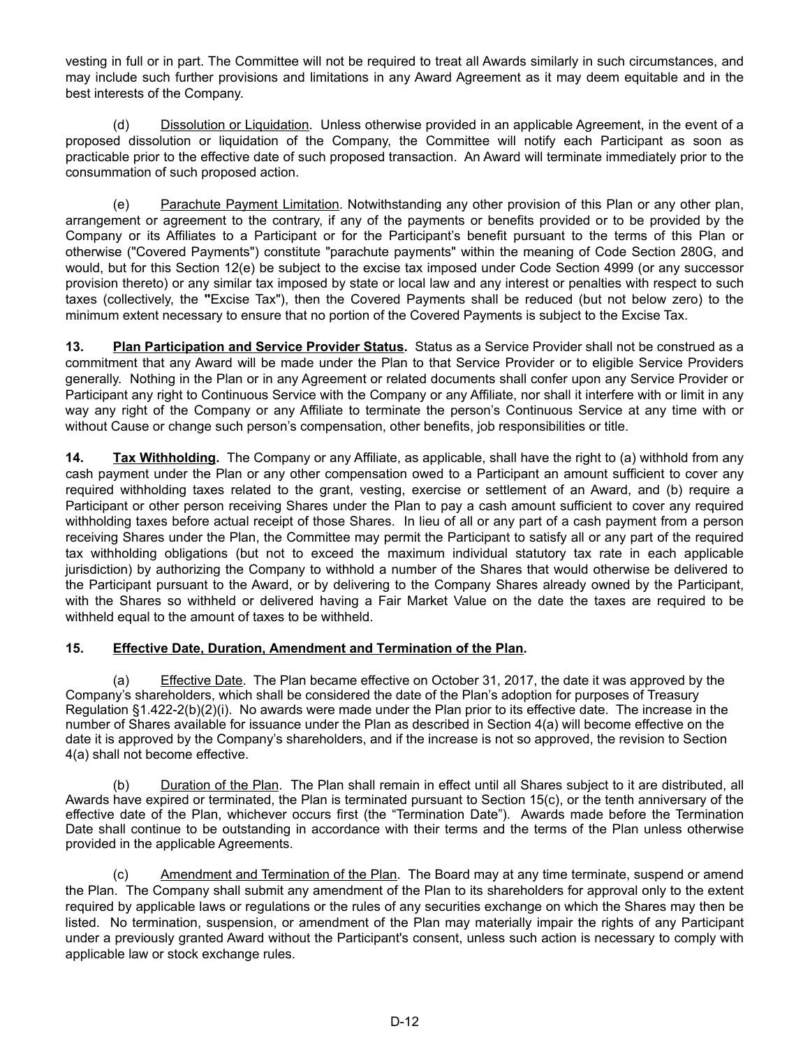vesting in full or in part. The Committee will not be required to treat all Awards similarly in such circumstances, and may include such further provisions and limitations in any Award Agreement as it may deem equitable and in the best interests of the Company.

(d) Dissolution or Liquidation. Unless otherwise provided in an applicable Agreement, in the event of a proposed dissolution or liquidation of the Company, the Committee will notify each Participant as soon as practicable prior to the effective date of such proposed transaction. An Award will terminate immediately prior to the consummation of such proposed action.

(e) Parachute Payment Limitation. Notwithstanding any other provision of this Plan or any other plan, arrangement or agreement to the contrary, if any of the payments or benefits provided or to be provided by the Company or its Affiliates to a Participant or for the Participant's benefit pursuant to the terms of this Plan or otherwise ("Covered Payments") constitute "parachute payments" within the meaning of Code Section 280G, and would, but for this Section 12(e) be subject to the excise tax imposed under Code Section 4999 (or any successor provision thereto) or any similar tax imposed by state or local law and any interest or penalties with respect to such taxes (collectively, the "Excise Tax"), then the Covered Payments shall be reduced (but not below zero) to the minimum extent necessary to ensure that no portion of the Covered Payments is subject to the Excise Tax.

**13. Plan Participation and Service Provider Status.** Status as a Service Provider shall not be construed as a commitment that any Award will be made under the Plan to that Service Provider or to eligible Service Providers generally. Nothing in the Plan or in any Agreement or related documents shall confer upon any Service Provider or Participant any right to Continuous Service with the Company or any Affiliate, nor shall it interfere with or limit in any way any right of the Company or any Affiliate to terminate the person's Continuous Service at any time with or without Cause or change such person's compensation, other benefits, job responsibilities or title.

**14. Tax Withholding.** The Company or any Affiliate, as applicable, shall have the right to (a) withhold from any cash payment under the Plan or any other compensation owed to a Participant an amount sufficient to cover any required withholding taxes related to the grant, vesting, exercise or settlement of an Award, and (b) require a Participant or other person receiving Shares under the Plan to pay a cash amount sufficient to cover any required withholding taxes before actual receipt of those Shares. In lieu of all or any part of a cash payment from a person receiving Shares under the Plan, the Committee may permit the Participant to satisfy all or any part of the required tax withholding obligations (but not to exceed the maximum individual statutory tax rate in each applicable jurisdiction) by authorizing the Company to withhold a number of the Shares that would otherwise be delivered to the Participant pursuant to the Award, or by delivering to the Company Shares already owned by the Participant, with the Shares so withheld or delivered having a Fair Market Value on the date the taxes are required to be withheld equal to the amount of taxes to be withheld.

**15. Effective Date, Duration, Amendment and Termination of the Plan.**

(a) Effective Date. The Plan became effective on October 31, 2017, the date it was approved by the Company's shareholders, which shall be considered the date of the Plan's adoption for purposes of Treasury Regulation §1.422-2(b)(2)(i). No awards were made under the Plan prior to its effective date. The increase in the number of Shares available for issuance under the Plan as described in Section 4(a) will become effective on the date it is approved by the Company's shareholders, and if the increase is not so approved, the revision to Section 4(a) shall not become effective.

(b) Duration of the Plan. The Plan shall remain in effect until all Shares subject to it are distributed, all Awards have expired or terminated, the Plan is terminated pursuant to Section 15(c), or the tenth anniversary of the effective date of the Plan, whichever occurs first (the "Termination Date"). Awards made before the Termination Date shall continue to be outstanding in accordance with their terms and the terms of the Plan unless otherwise provided in the applicable Agreements.

(c) Amendment and Termination of the Plan. The Board may at any time terminate, suspend or amend the Plan. The Company shall submit any amendment of the Plan to its shareholders for approval only to the extent required by applicable laws or regulations or the rules of any securities exchange on which the Shares may then be listed. No termination, suspension, or amendment of the Plan may materially impair the rights of any Participant under a previously granted Award without the Participant's consent, unless such action is necessary to comply with applicable law or stock exchange rules.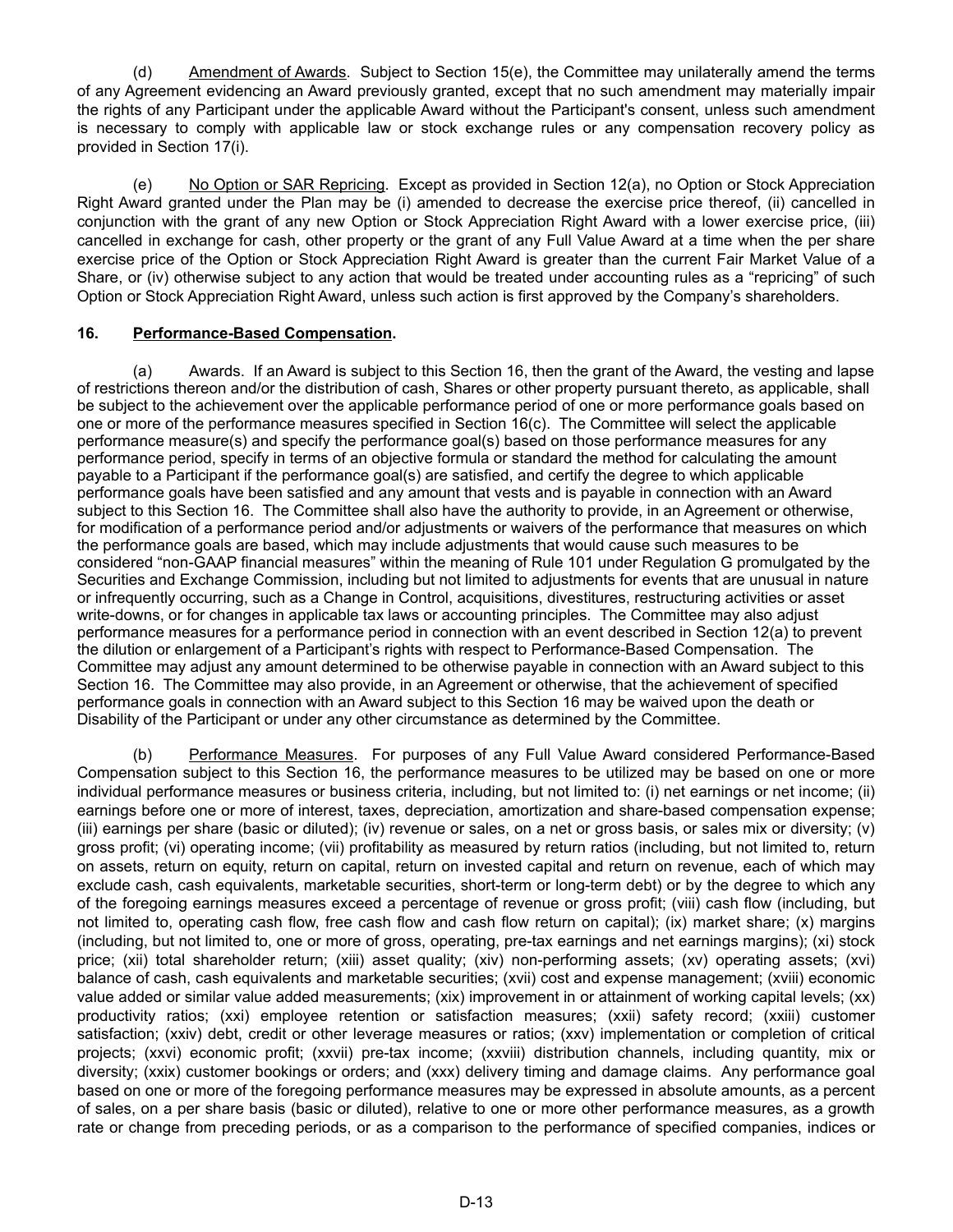(d) Amendment of Awards. Subject to Section 15(e), the Committee may unilaterally amend the terms of any Agreement evidencing an Award previously granted, except that no such amendment may materially impair the rights of any Participant under the applicable Award without the Participant's consent, unless such amendment is necessary to comply with applicable law or stock exchange rules or any compensation recovery policy as provided in Section 17(i).

(e) No Option or SAR Repricing. Except as provided in Section 12(a), no Option or Stock Appreciation Right Award granted under the Plan may be (i) amended to decrease the exercise price thereof, (ii) cancelled in conjunction with the grant of any new Option or Stock Appreciation Right Award with a lower exercise price, (iii) cancelled in exchange for cash, other property or the grant of any Full Value Award at a time when the per share exercise price of the Option or Stock Appreciation Right Award is greater than the current Fair Market Value of a Share, or (iv) otherwise subject to any action that would be treated under accounting rules as a "repricing" of such Option or Stock Appreciation Right Award, unless such action is first approved by the Company's shareholders.

**16. Performance-Based Compensation.**

(a) Awards. If an Award is subject to this Section 16, then the grant of the Award, the vesting and lapse of restrictions thereon and/or the distribution of cash, Shares or other property pursuant thereto, as applicable, shall be subject to the achievement over the applicable performance period of one or more performance goals based on one or more of the performance measures specified in Section 16(c). The Committee will select the applicable performance measure(s) and specify the performance goal(s) based on those performance measures for any performance period, specify in terms of an objective formula or standard the method for calculating the amount payable to a Participant if the performance goal(s) are satisfied, and certify the degree to which applicable performance goals have been satisfied and any amount that vests and is payable in connection with an Award subject to this Section 16. The Committee shall also have the authority to provide, in an Agreement or otherwise, for modification of a performance period and/or adjustments or waivers of the performance that measures on which the performance goals are based, which may include adjustments that would cause such measures to be considered "non-GAAP financial measures" within the meaning of Rule 101 under Regulation G promulgated by the Securities and Exchange Commission, including but not limited to adjustments for events that are unusual in nature or infrequently occurring, such as a Change in Control, acquisitions, divestitures, restructuring activities or asset write-downs, or for changes in applicable tax laws or accounting principles. The Committee may also adjust performance measures for a performance period in connection with an event described in Section 12(a) to prevent the dilution or enlargement of a Participant's rights with respect to Performance-Based Compensation. The Committee may adjust any amount determined to be otherwise payable in connection with an Award subject to this Section 16. The Committee may also provide, in an Agreement or otherwise, that the achievement of specified performance goals in connection with an Award subject to this Section 16 may be waived upon the death or Disability of the Participant or under any other circumstance as determined by the Committee.

(b) Performance Measures. For purposes of any Full Value Award considered Performance-Based Compensation subject to this Section 16, the performance measures to be utilized may be based on one or more individual performance measures or business criteria, including, but not limited to: (i) net earnings or net income; (ii) earnings before one or more of interest, taxes, depreciation, amortization and share-based compensation expense; (iii) earnings per share (basic or diluted); (iv) revenue or sales, on a net or gross basis, or sales mix or diversity; (v) gross profit; (vi) operating income; (vii) profitability as measured by return ratios (including, but not limited to, return on assets, return on equity, return on capital, return on invested capital and return on revenue, each of which may exclude cash, cash equivalents, marketable securities, short-term or long-term debt) or by the degree to which any of the foregoing earnings measures exceed a percentage of revenue or gross profit; (viii) cash flow (including, but not limited to, operating cash flow, free cash flow and cash flow return on capital); (ix) market share; (x) margins (including, but not limited to, one or more of gross, operating, pre-tax earnings and net earnings margins); (xi) stock price; (xii) total shareholder return; (xiii) asset quality; (xiv) non-performing assets; (xv) operating assets; (xvi) balance of cash, cash equivalents and marketable securities; (xvii) cost and expense management; (xviii) economic value added or similar value added measurements; (xix) improvement in or attainment of working capital levels; (xx) productivity ratios; (xxi) employee retention or satisfaction measures; (xxii) safety record; (xxiii) customer satisfaction; (xxiv) debt, credit or other leverage measures or ratios; (xxv) implementation or completion of critical projects; (xxvi) economic profit; (xxvii) pre-tax income; (xxviii) distribution channels, including quantity, mix or diversity; (xxix) customer bookings or orders; and (xxx) delivery timing and damage claims. Any performance goal based on one or more of the foregoing performance measures may be expressed in absolute amounts, as a percent of sales, on a per share basis (basic or diluted), relative to one or more other performance measures, as a growth rate or change from preceding periods, or as a comparison to the performance of specified companies, indices or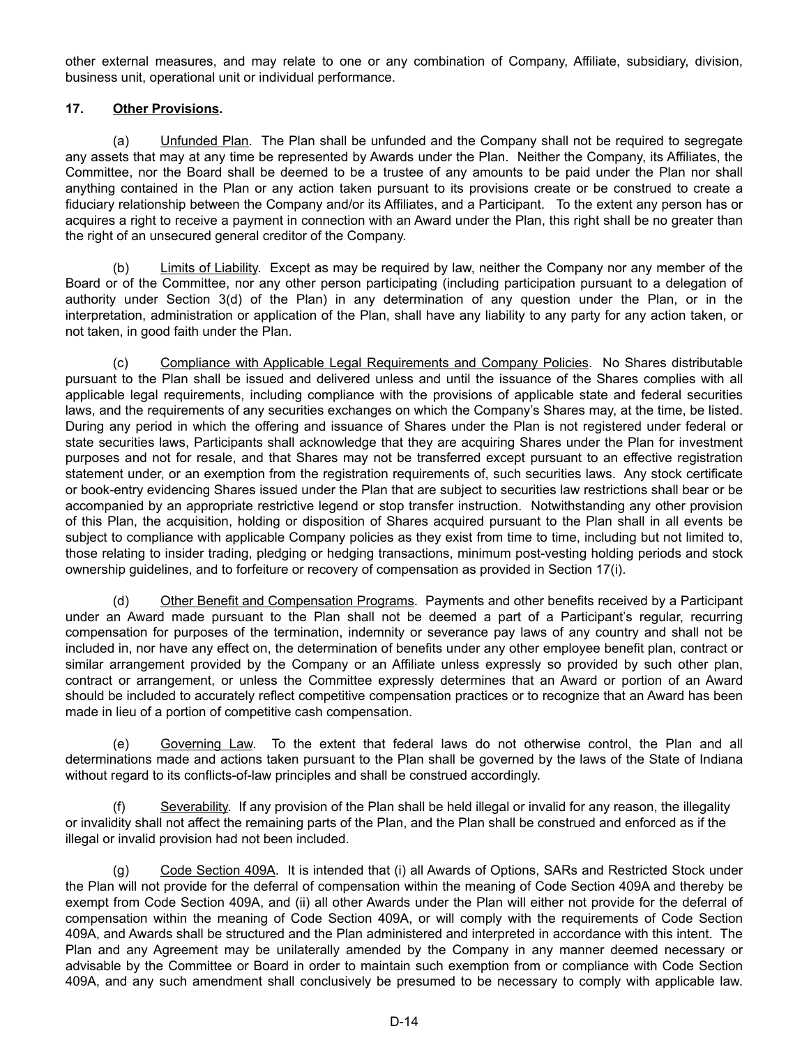other external measures, and may relate to one or any combination of Company, Affiliate, subsidiary, division, business unit, operational unit or individual performance.

## 17. Other Provisions.

(a) Unfunded Plan. The Plan shall be unfunded and the Company shall not be required to segregate any assets that may at any time be represented by Awards under the Plan. Neither the Company, its Affiliates, the Committee, nor the Board shall be deemed to be a trustee of any amounts to be paid under the Plan nor shall anything contained in the Plan or any action taken pursuant to its provisions create or be construed to create a fiduciary relationship between the Company and/or its Affiliates, and a Participant. To the extent any person has or acquires a right to receive a payment in connection with an Award under the Plan, this right shall be no greater than the right of an unsecured general creditor of the Company.

(b) Limits of Liability. Except as may be required by law, neither the Company nor any member of the Board or of the Committee, nor any other person participating (including participation pursuant to a delegation of authority under Section 3(d) of the Plan) in any determination of any question under the Plan, or in the interpretation, administration or application of the Plan, shall have any liability to any party for any action taken, or not taken, in good faith under the Plan.

(c) Compliance with Applicable Legal Requirements and Company Policies. No Shares distributable pursuant to the Plan shall be issued and delivered unless and until the issuance of the Shares complies with all applicable legal requirements, including compliance with the provisions of applicable state and federal securities laws, and the requirements of any securities exchanges on which the Company's Shares may, at the time, be listed. During any period in which the offering and issuance of Shares under the Plan is not registered under federal or state securities laws, Participants shall acknowledge that they are acquiring Shares under the Plan for investment purposes and not for resale, and that Shares may not be transferred except pursuant to an effective registration statement under, or an exemption from the registration requirements of, such securities laws. Any stock certificate or book-entry evidencing Shares issued under the Plan that are subject to securities law restrictions shall bear or be accompanied by an appropriate restrictive legend or stop transfer instruction. Notwithstanding any other provision of this Plan, the acquisition, holding or disposition of Shares acquired pursuant to the Plan shall in all events be subject to compliance with applicable Company policies as they exist from time to time, including but not limited to, those relating to insider trading, pledging or hedging transactions, minimum post-vesting holding periods and stock ownership guidelines, and to forfeiture or recovery of compensation as provided in Section 17(i).

(d) Other Benefit and Compensation Programs. Payments and other benefits received by a Participant under an Award made pursuant to the Plan shall not be deemed a part of a Participant's regular, recurring compensation for purposes of the termination, indemnity or severance pay laws of any country and shall not be included in, nor have any effect on, the determination of benefits under any other employee benefit plan, contract or similar arrangement provided by the Company or an Affiliate unless expressly so provided by such other plan, contract or arrangement, or unless the Committee expressly determines that an Award or portion of an Award should be included to accurately reflect competitive compensation practices or to recognize that an Award has been made in lieu of a portion of competitive cash compensation.

(e) Governing Law. To the extent that federal laws do not otherwise control, the Plan and all determinations made and actions taken pursuant to the Plan shall be governed by the laws of the State of Indiana without regard to its conflicts-of-law principles and shall be construed accordingly.

(f) Severability. If any provision of the Plan shall be held illegal or invalid for any reason, the illegality or invalidity shall not affect the remaining parts of the Plan, and the Plan shall be construed and enforced as if the illegal or invalid provision had not been included.

(g) Code Section 409A. It is intended that (i) all Awards of Options, SARs and Restricted Stock under the Plan will not provide for the deferral of compensation within the meaning of Code Section 409A and thereby be exempt from Code Section 409A, and (ii) all other Awards under the Plan will either not provide for the deferral of compensation within the meaning of Code Section 409A, or will comply with the requirements of Code Section 409A, and Awards shall be structured and the Plan administered and interpreted in accordance with this intent. The Plan and any Agreement may be unilaterally amended by the Company in any manner deemed necessary or advisable by the Committee or Board in order to maintain such exemption from or compliance with Code Section 409A, and any such amendment shall conclusively be presumed to be necessary to comply with applicable law.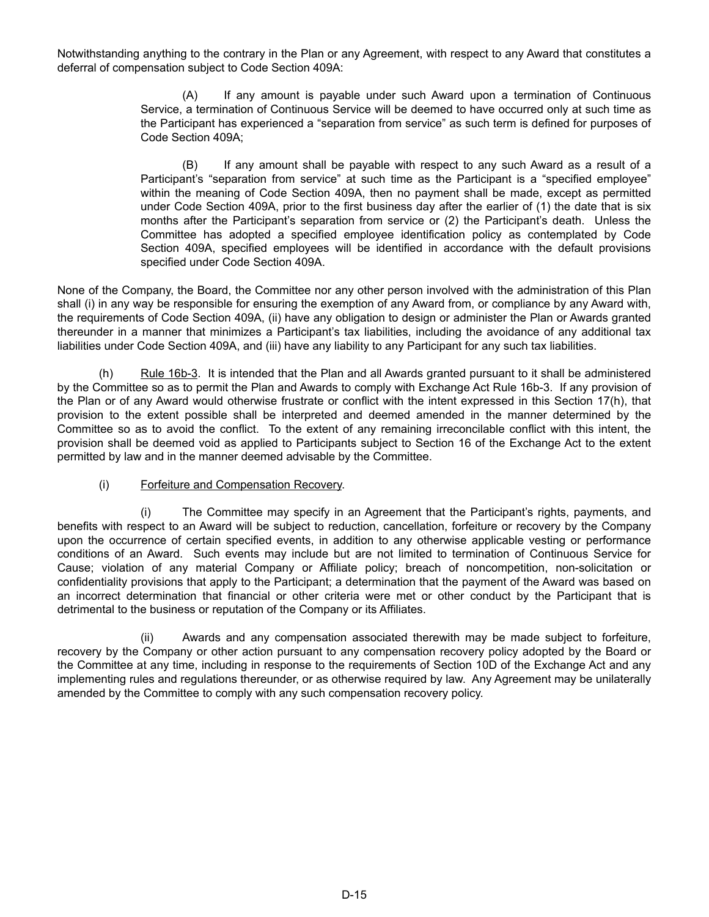Notwithstanding anything to the contrary in the Plan or any Agreement, with respect to any Award that constitutes a deferral of compensation subject to Code Section 409A:

(A) If any amount is payable under such Award upon a termination of Continuous Service, a termination of Continuous Service will be deemed to have occurred only at such time as the Participant has experienced a "separation from service" as such term is defined for purposes of Code Section 409A;

(B) If any amount shall be payable with respect to any such Award as a result of a Participant's "separation from service" at such time as the Participant is a "specified employee" within the meaning of Code Section 409A, then no payment shall be made, except as permitted under Code Section 409A, prior to the first business day after the earlier of (1) the date that is six months after the Participant's separation from service or (2) the Participant's death. Unless the Committee has adopted a specified employee identification policy as contemplated by Code Section 409A, specified employees will be identified in accordance with the default provisions specified under Code Section 409A.

None of the Company, the Board, the Committee nor any other person involved with the administration of this Plan shall (i) in any way be responsible for ensuring the exemption of any Award from, or compliance by any Award with, the requirements of Code Section 409A, (ii) have any obligation to design or administer the Plan or Awards granted thereunder in a manner that minimizes a Participant's tax liabilities, including the avoidance of any additional tax liabilities under Code Section 409A, and (iii) have any liability to any Participant for any such tax liabilities.

(h) Rule 16b-3. It is intended that the Plan and all Awards granted pursuant to it shall be administered by the Committee so as to permit the Plan and Awards to comply with Exchange Act Rule 16b-3. If any provision of the Plan or of any Award would otherwise frustrate or conflict with the intent expressed in this Section 17(h), that provision to the extent possible shall be interpreted and deemed amended in the manner determined by the Committee so as to avoid the conflict. To the extent of any remaining irreconcilable conflict with this intent, the provision shall be deemed void as applied to Participants subject to Section 16 of the Exchange Act to the extent permitted by law and in the manner deemed advisable by the Committee.

(i) Forfeiture and Compensation Recovery.

(i) The Committee may specify in an Agreement that the Participant's rights, payments, and benefits with respect to an Award will be subject to reduction, cancellation, forfeiture or recovery by the Company upon the occurrence of certain specified events, in addition to any otherwise applicable vesting or performance conditions of an Award. Such events may include but are not limited to termination of Continuous Service for Cause; violation of any material Company or Affiliate policy; breach of noncompetition, non-solicitation or confidentiality provisions that apply to the Participant; a determination that the payment of the Award was based on an incorrect determination that financial or other criteria were met or other conduct by the Participant that is detrimental to the business or reputation of the Company or its Affiliates.

(ii) Awards and any compensation associated therewith may be made subject to forfeiture, recovery by the Company or other action pursuant to any compensation recovery policy adopted by the Board or the Committee at any time, including in response to the requirements of Section 10D of the Exchange Act and any implementing rules and regulations thereunder, or as otherwise required by law. Any Agreement may be unilaterally amended by the Committee to comply with any such compensation recovery policy.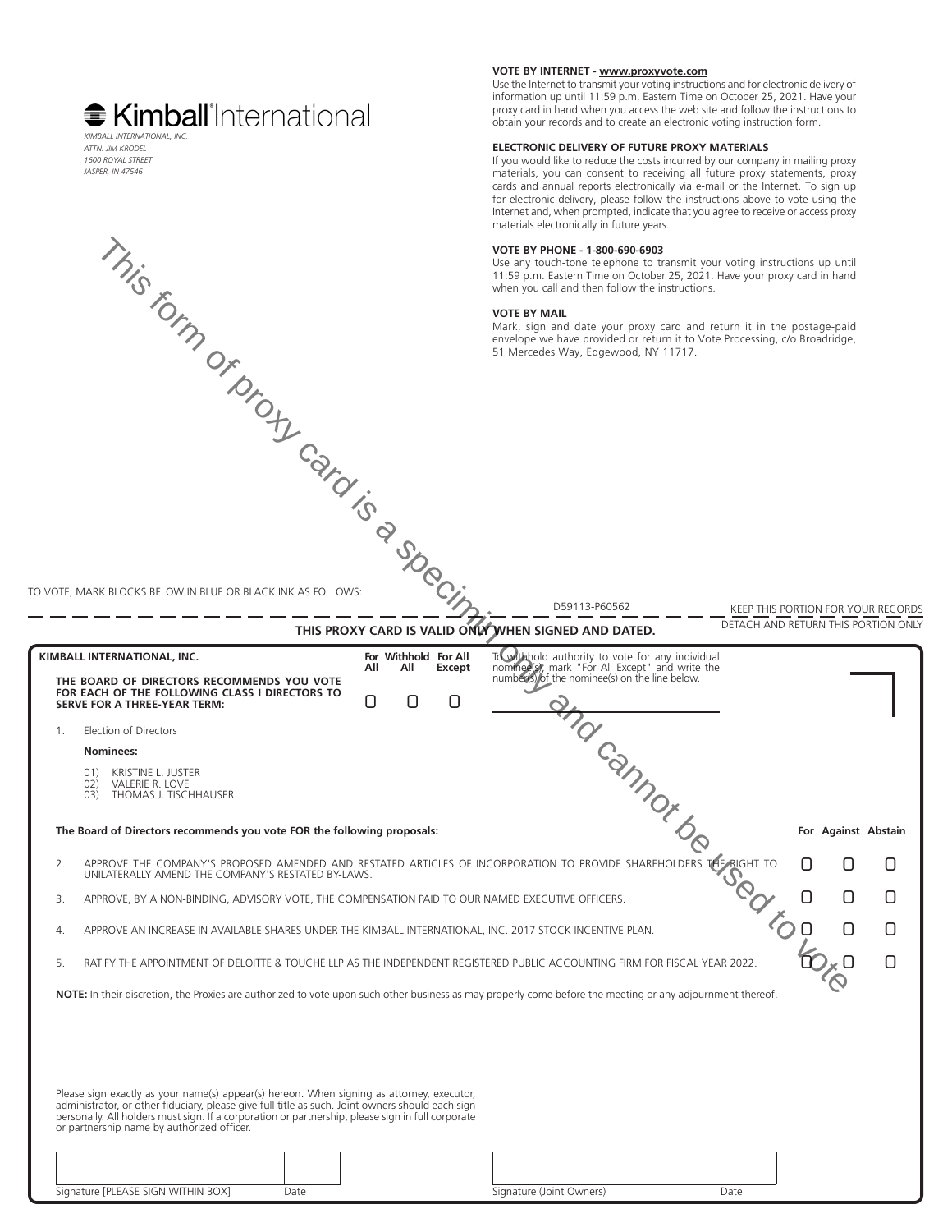**Kimball** International

*KIMBALL INTERNATIONAL, INC.*
*ATTN: JIM KRODEL*
*1600 ROYAL STREET*
*JASPER, IN 47546*

**VOTE BY INTERNET - www.proxyvote.com**
Use the Internet to transmit your voting instructions and for electronic delivery of information up until 11:59 p.m. Eastern Time on October 25, 2021. Have your proxy card in hand when you access the web site and follow the instructions to obtain your records and to create an electronic voting instruction form.

**ELECTRONIC DELIVERY OF FUTURE PROXY MATERIALS**
If you would like to reduce the costs incurred by our company in mailing proxy materials, you can consent to receiving all future proxy statements, proxy cards and annual reports electronically via e-mail or the Internet. To sign up for electronic delivery, please follow the instructions above to vote using the Internet and, when prompted, indicate that you agree to receive or access proxy materials electronically in future years.

**VOTE BY PHONE - 1-800-690-6903**
Use any touch-tone telephone to transmit your voting instructions up until 11:59 p.m. Eastern Time on October 25, 2021. Have your proxy card in hand when you call and then follow the instructions.

**VOTE BY MAIL**
Mark, sign and date your proxy card and return it in the postage-paid envelope we have provided or return it to Vote Processing, c/o Broadridge, 51 Mercedes Way, Edgewood, NY 11717.

*This form of proxy card is a specimen only and cannot be used to vote*

TO VOTE, MARK BLOCKS BELOW IN BLUE OR BLACK INK AS FOLLOWS:

D59113-P60562 KEEP THIS PORTION FOR YOUR RECORDS

---

DETACH AND RETURN THIS PORTION ONLY

**THIS PROXY CARD IS VALID ONLY WHEN SIGNED AND DATED.**

**KIMBALL INTERNATIONAL, INC.**

**THE BOARD OF DIRECTORS RECOMMENDS YOU VOTE FOR EACH OF THE FOLLOWING CLASS I DIRECTORS TO SERVE FOR A THREE-YEAR TERM:**

| For All | Withhold All | For All Except |
|---|---|---|
| ☐ | ☐ | ☐ |

To withhold authority to vote for any individual nominee(s), mark "For All Except" and write the number(s) of the nominee(s) on the line below.

\_\_\_\_\_\_\_\_\_\_\_\_\_\_\_\_\_\_\_\_\_\_\_\_\_\_\_\_\_\_

1. Election of Directors

   **Nominees:**

   01) KRISTINE L. JUSTER
   02) VALERIE R. LOVE
   03) THOMAS J. TISCHHAUSER

**The Board of Directors recommends you vote FOR the following proposals:**

| | | For | Against | Abstain |
|---|---|---|---|---|
| 2. | APPROVE THE COMPANY'S PROPOSED AMENDED AND RESTATED ARTICLES OF INCORPORATION TO PROVIDE SHAREHOLDERS THE RIGHT TO UNILATERALLY AMEND THE COMPANY'S RESTATED BY-LAWS. | ☐ | ☐ | ☐ |
| 3. | APPROVE, BY A NON-BINDING, ADVISORY VOTE, THE COMPENSATION PAID TO OUR NAMED EXECUTIVE OFFICERS. | ☐ | ☐ | ☐ |
| 4. | APPROVE AN INCREASE IN AVAILABLE SHARES UNDER THE KIMBALL INTERNATIONAL, INC. 2017 STOCK INCENTIVE PLAN. | ☐ | ☐ | ☐ |
| 5. | RATIFY THE APPOINTMENT OF DELOITTE & TOUCHE LLP AS THE INDEPENDENT REGISTERED PUBLIC ACCOUNTING FIRM FOR FISCAL YEAR 2022. | ☐ | ☐ | ☐ |

**NOTE:** In their discretion, the Proxies are authorized to vote upon such other business as may properly come before the meeting or any adjournment thereof.

Please sign exactly as your name(s) appear(s) hereon. When signing as attorney, executor, administrator, or other fiduciary, please give full title as such. Joint owners should each sign personally. All holders must sign. If a corporation or partnership, please sign in full corporate or partnership name by authorized officer.

| Signature [PLEASE SIGN WITHIN BOX] | Date | Signature (Joint Owners) | Date |
|---|---|---|---|
| | | | |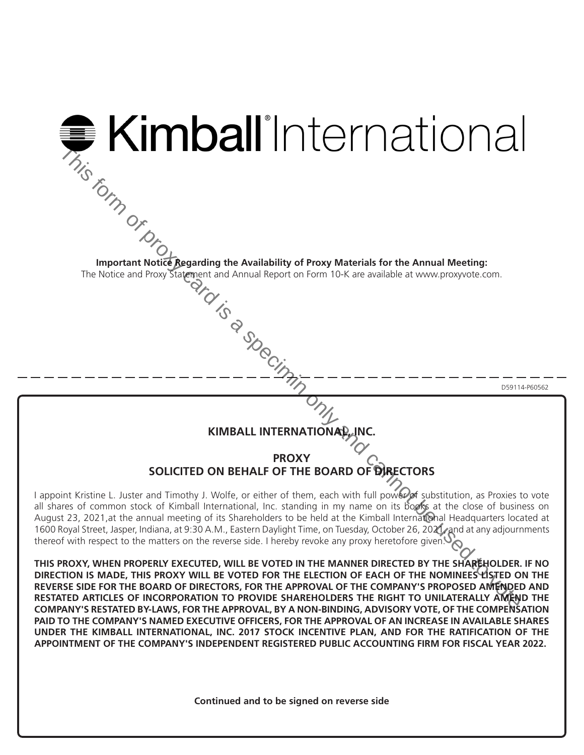# Kimball International

This form of proxy card is a specimin only and cannot be used to vote

**Important Notice Regarding the Availability of Proxy Materials for the Annual Meeting:**
The Notice and Proxy Statement and Annual Report on Form 10-K are available at www.proxyvote.com.

D59114-P60562

**KIMBALL INTERNATIONAL, INC.**

**PROXY**
**SOLICITED ON BEHALF OF THE BOARD OF DIRECTORS**

I appoint Kristine L. Juster and Timothy J. Wolfe, or either of them, each with full power of substitution, as Proxies to vote all shares of common stock of Kimball International, Inc. standing in my name on its books at the close of business on August 23, 2021,at the annual meeting of its Shareholders to be held at the Kimball International Headquarters located at 1600 Royal Street, Jasper, Indiana, at 9:30 A.M., Eastern Daylight Time, on Tuesday, October 26, 2021, and at any adjournments thereof with respect to the matters on the reverse side. I hereby revoke any proxy heretofore given.

**THIS PROXY, WHEN PROPERLY EXECUTED, WILL BE VOTED IN THE MANNER DIRECTED BY THE SHAREHOLDER. IF NO DIRECTION IS MADE, THIS PROXY WILL BE VOTED FOR THE ELECTION OF EACH OF THE NOMINEES LISTED ON THE REVERSE SIDE FOR THE BOARD OF DIRECTORS, FOR THE APPROVAL OF THE COMPANY'S PROPOSED AMENDED AND RESTATED ARTICLES OF INCORPORATION TO PROVIDE SHAREHOLDERS THE RIGHT TO UNILATERALLY AMEND THE COMPANY'S RESTATED BY-LAWS, FOR THE APPROVAL, BY A NON-BINDING, ADVISORY VOTE, OF THE COMPENSATION PAID TO THE COMPANY'S NAMED EXECUTIVE OFFICERS, FOR THE APPROVAL OF AN INCREASE IN AVAILABLE SHARES UNDER THE KIMBALL INTERNATIONAL, INC. 2017 STOCK INCENTIVE PLAN, AND FOR THE RATIFICATION OF THE APPOINTMENT OF THE COMPANY'S INDEPENDENT REGISTERED PUBLIC ACCOUNTING FIRM FOR FISCAL YEAR 2022.**

**Continued and to be signed on reverse side**